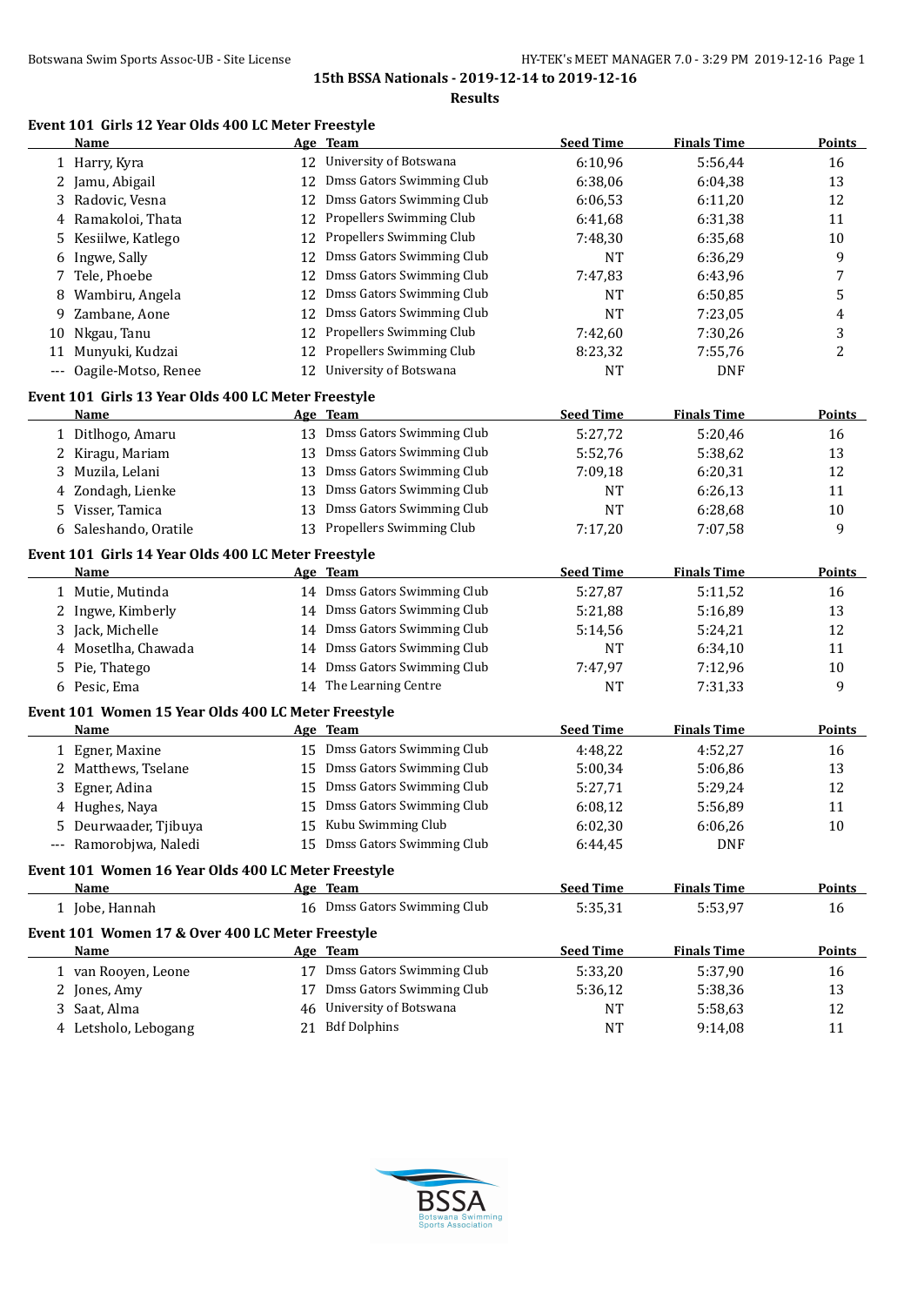# 15th BSSA Nationals - 2019-12-14 to 2019-12-16

## Results

### Event 101 Girls 12 Year Olds 400 LC Meter Freestyle

| | Name | Age | Team | Seed Time | Finals Time | Points |
|---|---|---|---|---|---|---|
| 1 | Harry, Kyra | 12 | University of Botswana | 6:10,96 | 5:56,44 | 16 |
| 2 | Jamu, Abigail | 12 | Dmss Gators Swimming Club | 6:38,06 | 6:04,38 | 13 |
| 3 | Radovic, Vesna | 12 | Dmss Gators Swimming Club | 6:06,53 | 6:11,20 | 12 |
| 4 | Ramakoloi, Thata | 12 | Propellers Swimming Club | 6:41,68 | 6:31,38 | 11 |
| 5 | Kesiilwe, Katlego | 12 | Propellers Swimming Club | 7:48,30 | 6:35,68 | 10 |
| 6 | Ingwe, Sally | 12 | Dmss Gators Swimming Club | NT | 6:36,29 | 9 |
| 7 | Tele, Phoebe | 12 | Dmss Gators Swimming Club | 7:47,83 | 6:43,96 | 7 |
| 8 | Wambiru, Angela | 12 | Dmss Gators Swimming Club | NT | 6:50,85 | 5 |
| 9 | Zambane, Aone | 12 | Dmss Gators Swimming Club | NT | 7:23,05 | 4 |
| 10 | Nkgau, Tanu | 12 | Propellers Swimming Club | 7:42,60 | 7:30,26 | 3 |
| 11 | Munyuki, Kudzai | 12 | Propellers Swimming Club | 8:23,32 | 7:55,76 | 2 |
| --- | Oagile-Motso, Renee | 12 | University of Botswana | NT | DNF | |

### Event 101 Girls 13 Year Olds 400 LC Meter Freestyle

| | Name | Age | Team | Seed Time | Finals Time | Points |
|---|---|---|---|---|---|---|
| 1 | Ditlhogo, Amaru | 13 | Dmss Gators Swimming Club | 5:27,72 | 5:20,46 | 16 |
| 2 | Kiragu, Mariam | 13 | Dmss Gators Swimming Club | 5:52,76 | 5:38,62 | 13 |
| 3 | Muzila, Lelani | 13 | Dmss Gators Swimming Club | 7:09,18 | 6:20,31 | 12 |
| 4 | Zondagh, Lienke | 13 | Dmss Gators Swimming Club | NT | 6:26,13 | 11 |
| 5 | Visser, Tamica | 13 | Dmss Gators Swimming Club | NT | 6:28,68 | 10 |
| 6 | Saleshando, Oratile | 13 | Propellers Swimming Club | 7:17,20 | 7:07,58 | 9 |

### Event 101 Girls 14 Year Olds 400 LC Meter Freestyle

| | Name | Age | Team | Seed Time | Finals Time | Points |
|---|---|---|---|---|---|---|
| 1 | Mutie, Mutinda | 14 | Dmss Gators Swimming Club | 5:27,87 | 5:11,52 | 16 |
| 2 | Ingwe, Kimberly | 14 | Dmss Gators Swimming Club | 5:21,88 | 5:16,89 | 13 |
| 3 | Jack, Michelle | 14 | Dmss Gators Swimming Club | 5:14,56 | 5:24,21 | 12 |
| 4 | Mosetlha, Chawada | 14 | Dmss Gators Swimming Club | NT | 6:34,10 | 11 |
| 5 | Pie, Thatego | 14 | Dmss Gators Swimming Club | 7:47,97 | 7:12,96 | 10 |
| 6 | Pesic, Ema | 14 | The Learning Centre | NT | 7:31,33 | 9 |

### Event 101 Women 15 Year Olds 400 LC Meter Freestyle

| | Name | Age | Team | Seed Time | Finals Time | Points |
|---|---|---|---|---|---|---|
| 1 | Egner, Maxine | 15 | Dmss Gators Swimming Club | 4:48,22 | 4:52,27 | 16 |
| 2 | Matthews, Tselane | 15 | Dmss Gators Swimming Club | 5:00,34 | 5:06,86 | 13 |
| 3 | Egner, Adina | 15 | Dmss Gators Swimming Club | 5:27,71 | 5:29,24 | 12 |
| 4 | Hughes, Naya | 15 | Dmss Gators Swimming Club | 6:08,12 | 5:56,89 | 11 |
| 5 | Deurwaader, Tjibuya | 15 | Kubu Swimming Club | 6:02,30 | 6:06,26 | 10 |
| --- | Ramorobjwa, Naledi | 15 | Dmss Gators Swimming Club | 6:44,45 | DNF | |

### Event 101 Women 16 Year Olds 400 LC Meter Freestyle

| | Name | Age | Team | Seed Time | Finals Time | Points |
|---|---|---|---|---|---|---|
| 1 | Jobe, Hannah | 16 | Dmss Gators Swimming Club | 5:35,31 | 5:53,97 | 16 |

### Event 101 Women 17 & Over 400 LC Meter Freestyle

| | Name | Age | Team | Seed Time | Finals Time | Points |
|---|---|---|---|---|---|---|
| 1 | van Rooyen, Leone | 17 | Dmss Gators Swimming Club | 5:33,20 | 5:37,90 | 16 |
| 2 | Jones, Amy | 17 | Dmss Gators Swimming Club | 5:36,12 | 5:38,36 | 13 |
| 3 | Saat, Alma | 46 | University of Botswana | NT | 5:58,63 | 12 |
| 4 | Letsholo, Lebogang | 21 | Bdf Dolphins | NT | 9:14,08 | 11 |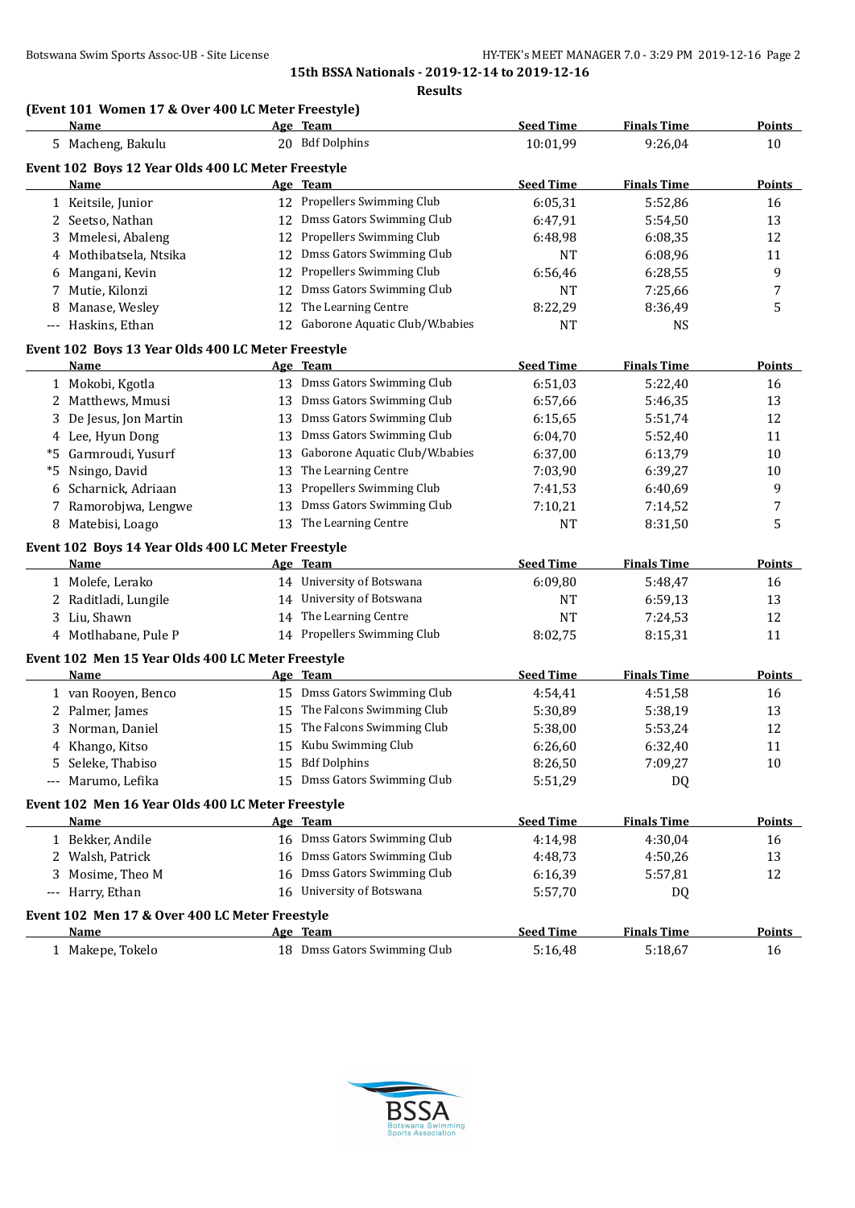## 15th BSSA Nationals - 2019-12-14 to 2019-12-16

### Results

#### (Event 101 Women 17 & Over 400 LC Meter Freestyle)

| | Name | Age | Team | Seed Time | Finals Time | Points |
|---|---|---|---|---|---|---|
| 5 | Macheng, Bakulu | 20 | Bdf Dolphins | 10:01,99 | 9:26,04 | 10 |

#### Event 102 Boys 12 Year Olds 400 LC Meter Freestyle

| | Name | Age | Team | Seed Time | Finals Time | Points |
|---|---|---|---|---|---|---|
| 1 | Keitsile, Junior | 12 | Propellers Swimming Club | 6:05,31 | 5:52,86 | 16 |
| 2 | Seetso, Nathan | 12 | Dmss Gators Swimming Club | 6:47,91 | 5:54,50 | 13 |
| 3 | Mmelesi, Abaleng | 12 | Propellers Swimming Club | 6:48,98 | 6:08,35 | 12 |
| 4 | Mothibatsela, Ntsika | 12 | Dmss Gators Swimming Club | NT | 6:08,96 | 11 |
| 6 | Mangani, Kevin | 12 | Propellers Swimming Club | 6:56,46 | 6:28,55 | 9 |
| 7 | Mutie, Kilonzi | 12 | Dmss Gators Swimming Club | NT | 7:25,66 | 7 |
| 8 | Manase, Wesley | 12 | The Learning Centre | 8:22,29 | 8:36,49 | 5 |
| --- | Haskins, Ethan | 12 | Gaborone Aquatic Club/W.babies | NT | NS | |

#### Event 102 Boys 13 Year Olds 400 LC Meter Freestyle

| | Name | Age | Team | Seed Time | Finals Time | Points |
|---|---|---|---|---|---|---|
| 1 | Mokobi, Kgotla | 13 | Dmss Gators Swimming Club | 6:51,03 | 5:22,40 | 16 |
| 2 | Matthews, Mmusi | 13 | Dmss Gators Swimming Club | 6:57,66 | 5:46,35 | 13 |
| 3 | De Jesus, Jon Martin | 13 | Dmss Gators Swimming Club | 6:15,65 | 5:51,74 | 12 |
| 4 | Lee, Hyun Dong | 13 | Dmss Gators Swimming Club | 6:04,70 | 5:52,40 | 11 |
| *5 | Garmroudi, Yusurf | 13 | Gaborone Aquatic Club/W.babies | 6:37,00 | 6:13,79 | 10 |
| *5 | Nsingo, David | 13 | The Learning Centre | 7:03,90 | 6:39,27 | 10 |
| 6 | Scharnick, Adriaan | 13 | Propellers Swimming Club | 7:41,53 | 6:40,69 | 9 |
| 7 | Ramorobjwa, Lengwe | 13 | Dmss Gators Swimming Club | 7:10,21 | 7:14,52 | 7 |
| 8 | Matebisi, Loago | 13 | The Learning Centre | NT | 8:31,50 | 5 |

#### Event 102 Boys 14 Year Olds 400 LC Meter Freestyle

| | Name | Age | Team | Seed Time | Finals Time | Points |
|---|---|---|---|---|---|---|
| 1 | Molefe, Lerako | 14 | University of Botswana | 6:09,80 | 5:48,47 | 16 |
| 2 | Raditladi, Lungile | 14 | University of Botswana | NT | 6:59,13 | 13 |
| 3 | Liu, Shawn | 14 | The Learning Centre | NT | 7:24,53 | 12 |
| 4 | Motlhabane, Pule P | 14 | Propellers Swimming Club | 8:02,75 | 8:15,31 | 11 |

#### Event 102 Men 15 Year Olds 400 LC Meter Freestyle

| | Name | Age | Team | Seed Time | Finals Time | Points |
|---|---|---|---|---|---|---|
| 1 | van Rooyen, Benco | 15 | Dmss Gators Swimming Club | 4:54,41 | 4:51,58 | 16 |
| 2 | Palmer, James | 15 | The Falcons Swimming Club | 5:30,89 | 5:38,19 | 13 |
| 3 | Norman, Daniel | 15 | The Falcons Swimming Club | 5:38,00 | 5:53,24 | 12 |
| 4 | Khango, Kitso | 15 | Kubu Swimming Club | 6:26,60 | 6:32,40 | 11 |
| 5 | Seleke, Thabiso | 15 | Bdf Dolphins | 8:26,50 | 7:09,27 | 10 |
| --- | Marumo, Lefika | 15 | Dmss Gators Swimming Club | 5:51,29 | DQ | |

#### Event 102 Men 16 Year Olds 400 LC Meter Freestyle

| | Name | Age | Team | Seed Time | Finals Time | Points |
|---|---|---|---|---|---|---|
| 1 | Bekker, Andile | 16 | Dmss Gators Swimming Club | 4:14,98 | 4:30,04 | 16 |
| 2 | Walsh, Patrick | 16 | Dmss Gators Swimming Club | 4:48,73 | 4:50,26 | 13 |
| 3 | Mosime, Theo M | 16 | Dmss Gators Swimming Club | 6:16,39 | 5:57,81 | 12 |
| --- | Harry, Ethan | 16 | University of Botswana | 5:57,70 | DQ | |

#### Event 102 Men 17 & Over 400 LC Meter Freestyle

| | Name | Age | Team | Seed Time | Finals Time | Points |
|---|---|---|---|---|---|---|
| 1 | Makepe, Tokelo | 18 | Dmss Gators Swimming Club | 5:16,48 | 5:18,67 | 16 |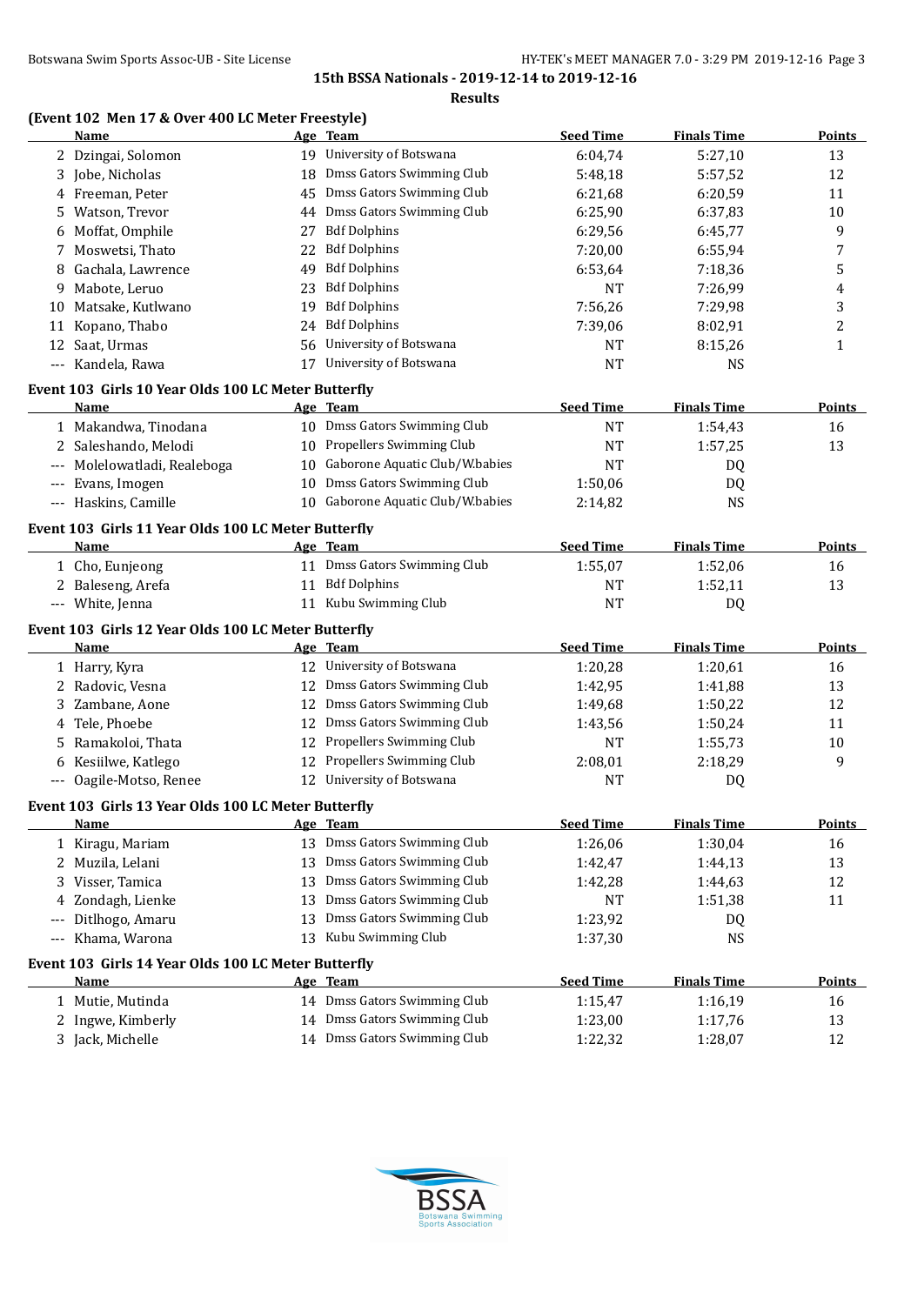15th BSSA Nationals - 2019-12-14 to 2019-12-16

Results

### (Event 102 Men 17 & Over 400 LC Meter Freestyle)

| | Name | Age | Team | Seed Time | Finals Time | Points |
|---|---|---|---|---|---|---|
| 2 | Dzingai, Solomon | 19 | University of Botswana | 6:04,74 | 5:27,10 | 13 |
| 3 | Jobe, Nicholas | 18 | Dmss Gators Swimming Club | 5:48,18 | 5:57,52 | 12 |
| 4 | Freeman, Peter | 45 | Dmss Gators Swimming Club | 6:21,68 | 6:20,59 | 11 |
| 5 | Watson, Trevor | 44 | Dmss Gators Swimming Club | 6:25,90 | 6:37,83 | 10 |
| 6 | Moffat, Omphile | 27 | Bdf Dolphins | 6:29,56 | 6:45,77 | 9 |
| 7 | Moswetsi, Thato | 22 | Bdf Dolphins | 7:20,00 | 6:55,94 | 7 |
| 8 | Gachala, Lawrence | 49 | Bdf Dolphins | 6:53,64 | 7:18,36 | 5 |
| 9 | Mabote, Leruo | 23 | Bdf Dolphins | NT | 7:26,99 | 4 |
| 10 | Matsake, Kutlwano | 19 | Bdf Dolphins | 7:56,26 | 7:29,98 | 3 |
| 11 | Kopano, Thabo | 24 | Bdf Dolphins | 7:39,06 | 8:02,91 | 2 |
| 12 | Saat, Urmas | 56 | University of Botswana | NT | 8:15,26 | 1 |
| --- | Kandela, Rawa | 17 | University of Botswana | NT | NS | |

### Event 103 Girls 10 Year Olds 100 LC Meter Butterfly

| | Name | Age | Team | Seed Time | Finals Time | Points |
|---|---|---|---|---|---|---|
| 1 | Makandwa, Tinodana | 10 | Dmss Gators Swimming Club | NT | 1:54,43 | 16 |
| 2 | Saleshando, Melodi | 10 | Propellers Swimming Club | NT | 1:57,25 | 13 |
| --- | Molelowatladi, Realeboga | 10 | Gaborone Aquatic Club/W.babies | NT | DQ | |
| --- | Evans, Imogen | 10 | Dmss Gators Swimming Club | 1:50,06 | DQ | |
| --- | Haskins, Camille | 10 | Gaborone Aquatic Club/W.babies | 2:14,82 | NS | |

### Event 103 Girls 11 Year Olds 100 LC Meter Butterfly

| | Name | Age | Team | Seed Time | Finals Time | Points |
|---|---|---|---|---|---|---|
| 1 | Cho, Eunjeong | 11 | Dmss Gators Swimming Club | 1:55,07 | 1:52,06 | 16 |
| 2 | Baleseng, Arefa | 11 | Bdf Dolphins | NT | 1:52,11 | 13 |
| --- | White, Jenna | 11 | Kubu Swimming Club | NT | DQ | |

### Event 103 Girls 12 Year Olds 100 LC Meter Butterfly

| | Name | Age | Team | Seed Time | Finals Time | Points |
|---|---|---|---|---|---|---|
| 1 | Harry, Kyra | 12 | University of Botswana | 1:20,28 | 1:20,61 | 16 |
| 2 | Radovic, Vesna | 12 | Dmss Gators Swimming Club | 1:42,95 | 1:41,88 | 13 |
| 3 | Zambane, Aone | 12 | Dmss Gators Swimming Club | 1:49,68 | 1:50,22 | 12 |
| 4 | Tele, Phoebe | 12 | Dmss Gators Swimming Club | 1:43,56 | 1:50,24 | 11 |
| 5 | Ramakoloi, Thata | 12 | Propellers Swimming Club | NT | 1:55,73 | 10 |
| 6 | Kesiilwe, Katlego | 12 | Propellers Swimming Club | 2:08,01 | 2:18,29 | 9 |
| --- | Oagile-Motso, Renee | 12 | University of Botswana | NT | DQ | |

### Event 103 Girls 13 Year Olds 100 LC Meter Butterfly

| | Name | Age | Team | Seed Time | Finals Time | Points |
|---|---|---|---|---|---|---|
| 1 | Kiragu, Mariam | 13 | Dmss Gators Swimming Club | 1:26,06 | 1:30,04 | 16 |
| 2 | Muzila, Lelani | 13 | Dmss Gators Swimming Club | 1:42,47 | 1:44,13 | 13 |
| 3 | Visser, Tamica | 13 | Dmss Gators Swimming Club | 1:42,28 | 1:44,63 | 12 |
| 4 | Zondagh, Lienke | 13 | Dmss Gators Swimming Club | NT | 1:51,38 | 11 |
| --- | Ditlhogo, Amaru | 13 | Dmss Gators Swimming Club | 1:23,92 | DQ | |
| --- | Khama, Warona | 13 | Kubu Swimming Club | 1:37,30 | NS | |

### Event 103 Girls 14 Year Olds 100 LC Meter Butterfly

| | Name | Age | Team | Seed Time | Finals Time | Points |
|---|---|---|---|---|---|---|
| 1 | Mutie, Mutinda | 14 | Dmss Gators Swimming Club | 1:15,47 | 1:16,19 | 16 |
| 2 | Ingwe, Kimberly | 14 | Dmss Gators Swimming Club | 1:23,00 | 1:17,76 | 13 |
| 3 | Jack, Michelle | 14 | Dmss Gators Swimming Club | 1:22,32 | 1:28,07 | 12 |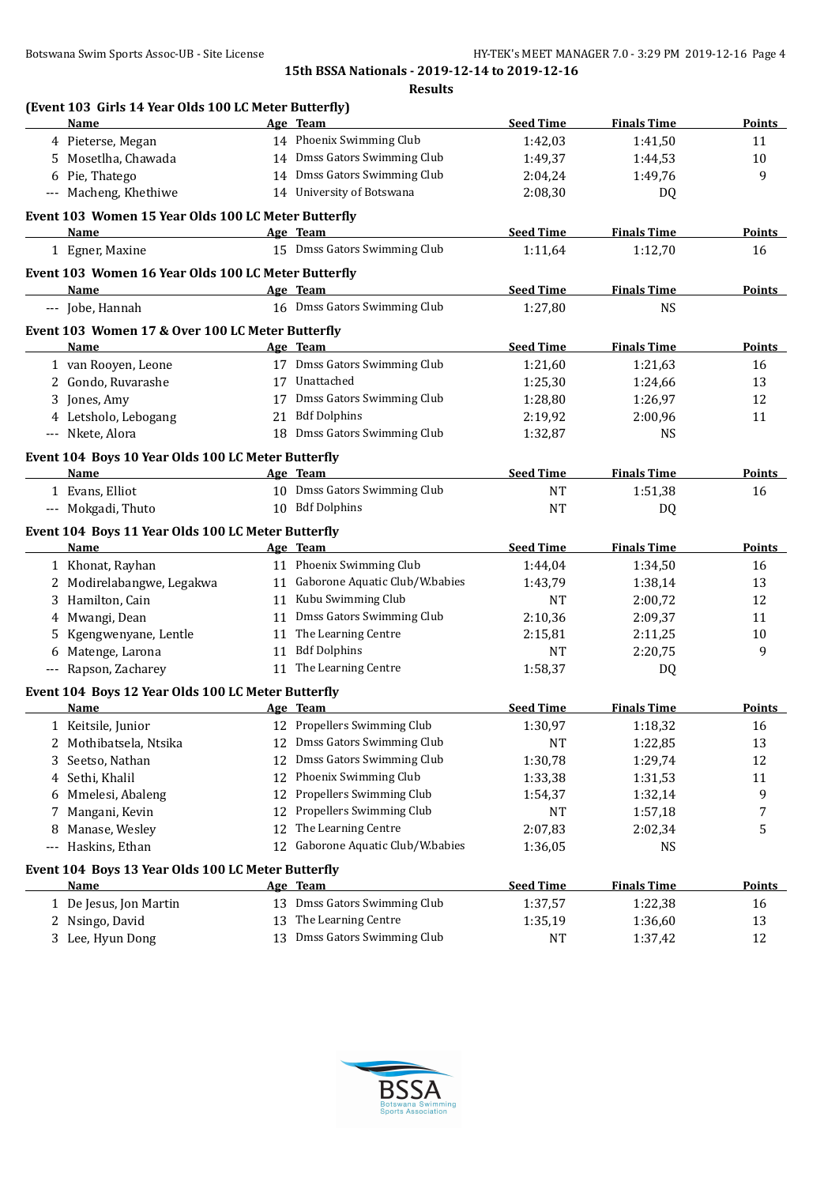15th BSSA Nationals - 2019-12-14 to 2019-12-16

**Results**

### (Event 103 Girls 14 Year Olds 100 LC Meter Butterfly)

| | Name | Age | Team | Seed Time | Finals Time | Points |
|---|---|---|---|---|---|---|
| 4 | Pieterse, Megan | 14 | Phoenix Swimming Club | 1:42,03 | 1:41,50 | 11 |
| 5 | Mosetlha, Chawada | 14 | Dmss Gators Swimming Club | 1:49,37 | 1:44,53 | 10 |
| 6 | Pie, Thatego | 14 | Dmss Gators Swimming Club | 2:04,24 | 1:49,76 | 9 |
| --- | Macheng, Khethiwe | 14 | University of Botswana | 2:08,30 | DQ | |

### Event 103 Women 15 Year Olds 100 LC Meter Butterfly

| | Name | Age | Team | Seed Time | Finals Time | Points |
|---|---|---|---|---|---|---|
| 1 | Egner, Maxine | 15 | Dmss Gators Swimming Club | 1:11,64 | 1:12,70 | 16 |

### Event 103 Women 16 Year Olds 100 LC Meter Butterfly

| | Name | Age | Team | Seed Time | Finals Time | Points |
|---|---|---|---|---|---|---|
| --- | Jobe, Hannah | 16 | Dmss Gators Swimming Club | 1:27,80 | NS | |

### Event 103 Women 17 & Over 100 LC Meter Butterfly

| | Name | Age | Team | Seed Time | Finals Time | Points |
|---|---|---|---|---|---|---|
| 1 | van Rooyen, Leone | 17 | Dmss Gators Swimming Club | 1:21,60 | 1:21,63 | 16 |
| 2 | Gondo, Ruvarashe | 17 | Unattached | 1:25,30 | 1:24,66 | 13 |
| 3 | Jones, Amy | 17 | Dmss Gators Swimming Club | 1:28,80 | 1:26,97 | 12 |
| 4 | Letsholo, Lebogang | 21 | Bdf Dolphins | 2:19,92 | 2:00,96 | 11 |
| --- | Nkete, Alora | 18 | Dmss Gators Swimming Club | 1:32,87 | NS | |

### Event 104 Boys 10 Year Olds 100 LC Meter Butterfly

| | Name | Age | Team | Seed Time | Finals Time | Points |
|---|---|---|---|---|---|---|
| 1 | Evans, Elliot | 10 | Dmss Gators Swimming Club | NT | 1:51,38 | 16 |
| --- | Mokgadi, Thuto | 10 | Bdf Dolphins | NT | DQ | |

### Event 104 Boys 11 Year Olds 100 LC Meter Butterfly

| | Name | Age | Team | Seed Time | Finals Time | Points |
|---|---|---|---|---|---|---|
| 1 | Khonat, Rayhan | 11 | Phoenix Swimming Club | 1:44,04 | 1:34,50 | 16 |
| 2 | Modirelabangwe, Legakwa | 11 | Gaborone Aquatic Club/W.babies | 1:43,79 | 1:38,14 | 13 |
| 3 | Hamilton, Cain | 11 | Kubu Swimming Club | NT | 2:00,72 | 12 |
| 4 | Mwangi, Dean | 11 | Dmss Gators Swimming Club | 2:10,36 | 2:09,37 | 11 |
| 5 | Kgengwenyane, Lentle | 11 | The Learning Centre | 2:15,81 | 2:11,25 | 10 |
| 6 | Matenge, Larona | 11 | Bdf Dolphins | NT | 2:20,75 | 9 |
| --- | Rapson, Zacharey | 11 | The Learning Centre | 1:58,37 | DQ | |

### Event 104 Boys 12 Year Olds 100 LC Meter Butterfly

| | Name | Age | Team | Seed Time | Finals Time | Points |
|---|---|---|---|---|---|---|
| 1 | Keitsile, Junior | 12 | Propellers Swimming Club | 1:30,97 | 1:18,32 | 16 |
| 2 | Mothibatsela, Ntsika | 12 | Dmss Gators Swimming Club | NT | 1:22,85 | 13 |
| 3 | Seetso, Nathan | 12 | Dmss Gators Swimming Club | 1:30,78 | 1:29,74 | 12 |
| 4 | Sethi, Khalil | 12 | Phoenix Swimming Club | 1:33,38 | 1:31,53 | 11 |
| 6 | Mmelesi, Abaleng | 12 | Propellers Swimming Club | 1:54,37 | 1:32,14 | 9 |
| 7 | Mangani, Kevin | 12 | Propellers Swimming Club | NT | 1:57,18 | 7 |
| 8 | Manase, Wesley | 12 | The Learning Centre | 2:07,83 | 2:02,34 | 5 |
| --- | Haskins, Ethan | 12 | Gaborone Aquatic Club/W.babies | 1:36,05 | NS | |

### Event 104 Boys 13 Year Olds 100 LC Meter Butterfly

| | Name | Age | Team | Seed Time | Finals Time | Points |
|---|---|---|---|---|---|---|
| 1 | De Jesus, Jon Martin | 13 | Dmss Gators Swimming Club | 1:37,57 | 1:22,38 | 16 |
| 2 | Nsingo, David | 13 | The Learning Centre | 1:35,19 | 1:36,60 | 13 |
| 3 | Lee, Hyun Dong | 13 | Dmss Gators Swimming Club | NT | 1:37,42 | 12 |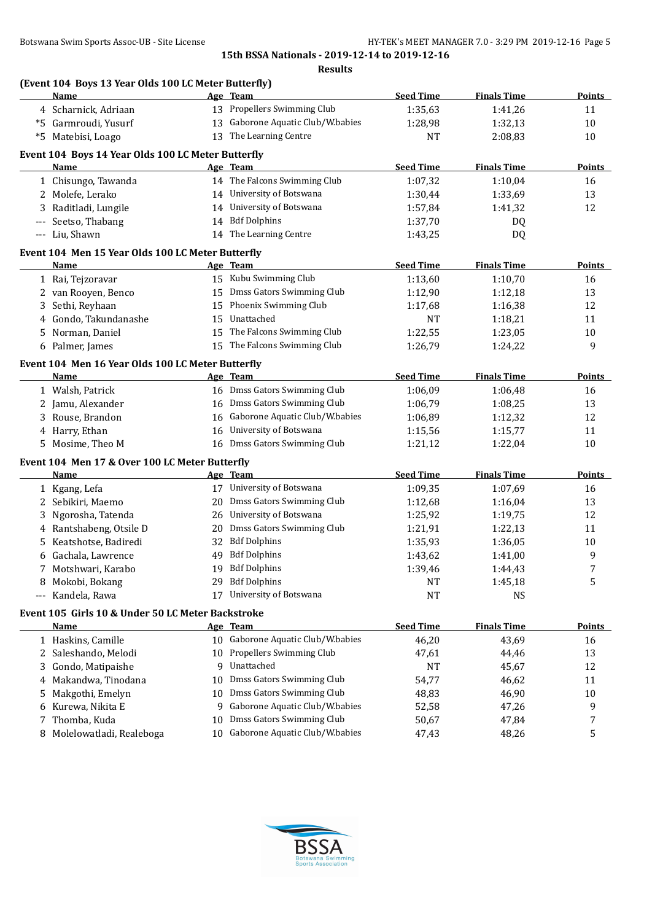# 15th BSSA Nationals - 2019-12-14 to 2019-12-16

## Results

### (Event 104 Boys 13 Year Olds 100 LC Meter Butterfly)

| | Name | Age | Team | Seed Time | Finals Time | Points |
|---|---|---|---|---|---|---|
| 4 | Scharnick, Adriaan | 13 | Propellers Swimming Club | 1:35,63 | 1:41,26 | 11 |
| *5 | Garmroudi, Yusurf | 13 | Gaborone Aquatic Club/W.babies | 1:28,98 | 1:32,13 | 10 |
| *5 | Matebisi, Loago | 13 | The Learning Centre | NT | 2:08,83 | 10 |

### Event 104 Boys 14 Year Olds 100 LC Meter Butterfly

| | Name | Age | Team | Seed Time | Finals Time | Points |
|---|---|---|---|---|---|---|
| 1 | Chisungo, Tawanda | 14 | The Falcons Swimming Club | 1:07,32 | 1:10,04 | 16 |
| 2 | Molefe, Lerako | 14 | University of Botswana | 1:30,44 | 1:33,69 | 13 |
| 3 | Raditladi, Lungile | 14 | University of Botswana | 1:57,84 | 1:41,32 | 12 |
| --- | Seetso, Thabang | 14 | Bdf Dolphins | 1:37,70 | DQ | |
| --- | Liu, Shawn | 14 | The Learning Centre | 1:43,25 | DQ | |

### Event 104 Men 15 Year Olds 100 LC Meter Butterfly

| | Name | Age | Team | Seed Time | Finals Time | Points |
|---|---|---|---|---|---|---|
| 1 | Rai, Tejzoravar | 15 | Kubu Swimming Club | 1:13,60 | 1:10,70 | 16 |
| 2 | van Rooyen, Benco | 15 | Dmss Gators Swimming Club | 1:12,90 | 1:12,18 | 13 |
| 3 | Sethi, Reyhaan | 15 | Phoenix Swimming Club | 1:17,68 | 1:16,38 | 12 |
| 4 | Gondo, Takundanashe | 15 | Unattached | NT | 1:18,21 | 11 |
| 5 | Norman, Daniel | 15 | The Falcons Swimming Club | 1:22,55 | 1:23,05 | 10 |
| 6 | Palmer, James | 15 | The Falcons Swimming Club | 1:26,79 | 1:24,22 | 9 |

### Event 104 Men 16 Year Olds 100 LC Meter Butterfly

| | Name | Age | Team | Seed Time | Finals Time | Points |
|---|---|---|---|---|---|---|
| 1 | Walsh, Patrick | 16 | Dmss Gators Swimming Club | 1:06,09 | 1:06,48 | 16 |
| 2 | Jamu, Alexander | 16 | Dmss Gators Swimming Club | 1:06,79 | 1:08,25 | 13 |
| 3 | Rouse, Brandon | 16 | Gaborone Aquatic Club/W.babies | 1:06,89 | 1:12,32 | 12 |
| 4 | Harry, Ethan | 16 | University of Botswana | 1:15,56 | 1:15,77 | 11 |
| 5 | Mosime, Theo M | 16 | Dmss Gators Swimming Club | 1:21,12 | 1:22,04 | 10 |

### Event 104 Men 17 & Over 100 LC Meter Butterfly

| | Name | Age | Team | Seed Time | Finals Time | Points |
|---|---|---|---|---|---|---|
| 1 | Kgang, Lefa | 17 | University of Botswana | 1:09,35 | 1:07,69 | 16 |
| 2 | Sebikiri, Maemo | 20 | Dmss Gators Swimming Club | 1:12,68 | 1:16,04 | 13 |
| 3 | Ngorosha, Tatenda | 26 | University of Botswana | 1:25,92 | 1:19,75 | 12 |
| 4 | Rantshabeng, Otsile D | 20 | Dmss Gators Swimming Club | 1:21,91 | 1:22,13 | 11 |
| 5 | Keatshotse, Badiredi | 32 | Bdf Dolphins | 1:35,93 | 1:36,05 | 10 |
| 6 | Gachala, Lawrence | 49 | Bdf Dolphins | 1:43,62 | 1:41,00 | 9 |
| 7 | Motshwari, Karabo | 19 | Bdf Dolphins | 1:39,46 | 1:44,43 | 7 |
| 8 | Mokobi, Bokang | 29 | Bdf Dolphins | NT | 1:45,18 | 5 |
| --- | Kandela, Rawa | 17 | University of Botswana | NT | NS | |

### Event 105 Girls 10 & Under 50 LC Meter Backstroke

| | Name | Age | Team | Seed Time | Finals Time | Points |
|---|---|---|---|---|---|---|
| 1 | Haskins, Camille | 10 | Gaborone Aquatic Club/W.babies | 46,20 | 43,69 | 16 |
| 2 | Saleshando, Melodi | 10 | Propellers Swimming Club | 47,61 | 44,46 | 13 |
| 3 | Gondo, Matipaishe | 9 | Unattached | NT | 45,67 | 12 |
| 4 | Makandwa, Tinodana | 10 | Dmss Gators Swimming Club | 54,77 | 46,62 | 11 |
| 5 | Makgothi, Emelyn | 10 | Dmss Gators Swimming Club | 48,83 | 46,90 | 10 |
| 6 | Kurewa, Nikita E | 9 | Gaborone Aquatic Club/W.babies | 52,58 | 47,26 | 9 |
| 7 | Thomba, Kuda | 10 | Dmss Gators Swimming Club | 50,67 | 47,84 | 7 |
| 8 | Molelowatladi, Realeboga | 10 | Gaborone Aquatic Club/W.babies | 47,43 | 48,26 | 5 |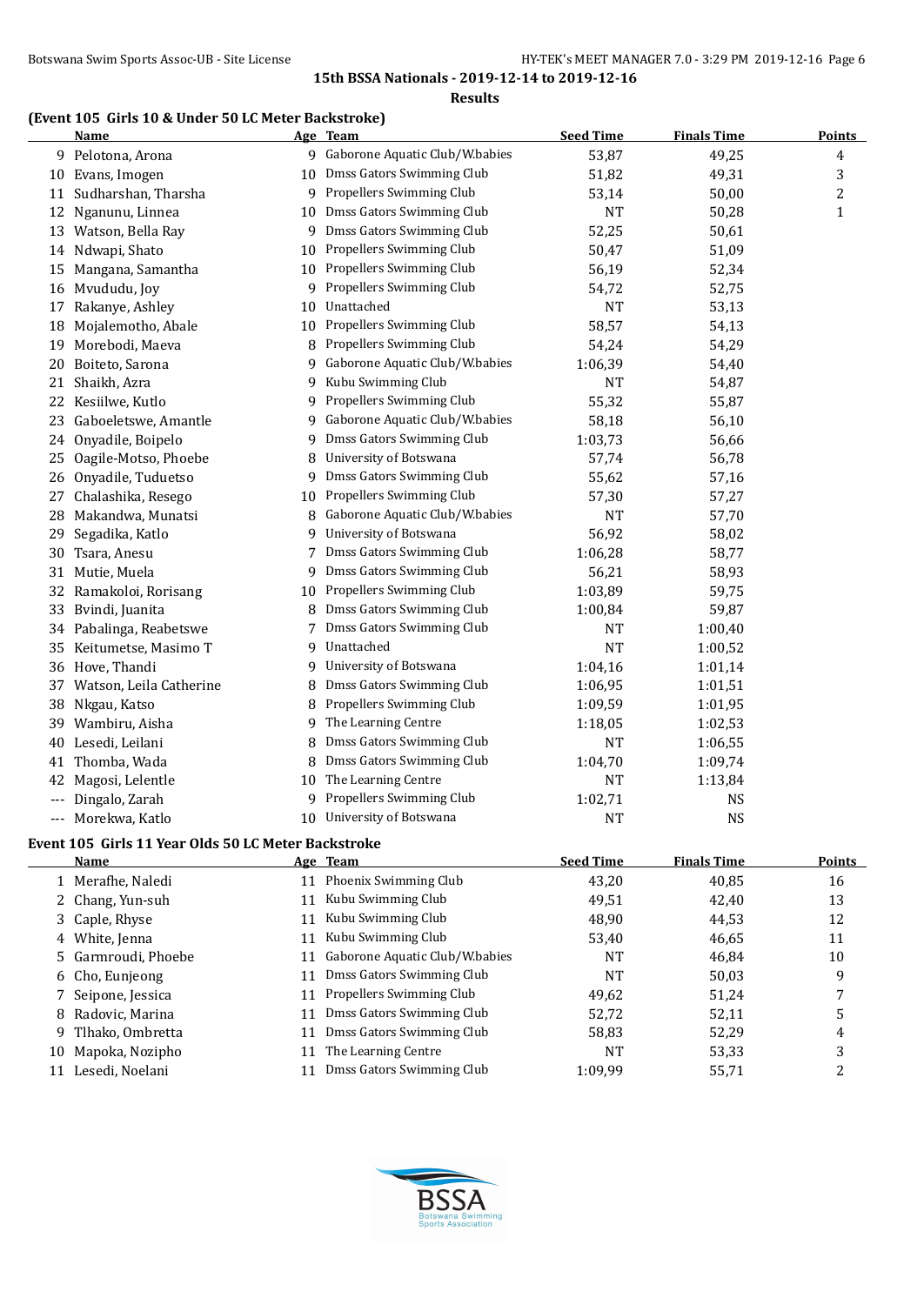15th BSSA Nationals - 2019-12-14 to 2019-12-16

Results

### (Event 105 Girls 10 & Under 50 LC Meter Backstroke)

| | Name | Age | Team | Seed Time | Finals Time | Points |
|---|---|---|---|---|---|---|
| 9 | Pelotona, Arona | 9 | Gaborone Aquatic Club/W.babies | 53,87 | 49,25 | 4 |
| 10 | Evans, Imogen | 10 | Dmss Gators Swimming Club | 51,82 | 49,31 | 3 |
| 11 | Sudharshan, Tharsha | 9 | Propellers Swimming Club | 53,14 | 50,00 | 2 |
| 12 | Nganunu, Linnea | 10 | Dmss Gators Swimming Club | NT | 50,28 | 1 |
| 13 | Watson, Bella Ray | 9 | Dmss Gators Swimming Club | 52,25 | 50,61 | |
| 14 | Ndwapi, Shato | 10 | Propellers Swimming Club | 50,47 | 51,09 | |
| 15 | Mangana, Samantha | 10 | Propellers Swimming Club | 56,19 | 52,34 | |
| 16 | Mvududu, Joy | 9 | Propellers Swimming Club | 54,72 | 52,75 | |
| 17 | Rakanye, Ashley | 10 | Unattached | NT | 53,13 | |
| 18 | Mojalemotho, Abale | 10 | Propellers Swimming Club | 58,57 | 54,13 | |
| 19 | Morebodi, Maeva | 8 | Propellers Swimming Club | 54,24 | 54,29 | |
| 20 | Boiteto, Sarona | 9 | Gaborone Aquatic Club/W.babies | 1:06,39 | 54,40 | |
| 21 | Shaikh, Azra | 9 | Kubu Swimming Club | NT | 54,87 | |
| 22 | Kesiilwe, Kutlo | 9 | Propellers Swimming Club | 55,32 | 55,87 | |
| 23 | Gaboeletswe, Amantle | 9 | Gaborone Aquatic Club/W.babies | 58,18 | 56,10 | |
| 24 | Onyadile, Boipelo | 9 | Dmss Gators Swimming Club | 1:03,73 | 56,66 | |
| 25 | Oagile-Motso, Phoebe | 8 | University of Botswana | 57,74 | 56,78 | |
| 26 | Onyadile, Tuduetso | 9 | Dmss Gators Swimming Club | 55,62 | 57,16 | |
| 27 | Chalashika, Resego | 10 | Propellers Swimming Club | 57,30 | 57,27 | |
| 28 | Makandwa, Munatsi | 8 | Gaborone Aquatic Club/W.babies | NT | 57,70 | |
| 29 | Segadika, Katlo | 9 | University of Botswana | 56,92 | 58,02 | |
| 30 | Tsara, Anesu | 7 | Dmss Gators Swimming Club | 1:06,28 | 58,77 | |
| 31 | Mutie, Muela | 9 | Dmss Gators Swimming Club | 56,21 | 58,93 | |
| 32 | Ramakoloi, Rorisang | 10 | Propellers Swimming Club | 1:03,89 | 59,75 | |
| 33 | Bvindi, Juanita | 8 | Dmss Gators Swimming Club | 1:00,84 | 59,87 | |
| 34 | Pabalinga, Reabetswe | 7 | Dmss Gators Swimming Club | NT | 1:00,40 | |
| 35 | Keitumetse, Masimo T | 9 | Unattached | NT | 1:00,52 | |
| 36 | Hove, Thandi | 9 | University of Botswana | 1:04,16 | 1:01,14 | |
| 37 | Watson, Leila Catherine | 8 | Dmss Gators Swimming Club | 1:06,95 | 1:01,51 | |
| 38 | Nkgau, Katso | 8 | Propellers Swimming Club | 1:09,59 | 1:01,95 | |
| 39 | Wambiru, Aisha | 9 | The Learning Centre | 1:18,05 | 1:02,53 | |
| 40 | Lesedi, Leilani | 8 | Dmss Gators Swimming Club | NT | 1:06,55 | |
| 41 | Thomba, Wada | 8 | Dmss Gators Swimming Club | 1:04,70 | 1:09,74 | |
| 42 | Magosi, Lelentle | 10 | The Learning Centre | NT | 1:13,84 | |
| --- | Dingalo, Zarah | 9 | Propellers Swimming Club | 1:02,71 | NS | |
| --- | Morekwa, Katlo | 10 | University of Botswana | NT | NS | |

### Event 105 Girls 11 Year Olds 50 LC Meter Backstroke

| | Name | Age | Team | Seed Time | Finals Time | Points |
|---|---|---|---|---|---|---|
| 1 | Merafhe, Naledi | 11 | Phoenix Swimming Club | 43,20 | 40,85 | 16 |
| 2 | Chang, Yun-suh | 11 | Kubu Swimming Club | 49,51 | 42,40 | 13 |
| 3 | Caple, Rhyse | 11 | Kubu Swimming Club | 48,90 | 44,53 | 12 |
| 4 | White, Jenna | 11 | Kubu Swimming Club | 53,40 | 46,65 | 11 |
| 5 | Garmroudi, Phoebe | 11 | Gaborone Aquatic Club/W.babies | NT | 46,84 | 10 |
| 6 | Cho, Eunjeong | 11 | Dmss Gators Swimming Club | NT | 50,03 | 9 |
| 7 | Seipone, Jessica | 11 | Propellers Swimming Club | 49,62 | 51,24 | 7 |
| 8 | Radovic, Marina | 11 | Dmss Gators Swimming Club | 52,72 | 52,11 | 5 |
| 9 | Tlhako, Ombretta | 11 | Dmss Gators Swimming Club | 58,83 | 52,29 | 4 |
| 10 | Mapoka, Nozipho | 11 | The Learning Centre | NT | 53,33 | 3 |
| 11 | Lesedi, Noelani | 11 | Dmss Gators Swimming Club | 1:09,99 | 55,71 | 2 |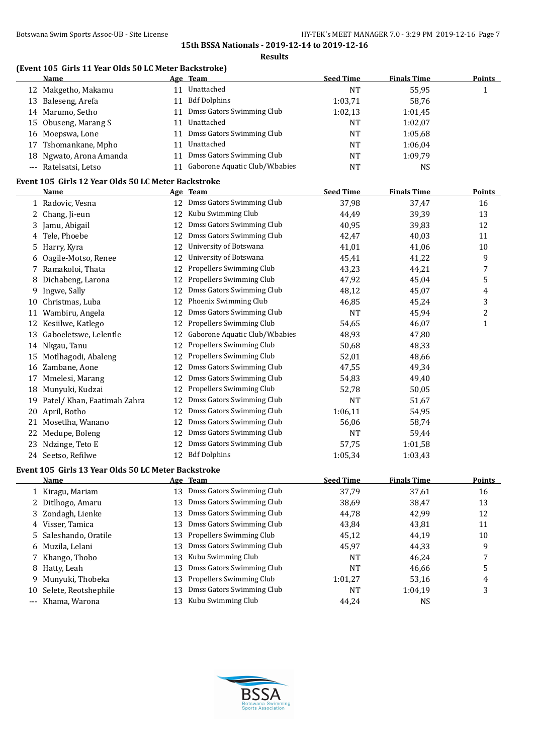# 15th BSSA Nationals - 2019-12-14 to 2019-12-16

## Results

### (Event 105 Girls 11 Year Olds 50 LC Meter Backstroke)

| | Name | Age | Team | Seed Time | Finals Time | Points |
|---|---|---|---|---|---|---|
| 12 | Makgetho, Makamu | 11 | Unattached | NT | 55,95 | 1 |
| 13 | Baleseng, Arefa | 11 | Bdf Dolphins | 1:03,71 | 58,76 | |
| 14 | Marumo, Setho | 11 | Dmss Gators Swimming Club | 1:02,13 | 1:01,45 | |
| 15 | Obuseng, Marang S | 11 | Unattached | NT | 1:02,07 | |
| 16 | Moepswa, Lone | 11 | Dmss Gators Swimming Club | NT | 1:05,68 | |
| 17 | Tshomankane, Mpho | 11 | Unattached | NT | 1:06,04 | |
| 18 | Ngwato, Arona Amanda | 11 | Dmss Gators Swimming Club | NT | 1:09,79 | |
| --- | Ratelsatsi, Letso | 11 | Gaborone Aquatic Club/W.babies | NT | NS | |

### Event 105 Girls 12 Year Olds 50 LC Meter Backstroke

| | Name | Age | Team | Seed Time | Finals Time | Points |
|---|---|---|---|---|---|---|
| 1 | Radovic, Vesna | 12 | Dmss Gators Swimming Club | 37,98 | 37,47 | 16 |
| 2 | Chang, Ji-eun | 12 | Kubu Swimming Club | 44,49 | 39,39 | 13 |
| 3 | Jamu, Abigail | 12 | Dmss Gators Swimming Club | 40,95 | 39,83 | 12 |
| 4 | Tele, Phoebe | 12 | Dmss Gators Swimming Club | 42,47 | 40,03 | 11 |
| 5 | Harry, Kyra | 12 | University of Botswana | 41,01 | 41,06 | 10 |
| 6 | Oagile-Motso, Renee | 12 | University of Botswana | 45,41 | 41,22 | 9 |
| 7 | Ramakoloi, Thata | 12 | Propellers Swimming Club | 43,23 | 44,21 | 7 |
| 8 | Dichabeng, Larona | 12 | Propellers Swimming Club | 47,92 | 45,04 | 5 |
| 9 | Ingwe, Sally | 12 | Dmss Gators Swimming Club | 48,12 | 45,07 | 4 |
| 10 | Christmas, Luba | 12 | Phoenix Swimming Club | 46,85 | 45,24 | 3 |
| 11 | Wambiru, Angela | 12 | Dmss Gators Swimming Club | NT | 45,94 | 2 |
| 12 | Kesiilwe, Katlego | 12 | Propellers Swimming Club | 54,65 | 46,07 | 1 |
| 13 | Gaboeletswe, Lelentle | 12 | Gaborone Aquatic Club/W.babies | 48,93 | 47,80 | |
| 14 | Nkgau, Tanu | 12 | Propellers Swimming Club | 50,68 | 48,33 | |
| 15 | Motlhagodi, Abaleng | 12 | Propellers Swimming Club | 52,01 | 48,66 | |
| 16 | Zambane, Aone | 12 | Dmss Gators Swimming Club | 47,55 | 49,34 | |
| 17 | Mmelesi, Marang | 12 | Dmss Gators Swimming Club | 54,83 | 49,40 | |
| 18 | Munyuki, Kudzai | 12 | Propellers Swimming Club | 52,78 | 50,05 | |
| 19 | Patel/ Khan, Faatimah Zahra | 12 | Dmss Gators Swimming Club | NT | 51,67 | |
| 20 | April, Botho | 12 | Dmss Gators Swimming Club | 1:06,11 | 54,95 | |
| 21 | Mosetlha, Wanano | 12 | Dmss Gators Swimming Club | 56,06 | 58,74 | |
| 22 | Medupe, Boleng | 12 | Dmss Gators Swimming Club | NT | 59,44 | |
| 23 | Ndzinge, Teto E | 12 | Dmss Gators Swimming Club | 57,75 | 1:01,58 | |
| 24 | Seetso, Refilwe | 12 | Bdf Dolphins | 1:05,34 | 1:03,43 | |

### Event 105 Girls 13 Year Olds 50 LC Meter Backstroke

| | Name | Age | Team | Seed Time | Finals Time | Points |
|---|---|---|---|---|---|---|
| 1 | Kiragu, Mariam | 13 | Dmss Gators Swimming Club | 37,79 | 37,61 | 16 |
| 2 | Ditlhogo, Amaru | 13 | Dmss Gators Swimming Club | 38,69 | 38,47 | 13 |
| 3 | Zondagh, Lienke | 13 | Dmss Gators Swimming Club | 44,78 | 42,99 | 12 |
| 4 | Visser, Tamica | 13 | Dmss Gators Swimming Club | 43,84 | 43,81 | 11 |
| 5 | Saleshando, Oratile | 13 | Propellers Swimming Club | 45,12 | 44,19 | 10 |
| 6 | Muzila, Lelani | 13 | Dmss Gators Swimming Club | 45,97 | 44,33 | 9 |
| 7 | Khango, Thobo | 13 | Kubu Swimming Club | NT | 46,24 | 7 |
| 8 | Hatty, Leah | 13 | Dmss Gators Swimming Club | NT | 46,66 | 5 |
| 9 | Munyuki, Thobeka | 13 | Propellers Swimming Club | 1:01,27 | 53,16 | 4 |
| 10 | Selete, Reotshephile | 13 | Dmss Gators Swimming Club | NT | 1:04,19 | 3 |
| --- | Khama, Warona | 13 | Kubu Swimming Club | 44,24 | NS | |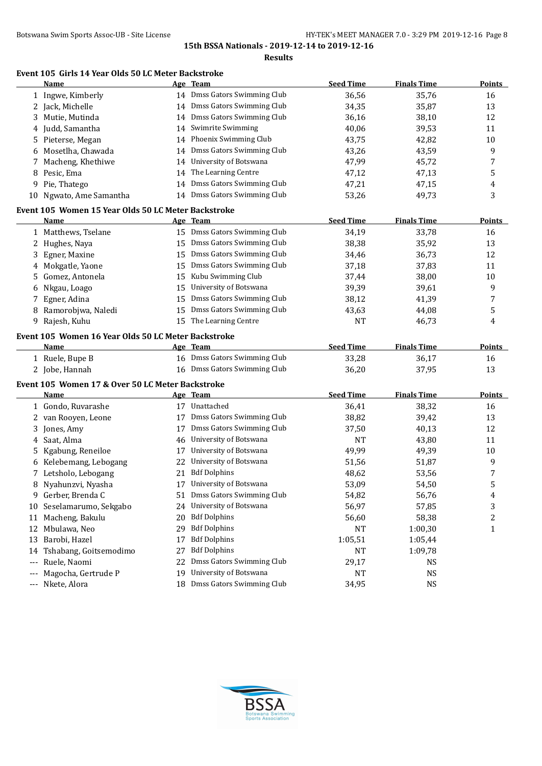## 15th BSSA Nationals - 2019-12-14 to 2019-12-16

### Results

#### Event 105 Girls 14 Year Olds 50 LC Meter Backstroke

| | Name | Age | Team | Seed Time | Finals Time | Points |
|---|---|---|---|---|---|---|
| 1 | Ingwe, Kimberly | 14 | Dmss Gators Swimming Club | 36,56 | 35,76 | 16 |
| 2 | Jack, Michelle | 14 | Dmss Gators Swimming Club | 34,35 | 35,87 | 13 |
| 3 | Mutie, Mutinda | 14 | Dmss Gators Swimming Club | 36,16 | 38,10 | 12 |
| 4 | Judd, Samantha | 14 | Swimrite Swimming | 40,06 | 39,53 | 11 |
| 5 | Pieterse, Megan | 14 | Phoenix Swimming Club | 43,75 | 42,82 | 10 |
| 6 | Mosetlha, Chawada | 14 | Dmss Gators Swimming Club | 43,26 | 43,59 | 9 |
| 7 | Macheng, Khethiwe | 14 | University of Botswana | 47,99 | 45,72 | 7 |
| 8 | Pesic, Ema | 14 | The Learning Centre | 47,12 | 47,13 | 5 |
| 9 | Pie, Thatego | 14 | Dmss Gators Swimming Club | 47,21 | 47,15 | 4 |
| 10 | Ngwato, Ame Samantha | 14 | Dmss Gators Swimming Club | 53,26 | 49,73 | 3 |

#### Event 105 Women 15 Year Olds 50 LC Meter Backstroke

| | Name | Age | Team | Seed Time | Finals Time | Points |
|---|---|---|---|---|---|---|
| 1 | Matthews, Tselane | 15 | Dmss Gators Swimming Club | 34,19 | 33,78 | 16 |
| 2 | Hughes, Naya | 15 | Dmss Gators Swimming Club | 38,38 | 35,92 | 13 |
| 3 | Egner, Maxine | 15 | Dmss Gators Swimming Club | 34,46 | 36,73 | 12 |
| 4 | Mokgatle, Yaone | 15 | Dmss Gators Swimming Club | 37,18 | 37,83 | 11 |
| 5 | Gomez, Antonela | 15 | Kubu Swimming Club | 37,44 | 38,00 | 10 |
| 6 | Nkgau, Loago | 15 | University of Botswana | 39,39 | 39,61 | 9 |
| 7 | Egner, Adina | 15 | Dmss Gators Swimming Club | 38,12 | 41,39 | 7 |
| 8 | Ramorobjwa, Naledi | 15 | Dmss Gators Swimming Club | 43,63 | 44,08 | 5 |
| 9 | Rajesh, Kuhu | 15 | The Learning Centre | NT | 46,73 | 4 |

#### Event 105 Women 16 Year Olds 50 LC Meter Backstroke

| | Name | Age | Team | Seed Time | Finals Time | Points |
|---|---|---|---|---|---|---|
| 1 | Ruele, Bupe B | 16 | Dmss Gators Swimming Club | 33,28 | 36,17 | 16 |
| 2 | Jobe, Hannah | 16 | Dmss Gators Swimming Club | 36,20 | 37,95 | 13 |

#### Event 105 Women 17 & Over 50 LC Meter Backstroke

| | Name | Age | Team | Seed Time | Finals Time | Points |
|---|---|---|---|---|---|---|
| 1 | Gondo, Ruvarashe | 17 | Unattached | 36,41 | 38,32 | 16 |
| 2 | van Rooyen, Leone | 17 | Dmss Gators Swimming Club | 38,82 | 39,42 | 13 |
| 3 | Jones, Amy | 17 | Dmss Gators Swimming Club | 37,50 | 40,13 | 12 |
| 4 | Saat, Alma | 46 | University of Botswana | NT | 43,80 | 11 |
| 5 | Kgabung, Reneiloe | 17 | University of Botswana | 49,99 | 49,39 | 10 |
| 6 | Kelebemang, Lebogang | 22 | University of Botswana | 51,56 | 51,87 | 9 |
| 7 | Letsholo, Lebogang | 21 | Bdf Dolphins | 48,62 | 53,56 | 7 |
| 8 | Nyahunzvi, Nyasha | 17 | University of Botswana | 53,09 | 54,50 | 5 |
| 9 | Gerber, Brenda C | 51 | Dmss Gators Swimming Club | 54,82 | 56,76 | 4 |
| 10 | Seselamarumo, Sekgabo | 24 | University of Botswana | 56,97 | 57,85 | 3 |
| 11 | Macheng, Bakulu | 20 | Bdf Dolphins | 56,60 | 58,38 | 2 |
| 12 | Mbulawa, Neo | 29 | Bdf Dolphins | NT | 1:00,30 | 1 |
| 13 | Barobi, Hazel | 17 | Bdf Dolphins | 1:05,51 | 1:05,44 | |
| 14 | Tshabang, Goitsemodimo | 27 | Bdf Dolphins | NT | 1:09,78 | |
| --- | Ruele, Naomi | 22 | Dmss Gators Swimming Club | 29,17 | NS | |
| --- | Magocha, Gertrude P | 19 | University of Botswana | NT | NS | |
| --- | Nkete, Alora | 18 | Dmss Gators Swimming Club | 34,95 | NS | |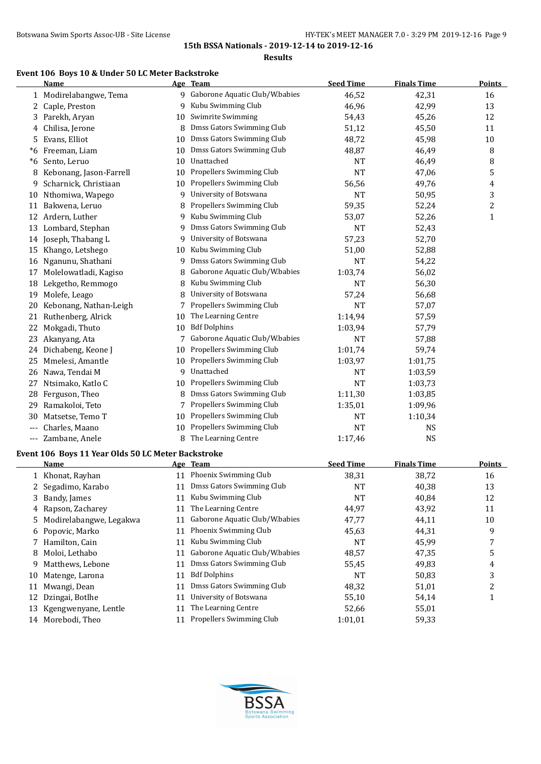## 15th BSSA Nationals - 2019-12-14 to 2019-12-16

### Results

### Event 106 Boys 10 & Under 50 LC Meter Backstroke

| | Name | Age | Team | Seed Time | Finals Time | Points |
|---|---|---|---|---|---|---|
| 1 | Modirelabangwe, Tema | 9 | Gaborone Aquatic Club/W.babies | 46,52 | 42,31 | 16 |
| 2 | Caple, Preston | 9 | Kubu Swimming Club | 46,96 | 42,99 | 13 |
| 3 | Parekh, Aryan | 10 | Swimrite Swimming | 54,43 | 45,26 | 12 |
| 4 | Chilisa, Jerone | 8 | Dmss Gators Swimming Club | 51,12 | 45,50 | 11 |
| 5 | Evans, Elliot | 10 | Dmss Gators Swimming Club | 48,72 | 45,98 | 10 |
| *6 | Freeman, Liam | 10 | Dmss Gators Swimming Club | 48,87 | 46,49 | 8 |
| *6 | Sento, Leruo | 10 | Unattached | NT | 46,49 | 8 |
| 8 | Kebonang, Jason-Farrell | 10 | Propellers Swimming Club | NT | 47,06 | 5 |
| 9 | Scharnick, Christiaan | 10 | Propellers Swimming Club | 56,56 | 49,76 | 4 |
| 10 | Nthomiwa, Wapego | 9 | University of Botswana | NT | 50,95 | 3 |
| 11 | Bakwena, Leruo | 8 | Propellers Swimming Club | 59,35 | 52,24 | 2 |
| 12 | Ardern, Luther | 9 | Kubu Swimming Club | 53,07 | 52,26 | 1 |
| 13 | Lombard, Stephan | 9 | Dmss Gators Swimming Club | NT | 52,43 | |
| 14 | Joseph, Thabang L | 9 | University of Botswana | 57,23 | 52,70 | |
| 15 | Khango, Letshego | 10 | Kubu Swimming Club | 51,00 | 52,88 | |
| 16 | Nganunu, Shathani | 9 | Dmss Gators Swimming Club | NT | 54,22 | |
| 17 | Molelowatladi, Kagiso | 8 | Gaborone Aquatic Club/W.babies | 1:03,74 | 56,02 | |
| 18 | Lekgetho, Remmogo | 8 | Kubu Swimming Club | NT | 56,30 | |
| 19 | Molefe, Leago | 8 | University of Botswana | 57,24 | 56,68 | |
| 20 | Kebonang, Nathan-Leigh | 7 | Propellers Swimming Club | NT | 57,07 | |
| 21 | Ruthenberg, Alrick | 10 | The Learning Centre | 1:14,94 | 57,59 | |
| 22 | Mokgadi, Thuto | 10 | Bdf Dolphins | 1:03,94 | 57,79 | |
| 23 | Akanyang, Ata | 7 | Gaborone Aquatic Club/W.babies | NT | 57,88 | |
| 24 | Dichabeng, Keone J | 10 | Propellers Swimming Club | 1:01,74 | 59,74 | |
| 25 | Mmelesi, Amantle | 10 | Propellers Swimming Club | 1:03,97 | 1:01,75 | |
| 26 | Nawa, Tendai M | 9 | Unattached | NT | 1:03,59 | |
| 27 | Ntsimako, Katlo C | 10 | Propellers Swimming Club | NT | 1:03,73 | |
| 28 | Ferguson, Theo | 8 | Dmss Gators Swimming Club | 1:11,30 | 1:03,85 | |
| 29 | Ramakoloi, Teto | 7 | Propellers Swimming Club | 1:35,01 | 1:09,96 | |
| 30 | Matsetse, Temo T | 10 | Propellers Swimming Club | NT | 1:10,34 | |
| --- | Charles, Maano | 10 | Propellers Swimming Club | NT | NS | |
| --- | Zambane, Anele | 8 | The Learning Centre | 1:17,46 | NS | |

### Event 106 Boys 11 Year Olds 50 LC Meter Backstroke

| | Name | Age | Team | Seed Time | Finals Time | Points |
|---|---|---|---|---|---|---|
| 1 | Khonat, Rayhan | 11 | Phoenix Swimming Club | 38,31 | 38,72 | 16 |
| 2 | Segadimo, Karabo | 11 | Dmss Gators Swimming Club | NT | 40,38 | 13 |
| 3 | Bandy, James | 11 | Kubu Swimming Club | NT | 40,84 | 12 |
| 4 | Rapson, Zacharey | 11 | The Learning Centre | 44,97 | 43,92 | 11 |
| 5 | Modirelabangwe, Legakwa | 11 | Gaborone Aquatic Club/W.babies | 47,77 | 44,11 | 10 |
| 6 | Popovic, Marko | 11 | Phoenix Swimming Club | 45,63 | 44,31 | 9 |
| 7 | Hamilton, Cain | 11 | Kubu Swimming Club | NT | 45,99 | 7 |
| 8 | Moloi, Lethabo | 11 | Gaborone Aquatic Club/W.babies | 48,57 | 47,35 | 5 |
| 9 | Matthews, Lebone | 11 | Dmss Gators Swimming Club | 55,45 | 49,83 | 4 |
| 10 | Matenge, Larona | 11 | Bdf Dolphins | NT | 50,83 | 3 |
| 11 | Mwangi, Dean | 11 | Dmss Gators Swimming Club | 48,32 | 51,01 | 2 |
| 12 | Dzingai, Botlhe | 11 | University of Botswana | 55,10 | 54,14 | 1 |
| 13 | Kgengwenyane, Lentle | 11 | The Learning Centre | 52,66 | 55,01 | |
| 14 | Morebodi, Theo | 11 | Propellers Swimming Club | 1:01,01 | 59,33 | |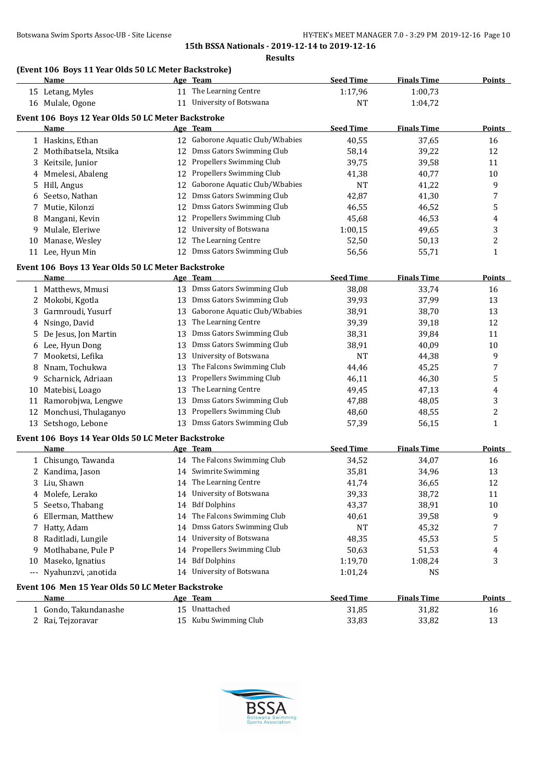**15th BSSA Nationals - 2019-12-14 to 2019-12-16**

**Results**

### (Event 106 Boys 11 Year Olds 50 LC Meter Backstroke)

| | Name | Age | Team | Seed Time | Finals Time | Points |
|---|---|---|---|---|---|---|
| 15 | Letang, Myles | 11 | The Learning Centre | 1:17,96 | 1:00,73 | |
| 16 | Mulale, Ogone | 11 | University of Botswana | NT | 1:04,72 | |

### Event 106 Boys 12 Year Olds 50 LC Meter Backstroke

| | Name | Age | Team | Seed Time | Finals Time | Points |
|---|---|---|---|---|---|---|
| 1 | Haskins, Ethan | 12 | Gaborone Aquatic Club/W.babies | 40,55 | 37,65 | 16 |
| 2 | Mothibatsela, Ntsika | 12 | Dmss Gators Swimming Club | 58,14 | 39,22 | 12 |
| 3 | Keitsile, Junior | 12 | Propellers Swimming Club | 39,75 | 39,58 | 11 |
| 4 | Mmelesi, Abaleng | 12 | Propellers Swimming Club | 41,38 | 40,77 | 10 |
| 5 | Hill, Angus | 12 | Gaborone Aquatic Club/W.babies | NT | 41,22 | 9 |
| 6 | Seetso, Nathan | 12 | Dmss Gators Swimming Club | 42,87 | 41,30 | 7 |
| 7 | Mutie, Kilonzi | 12 | Dmss Gators Swimming Club | 46,55 | 46,52 | 5 |
| 8 | Mangani, Kevin | 12 | Propellers Swimming Club | 45,68 | 46,53 | 4 |
| 9 | Mulale, Eleriwe | 12 | University of Botswana | 1:00,15 | 49,65 | 3 |
| 10 | Manase, Wesley | 12 | The Learning Centre | 52,50 | 50,13 | 2 |
| 11 | Lee, Hyun Min | 12 | Dmss Gators Swimming Club | 56,56 | 55,71 | 1 |

### Event 106 Boys 13 Year Olds 50 LC Meter Backstroke

| | Name | Age | Team | Seed Time | Finals Time | Points |
|---|---|---|---|---|---|---|
| 1 | Matthews, Mmusi | 13 | Dmss Gators Swimming Club | 38,08 | 33,74 | 16 |
| 2 | Mokobi, Kgotla | 13 | Dmss Gators Swimming Club | 39,93 | 37,99 | 13 |
| 3 | Garmroudi, Yusurf | 13 | Gaborone Aquatic Club/W.babies | 38,91 | 38,70 | 13 |
| 4 | Nsingo, David | 13 | The Learning Centre | 39,39 | 39,18 | 12 |
| 5 | De Jesus, Jon Martin | 13 | Dmss Gators Swimming Club | 38,31 | 39,84 | 11 |
| 6 | Lee, Hyun Dong | 13 | Dmss Gators Swimming Club | 38,91 | 40,09 | 10 |
| 7 | Mooketsi, Lefika | 13 | University of Botswana | NT | 44,38 | 9 |
| 8 | Nnam, Tochukwa | 13 | The Falcons Swimming Club | 44,46 | 45,25 | 7 |
| 9 | Scharnick, Adriaan | 13 | Propellers Swimming Club | 46,11 | 46,30 | 5 |
| 10 | Matebisi, Loago | 13 | The Learning Centre | 49,45 | 47,13 | 4 |
| 11 | Ramorobjwa, Lengwe | 13 | Dmss Gators Swimming Club | 47,88 | 48,05 | 3 |
| 12 | Monchusi, Thulaganyo | 13 | Propellers Swimming Club | 48,60 | 48,55 | 2 |
| 13 | Setshogo, Lebone | 13 | Dmss Gators Swimming Club | 57,39 | 56,15 | 1 |

### Event 106 Boys 14 Year Olds 50 LC Meter Backstroke

| | Name | Age | Team | Seed Time | Finals Time | Points |
|---|---|---|---|---|---|---|
| 1 | Chisungo, Tawanda | 14 | The Falcons Swimming Club | 34,52 | 34,07 | 16 |
| 2 | Kandima, Jason | 14 | Swimrite Swimming | 35,81 | 34,96 | 13 |
| 3 | Liu, Shawn | 14 | The Learning Centre | 41,74 | 36,65 | 12 |
| 4 | Molefe, Lerako | 14 | University of Botswana | 39,33 | 38,72 | 11 |
| 5 | Seetso, Thabang | 14 | Bdf Dolphins | 43,37 | 38,91 | 10 |
| 6 | Ellerman, Matthew | 14 | The Falcons Swimming Club | 40,61 | 39,58 | 9 |
| 7 | Hatty, Adam | 14 | Dmss Gators Swimming Club | NT | 45,32 | 7 |
| 8 | Raditladi, Lungile | 14 | University of Botswana | 48,35 | 45,53 | 5 |
| 9 | Motlhabane, Pule P | 14 | Propellers Swimming Club | 50,63 | 51,53 | 4 |
| 10 | Maseko, Ignatius | 14 | Bdf Dolphins | 1:19,70 | 1:08,24 | 3 |
| --- | Nyahunzvi, ;anotida | 14 | University of Botswana | 1:01,24 | NS | |

### Event 106 Men 15 Year Olds 50 LC Meter Backstroke

| | Name | Age | Team | Seed Time | Finals Time | Points |
|---|---|---|---|---|---|---|
| 1 | Gondo, Takundanashe | 15 | Unattached | 31,85 | 31,82 | 16 |
| 2 | Rai, Tejzoravar | 15 | Kubu Swimming Club | 33,83 | 33,82 | 13 |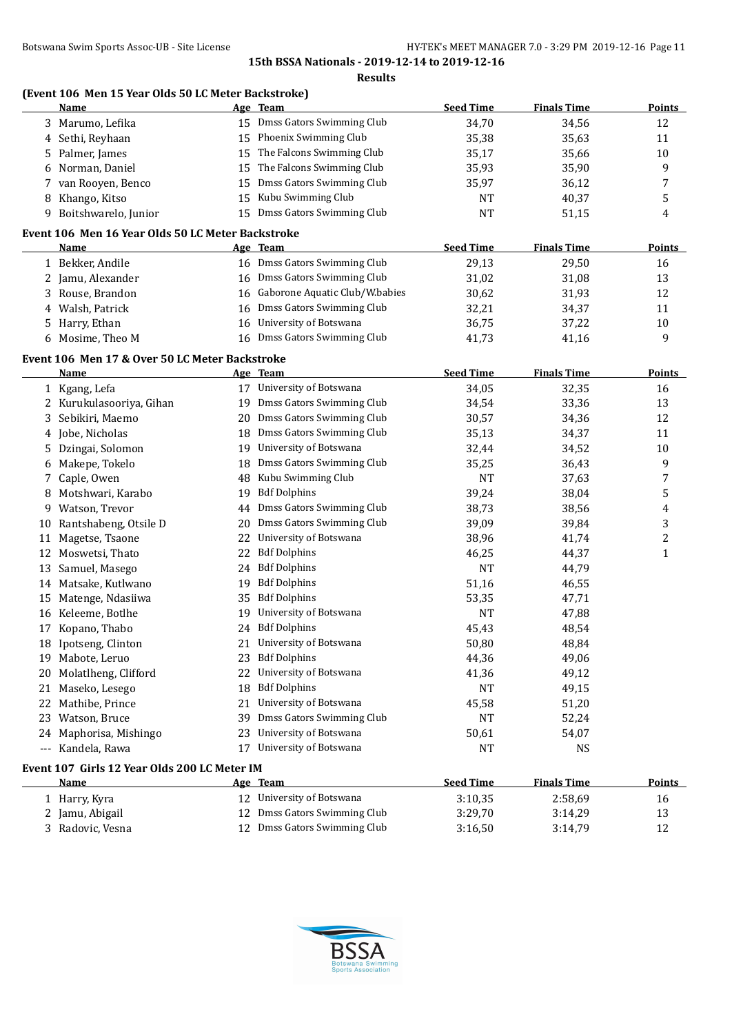# 15th BSSA Nationals - 2019-12-14 to 2019-12-16

## Results

### (Event 106 Men 15 Year Olds 50 LC Meter Backstroke)

| | Name | Age | Team | Seed Time | Finals Time | Points |
|---|---|---|---|---|---|---|
| 3 | Marumo, Lefika | 15 | Dmss Gators Swimming Club | 34,70 | 34,56 | 12 |
| 4 | Sethi, Reyhaan | 15 | Phoenix Swimming Club | 35,38 | 35,63 | 11 |
| 5 | Palmer, James | 15 | The Falcons Swimming Club | 35,17 | 35,66 | 10 |
| 6 | Norman, Daniel | 15 | The Falcons Swimming Club | 35,93 | 35,90 | 9 |
| 7 | van Rooyen, Benco | 15 | Dmss Gators Swimming Club | 35,97 | 36,12 | 7 |
| 8 | Khango, Kitso | 15 | Kubu Swimming Club | NT | 40,37 | 5 |
| 9 | Boitshwarelo, Junior | 15 | Dmss Gators Swimming Club | NT | 51,15 | 4 |

### Event 106 Men 16 Year Olds 50 LC Meter Backstroke

| | Name | Age | Team | Seed Time | Finals Time | Points |
|---|---|---|---|---|---|---|
| 1 | Bekker, Andile | 16 | Dmss Gators Swimming Club | 29,13 | 29,50 | 16 |
| 2 | Jamu, Alexander | 16 | Dmss Gators Swimming Club | 31,02 | 31,08 | 13 |
| 3 | Rouse, Brandon | 16 | Gaborone Aquatic Club/W.babies | 30,62 | 31,93 | 12 |
| 4 | Walsh, Patrick | 16 | Dmss Gators Swimming Club | 32,21 | 34,37 | 11 |
| 5 | Harry, Ethan | 16 | University of Botswana | 36,75 | 37,22 | 10 |
| 6 | Mosime, Theo M | 16 | Dmss Gators Swimming Club | 41,73 | 41,16 | 9 |

### Event 106 Men 17 & Over 50 LC Meter Backstroke

| | Name | Age | Team | Seed Time | Finals Time | Points |
|---|---|---|---|---|---|---|
| 1 | Kgang, Lefa | 17 | University of Botswana | 34,05 | 32,35 | 16 |
| 2 | Kurukulasooriya, Gihan | 19 | Dmss Gators Swimming Club | 34,54 | 33,36 | 13 |
| 3 | Sebikiri, Maemo | 20 | Dmss Gators Swimming Club | 30,57 | 34,36 | 12 |
| 4 | Jobe, Nicholas | 18 | Dmss Gators Swimming Club | 35,13 | 34,37 | 11 |
| 5 | Dzingai, Solomon | 19 | University of Botswana | 32,44 | 34,52 | 10 |
| 6 | Makepe, Tokelo | 18 | Dmss Gators Swimming Club | 35,25 | 36,43 | 9 |
| 7 | Caple, Owen | 48 | Kubu Swimming Club | NT | 37,63 | 7 |
| 8 | Motshwari, Karabo | 19 | Bdf Dolphins | 39,24 | 38,04 | 5 |
| 9 | Watson, Trevor | 44 | Dmss Gators Swimming Club | 38,73 | 38,56 | 4 |
| 10 | Rantshabeng, Otsile D | 20 | Dmss Gators Swimming Club | 39,09 | 39,84 | 3 |
| 11 | Magetse, Tsaone | 22 | University of Botswana | 38,96 | 41,74 | 2 |
| 12 | Moswetsi, Thato | 22 | Bdf Dolphins | 46,25 | 44,37 | 1 |
| 13 | Samuel, Masego | 24 | Bdf Dolphins | NT | 44,79 | |
| 14 | Matsake, Kutlwano | 19 | Bdf Dolphins | 51,16 | 46,55 | |
| 15 | Matenge, Ndasiiwa | 35 | Bdf Dolphins | 53,35 | 47,71 | |
| 16 | Keleeme, Botlhe | 19 | University of Botswana | NT | 47,88 | |
| 17 | Kopano, Thabo | 24 | Bdf Dolphins | 45,43 | 48,54 | |
| 18 | Ipotseng, Clinton | 21 | University of Botswana | 50,80 | 48,84 | |
| 19 | Mabote, Leruo | 23 | Bdf Dolphins | 44,36 | 49,06 | |
| 20 | Molatlheng, Clifford | 22 | University of Botswana | 41,36 | 49,12 | |
| 21 | Maseko, Lesego | 18 | Bdf Dolphins | NT | 49,15 | |
| 22 | Mathibe, Prince | 21 | University of Botswana | 45,58 | 51,20 | |
| 23 | Watson, Bruce | 39 | Dmss Gators Swimming Club | NT | 52,24 | |
| 24 | Maphorisa, Mishingo | 23 | University of Botswana | 50,61 | 54,07 | |
| --- | Kandela, Rawa | 17 | University of Botswana | NT | NS | |

### Event 107 Girls 12 Year Olds 200 LC Meter IM

| | Name | Age | Team | Seed Time | Finals Time | Points |
|---|---|---|---|---|---|---|
| 1 | Harry, Kyra | 12 | University of Botswana | 3:10,35 | 2:58,69 | 16 |
| 2 | Jamu, Abigail | 12 | Dmss Gators Swimming Club | 3:29,70 | 3:14,29 | 13 |
| 3 | Radovic, Vesna | 12 | Dmss Gators Swimming Club | 3:16,50 | 3:14,79 | 12 |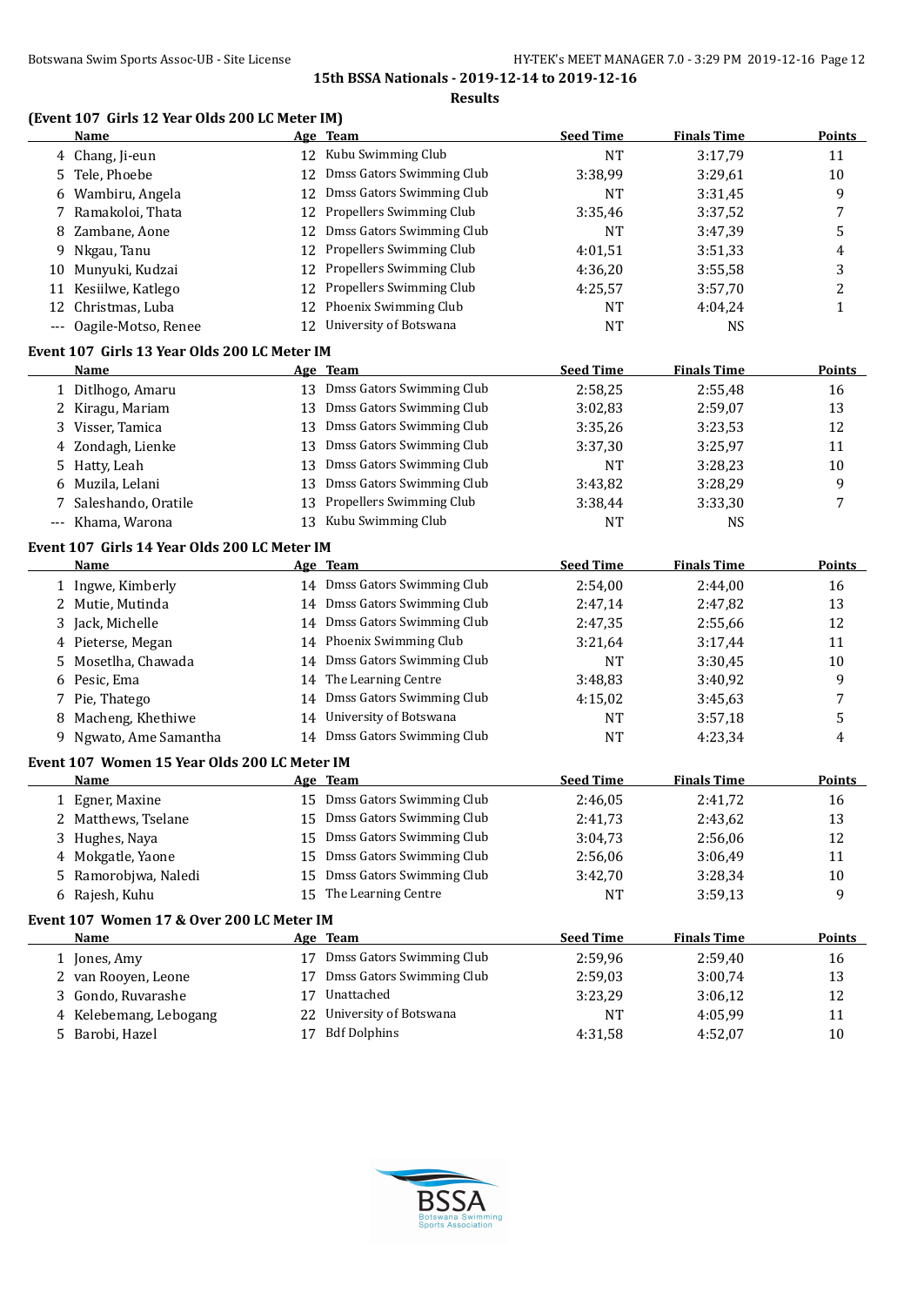**15th BSSA Nationals - 2019-12-14 to 2019-12-16**

**Results**

### (Event 107 Girls 12 Year Olds 200 LC Meter IM)

| | Name | Age | Team | Seed Time | Finals Time | Points |
|---|---|---|---|---|---|---|
| 4 | Chang, Ji-eun | 12 | Kubu Swimming Club | NT | 3:17,79 | 11 |
| 5 | Tele, Phoebe | 12 | Dmss Gators Swimming Club | 3:38,99 | 3:29,61 | 10 |
| 6 | Wambiru, Angela | 12 | Dmss Gators Swimming Club | NT | 3:31,45 | 9 |
| 7 | Ramakoloi, Thata | 12 | Propellers Swimming Club | 3:35,46 | 3:37,52 | 7 |
| 8 | Zambane, Aone | 12 | Dmss Gators Swimming Club | NT | 3:47,39 | 5 |
| 9 | Nkgau, Tanu | 12 | Propellers Swimming Club | 4:01,51 | 3:51,33 | 4 |
| 10 | Munyuki, Kudzai | 12 | Propellers Swimming Club | 4:36,20 | 3:55,58 | 3 |
| 11 | Kesiilwe, Katlego | 12 | Propellers Swimming Club | 4:25,57 | 3:57,70 | 2 |
| 12 | Christmas, Luba | 12 | Phoenix Swimming Club | NT | 4:04,24 | 1 |
| --- | Oagile-Motso, Renee | 12 | University of Botswana | NT | NS | |

### Event 107 Girls 13 Year Olds 200 LC Meter IM

| | Name | Age | Team | Seed Time | Finals Time | Points |
|---|---|---|---|---|---|---|
| 1 | Ditlhogo, Amaru | 13 | Dmss Gators Swimming Club | 2:58,25 | 2:55,48 | 16 |
| 2 | Kiragu, Mariam | 13 | Dmss Gators Swimming Club | 3:02,83 | 2:59,07 | 13 |
| 3 | Visser, Tamica | 13 | Dmss Gators Swimming Club | 3:35,26 | 3:23,53 | 12 |
| 4 | Zondagh, Lienke | 13 | Dmss Gators Swimming Club | 3:37,30 | 3:25,97 | 11 |
| 5 | Hatty, Leah | 13 | Dmss Gators Swimming Club | NT | 3:28,23 | 10 |
| 6 | Muzila, Lelani | 13 | Dmss Gators Swimming Club | 3:43,82 | 3:28,29 | 9 |
| 7 | Saleshando, Oratile | 13 | Propellers Swimming Club | 3:38,44 | 3:33,30 | 7 |
| --- | Khama, Warona | 13 | Kubu Swimming Club | NT | NS | |

### Event 107 Girls 14 Year Olds 200 LC Meter IM

| | Name | Age | Team | Seed Time | Finals Time | Points |
|---|---|---|---|---|---|---|
| 1 | Ingwe, Kimberly | 14 | Dmss Gators Swimming Club | 2:54,00 | 2:44,00 | 16 |
| 2 | Mutie, Mutinda | 14 | Dmss Gators Swimming Club | 2:47,14 | 2:47,82 | 13 |
| 3 | Jack, Michelle | 14 | Dmss Gators Swimming Club | 2:47,35 | 2:55,66 | 12 |
| 4 | Pieterse, Megan | 14 | Phoenix Swimming Club | 3:21,64 | 3:17,44 | 11 |
| 5 | Mosetlha, Chawada | 14 | Dmss Gators Swimming Club | NT | 3:30,45 | 10 |
| 6 | Pesic, Ema | 14 | The Learning Centre | 3:48,83 | 3:40,92 | 9 |
| 7 | Pie, Thatego | 14 | Dmss Gators Swimming Club | 4:15,02 | 3:45,63 | 7 |
| 8 | Macheng, Khethiwe | 14 | University of Botswana | NT | 3:57,18 | 5 |
| 9 | Ngwato, Ame Samantha | 14 | Dmss Gators Swimming Club | NT | 4:23,34 | 4 |

### Event 107 Women 15 Year Olds 200 LC Meter IM

| | Name | Age | Team | Seed Time | Finals Time | Points |
|---|---|---|---|---|---|---|
| 1 | Egner, Maxine | 15 | Dmss Gators Swimming Club | 2:46,05 | 2:41,72 | 16 |
| 2 | Matthews, Tselane | 15 | Dmss Gators Swimming Club | 2:41,73 | 2:43,62 | 13 |
| 3 | Hughes, Naya | 15 | Dmss Gators Swimming Club | 3:04,73 | 2:56,06 | 12 |
| 4 | Mokgatle, Yaone | 15 | Dmss Gators Swimming Club | 2:56,06 | 3:06,49 | 11 |
| 5 | Ramorobjwa, Naledi | 15 | Dmss Gators Swimming Club | 3:42,70 | 3:28,34 | 10 |
| 6 | Rajesh, Kuhu | 15 | The Learning Centre | NT | 3:59,13 | 9 |

### Event 107 Women 17 & Over 200 LC Meter IM

| | Name | Age | Team | Seed Time | Finals Time | Points |
|---|---|---|---|---|---|---|
| 1 | Jones, Amy | 17 | Dmss Gators Swimming Club | 2:59,96 | 2:59,40 | 16 |
| 2 | van Rooyen, Leone | 17 | Dmss Gators Swimming Club | 2:59,03 | 3:00,74 | 13 |
| 3 | Gondo, Ruvarashe | 17 | Unattached | 3:23,29 | 3:06,12 | 12 |
| 4 | Kelebemang, Lebogang | 22 | University of Botswana | NT | 4:05,99 | 11 |
| 5 | Barobi, Hazel | 17 | Bdf Dolphins | 4:31,58 | 4:52,07 | 10 |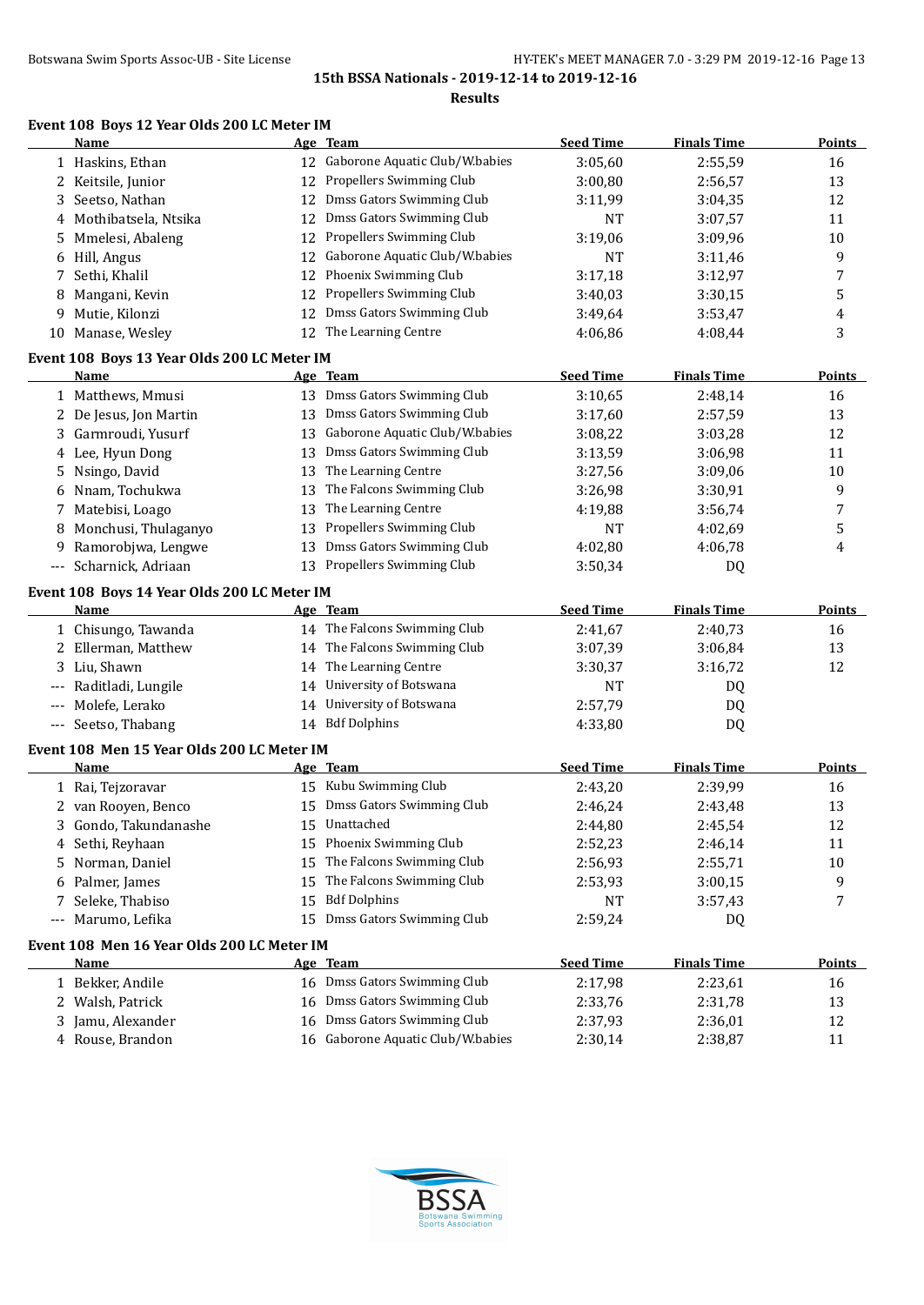## 15th BSSA Nationals - 2019-12-14 to 2019-12-16

### Results

#### Event 108 Boys 12 Year Olds 200 LC Meter IM

| | Name | Age | Team | Seed Time | Finals Time | Points |
|---|---|---|---|---|---|---|
| 1 | Haskins, Ethan | 12 | Gaborone Aquatic Club/W.babies | 3:05,60 | 2:55,59 | 16 |
| 2 | Keitsile, Junior | 12 | Propellers Swimming Club | 3:00,80 | 2:56,57 | 13 |
| 3 | Seetso, Nathan | 12 | Dmss Gators Swimming Club | 3:11,99 | 3:04,35 | 12 |
| 4 | Mothibatsela, Ntsika | 12 | Dmss Gators Swimming Club | NT | 3:07,57 | 11 |
| 5 | Mmelesi, Abaleng | 12 | Propellers Swimming Club | 3:19,06 | 3:09,96 | 10 |
| 6 | Hill, Angus | 12 | Gaborone Aquatic Club/W.babies | NT | 3:11,46 | 9 |
| 7 | Sethi, Khalil | 12 | Phoenix Swimming Club | 3:17,18 | 3:12,97 | 7 |
| 8 | Mangani, Kevin | 12 | Propellers Swimming Club | 3:40,03 | 3:30,15 | 5 |
| 9 | Mutie, Kilonzi | 12 | Dmss Gators Swimming Club | 3:49,64 | 3:53,47 | 4 |
| 10 | Manase, Wesley | 12 | The Learning Centre | 4:06,86 | 4:08,44 | 3 |

#### Event 108 Boys 13 Year Olds 200 LC Meter IM

| | Name | Age | Team | Seed Time | Finals Time | Points |
|---|---|---|---|---|---|---|
| 1 | Matthews, Mmusi | 13 | Dmss Gators Swimming Club | 3:10,65 | 2:48,14 | 16 |
| 2 | De Jesus, Jon Martin | 13 | Dmss Gators Swimming Club | 3:17,60 | 2:57,59 | 13 |
| 3 | Garmroudi, Yusurf | 13 | Gaborone Aquatic Club/W.babies | 3:08,22 | 3:03,28 | 12 |
| 4 | Lee, Hyun Dong | 13 | Dmss Gators Swimming Club | 3:13,59 | 3:06,98 | 11 |
| 5 | Nsingo, David | 13 | The Learning Centre | 3:27,56 | 3:09,06 | 10 |
| 6 | Nnam, Tochukwa | 13 | The Falcons Swimming Club | 3:26,98 | 3:30,91 | 9 |
| 7 | Matebisi, Loago | 13 | The Learning Centre | 4:19,88 | 3:56,74 | 7 |
| 8 | Monchusi, Thulaganyo | 13 | Propellers Swimming Club | NT | 4:02,69 | 5 |
| 9 | Ramorobjwa, Lengwe | 13 | Dmss Gators Swimming Club | 4:02,80 | 4:06,78 | 4 |
| --- | Scharnick, Adriaan | 13 | Propellers Swimming Club | 3:50,34 | DQ | |

#### Event 108 Boys 14 Year Olds 200 LC Meter IM

| | Name | Age | Team | Seed Time | Finals Time | Points |
|---|---|---|---|---|---|---|
| 1 | Chisungo, Tawanda | 14 | The Falcons Swimming Club | 2:41,67 | 2:40,73 | 16 |
| 2 | Ellerman, Matthew | 14 | The Falcons Swimming Club | 3:07,39 | 3:06,84 | 13 |
| 3 | Liu, Shawn | 14 | The Learning Centre | 3:30,37 | 3:16,72 | 12 |
| --- | Raditladi, Lungile | 14 | University of Botswana | NT | DQ | |
| --- | Molefe, Lerako | 14 | University of Botswana | 2:57,79 | DQ | |
| --- | Seetso, Thabang | 14 | Bdf Dolphins | 4:33,80 | DQ | |

#### Event 108 Men 15 Year Olds 200 LC Meter IM

| | Name | Age | Team | Seed Time | Finals Time | Points |
|---|---|---|---|---|---|---|
| 1 | Rai, Tejzoravar | 15 | Kubu Swimming Club | 2:43,20 | 2:39,99 | 16 |
| 2 | van Rooyen, Benco | 15 | Dmss Gators Swimming Club | 2:46,24 | 2:43,48 | 13 |
| 3 | Gondo, Takundanashe | 15 | Unattached | 2:44,80 | 2:45,54 | 12 |
| 4 | Sethi, Reyhaan | 15 | Phoenix Swimming Club | 2:52,23 | 2:46,14 | 11 |
| 5 | Norman, Daniel | 15 | The Falcons Swimming Club | 2:56,93 | 2:55,71 | 10 |
| 6 | Palmer, James | 15 | The Falcons Swimming Club | 2:53,93 | 3:00,15 | 9 |
| 7 | Seleke, Thabiso | 15 | Bdf Dolphins | NT | 3:57,43 | 7 |
| --- | Marumo, Lefika | 15 | Dmss Gators Swimming Club | 2:59,24 | DQ | |

#### Event 108 Men 16 Year Olds 200 LC Meter IM

| | Name | Age | Team | Seed Time | Finals Time | Points |
|---|---|---|---|---|---|---|
| 1 | Bekker, Andile | 16 | Dmss Gators Swimming Club | 2:17,98 | 2:23,61 | 16 |
| 2 | Walsh, Patrick | 16 | Dmss Gators Swimming Club | 2:33,76 | 2:31,78 | 13 |
| 3 | Jamu, Alexander | 16 | Dmss Gators Swimming Club | 2:37,93 | 2:36,01 | 12 |
| 4 | Rouse, Brandon | 16 | Gaborone Aquatic Club/W.babies | 2:30,14 | 2:38,87 | 11 |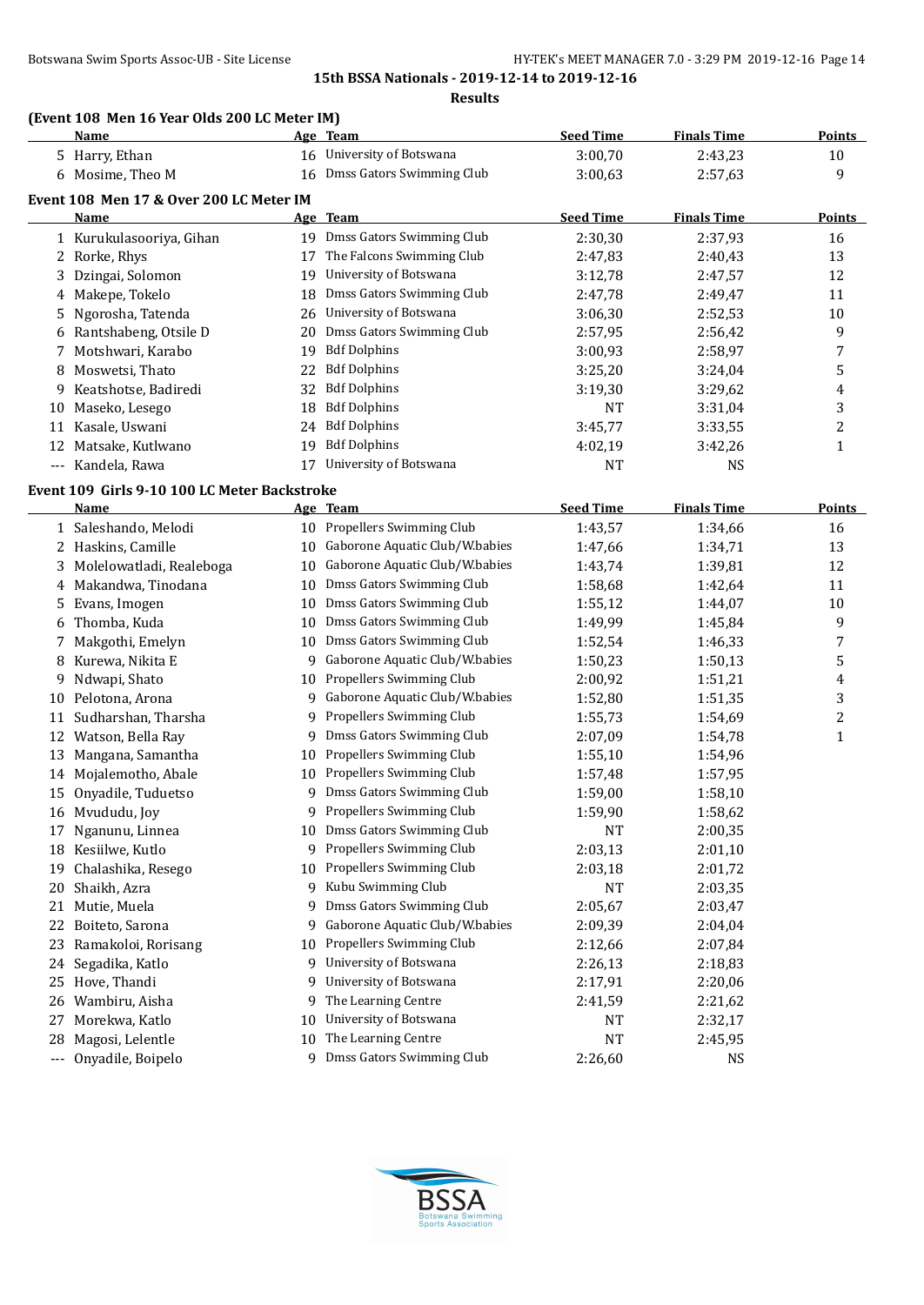# 15th BSSA Nationals - 2019-12-14 to 2019-12-16

## Results

### (Event 108 Men 16 Year Olds 200 LC Meter IM)

| | Name | Age | Team | Seed Time | Finals Time | Points |
|---|---|---|---|---|---|---|
| 5 | Harry, Ethan | 16 | University of Botswana | 3:00,70 | 2:43,23 | 10 |
| 6 | Mosime, Theo M | 16 | Dmss Gators Swimming Club | 3:00,63 | 2:57,63 | 9 |

### Event 108 Men 17 & Over 200 LC Meter IM

| | Name | Age | Team | Seed Time | Finals Time | Points |
|---|---|---|---|---|---|---|
| 1 | Kurukulasooriya, Gihan | 19 | Dmss Gators Swimming Club | 2:30,30 | 2:37,93 | 16 |
| 2 | Rorke, Rhys | 17 | The Falcons Swimming Club | 2:47,83 | 2:40,43 | 13 |
| 3 | Dzingai, Solomon | 19 | University of Botswana | 3:12,78 | 2:47,57 | 12 |
| 4 | Makepe, Tokelo | 18 | Dmss Gators Swimming Club | 2:47,78 | 2:49,47 | 11 |
| 5 | Ngorosha, Tatenda | 26 | University of Botswana | 3:06,30 | 2:52,53 | 10 |
| 6 | Rantshabeng, Otsile D | 20 | Dmss Gators Swimming Club | 2:57,95 | 2:56,42 | 9 |
| 7 | Motshwari, Karabo | 19 | Bdf Dolphins | 3:00,93 | 2:58,97 | 7 |
| 8 | Moswetsi, Thato | 22 | Bdf Dolphins | 3:25,20 | 3:24,04 | 5 |
| 9 | Keatshotse, Badiredi | 32 | Bdf Dolphins | 3:19,30 | 3:29,62 | 4 |
| 10 | Maseko, Lesego | 18 | Bdf Dolphins | NT | 3:31,04 | 3 |
| 11 | Kasale, Uswani | 24 | Bdf Dolphins | 3:45,77 | 3:33,55 | 2 |
| 12 | Matsake, Kutlwano | 19 | Bdf Dolphins | 4:02,19 | 3:42,26 | 1 |
| --- | Kandela, Rawa | 17 | University of Botswana | NT | NS | |

### Event 109 Girls 9-10 100 LC Meter Backstroke

| | Name | Age | Team | Seed Time | Finals Time | Points |
|---|---|---|---|---|---|---|
| 1 | Saleshando, Melodi | 10 | Propellers Swimming Club | 1:43,57 | 1:34,66 | 16 |
| 2 | Haskins, Camille | 10 | Gaborone Aquatic Club/W.babies | 1:47,66 | 1:34,71 | 13 |
| 3 | Molelowatladi, Realeboga | 10 | Gaborone Aquatic Club/W.babies | 1:43,74 | 1:39,81 | 12 |
| 4 | Makandwa, Tinodana | 10 | Dmss Gators Swimming Club | 1:58,68 | 1:42,64 | 11 |
| 5 | Evans, Imogen | 10 | Dmss Gators Swimming Club | 1:55,12 | 1:44,07 | 10 |
| 6 | Thomba, Kuda | 10 | Dmss Gators Swimming Club | 1:49,99 | 1:45,84 | 9 |
| 7 | Makgothi, Emelyn | 10 | Dmss Gators Swimming Club | 1:52,54 | 1:46,33 | 7 |
| 8 | Kurewa, Nikita E | 9 | Gaborone Aquatic Club/W.babies | 1:50,23 | 1:50,13 | 5 |
| 9 | Ndwapi, Shato | 10 | Propellers Swimming Club | 2:00,92 | 1:51,21 | 4 |
| 10 | Pelotona, Arona | 9 | Gaborone Aquatic Club/W.babies | 1:52,80 | 1:51,35 | 3 |
| 11 | Sudharshan, Tharsha | 9 | Propellers Swimming Club | 1:55,73 | 1:54,69 | 2 |
| 12 | Watson, Bella Ray | 9 | Dmss Gators Swimming Club | 2:07,09 | 1:54,78 | 1 |
| 13 | Mangana, Samantha | 10 | Propellers Swimming Club | 1:55,10 | 1:54,96 | |
| 14 | Mojalemotho, Abale | 10 | Propellers Swimming Club | 1:57,48 | 1:57,95 | |
| 15 | Onyadile, Tuduetso | 9 | Dmss Gators Swimming Club | 1:59,00 | 1:58,10 | |
| 16 | Mvududu, Joy | 9 | Propellers Swimming Club | 1:59,90 | 1:58,62 | |
| 17 | Nganunu, Linnea | 10 | Dmss Gators Swimming Club | NT | 2:00,35 | |
| 18 | Kesiilwe, Kutlo | 9 | Propellers Swimming Club | 2:03,13 | 2:01,10 | |
| 19 | Chalashika, Resego | 10 | Propellers Swimming Club | 2:03,18 | 2:01,72 | |
| 20 | Shaikh, Azra | 9 | Kubu Swimming Club | NT | 2:03,35 | |
| 21 | Mutie, Muela | 9 | Dmss Gators Swimming Club | 2:05,67 | 2:03,47 | |
| 22 | Boiteto, Sarona | 9 | Gaborone Aquatic Club/W.babies | 2:09,39 | 2:04,04 | |
| 23 | Ramakoloi, Rorisang | 10 | Propellers Swimming Club | 2:12,66 | 2:07,84 | |
| 24 | Segadika, Katlo | 9 | University of Botswana | 2:26,13 | 2:18,83 | |
| 25 | Hove, Thandi | 9 | University of Botswana | 2:17,91 | 2:20,06 | |
| 26 | Wambiru, Aisha | 9 | The Learning Centre | 2:41,59 | 2:21,62 | |
| 27 | Morekwa, Katlo | 10 | University of Botswana | NT | 2:32,17 | |
| 28 | Magosi, Lelentle | 10 | The Learning Centre | NT | 2:45,95 | |
| --- | Onyadile, Boipelo | 9 | Dmss Gators Swimming Club | 2:26,60 | NS | |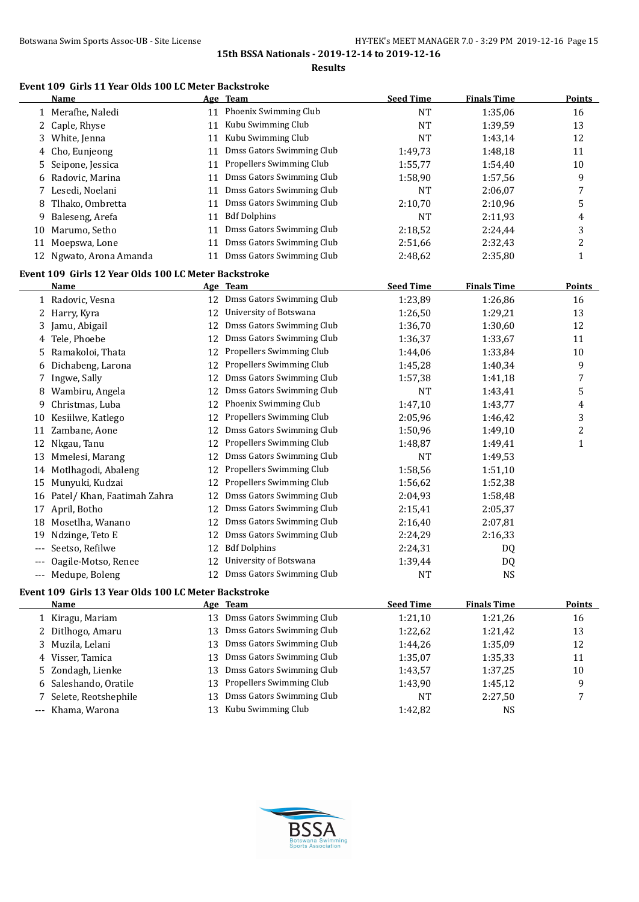## 15th BSSA Nationals - 2019-12-14 to 2019-12-16

## Results

### Event 109 Girls 11 Year Olds 100 LC Meter Backstroke

| | Name | Age | Team | Seed Time | Finals Time | Points |
|---|---|---|---|---|---|---|
| 1 | Merafhe, Naledi | 11 | Phoenix Swimming Club | NT | 1:35,06 | 16 |
| 2 | Caple, Rhyse | 11 | Kubu Swimming Club | NT | 1:39,59 | 13 |
| 3 | White, Jenna | 11 | Kubu Swimming Club | NT | 1:43,14 | 12 |
| 4 | Cho, Eunjeong | 11 | Dmss Gators Swimming Club | 1:49,73 | 1:48,18 | 11 |
| 5 | Seipone, Jessica | 11 | Propellers Swimming Club | 1:55,77 | 1:54,40 | 10 |
| 6 | Radovic, Marina | 11 | Dmss Gators Swimming Club | 1:58,90 | 1:57,56 | 9 |
| 7 | Lesedi, Noelani | 11 | Dmss Gators Swimming Club | NT | 2:06,07 | 7 |
| 8 | Tlhako, Ombretta | 11 | Dmss Gators Swimming Club | 2:10,70 | 2:10,96 | 5 |
| 9 | Baleseng, Arefa | 11 | Bdf Dolphins | NT | 2:11,93 | 4 |
| 10 | Marumo, Setho | 11 | Dmss Gators Swimming Club | 2:18,52 | 2:24,44 | 3 |
| 11 | Moepswa, Lone | 11 | Dmss Gators Swimming Club | 2:51,66 | 2:32,43 | 2 |
| 12 | Ngwato, Arona Amanda | 11 | Dmss Gators Swimming Club | 2:48,62 | 2:35,80 | 1 |

### Event 109 Girls 12 Year Olds 100 LC Meter Backstroke

| | Name | Age | Team | Seed Time | Finals Time | Points |
|---|---|---|---|---|---|---|
| 1 | Radovic, Vesna | 12 | Dmss Gators Swimming Club | 1:23,89 | 1:26,86 | 16 |
| 2 | Harry, Kyra | 12 | University of Botswana | 1:26,50 | 1:29,21 | 13 |
| 3 | Jamu, Abigail | 12 | Dmss Gators Swimming Club | 1:36,70 | 1:30,60 | 12 |
| 4 | Tele, Phoebe | 12 | Dmss Gators Swimming Club | 1:36,37 | 1:33,67 | 11 |
| 5 | Ramakoloi, Thata | 12 | Propellers Swimming Club | 1:44,06 | 1:33,84 | 10 |
| 6 | Dichabeng, Larona | 12 | Propellers Swimming Club | 1:45,28 | 1:40,34 | 9 |
| 7 | Ingwe, Sally | 12 | Dmss Gators Swimming Club | 1:57,38 | 1:41,18 | 7 |
| 8 | Wambiru, Angela | 12 | Dmss Gators Swimming Club | NT | 1:43,41 | 5 |
| 9 | Christmas, Luba | 12 | Phoenix Swimming Club | 1:47,10 | 1:43,77 | 4 |
| 10 | Kesiilwe, Katlego | 12 | Propellers Swimming Club | 2:05,96 | 1:46,42 | 3 |
| 11 | Zambane, Aone | 12 | Dmss Gators Swimming Club | 1:50,96 | 1:49,10 | 2 |
| 12 | Nkgau, Tanu | 12 | Propellers Swimming Club | 1:48,87 | 1:49,41 | 1 |
| 13 | Mmelesi, Marang | 12 | Dmss Gators Swimming Club | NT | 1:49,53 | |
| 14 | Motlhagodi, Abaleng | 12 | Propellers Swimming Club | 1:58,56 | 1:51,10 | |
| 15 | Munyuki, Kudzai | 12 | Propellers Swimming Club | 1:56,62 | 1:52,38 | |
| 16 | Patel/ Khan, Faatimah Zahra | 12 | Dmss Gators Swimming Club | 2:04,93 | 1:58,48 | |
| 17 | April, Botho | 12 | Dmss Gators Swimming Club | 2:15,41 | 2:05,37 | |
| 18 | Mosetlha, Wanano | 12 | Dmss Gators Swimming Club | 2:16,40 | 2:07,81 | |
| 19 | Ndzinge, Teto E | 12 | Dmss Gators Swimming Club | 2:24,29 | 2:16,33 | |
| --- | Seetso, Refilwe | 12 | Bdf Dolphins | 2:24,31 | DQ | |
| --- | Oagile-Motso, Renee | 12 | University of Botswana | 1:39,44 | DQ | |
| --- | Medupe, Boleng | 12 | Dmss Gators Swimming Club | NT | NS | |

### Event 109 Girls 13 Year Olds 100 LC Meter Backstroke

| | Name | Age | Team | Seed Time | Finals Time | Points |
|---|---|---|---|---|---|---|
| 1 | Kiragu, Mariam | 13 | Dmss Gators Swimming Club | 1:21,10 | 1:21,26 | 16 |
| 2 | Ditlhogo, Amaru | 13 | Dmss Gators Swimming Club | 1:22,62 | 1:21,42 | 13 |
| 3 | Muzila, Lelani | 13 | Dmss Gators Swimming Club | 1:44,26 | 1:35,09 | 12 |
| 4 | Visser, Tamica | 13 | Dmss Gators Swimming Club | 1:35,07 | 1:35,33 | 11 |
| 5 | Zondagh, Lienke | 13 | Dmss Gators Swimming Club | 1:43,57 | 1:37,25 | 10 |
| 6 | Saleshando, Oratile | 13 | Propellers Swimming Club | 1:43,90 | 1:45,12 | 9 |
| 7 | Selete, Reotshephile | 13 | Dmss Gators Swimming Club | NT | 2:27,50 | 7 |
| --- | Khama, Warona | 13 | Kubu Swimming Club | 1:42,82 | NS | |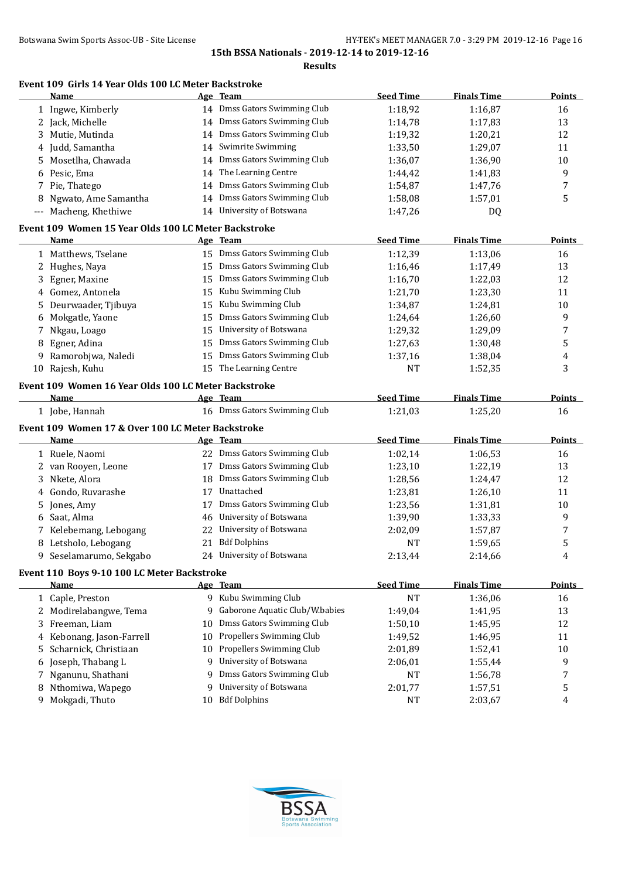**15th BSSA Nationals - 2019-12-14 to 2019-12-16**

**Results**

### Event 109 Girls 14 Year Olds 100 LC Meter Backstroke

| | Name | Age | Team | Seed Time | Finals Time | Points |
|---|---|---|---|---|---|---|
| 1 | Ingwe, Kimberly | 14 | Dmss Gators Swimming Club | 1:18,92 | 1:16,87 | 16 |
| 2 | Jack, Michelle | 14 | Dmss Gators Swimming Club | 1:14,78 | 1:17,83 | 13 |
| 3 | Mutie, Mutinda | 14 | Dmss Gators Swimming Club | 1:19,32 | 1:20,21 | 12 |
| 4 | Judd, Samantha | 14 | Swimrite Swimming | 1:33,50 | 1:29,07 | 11 |
| 5 | Mosetlha, Chawada | 14 | Dmss Gators Swimming Club | 1:36,07 | 1:36,90 | 10 |
| 6 | Pesic, Ema | 14 | The Learning Centre | 1:44,42 | 1:41,83 | 9 |
| 7 | Pie, Thatego | 14 | Dmss Gators Swimming Club | 1:54,87 | 1:47,76 | 7 |
| 8 | Ngwato, Ame Samantha | 14 | Dmss Gators Swimming Club | 1:58,08 | 1:57,01 | 5 |
| --- | Macheng, Khethiwe | 14 | University of Botswana | 1:47,26 | DQ | |

### Event 109 Women 15 Year Olds 100 LC Meter Backstroke

| | Name | Age | Team | Seed Time | Finals Time | Points |
|---|---|---|---|---|---|---|
| 1 | Matthews, Tselane | 15 | Dmss Gators Swimming Club | 1:12,39 | 1:13,06 | 16 |
| 2 | Hughes, Naya | 15 | Dmss Gators Swimming Club | 1:16,46 | 1:17,49 | 13 |
| 3 | Egner, Maxine | 15 | Dmss Gators Swimming Club | 1:16,70 | 1:22,03 | 12 |
| 4 | Gomez, Antonela | 15 | Kubu Swimming Club | 1:21,70 | 1:23,30 | 11 |
| 5 | Deurwaader, Tjibuya | 15 | Kubu Swimming Club | 1:34,87 | 1:24,81 | 10 |
| 6 | Mokgatle, Yaone | 15 | Dmss Gators Swimming Club | 1:24,64 | 1:26,60 | 9 |
| 7 | Nkgau, Loago | 15 | University of Botswana | 1:29,32 | 1:29,09 | 7 |
| 8 | Egner, Adina | 15 | Dmss Gators Swimming Club | 1:27,63 | 1:30,48 | 5 |
| 9 | Ramorobjwa, Naledi | 15 | Dmss Gators Swimming Club | 1:37,16 | 1:38,04 | 4 |
| 10 | Rajesh, Kuhu | 15 | The Learning Centre | NT | 1:52,35 | 3 |

### Event 109 Women 16 Year Olds 100 LC Meter Backstroke

| | Name | Age | Team | Seed Time | Finals Time | Points |
|---|---|---|---|---|---|---|
| 1 | Jobe, Hannah | 16 | Dmss Gators Swimming Club | 1:21,03 | 1:25,20 | 16 |

### Event 109 Women 17 & Over 100 LC Meter Backstroke

| | Name | Age | Team | Seed Time | Finals Time | Points |
|---|---|---|---|---|---|---|
| 1 | Ruele, Naomi | 22 | Dmss Gators Swimming Club | 1:02,14 | 1:06,53 | 16 |
| 2 | van Rooyen, Leone | 17 | Dmss Gators Swimming Club | 1:23,10 | 1:22,19 | 13 |
| 3 | Nkete, Alora | 18 | Dmss Gators Swimming Club | 1:28,56 | 1:24,47 | 12 |
| 4 | Gondo, Ruvarashe | 17 | Unattached | 1:23,81 | 1:26,10 | 11 |
| 5 | Jones, Amy | 17 | Dmss Gators Swimming Club | 1:23,56 | 1:31,81 | 10 |
| 6 | Saat, Alma | 46 | University of Botswana | 1:39,90 | 1:33,33 | 9 |
| 7 | Kelebemang, Lebogang | 22 | University of Botswana | 2:02,09 | 1:57,87 | 7 |
| 8 | Letsholo, Lebogang | 21 | Bdf Dolphins | NT | 1:59,65 | 5 |
| 9 | Seselamarumo, Sekgabo | 24 | University of Botswana | 2:13,44 | 2:14,66 | 4 |

### Event 110 Boys 9-10 100 LC Meter Backstroke

| | Name | Age | Team | Seed Time | Finals Time | Points |
|---|---|---|---|---|---|---|
| 1 | Caple, Preston | 9 | Kubu Swimming Club | NT | 1:36,06 | 16 |
| 2 | Modirelabangwe, Tema | 9 | Gaborone Aquatic Club/W.babies | 1:49,04 | 1:41,95 | 13 |
| 3 | Freeman, Liam | 10 | Dmss Gators Swimming Club | 1:50,10 | 1:45,95 | 12 |
| 4 | Kebonang, Jason-Farrell | 10 | Propellers Swimming Club | 1:49,52 | 1:46,95 | 11 |
| 5 | Scharnick, Christiaan | 10 | Propellers Swimming Club | 2:01,89 | 1:52,41 | 10 |
| 6 | Joseph, Thabang L | 9 | University of Botswana | 2:06,01 | 1:55,44 | 9 |
| 7 | Nganunu, Shathani | 9 | Dmss Gators Swimming Club | NT | 1:56,78 | 7 |
| 8 | Nthomiwa, Wapego | 9 | University of Botswana | 2:01,77 | 1:57,51 | 5 |
| 9 | Mokgadi, Thuto | 10 | Bdf Dolphins | NT | 2:03,67 | 4 |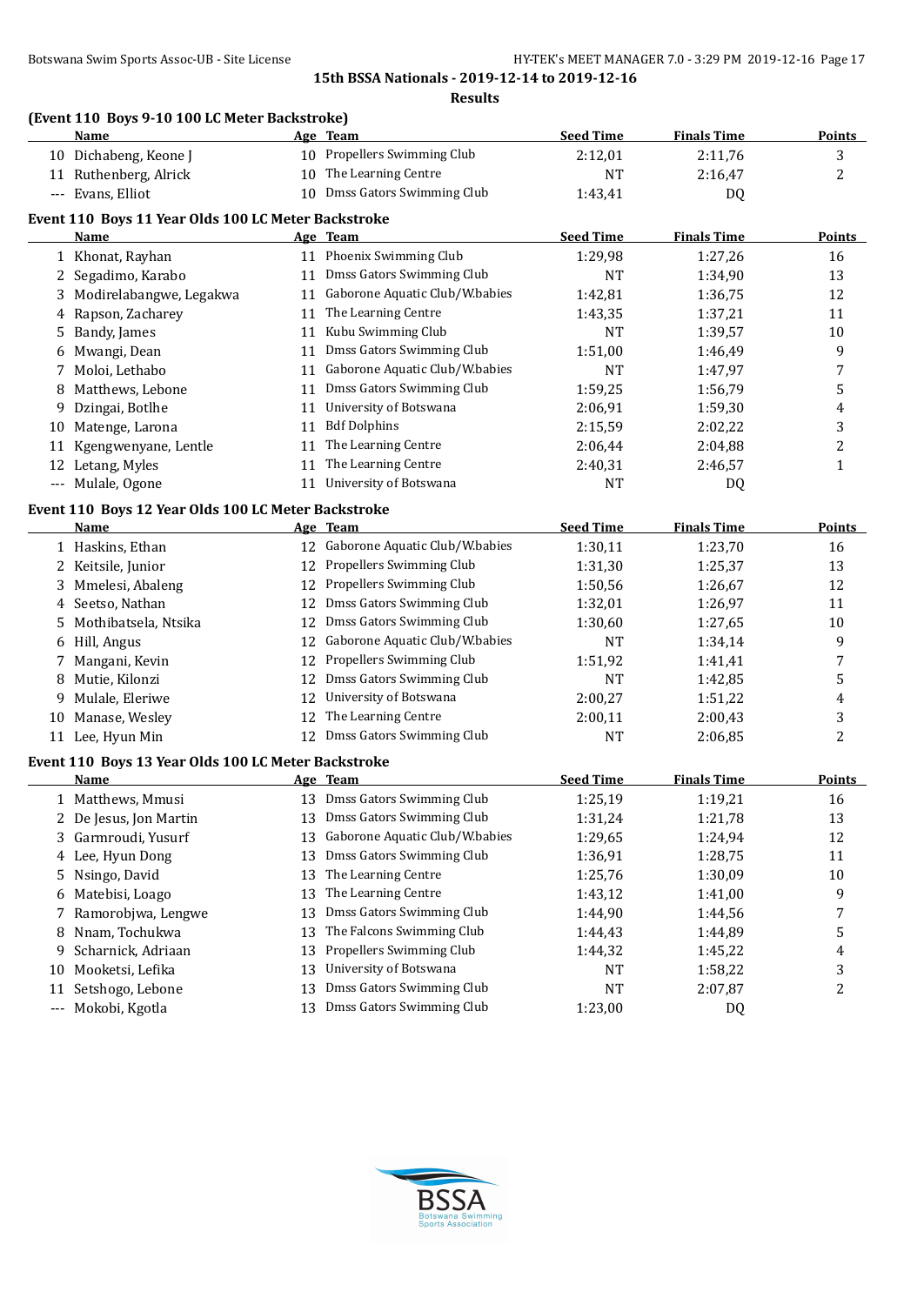## 15th BSSA Nationals - 2019-12-14 to 2019-12-16

### Results

#### (Event 110 Boys 9-10 100 LC Meter Backstroke)

| | Name | Age | Team | Seed Time | Finals Time | Points |
|---|---|---|---|---|---|---|
| 10 | Dichabeng, Keone J | 10 | Propellers Swimming Club | 2:12,01 | 2:11,76 | 3 |
| 11 | Ruthenberg, Alrick | 10 | The Learning Centre | NT | 2:16,47 | 2 |
| --- | Evans, Elliot | 10 | Dmss Gators Swimming Club | 1:43,41 | DQ | |

#### Event 110 Boys 11 Year Olds 100 LC Meter Backstroke

| | Name | Age | Team | Seed Time | Finals Time | Points |
|---|---|---|---|---|---|---|
| 1 | Khonat, Rayhan | 11 | Phoenix Swimming Club | 1:29,98 | 1:27,26 | 16 |
| 2 | Segadimo, Karabo | 11 | Dmss Gators Swimming Club | NT | 1:34,90 | 13 |
| 3 | Modirelabangwe, Legakwa | 11 | Gaborone Aquatic Club/W.babies | 1:42,81 | 1:36,75 | 12 |
| 4 | Rapson, Zacharey | 11 | The Learning Centre | 1:43,35 | 1:37,21 | 11 |
| 5 | Bandy, James | 11 | Kubu Swimming Club | NT | 1:39,57 | 10 |
| 6 | Mwangi, Dean | 11 | Dmss Gators Swimming Club | 1:51,00 | 1:46,49 | 9 |
| 7 | Moloi, Lethabo | 11 | Gaborone Aquatic Club/W.babies | NT | 1:47,97 | 7 |
| 8 | Matthews, Lebone | 11 | Dmss Gators Swimming Club | 1:59,25 | 1:56,79 | 5 |
| 9 | Dzingai, Botlhe | 11 | University of Botswana | 2:06,91 | 1:59,30 | 4 |
| 10 | Matenge, Larona | 11 | Bdf Dolphins | 2:15,59 | 2:02,22 | 3 |
| 11 | Kgengwenyane, Lentle | 11 | The Learning Centre | 2:06,44 | 2:04,88 | 2 |
| 12 | Letang, Myles | 11 | The Learning Centre | 2:40,31 | 2:46,57 | 1 |
| --- | Mulale, Ogone | 11 | University of Botswana | NT | DQ | |

#### Event 110 Boys 12 Year Olds 100 LC Meter Backstroke

| | Name | Age | Team | Seed Time | Finals Time | Points |
|---|---|---|---|---|---|---|
| 1 | Haskins, Ethan | 12 | Gaborone Aquatic Club/W.babies | 1:30,11 | 1:23,70 | 16 |
| 2 | Keitsile, Junior | 12 | Propellers Swimming Club | 1:31,30 | 1:25,37 | 13 |
| 3 | Mmelesi, Abaleng | 12 | Propellers Swimming Club | 1:50,56 | 1:26,67 | 12 |
| 4 | Seetso, Nathan | 12 | Dmss Gators Swimming Club | 1:32,01 | 1:26,97 | 11 |
| 5 | Mothibatsela, Ntsika | 12 | Dmss Gators Swimming Club | 1:30,60 | 1:27,65 | 10 |
| 6 | Hill, Angus | 12 | Gaborone Aquatic Club/W.babies | NT | 1:34,14 | 9 |
| 7 | Mangani, Kevin | 12 | Propellers Swimming Club | 1:51,92 | 1:41,41 | 7 |
| 8 | Mutie, Kilonzi | 12 | Dmss Gators Swimming Club | NT | 1:42,85 | 5 |
| 9 | Mulale, Eleriwe | 12 | University of Botswana | 2:00,27 | 1:51,22 | 4 |
| 10 | Manase, Wesley | 12 | The Learning Centre | 2:00,11 | 2:00,43 | 3 |
| 11 | Lee, Hyun Min | 12 | Dmss Gators Swimming Club | NT | 2:06,85 | 2 |

#### Event 110 Boys 13 Year Olds 100 LC Meter Backstroke

| | Name | Age | Team | Seed Time | Finals Time | Points |
|---|---|---|---|---|---|---|
| 1 | Matthews, Mmusi | 13 | Dmss Gators Swimming Club | 1:25,19 | 1:19,21 | 16 |
| 2 | De Jesus, Jon Martin | 13 | Dmss Gators Swimming Club | 1:31,24 | 1:21,78 | 13 |
| 3 | Garmroudi, Yusurf | 13 | Gaborone Aquatic Club/W.babies | 1:29,65 | 1:24,94 | 12 |
| 4 | Lee, Hyun Dong | 13 | Dmss Gators Swimming Club | 1:36,91 | 1:28,75 | 11 |
| 5 | Nsingo, David | 13 | The Learning Centre | 1:25,76 | 1:30,09 | 10 |
| 6 | Matebisi, Loago | 13 | The Learning Centre | 1:43,12 | 1:41,00 | 9 |
| 7 | Ramorobjwa, Lengwe | 13 | Dmss Gators Swimming Club | 1:44,90 | 1:44,56 | 7 |
| 8 | Nnam, Tochukwa | 13 | The Falcons Swimming Club | 1:44,43 | 1:44,89 | 5 |
| 9 | Scharnick, Adriaan | 13 | Propellers Swimming Club | 1:44,32 | 1:45,22 | 4 |
| 10 | Mooketsi, Lefika | 13 | University of Botswana | NT | 1:58,22 | 3 |
| 11 | Setshogo, Lebone | 13 | Dmss Gators Swimming Club | NT | 2:07,87 | 2 |
| --- | Mokobi, Kgotla | 13 | Dmss Gators Swimming Club | 1:23,00 | DQ | |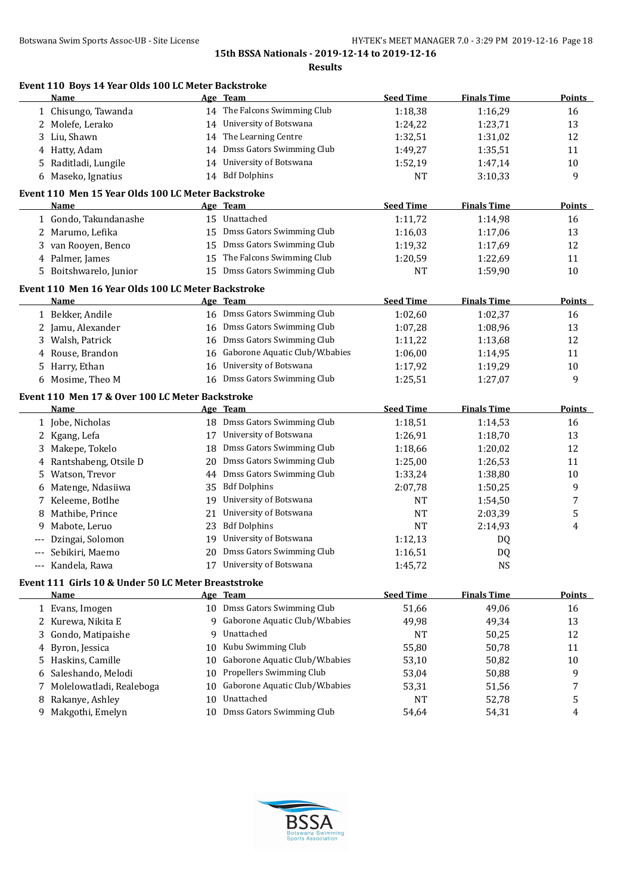15th BSSA Nationals - 2019-12-14 to 2019-12-16

**Results**

### Event 110 Boys 14 Year Olds 100 LC Meter Backstroke

| | Name | Age | Team | Seed Time | Finals Time | Points |
|---|---|---|---|---|---|---|
| 1 | Chisungo, Tawanda | 14 | The Falcons Swimming Club | 1:18,38 | 1:16,29 | 16 |
| 2 | Molefe, Lerako | 14 | University of Botswana | 1:24,22 | 1:23,71 | 13 |
| 3 | Liu, Shawn | 14 | The Learning Centre | 1:32,51 | 1:31,02 | 12 |
| 4 | Hatty, Adam | 14 | Dmss Gators Swimming Club | 1:49,27 | 1:35,51 | 11 |
| 5 | Raditladi, Lungile | 14 | University of Botswana | 1:52,19 | 1:47,14 | 10 |
| 6 | Maseko, Ignatius | 14 | Bdf Dolphins | NT | 3:10,33 | 9 |

### Event 110 Men 15 Year Olds 100 LC Meter Backstroke

| | Name | Age | Team | Seed Time | Finals Time | Points |
|---|---|---|---|---|---|---|
| 1 | Gondo, Takundanashe | 15 | Unattached | 1:11,72 | 1:14,98 | 16 |
| 2 | Marumo, Lefika | 15 | Dmss Gators Swimming Club | 1:16,03 | 1:17,06 | 13 |
| 3 | van Rooyen, Benco | 15 | Dmss Gators Swimming Club | 1:19,32 | 1:17,69 | 12 |
| 4 | Palmer, James | 15 | The Falcons Swimming Club | 1:20,59 | 1:22,69 | 11 |
| 5 | Boitshwarelo, Junior | 15 | Dmss Gators Swimming Club | NT | 1:59,90 | 10 |

### Event 110 Men 16 Year Olds 100 LC Meter Backstroke

| | Name | Age | Team | Seed Time | Finals Time | Points |
|---|---|---|---|---|---|---|
| 1 | Bekker, Andile | 16 | Dmss Gators Swimming Club | 1:02,60 | 1:02,37 | 16 |
| 2 | Jamu, Alexander | 16 | Dmss Gators Swimming Club | 1:07,28 | 1:08,96 | 13 |
| 3 | Walsh, Patrick | 16 | Dmss Gators Swimming Club | 1:11,22 | 1:13,68 | 12 |
| 4 | Rouse, Brandon | 16 | Gaborone Aquatic Club/W.babies | 1:06,00 | 1:14,95 | 11 |
| 5 | Harry, Ethan | 16 | University of Botswana | 1:17,92 | 1:19,29 | 10 |
| 6 | Mosime, Theo M | 16 | Dmss Gators Swimming Club | 1:25,51 | 1:27,07 | 9 |

### Event 110 Men 17 & Over 100 LC Meter Backstroke

| | Name | Age | Team | Seed Time | Finals Time | Points |
|---|---|---|---|---|---|---|
| 1 | Jobe, Nicholas | 18 | Dmss Gators Swimming Club | 1:18,51 | 1:14,53 | 16 |
| 2 | Kgang, Lefa | 17 | University of Botswana | 1:26,91 | 1:18,70 | 13 |
| 3 | Makepe, Tokelo | 18 | Dmss Gators Swimming Club | 1:18,66 | 1:20,02 | 12 |
| 4 | Rantshabeng, Otsile D | 20 | Dmss Gators Swimming Club | 1:25,00 | 1:26,53 | 11 |
| 5 | Watson, Trevor | 44 | Dmss Gators Swimming Club | 1:33,24 | 1:38,80 | 10 |
| 6 | Matenge, Ndasiiwa | 35 | Bdf Dolphins | 2:07,78 | 1:50,25 | 9 |
| 7 | Keleeme, Botlhe | 19 | University of Botswana | NT | 1:54,50 | 7 |
| 8 | Mathibe, Prince | 21 | University of Botswana | NT | 2:03,39 | 5 |
| 9 | Mabote, Leruo | 23 | Bdf Dolphins | NT | 2:14,93 | 4 |
| --- | Dzingai, Solomon | 19 | University of Botswana | 1:12,13 | DQ | |
| --- | Sebikiri, Maemo | 20 | Dmss Gators Swimming Club | 1:16,51 | DQ | |
| --- | Kandela, Rawa | 17 | University of Botswana | 1:45,72 | NS | |

### Event 111 Girls 10 & Under 50 LC Meter Breaststroke

| | Name | Age | Team | Seed Time | Finals Time | Points |
|---|---|---|---|---|---|---|
| 1 | Evans, Imogen | 10 | Dmss Gators Swimming Club | 51,66 | 49,06 | 16 |
| 2 | Kurewa, Nikita E | 9 | Gaborone Aquatic Club/W.babies | 49,98 | 49,34 | 13 |
| 3 | Gondo, Matipaishe | 9 | Unattached | NT | 50,25 | 12 |
| 4 | Byron, Jessica | 10 | Kubu Swimming Club | 55,80 | 50,78 | 11 |
| 5 | Haskins, Camille | 10 | Gaborone Aquatic Club/W.babies | 53,10 | 50,82 | 10 |
| 6 | Saleshando, Melodi | 10 | Propellers Swimming Club | 53,04 | 50,88 | 9 |
| 7 | Molelowatladi, Realeboga | 10 | Gaborone Aquatic Club/W.babies | 53,31 | 51,56 | 7 |
| 8 | Rakanye, Ashley | 10 | Unattached | NT | 52,78 | 5 |
| 9 | Makgothi, Emelyn | 10 | Dmss Gators Swimming Club | 54,64 | 54,31 | 4 |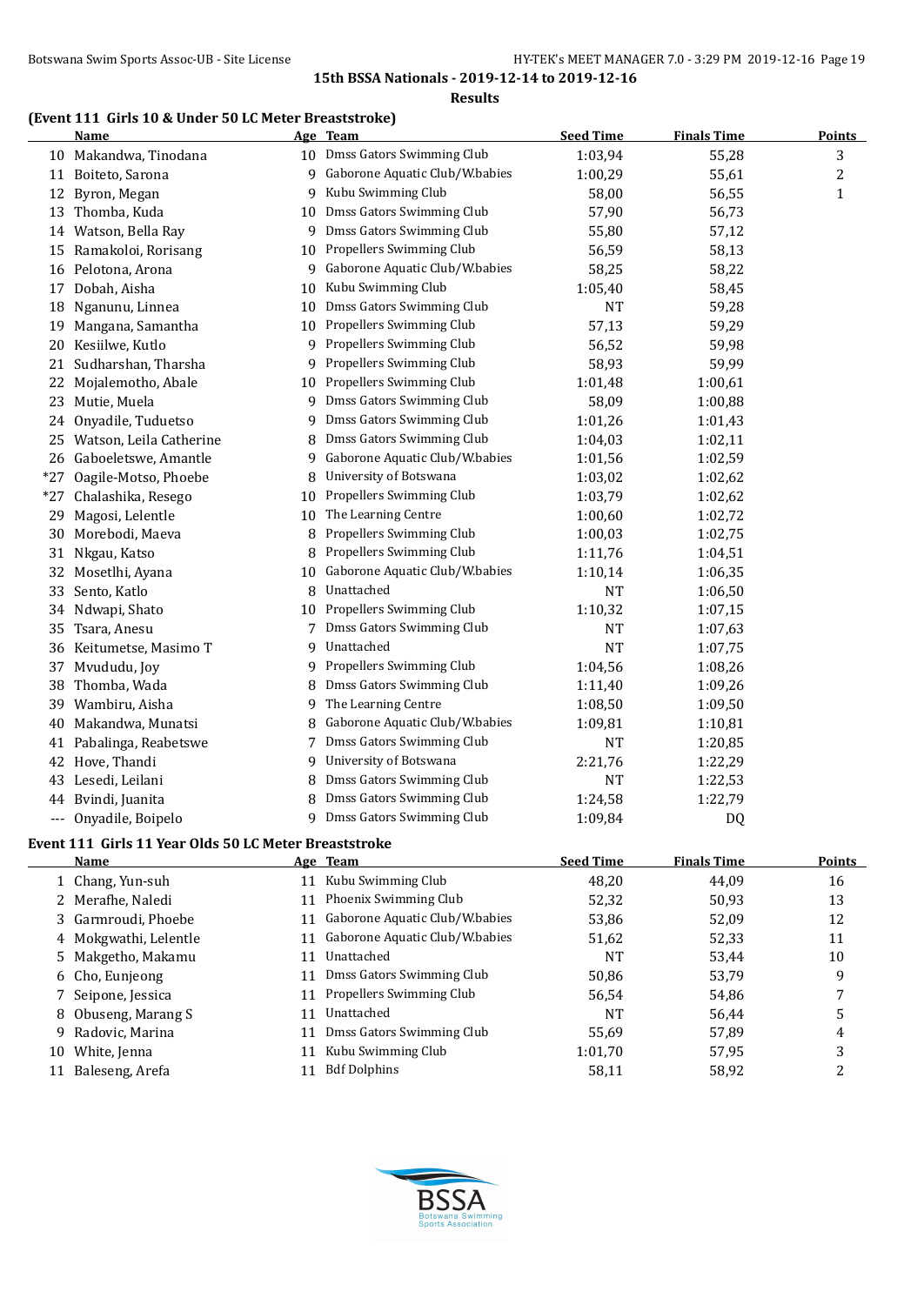### 15th BSSA Nationals - 2019-12-14 to 2019-12-16

**Results**

#### (Event 111 Girls 10 & Under 50 LC Meter Breaststroke)

| | Name | Age | Team | Seed Time | Finals Time | Points |
|---|---|---|---|---|---|---|
| 10 | Makandwa, Tinodana | 10 | Dmss Gators Swimming Club | 1:03,94 | 55,28 | 3 |
| 11 | Boiteto, Sarona | 9 | Gaborone Aquatic Club/W.babies | 1:00,29 | 55,61 | 2 |
| 12 | Byron, Megan | 9 | Kubu Swimming Club | 58,00 | 56,55 | 1 |
| 13 | Thomba, Kuda | 10 | Dmss Gators Swimming Club | 57,90 | 56,73 | |
| 14 | Watson, Bella Ray | 9 | Dmss Gators Swimming Club | 55,80 | 57,12 | |
| 15 | Ramakoloi, Rorisang | 10 | Propellers Swimming Club | 56,59 | 58,13 | |
| 16 | Pelotona, Arona | 9 | Gaborone Aquatic Club/W.babies | 58,25 | 58,22 | |
| 17 | Dobah, Aisha | 10 | Kubu Swimming Club | 1:05,40 | 58,45 | |
| 18 | Nganunu, Linnea | 10 | Dmss Gators Swimming Club | NT | 59,28 | |
| 19 | Mangana, Samantha | 10 | Propellers Swimming Club | 57,13 | 59,29 | |
| 20 | Kesiilwe, Kutlo | 9 | Propellers Swimming Club | 56,52 | 59,98 | |
| 21 | Sudharshan, Tharsha | 9 | Propellers Swimming Club | 58,93 | 59,99 | |
| 22 | Mojalemotho, Abale | 10 | Propellers Swimming Club | 1:01,48 | 1:00,61 | |
| 23 | Mutie, Muela | 9 | Dmss Gators Swimming Club | 58,09 | 1:00,88 | |
| 24 | Onyadile, Tuduetso | 9 | Dmss Gators Swimming Club | 1:01,26 | 1:01,43 | |
| 25 | Watson, Leila Catherine | 8 | Dmss Gators Swimming Club | 1:04,03 | 1:02,11 | |
| 26 | Gaboeletswe, Amantle | 9 | Gaborone Aquatic Club/W.babies | 1:01,56 | 1:02,59 | |
| *27 | Oagile-Motso, Phoebe | 8 | University of Botswana | 1:03,02 | 1:02,62 | |
| *27 | Chalashika, Resego | 10 | Propellers Swimming Club | 1:03,79 | 1:02,62 | |
| 29 | Magosi, Lelentle | 10 | The Learning Centre | 1:00,60 | 1:02,72 | |
| 30 | Morebodi, Maeva | 8 | Propellers Swimming Club | 1:00,03 | 1:02,75 | |
| 31 | Nkgau, Katso | 8 | Propellers Swimming Club | 1:11,76 | 1:04,51 | |
| 32 | Mosetlhi, Ayana | 10 | Gaborone Aquatic Club/W.babies | 1:10,14 | 1:06,35 | |
| 33 | Sento, Katlo | 8 | Unattached | NT | 1:06,50 | |
| 34 | Ndwapi, Shato | 10 | Propellers Swimming Club | 1:10,32 | 1:07,15 | |
| 35 | Tsara, Anesu | 7 | Dmss Gators Swimming Club | NT | 1:07,63 | |
| 36 | Keitumetse, Masimo T | 9 | Unattached | NT | 1:07,75 | |
| 37 | Mvududu, Joy | 9 | Propellers Swimming Club | 1:04,56 | 1:08,26 | |
| 38 | Thomba, Wada | 8 | Dmss Gators Swimming Club | 1:11,40 | 1:09,26 | |
| 39 | Wambiru, Aisha | 9 | The Learning Centre | 1:08,50 | 1:09,50 | |
| 40 | Makandwa, Munatsi | 8 | Gaborone Aquatic Club/W.babies | 1:09,81 | 1:10,81 | |
| 41 | Pabalinga, Reabetswe | 7 | Dmss Gators Swimming Club | NT | 1:20,85 | |
| 42 | Hove, Thandi | 9 | University of Botswana | 2:21,76 | 1:22,29 | |
| 43 | Lesedi, Leilani | 8 | Dmss Gators Swimming Club | NT | 1:22,53 | |
| 44 | Bvindi, Juanita | 8 | Dmss Gators Swimming Club | 1:24,58 | 1:22,79 | |
| --- | Onyadile, Boipelo | 9 | Dmss Gators Swimming Club | 1:09,84 | DQ | |

#### Event 111 Girls 11 Year Olds 50 LC Meter Breaststroke

| | Name | Age | Team | Seed Time | Finals Time | Points |
|---|---|---|---|---|---|---|
| 1 | Chang, Yun-suh | 11 | Kubu Swimming Club | 48,20 | 44,09 | 16 |
| 2 | Merafhe, Naledi | 11 | Phoenix Swimming Club | 52,32 | 50,93 | 13 |
| 3 | Garmroudi, Phoebe | 11 | Gaborone Aquatic Club/W.babies | 53,86 | 52,09 | 12 |
| 4 | Mokgwathi, Lelentle | 11 | Gaborone Aquatic Club/W.babies | 51,62 | 52,33 | 11 |
| 5 | Makgetho, Makamu | 11 | Unattached | NT | 53,44 | 10 |
| 6 | Cho, Eunjeong | 11 | Dmss Gators Swimming Club | 50,86 | 53,79 | 9 |
| 7 | Seipone, Jessica | 11 | Propellers Swimming Club | 56,54 | 54,86 | 7 |
| 8 | Obuseng, Marang S | 11 | Unattached | NT | 56,44 | 5 |
| 9 | Radovic, Marina | 11 | Dmss Gators Swimming Club | 55,69 | 57,89 | 4 |
| 10 | White, Jenna | 11 | Kubu Swimming Club | 1:01,70 | 57,95 | 3 |
| 11 | Baleseng, Arefa | 11 | Bdf Dolphins | 58,11 | 58,92 | 2 |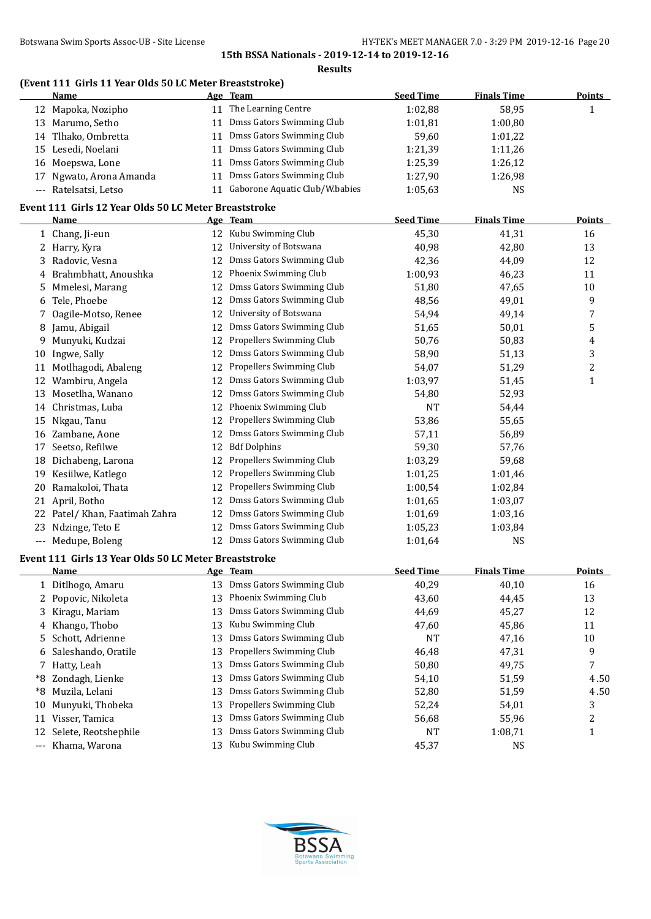15th BSSA Nationals - 2019-12-14 to 2019-12-16

Results

### (Event 111 Girls 11 Year Olds 50 LC Meter Breaststroke)

| | Name | Age | Team | Seed Time | Finals Time | Points |
|---|---|---|---|---|---|---|
| 12 | Mapoka, Nozipho | 11 | The Learning Centre | 1:02,88 | 58,95 | 1 |
| 13 | Marumo, Setho | 11 | Dmss Gators Swimming Club | 1:01,81 | 1:00,80 | |
| 14 | Tlhako, Ombretta | 11 | Dmss Gators Swimming Club | 59,60 | 1:01,22 | |
| 15 | Lesedi, Noelani | 11 | Dmss Gators Swimming Club | 1:21,39 | 1:11,26 | |
| 16 | Moepswa, Lone | 11 | Dmss Gators Swimming Club | 1:25,39 | 1:26,12 | |
| 17 | Ngwato, Arona Amanda | 11 | Dmss Gators Swimming Club | 1:27,90 | 1:26,98 | |
| --- | Ratelsatsi, Letso | 11 | Gaborone Aquatic Club/W.babies | 1:05,63 | NS | |

### Event 111 Girls 12 Year Olds 50 LC Meter Breaststroke

| | Name | Age | Team | Seed Time | Finals Time | Points |
|---|---|---|---|---|---|---|
| 1 | Chang, Ji-eun | 12 | Kubu Swimming Club | 45,30 | 41,31 | 16 |
| 2 | Harry, Kyra | 12 | University of Botswana | 40,98 | 42,80 | 13 |
| 3 | Radovic, Vesna | 12 | Dmss Gators Swimming Club | 42,36 | 44,09 | 12 |
| 4 | Brahmbhatt, Anoushka | 12 | Phoenix Swimming Club | 1:00,93 | 46,23 | 11 |
| 5 | Mmelesi, Marang | 12 | Dmss Gators Swimming Club | 51,80 | 47,65 | 10 |
| 6 | Tele, Phoebe | 12 | Dmss Gators Swimming Club | 48,56 | 49,01 | 9 |
| 7 | Oagile-Motso, Renee | 12 | University of Botswana | 54,94 | 49,14 | 7 |
| 8 | Jamu, Abigail | 12 | Dmss Gators Swimming Club | 51,65 | 50,01 | 5 |
| 9 | Munyuki, Kudzai | 12 | Propellers Swimming Club | 50,76 | 50,83 | 4 |
| 10 | Ingwe, Sally | 12 | Dmss Gators Swimming Club | 58,90 | 51,13 | 3 |
| 11 | Motlhagodi, Abaleng | 12 | Propellers Swimming Club | 54,07 | 51,29 | 2 |
| 12 | Wambiru, Angela | 12 | Dmss Gators Swimming Club | 1:03,97 | 51,45 | 1 |
| 13 | Mosetlha, Wanano | 12 | Dmss Gators Swimming Club | 54,80 | 52,93 | |
| 14 | Christmas, Luba | 12 | Phoenix Swimming Club | NT | 54,44 | |
| 15 | Nkgau, Tanu | 12 | Propellers Swimming Club | 53,86 | 55,65 | |
| 16 | Zambane, Aone | 12 | Dmss Gators Swimming Club | 57,11 | 56,89 | |
| 17 | Seetso, Refilwe | 12 | Bdf Dolphins | 59,30 | 57,76 | |
| 18 | Dichabeng, Larona | 12 | Propellers Swimming Club | 1:03,29 | 59,68 | |
| 19 | Kesiilwe, Katlego | 12 | Propellers Swimming Club | 1:01,25 | 1:01,46 | |
| 20 | Ramakoloi, Thata | 12 | Propellers Swimming Club | 1:00,54 | 1:02,84 | |
| 21 | April, Botho | 12 | Dmss Gators Swimming Club | 1:01,65 | 1:03,07 | |
| 22 | Patel/ Khan, Faatimah Zahra | 12 | Dmss Gators Swimming Club | 1:01,69 | 1:03,16 | |
| 23 | Ndzinge, Teto E | 12 | Dmss Gators Swimming Club | 1:05,23 | 1:03,84 | |
| --- | Medupe, Boleng | 12 | Dmss Gators Swimming Club | 1:01,64 | NS | |

### Event 111 Girls 13 Year Olds 50 LC Meter Breaststroke

| | Name | Age | Team | Seed Time | Finals Time | Points |
|---|---|---|---|---|---|---|
| 1 | Ditlhogo, Amaru | 13 | Dmss Gators Swimming Club | 40,29 | 40,10 | 16 |
| 2 | Popovic, Nikoleta | 13 | Phoenix Swimming Club | 43,60 | 44,45 | 13 |
| 3 | Kiragu, Mariam | 13 | Dmss Gators Swimming Club | 44,69 | 45,27 | 12 |
| 4 | Khango, Thobo | 13 | Kubu Swimming Club | 47,60 | 45,86 | 11 |
| 5 | Schott, Adrienne | 13 | Dmss Gators Swimming Club | NT | 47,16 | 10 |
| 6 | Saleshando, Oratile | 13 | Propellers Swimming Club | 46,48 | 47,31 | 9 |
| 7 | Hatty, Leah | 13 | Dmss Gators Swimming Club | 50,80 | 49,75 | 7 |
| *8 | Zondagh, Lienke | 13 | Dmss Gators Swimming Club | 54,10 | 51,59 | 4.50 |
| *8 | Muzila, Lelani | 13 | Dmss Gators Swimming Club | 52,80 | 51,59 | 4.50 |
| 10 | Munyuki, Thobeka | 13 | Propellers Swimming Club | 52,24 | 54,01 | 3 |
| 11 | Visser, Tamica | 13 | Dmss Gators Swimming Club | 56,68 | 55,96 | 2 |
| 12 | Selete, Reotshephile | 13 | Dmss Gators Swimming Club | NT | 1:08,71 | 1 |
| --- | Khama, Warona | 13 | Kubu Swimming Club | 45,37 | NS | |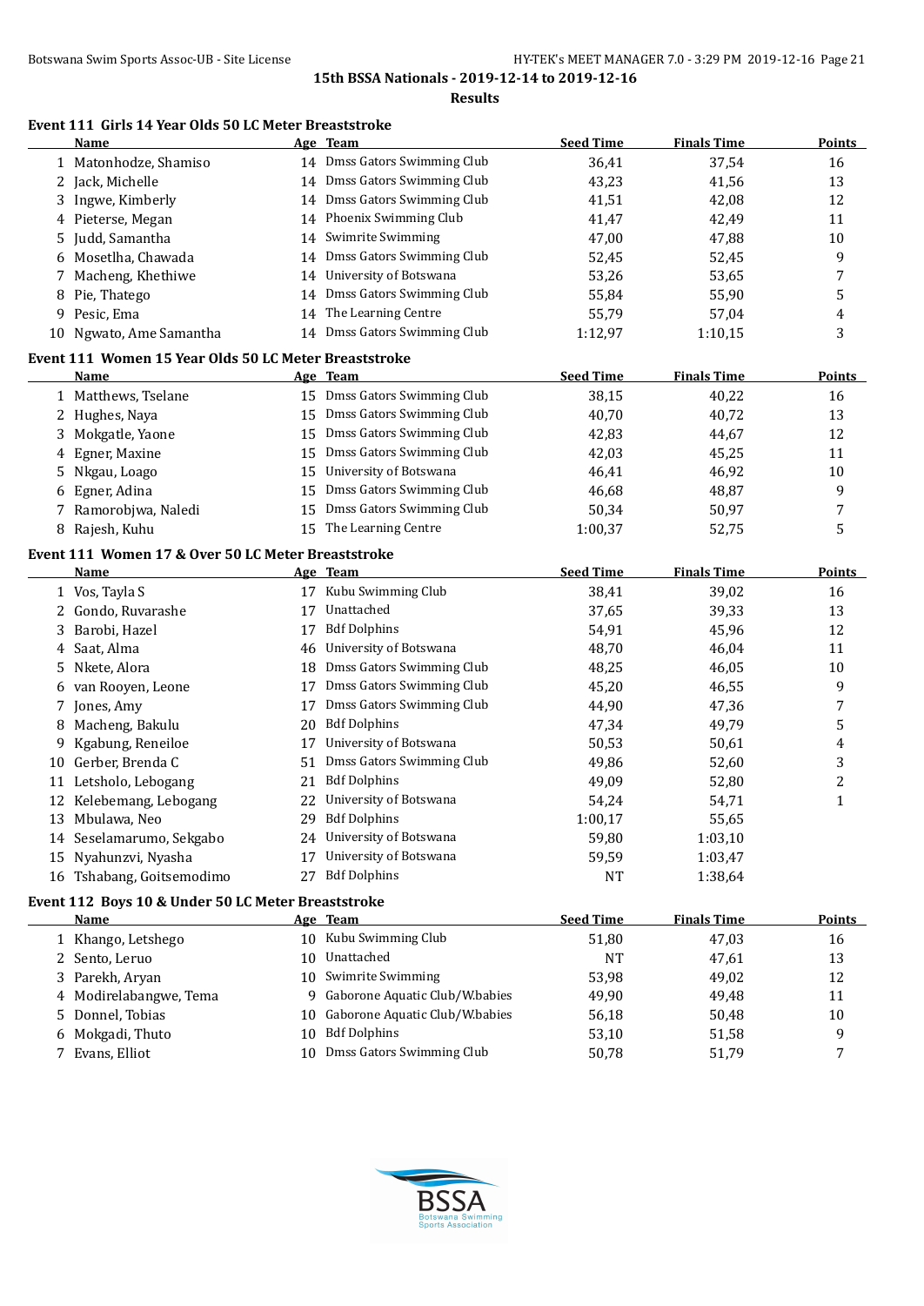15th BSSA Nationals - 2019-12-14 to 2019-12-16

**Results**

### Event 111 Girls 14 Year Olds 50 LC Meter Breaststroke

| | Name | Age | Team | Seed Time | Finals Time | Points |
|---|---|---|---|---|---|---|
| 1 | Matonhodze, Shamiso | 14 | Dmss Gators Swimming Club | 36,41 | 37,54 | 16 |
| 2 | Jack, Michelle | 14 | Dmss Gators Swimming Club | 43,23 | 41,56 | 13 |
| 3 | Ingwe, Kimberly | 14 | Dmss Gators Swimming Club | 41,51 | 42,08 | 12 |
| 4 | Pieterse, Megan | 14 | Phoenix Swimming Club | 41,47 | 42,49 | 11 |
| 5 | Judd, Samantha | 14 | Swimrite Swimming | 47,00 | 47,88 | 10 |
| 6 | Mosetlha, Chawada | 14 | Dmss Gators Swimming Club | 52,45 | 52,45 | 9 |
| 7 | Macheng, Khethiwe | 14 | University of Botswana | 53,26 | 53,65 | 7 |
| 8 | Pie, Thatego | 14 | Dmss Gators Swimming Club | 55,84 | 55,90 | 5 |
| 9 | Pesic, Ema | 14 | The Learning Centre | 55,79 | 57,04 | 4 |
| 10 | Ngwato, Ame Samantha | 14 | Dmss Gators Swimming Club | 1:12,97 | 1:10,15 | 3 |

### Event 111 Women 15 Year Olds 50 LC Meter Breaststroke

| | Name | Age | Team | Seed Time | Finals Time | Points |
|---|---|---|---|---|---|---|
| 1 | Matthews, Tselane | 15 | Dmss Gators Swimming Club | 38,15 | 40,22 | 16 |
| 2 | Hughes, Naya | 15 | Dmss Gators Swimming Club | 40,70 | 40,72 | 13 |
| 3 | Mokgatle, Yaone | 15 | Dmss Gators Swimming Club | 42,83 | 44,67 | 12 |
| 4 | Egner, Maxine | 15 | Dmss Gators Swimming Club | 42,03 | 45,25 | 11 |
| 5 | Nkgau, Loago | 15 | University of Botswana | 46,41 | 46,92 | 10 |
| 6 | Egner, Adina | 15 | Dmss Gators Swimming Club | 46,68 | 48,87 | 9 |
| 7 | Ramorobjwa, Naledi | 15 | Dmss Gators Swimming Club | 50,34 | 50,97 | 7 |
| 8 | Rajesh, Kuhu | 15 | The Learning Centre | 1:00,37 | 52,75 | 5 |

### Event 111 Women 17 & Over 50 LC Meter Breaststroke

| | Name | Age | Team | Seed Time | Finals Time | Points |
|---|---|---|---|---|---|---|
| 1 | Vos, Tayla S | 17 | Kubu Swimming Club | 38,41 | 39,02 | 16 |
| 2 | Gondo, Ruvarashe | 17 | Unattached | 37,65 | 39,33 | 13 |
| 3 | Barobi, Hazel | 17 | Bdf Dolphins | 54,91 | 45,96 | 12 |
| 4 | Saat, Alma | 46 | University of Botswana | 48,70 | 46,04 | 11 |
| 5 | Nkete, Alora | 18 | Dmss Gators Swimming Club | 48,25 | 46,05 | 10 |
| 6 | van Rooyen, Leone | 17 | Dmss Gators Swimming Club | 45,20 | 46,55 | 9 |
| 7 | Jones, Amy | 17 | Dmss Gators Swimming Club | 44,90 | 47,36 | 7 |
| 8 | Macheng, Bakulu | 20 | Bdf Dolphins | 47,34 | 49,79 | 5 |
| 9 | Kgabung, Reneiloe | 17 | University of Botswana | 50,53 | 50,61 | 4 |
| 10 | Gerber, Brenda C | 51 | Dmss Gators Swimming Club | 49,86 | 52,60 | 3 |
| 11 | Letsholo, Lebogang | 21 | Bdf Dolphins | 49,09 | 52,80 | 2 |
| 12 | Kelebemang, Lebogang | 22 | University of Botswana | 54,24 | 54,71 | 1 |
| 13 | Mbulawa, Neo | 29 | Bdf Dolphins | 1:00,17 | 55,65 | |
| 14 | Seselamarumo, Sekgabo | 24 | University of Botswana | 59,80 | 1:03,10 | |
| 15 | Nyahunzvi, Nyasha | 17 | University of Botswana | 59,59 | 1:03,47 | |
| 16 | Tshabang, Goitsemodimo | 27 | Bdf Dolphins | NT | 1:38,64 | |

### Event 112 Boys 10 & Under 50 LC Meter Breaststroke

| | Name | Age | Team | Seed Time | Finals Time | Points |
|---|---|---|---|---|---|---|
| 1 | Khango, Letshego | 10 | Kubu Swimming Club | 51,80 | 47,03 | 16 |
| 2 | Sento, Leruo | 10 | Unattached | NT | 47,61 | 13 |
| 3 | Parekh, Aryan | 10 | Swimrite Swimming | 53,98 | 49,02 | 12 |
| 4 | Modirelabangwe, Tema | 9 | Gaborone Aquatic Club/W.babies | 49,90 | 49,48 | 11 |
| 5 | Donnel, Tobias | 10 | Gaborone Aquatic Club/W.babies | 56,18 | 50,48 | 10 |
| 6 | Mokgadi, Thuto | 10 | Bdf Dolphins | 53,10 | 51,58 | 9 |
| 7 | Evans, Elliot | 10 | Dmss Gators Swimming Club | 50,78 | 51,79 | 7 |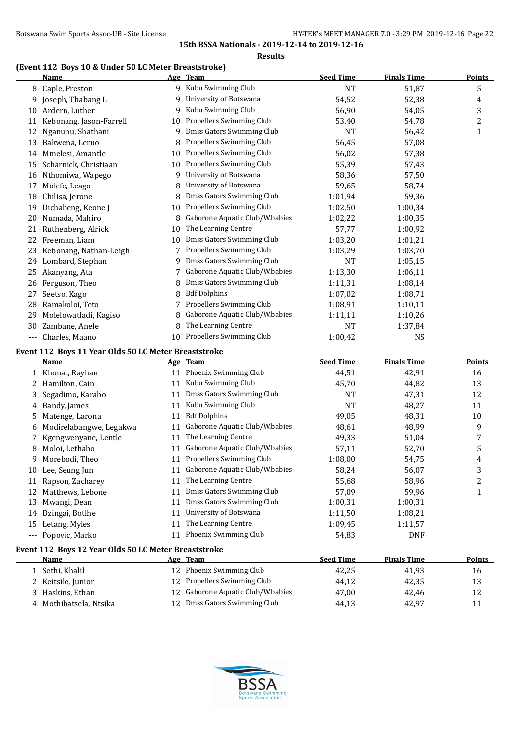15th BSSA Nationals - 2019-12-14 to 2019-12-16

**Results**

### (Event 112 Boys 10 & Under 50 LC Meter Breaststroke)

| | Name | Age | Team | Seed Time | Finals Time | Points |
|---|---|---|---|---|---|---|
| 8 | Caple, Preston | 9 | Kubu Swimming Club | NT | 51,87 | 5 |
| 9 | Joseph, Thabang L | 9 | University of Botswana | 54,52 | 52,38 | 4 |
| 10 | Ardern, Luther | 9 | Kubu Swimming Club | 56,90 | 54,05 | 3 |
| 11 | Kebonang, Jason-Farrell | 10 | Propellers Swimming Club | 53,40 | 54,78 | 2 |
| 12 | Nganunu, Shathani | 9 | Dmss Gators Swimming Club | NT | 56,42 | 1 |
| 13 | Bakwena, Leruo | 8 | Propellers Swimming Club | 56,45 | 57,08 | |
| 14 | Mmelesi, Amantle | 10 | Propellers Swimming Club | 56,02 | 57,38 | |
| 15 | Scharnick, Christiaan | 10 | Propellers Swimming Club | 55,39 | 57,43 | |
| 16 | Nthomiwa, Wapego | 9 | University of Botswana | 58,36 | 57,50 | |
| 17 | Molefe, Leago | 8 | University of Botswana | 59,65 | 58,74 | |
| 18 | Chilisa, Jerone | 8 | Dmss Gators Swimming Club | 1:01,94 | 59,36 | |
| 19 | Dichabeng, Keone J | 10 | Propellers Swimming Club | 1:02,50 | 1:00,34 | |
| 20 | Numada, Mahiro | 8 | Gaborone Aquatic Club/W.babies | 1:02,22 | 1:00,35 | |
| 21 | Ruthenberg, Alrick | 10 | The Learning Centre | 57,77 | 1:00,92 | |
| 22 | Freeman, Liam | 10 | Dmss Gators Swimming Club | 1:03,20 | 1:01,21 | |
| 23 | Kebonang, Nathan-Leigh | 7 | Propellers Swimming Club | 1:03,29 | 1:03,70 | |
| 24 | Lombard, Stephan | 9 | Dmss Gators Swimming Club | NT | 1:05,15 | |
| 25 | Akanyang, Ata | 7 | Gaborone Aquatic Club/W.babies | 1:13,30 | 1:06,11 | |
| 26 | Ferguson, Theo | 8 | Dmss Gators Swimming Club | 1:11,31 | 1:08,14 | |
| 27 | Seetso, Kago | 8 | Bdf Dolphins | 1:07,02 | 1:08,71 | |
| 28 | Ramakoloi, Teto | 7 | Propellers Swimming Club | 1:08,91 | 1:10,11 | |
| 29 | Molelowatladi, Kagiso | 8 | Gaborone Aquatic Club/W.babies | 1:11,11 | 1:10,26 | |
| 30 | Zambane, Anele | 8 | The Learning Centre | NT | 1:37,84 | |
| --- | Charles, Maano | 10 | Propellers Swimming Club | 1:00,42 | NS | |

### Event 112 Boys 11 Year Olds 50 LC Meter Breaststroke

| | Name | Age | Team | Seed Time | Finals Time | Points |
|---|---|---|---|---|---|---|
| 1 | Khonat, Rayhan | 11 | Phoenix Swimming Club | 44,51 | 42,91 | 16 |
| 2 | Hamilton, Cain | 11 | Kubu Swimming Club | 45,70 | 44,82 | 13 |
| 3 | Segadimo, Karabo | 11 | Dmss Gators Swimming Club | NT | 47,31 | 12 |
| 4 | Bandy, James | 11 | Kubu Swimming Club | NT | 48,27 | 11 |
| 5 | Matenge, Larona | 11 | Bdf Dolphins | 49,05 | 48,31 | 10 |
| 6 | Modirelabangwe, Legakwa | 11 | Gaborone Aquatic Club/W.babies | 48,61 | 48,99 | 9 |
| 7 | Kgengwenyane, Lentle | 11 | The Learning Centre | 49,33 | 51,04 | 7 |
| 8 | Moloi, Lethabo | 11 | Gaborone Aquatic Club/W.babies | 57,11 | 52,70 | 5 |
| 9 | Morebodi, Theo | 11 | Propellers Swimming Club | 1:08,00 | 54,75 | 4 |
| 10 | Lee, Seung Jun | 11 | Gaborone Aquatic Club/W.babies | 58,24 | 56,07 | 3 |
| 11 | Rapson, Zacharey | 11 | The Learning Centre | 55,68 | 58,96 | 2 |
| 12 | Matthews, Lebone | 11 | Dmss Gators Swimming Club | 57,09 | 59,96 | 1 |
| 13 | Mwangi, Dean | 11 | Dmss Gators Swimming Club | 1:00,31 | 1:00,31 | |
| 14 | Dzingai, Botlhe | 11 | University of Botswana | 1:11,50 | 1:08,21 | |
| 15 | Letang, Myles | 11 | The Learning Centre | 1:09,45 | 1:11,57 | |
| --- | Popovic, Marko | 11 | Phoenix Swimming Club | 54,83 | DNF | |

### Event 112 Boys 12 Year Olds 50 LC Meter Breaststroke

| | Name | Age | Team | Seed Time | Finals Time | Points |
|---|---|---|---|---|---|---|
| 1 | Sethi, Khalil | 12 | Phoenix Swimming Club | 42,25 | 41,93 | 16 |
| 2 | Keitsile, Junior | 12 | Propellers Swimming Club | 44,12 | 42,35 | 13 |
| 3 | Haskins, Ethan | 12 | Gaborone Aquatic Club/W.babies | 47,00 | 42,46 | 12 |
| 4 | Mothibatsela, Ntsika | 12 | Dmss Gators Swimming Club | 44,13 | 42,97 | 11 |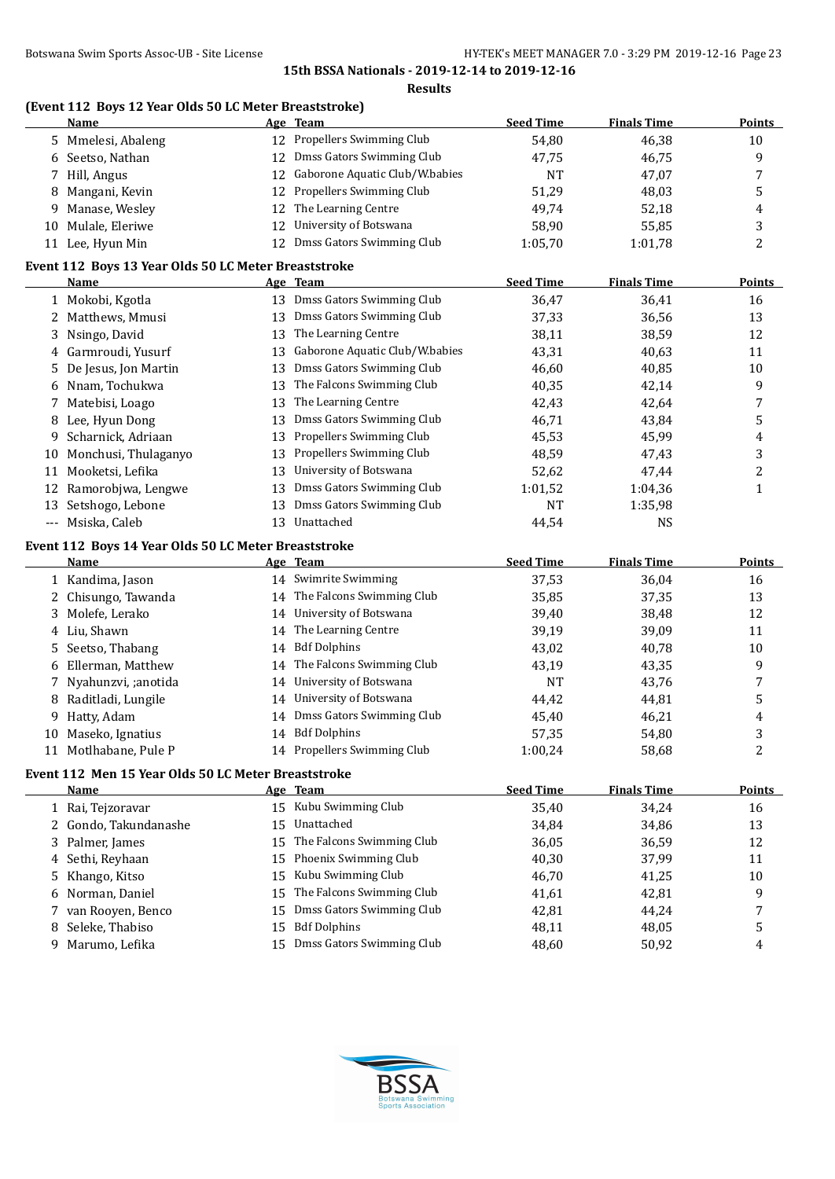# 15th BSSA Nationals - 2019-12-14 to 2019-12-16

## Results

### (Event 112 Boys 12 Year Olds 50 LC Meter Breaststroke)

| | Name | Age | Team | Seed Time | Finals Time | Points |
|---|---|---|---|---|---|---|
| 5 | Mmelesi, Abaleng | 12 | Propellers Swimming Club | 54,80 | 46,38 | 10 |
| 6 | Seetso, Nathan | 12 | Dmss Gators Swimming Club | 47,75 | 46,75 | 9 |
| 7 | Hill, Angus | 12 | Gaborone Aquatic Club/W.babies | NT | 47,07 | 7 |
| 8 | Mangani, Kevin | 12 | Propellers Swimming Club | 51,29 | 48,03 | 5 |
| 9 | Manase, Wesley | 12 | The Learning Centre | 49,74 | 52,18 | 4 |
| 10 | Mulale, Eleriwe | 12 | University of Botswana | 58,90 | 55,85 | 3 |
| 11 | Lee, Hyun Min | 12 | Dmss Gators Swimming Club | 1:05,70 | 1:01,78 | 2 |

### Event 112 Boys 13 Year Olds 50 LC Meter Breaststroke

| | Name | Age | Team | Seed Time | Finals Time | Points |
|---|---|---|---|---|---|---|
| 1 | Mokobi, Kgotla | 13 | Dmss Gators Swimming Club | 36,47 | 36,41 | 16 |
| 2 | Matthews, Mmusi | 13 | Dmss Gators Swimming Club | 37,33 | 36,56 | 13 |
| 3 | Nsingo, David | 13 | The Learning Centre | 38,11 | 38,59 | 12 |
| 4 | Garmroudi, Yusurf | 13 | Gaborone Aquatic Club/W.babies | 43,31 | 40,63 | 11 |
| 5 | De Jesus, Jon Martin | 13 | Dmss Gators Swimming Club | 46,60 | 40,85 | 10 |
| 6 | Nnam, Tochukwa | 13 | The Falcons Swimming Club | 40,35 | 42,14 | 9 |
| 7 | Matebisi, Loago | 13 | The Learning Centre | 42,43 | 42,64 | 7 |
| 8 | Lee, Hyun Dong | 13 | Dmss Gators Swimming Club | 46,71 | 43,84 | 5 |
| 9 | Scharnick, Adriaan | 13 | Propellers Swimming Club | 45,53 | 45,99 | 4 |
| 10 | Monchusi, Thulaganyo | 13 | Propellers Swimming Club | 48,59 | 47,43 | 3 |
| 11 | Mooketsi, Lefika | 13 | University of Botswana | 52,62 | 47,44 | 2 |
| 12 | Ramorobjwa, Lengwe | 13 | Dmss Gators Swimming Club | 1:01,52 | 1:04,36 | 1 |
| 13 | Setshogo, Lebone | 13 | Dmss Gators Swimming Club | NT | 1:35,98 | |
| --- | Msiska, Caleb | 13 | Unattached | 44,54 | NS | |

### Event 112 Boys 14 Year Olds 50 LC Meter Breaststroke

| | Name | Age | Team | Seed Time | Finals Time | Points |
|---|---|---|---|---|---|---|
| 1 | Kandima, Jason | 14 | Swimrite Swimming | 37,53 | 36,04 | 16 |
| 2 | Chisungo, Tawanda | 14 | The Falcons Swimming Club | 35,85 | 37,35 | 13 |
| 3 | Molefe, Lerako | 14 | University of Botswana | 39,40 | 38,48 | 12 |
| 4 | Liu, Shawn | 14 | The Learning Centre | 39,19 | 39,09 | 11 |
| 5 | Seetso, Thabang | 14 | Bdf Dolphins | 43,02 | 40,78 | 10 |
| 6 | Ellerman, Matthew | 14 | The Falcons Swimming Club | 43,19 | 43,35 | 9 |
| 7 | Nyahunzvi, ;anotida | 14 | University of Botswana | NT | 43,76 | 7 |
| 8 | Raditladi, Lungile | 14 | University of Botswana | 44,42 | 44,81 | 5 |
| 9 | Hatty, Adam | 14 | Dmss Gators Swimming Club | 45,40 | 46,21 | 4 |
| 10 | Maseko, Ignatius | 14 | Bdf Dolphins | 57,35 | 54,80 | 3 |
| 11 | Motlhabane, Pule P | 14 | Propellers Swimming Club | 1:00,24 | 58,68 | 2 |

### Event 112 Men 15 Year Olds 50 LC Meter Breaststroke

| | Name | Age | Team | Seed Time | Finals Time | Points |
|---|---|---|---|---|---|---|
| 1 | Rai, Tejzoravar | 15 | Kubu Swimming Club | 35,40 | 34,24 | 16 |
| 2 | Gondo, Takundanashe | 15 | Unattached | 34,84 | 34,86 | 13 |
| 3 | Palmer, James | 15 | The Falcons Swimming Club | 36,05 | 36,59 | 12 |
| 4 | Sethi, Reyhaan | 15 | Phoenix Swimming Club | 40,30 | 37,99 | 11 |
| 5 | Khango, Kitso | 15 | Kubu Swimming Club | 46,70 | 41,25 | 10 |
| 6 | Norman, Daniel | 15 | The Falcons Swimming Club | 41,61 | 42,81 | 9 |
| 7 | van Rooyen, Benco | 15 | Dmss Gators Swimming Club | 42,81 | 44,24 | 7 |
| 8 | Seleke, Thabiso | 15 | Bdf Dolphins | 48,11 | 48,05 | 5 |
| 9 | Marumo, Lefika | 15 | Dmss Gators Swimming Club | 48,60 | 50,92 | 4 |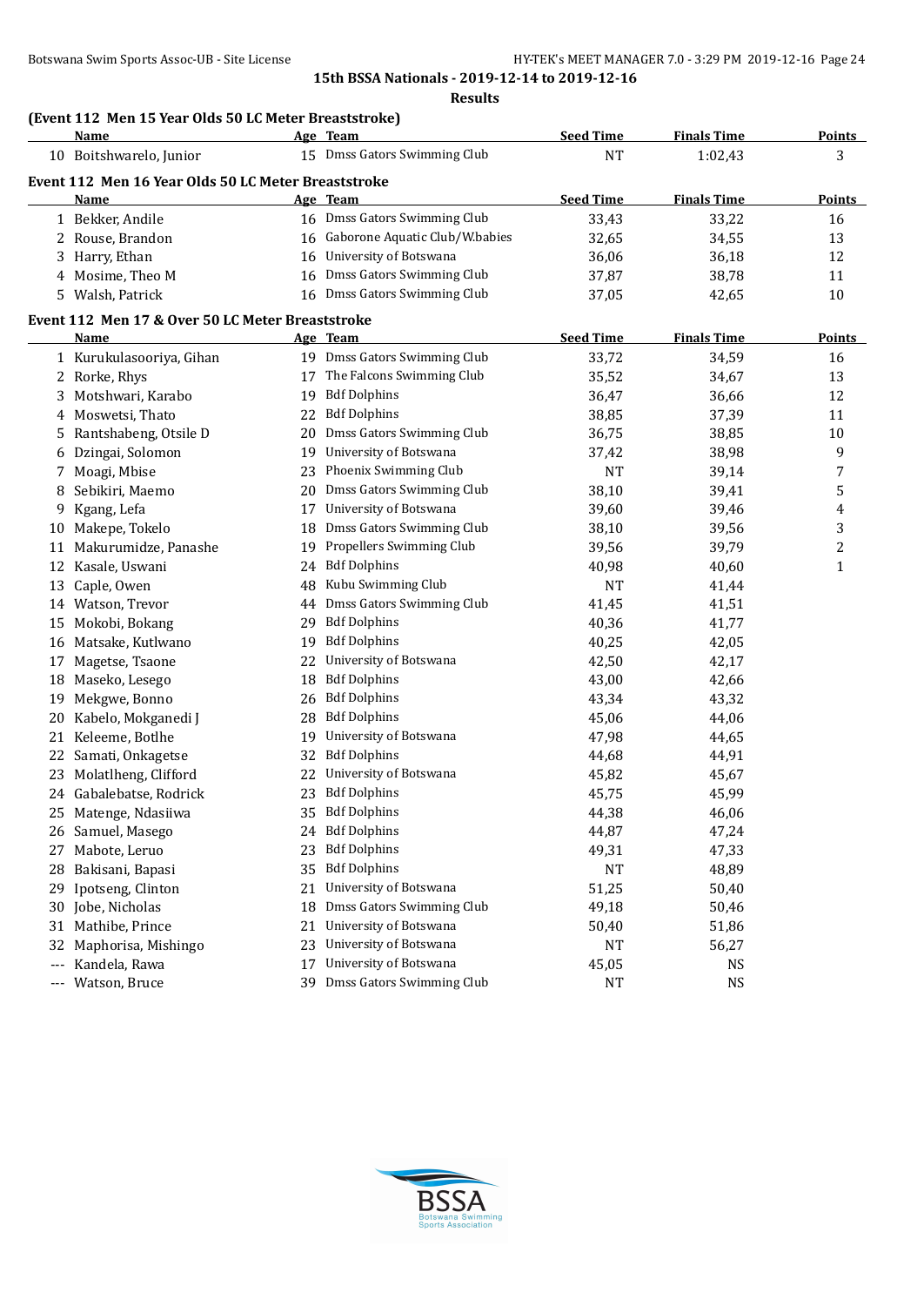**15th BSSA Nationals - 2019-12-14 to 2019-12-16**

**Results**

### (Event 112 Men 15 Year Olds 50 LC Meter Breaststroke)

| | Name | Age | Team | Seed Time | Finals Time | Points |
|---|---|---|---|---|---|---|
| 10 | Boitshwarelo, Junior | 15 | Dmss Gators Swimming Club | NT | 1:02,43 | 3 |

### Event 112 Men 16 Year Olds 50 LC Meter Breaststroke

| | Name | Age | Team | Seed Time | Finals Time | Points |
|---|---|---|---|---|---|---|
| 1 | Bekker, Andile | 16 | Dmss Gators Swimming Club | 33,43 | 33,22 | 16 |
| 2 | Rouse, Brandon | 16 | Gaborone Aquatic Club/W.babies | 32,65 | 34,55 | 13 |
| 3 | Harry, Ethan | 16 | University of Botswana | 36,06 | 36,18 | 12 |
| 4 | Mosime, Theo M | 16 | Dmss Gators Swimming Club | 37,87 | 38,78 | 11 |
| 5 | Walsh, Patrick | 16 | Dmss Gators Swimming Club | 37,05 | 42,65 | 10 |

### Event 112 Men 17 & Over 50 LC Meter Breaststroke

| | Name | Age | Team | Seed Time | Finals Time | Points |
|---|---|---|---|---|---|---|
| 1 | Kurukulasooriya, Gihan | 19 | Dmss Gators Swimming Club | 33,72 | 34,59 | 16 |
| 2 | Rorke, Rhys | 17 | The Falcons Swimming Club | 35,52 | 34,67 | 13 |
| 3 | Motshwari, Karabo | 19 | Bdf Dolphins | 36,47 | 36,66 | 12 |
| 4 | Moswetsi, Thato | 22 | Bdf Dolphins | 38,85 | 37,39 | 11 |
| 5 | Rantshabeng, Otsile D | 20 | Dmss Gators Swimming Club | 36,75 | 38,85 | 10 |
| 6 | Dzingai, Solomon | 19 | University of Botswana | 37,42 | 38,98 | 9 |
| 7 | Moagi, Mbise | 23 | Phoenix Swimming Club | NT | 39,14 | 7 |
| 8 | Sebikiri, Maemo | 20 | Dmss Gators Swimming Club | 38,10 | 39,41 | 5 |
| 9 | Kgang, Lefa | 17 | University of Botswana | 39,60 | 39,46 | 4 |
| 10 | Makepe, Tokelo | 18 | Dmss Gators Swimming Club | 38,10 | 39,56 | 3 |
| 11 | Makurumidze, Panashe | 19 | Propellers Swimming Club | 39,56 | 39,79 | 2 |
| 12 | Kasale, Uswani | 24 | Bdf Dolphins | 40,98 | 40,60 | 1 |
| 13 | Caple, Owen | 48 | Kubu Swimming Club | NT | 41,44 | |
| 14 | Watson, Trevor | 44 | Dmss Gators Swimming Club | 41,45 | 41,51 | |
| 15 | Mokobi, Bokang | 29 | Bdf Dolphins | 40,36 | 41,77 | |
| 16 | Matsake, Kutlwano | 19 | Bdf Dolphins | 40,25 | 42,05 | |
| 17 | Magetse, Tsaone | 22 | University of Botswana | 42,50 | 42,17 | |
| 18 | Maseko, Lesego | 18 | Bdf Dolphins | 43,00 | 42,66 | |
| 19 | Mekgwe, Bonno | 26 | Bdf Dolphins | 43,34 | 43,32 | |
| 20 | Kabelo, Mokganedi J | 28 | Bdf Dolphins | 45,06 | 44,06 | |
| 21 | Keleeme, Botlhe | 19 | University of Botswana | 47,98 | 44,65 | |
| 22 | Samati, Onkagetse | 32 | Bdf Dolphins | 44,68 | 44,91 | |
| 23 | Molatlheng, Clifford | 22 | University of Botswana | 45,82 | 45,67 | |
| 24 | Gabalebatse, Rodrick | 23 | Bdf Dolphins | 45,75 | 45,99 | |
| 25 | Matenge, Ndasiiwa | 35 | Bdf Dolphins | 44,38 | 46,06 | |
| 26 | Samuel, Masego | 24 | Bdf Dolphins | 44,87 | 47,24 | |
| 27 | Mabote, Leruo | 23 | Bdf Dolphins | 49,31 | 47,33 | |
| 28 | Bakisani, Bapasi | 35 | Bdf Dolphins | NT | 48,89 | |
| 29 | Ipotseng, Clinton | 21 | University of Botswana | 51,25 | 50,40 | |
| 30 | Jobe, Nicholas | 18 | Dmss Gators Swimming Club | 49,18 | 50,46 | |
| 31 | Mathibe, Prince | 21 | University of Botswana | 50,40 | 51,86 | |
| 32 | Maphorisa, Mishingo | 23 | University of Botswana | NT | 56,27 | |
| --- | Kandela, Rawa | 17 | University of Botswana | 45,05 | NS | |
| --- | Watson, Bruce | 39 | Dmss Gators Swimming Club | NT | NS | |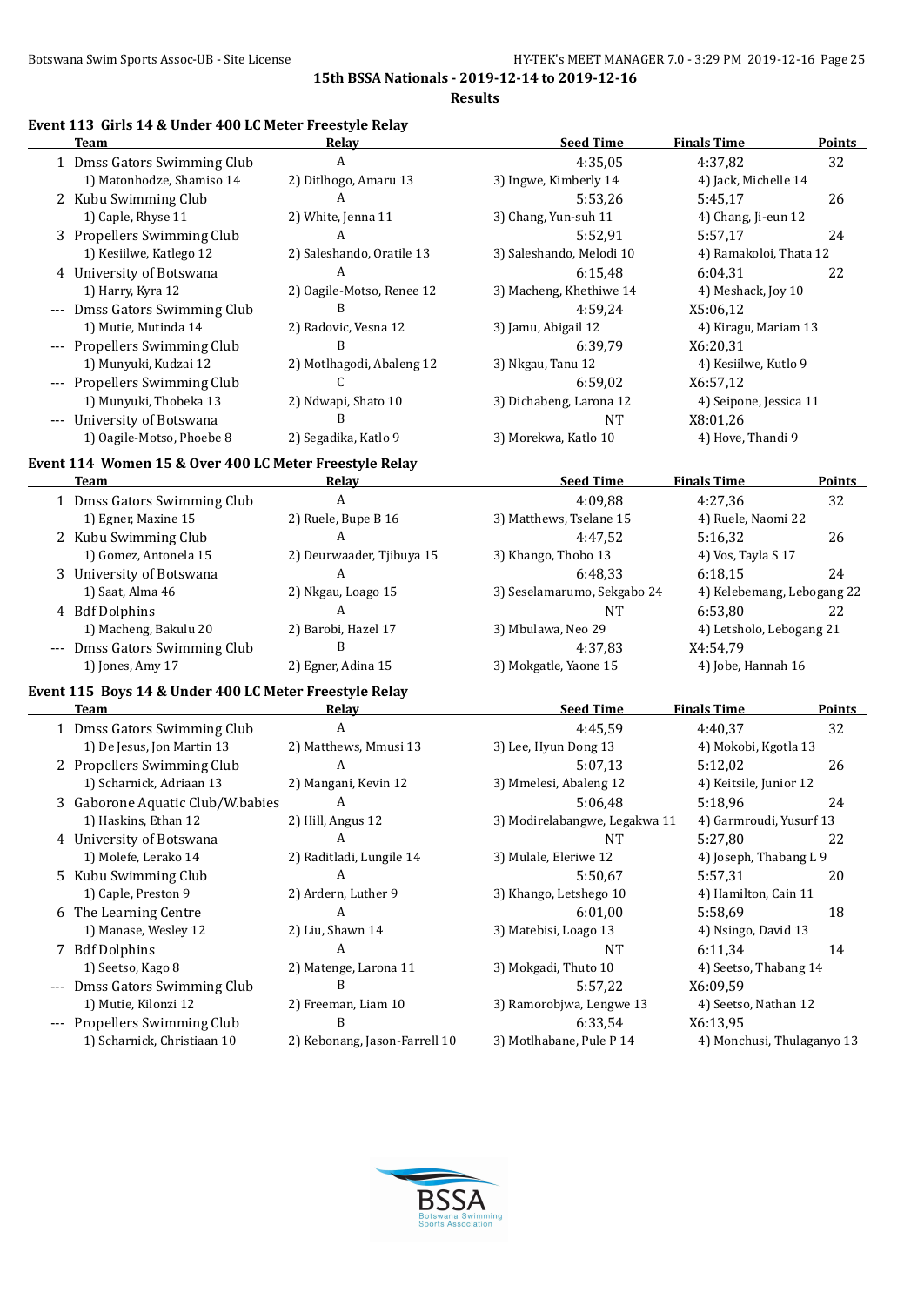15th BSSA Nationals - 2019-12-14 to 2019-12-16

Results

### Event 113 Girls 14 & Under 400 LC Meter Freestyle Relay

| | Team | Relay | Seed Time | Finals Time | Points |
|---|---|---|---|---|---|
| 1 | Dmss Gators Swimming Club | A | 4:35,05 | 4:37,82 | 32 |
| | 1) Matonhodze, Shamiso 14 | 2) Ditlhogo, Amaru 13 | 3) Ingwe, Kimberly 14 | 4) Jack, Michelle 14 | |
| 2 | Kubu Swimming Club | A | 5:53,26 | 5:45,17 | 26 |
| | 1) Caple, Rhyse 11 | 2) White, Jenna 11 | 3) Chang, Yun-suh 11 | 4) Chang, Ji-eun 12 | |
| 3 | Propellers Swimming Club | A | 5:52,91 | 5:57,17 | 24 |
| | 1) Kesiilwe, Katlego 12 | 2) Saleshando, Oratile 13 | 3) Saleshando, Melodi 10 | 4) Ramakoloi, Thata 12 | |
| 4 | University of Botswana | A | 6:15,48 | 6:04,31 | 22 |
| | 1) Harry, Kyra 12 | 2) Oagile-Motso, Renee 12 | 3) Macheng, Khethiwe 14 | 4) Meshack, Joy 10 | |
| --- | Dmss Gators Swimming Club | B | 4:59,24 | X5:06,12 | |
| | 1) Mutie, Mutinda 14 | 2) Radovic, Vesna 12 | 3) Jamu, Abigail 12 | 4) Kiragu, Mariam 13 | |
| --- | Propellers Swimming Club | B | 6:39,79 | X6:20,31 | |
| | 1) Munyuki, Kudzai 12 | 2) Motlhagodi, Abaleng 12 | 3) Nkgau, Tanu 12 | 4) Kesiilwe, Kutlo 9 | |
| --- | Propellers Swimming Club | C | 6:59,02 | X6:57,12 | |
| | 1) Munyuki, Thobeka 13 | 2) Ndwapi, Shato 10 | 3) Dichabeng, Larona 12 | 4) Seipone, Jessica 11 | |
| --- | University of Botswana | B | NT | X8:01,26 | |
| | 1) Oagile-Motso, Phoebe 8 | 2) Segadika, Katlo 9 | 3) Morekwa, Katlo 10 | 4) Hove, Thandi 9 | |

### Event 114 Women 15 & Over 400 LC Meter Freestyle Relay

| | Team | Relay | Seed Time | Finals Time | Points |
|---|---|---|---|---|---|
| 1 | Dmss Gators Swimming Club | A | 4:09,88 | 4:27,36 | 32 |
| | 1) Egner, Maxine 15 | 2) Ruele, Bupe B 16 | 3) Matthews, Tselane 15 | 4) Ruele, Naomi 22 | |
| 2 | Kubu Swimming Club | A | 4:47,52 | 5:16,32 | 26 |
| | 1) Gomez, Antonela 15 | 2) Deurwaader, Tjibuya 15 | 3) Khango, Thobo 13 | 4) Vos, Tayla S 17 | |
| 3 | University of Botswana | A | 6:48,33 | 6:18,15 | 24 |
| | 1) Saat, Alma 46 | 2) Nkgau, Loago 15 | 3) Seselamarumo, Sekgabo 24 | 4) Kelebemang, Lebogang 22 | |
| 4 | Bdf Dolphins | A | NT | 6:53,80 | 22 |
| | 1) Macheng, Bakulu 20 | 2) Barobi, Hazel 17 | 3) Mbulawa, Neo 29 | 4) Letsholo, Lebogang 21 | |
| --- | Dmss Gators Swimming Club | B | 4:37,83 | X4:54,79 | |
| | 1) Jones, Amy 17 | 2) Egner, Adina 15 | 3) Mokgatle, Yaone 15 | 4) Jobe, Hannah 16 | |

### Event 115 Boys 14 & Under 400 LC Meter Freestyle Relay

| | Team | Relay | Seed Time | Finals Time | Points |
|---|---|---|---|---|---|
| 1 | Dmss Gators Swimming Club | A | 4:45,59 | 4:40,37 | 32 |
| | 1) De Jesus, Jon Martin 13 | 2) Matthews, Mmusi 13 | 3) Lee, Hyun Dong 13 | 4) Mokobi, Kgotla 13 | |
| 2 | Propellers Swimming Club | A | 5:07,13 | 5:12,02 | 26 |
| | 1) Scharnick, Adriaan 13 | 2) Mangani, Kevin 12 | 3) Mmelesi, Abaleng 12 | 4) Keitsile, Junior 12 | |
| 3 | Gaborone Aquatic Club/W.babies | A | 5:06,48 | 5:18,96 | 24 |
| | 1) Haskins, Ethan 12 | 2) Hill, Angus 12 | 3) Modirelabangwe, Legakwa 11 | 4) Garmroudi, Yusurf 13 | |
| 4 | University of Botswana | A | NT | 5:27,80 | 22 |
| | 1) Molefe, Lerako 14 | 2) Raditladi, Lungile 14 | 3) Mulale, Eleriwe 12 | 4) Joseph, Thabang L 9 | |
| 5 | Kubu Swimming Club | A | 5:50,67 | 5:57,31 | 20 |
| | 1) Caple, Preston 9 | 2) Ardern, Luther 9 | 3) Khango, Letshego 10 | 4) Hamilton, Cain 11 | |
| 6 | The Learning Centre | A | 6:01,00 | 5:58,69 | 18 |
| | 1) Manase, Wesley 12 | 2) Liu, Shawn 14 | 3) Matebisi, Loago 13 | 4) Nsingo, David 13 | |
| 7 | Bdf Dolphins | A | NT | 6:11,34 | 14 |
| | 1) Seetso, Kago 8 | 2) Matenge, Larona 11 | 3) Mokgadi, Thuto 10 | 4) Seetso, Thabang 14 | |
| --- | Dmss Gators Swimming Club | B | 5:57,22 | X6:09,59 | |
| | 1) Mutie, Kilonzi 12 | 2) Freeman, Liam 10 | 3) Ramorobjwa, Lengwe 13 | 4) Seetso, Nathan 12 | |
| --- | Propellers Swimming Club | B | 6:33,54 | X6:13,95 | |
| | 1) Scharnick, Christiaan 10 | 2) Kebonang, Jason-Farrell 10 | 3) Motlhabane, Pule P 14 | 4) Monchusi, Thulaganyo 13 | |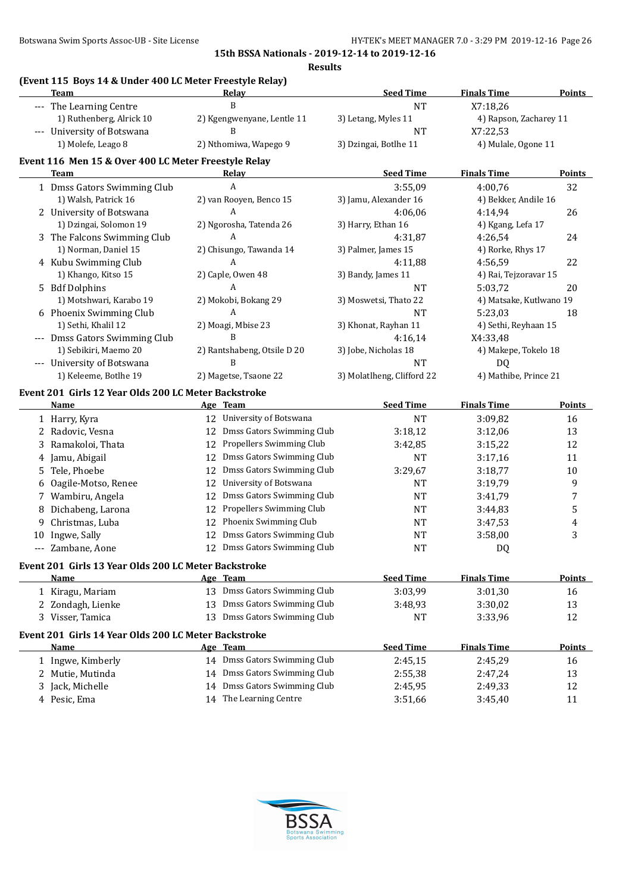## 15th BSSA Nationals - 2019-12-14 to 2019-12-16

### Results

### (Event 115 Boys 14 & Under 400 LC Meter Freestyle Relay)

| | Team | Relay | Seed Time | Finals Time | Points |
|---|---|---|---|---|---|
| --- | The Learning Centre | B | NT | X7:18,26 | |
| | 1) Ruthenberg, Alrick 10 | 2) Kgengwenyane, Lentle 11 | 3) Letang, Myles 11 | 4) Rapson, Zacharey 11 | |
| --- | University of Botswana | B | NT | X7:22,53 | |
| | 1) Molefe, Leago 8 | 2) Nthomiwa, Wapego 9 | 3) Dzingai, Botlhe 11 | 4) Mulale, Ogone 11 | |

### Event 116 Men 15 & Over 400 LC Meter Freestyle Relay

| | Team | Relay | Seed Time | Finals Time | Points |
|---|---|---|---|---|---|
| 1 | Dmss Gators Swimming Club | A | 3:55,09 | 4:00,76 | 32 |
| | 1) Walsh, Patrick 16 | 2) van Rooyen, Benco 15 | 3) Jamu, Alexander 16 | 4) Bekker, Andile 16 | |
| 2 | University of Botswana | A | 4:06,06 | 4:14,94 | 26 |
| | 1) Dzingai, Solomon 19 | 2) Ngorosha, Tatenda 26 | 3) Harry, Ethan 16 | 4) Kgang, Lefa 17 | |
| 3 | The Falcons Swimming Club | A | 4:31,87 | 4:26,54 | 24 |
| | 1) Norman, Daniel 15 | 2) Chisungo, Tawanda 14 | 3) Palmer, James 15 | 4) Rorke, Rhys 17 | |
| 4 | Kubu Swimming Club | A | 4:11,88 | 4:56,59 | 22 |
| | 1) Khango, Kitso 15 | 2) Caple, Owen 48 | 3) Bandy, James 11 | 4) Rai, Tejzoravar 15 | |
| 5 | Bdf Dolphins | A | NT | 5:03,72 | 20 |
| | 1) Motshwari, Karabo 19 | 2) Mokobi, Bokang 29 | 3) Moswetsi, Thato 22 | 4) Matsake, Kutlwano 19 | |
| 6 | Phoenix Swimming Club | A | NT | 5:23,03 | 18 |
| | 1) Sethi, Khalil 12 | 2) Moagi, Mbise 23 | 3) Khonat, Rayhan 11 | 4) Sethi, Reyhaan 15 | |
| --- | Dmss Gators Swimming Club | B | 4:16,14 | X4:33,48 | |
| | 1) Sebikiri, Maemo 20 | 2) Rantshabeng, Otsile D 20 | 3) Jobe, Nicholas 18 | 4) Makepe, Tokelo 18 | |
| --- | University of Botswana | B | NT | DQ | |
| | 1) Keleeme, Botlhe 19 | 2) Magetse, Tsaone 22 | 3) Molatlheng, Clifford 22 | 4) Mathibe, Prince 21 | |

### Event 201 Girls 12 Year Olds 200 LC Meter Backstroke

| | Name | Age | Team | Seed Time | Finals Time | Points |
|---|---|---|---|---|---|---|
| 1 | Harry, Kyra | 12 | University of Botswana | NT | 3:09,82 | 16 |
| 2 | Radovic, Vesna | 12 | Dmss Gators Swimming Club | 3:18,12 | 3:12,06 | 13 |
| 3 | Ramakoloi, Thata | 12 | Propellers Swimming Club | 3:42,85 | 3:15,22 | 12 |
| 4 | Jamu, Abigail | 12 | Dmss Gators Swimming Club | NT | 3:17,16 | 11 |
| 5 | Tele, Phoebe | 12 | Dmss Gators Swimming Club | 3:29,67 | 3:18,77 | 10 |
| 6 | Oagile-Motso, Renee | 12 | University of Botswana | NT | 3:19,79 | 9 |
| 7 | Wambiru, Angela | 12 | Dmss Gators Swimming Club | NT | 3:41,79 | 7 |
| 8 | Dichabeng, Larona | 12 | Propellers Swimming Club | NT | 3:44,83 | 5 |
| 9 | Christmas, Luba | 12 | Phoenix Swimming Club | NT | 3:47,53 | 4 |
| 10 | Ingwe, Sally | 12 | Dmss Gators Swimming Club | NT | 3:58,00 | 3 |
| --- | Zambane, Aone | 12 | Dmss Gators Swimming Club | NT | DQ | |

### Event 201 Girls 13 Year Olds 200 LC Meter Backstroke

| | Name | Age | Team | Seed Time | Finals Time | Points |
|---|---|---|---|---|---|---|
| 1 | Kiragu, Mariam | 13 | Dmss Gators Swimming Club | 3:03,99 | 3:01,30 | 16 |
| 2 | Zondagh, Lienke | 13 | Dmss Gators Swimming Club | 3:48,93 | 3:30,02 | 13 |
| 3 | Visser, Tamica | 13 | Dmss Gators Swimming Club | NT | 3:33,96 | 12 |

### Event 201 Girls 14 Year Olds 200 LC Meter Backstroke

| | Name | Age | Team | Seed Time | Finals Time | Points |
|---|---|---|---|---|---|---|
| 1 | Ingwe, Kimberly | 14 | Dmss Gators Swimming Club | 2:45,15 | 2:45,29 | 16 |
| 2 | Mutie, Mutinda | 14 | Dmss Gators Swimming Club | 2:55,38 | 2:47,24 | 13 |
| 3 | Jack, Michelle | 14 | Dmss Gators Swimming Club | 2:45,95 | 2:49,33 | 12 |
| 4 | Pesic, Ema | 14 | The Learning Centre | 3:51,66 | 3:45,40 | 11 |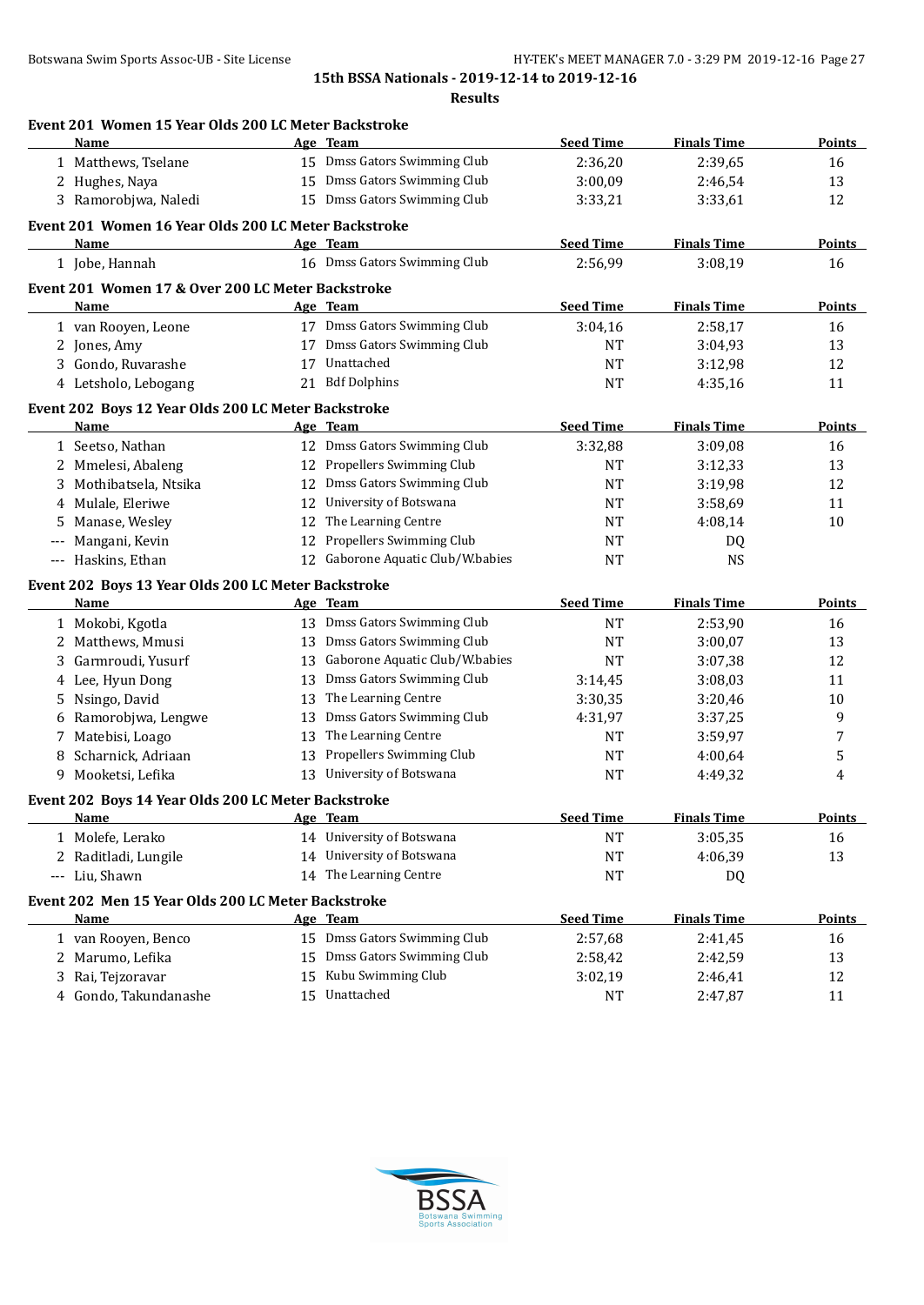**15th BSSA Nationals - 2019-12-14 to 2019-12-16**

**Results**

### Event 201 Women 15 Year Olds 200 LC Meter Backstroke

| | Name | Age | Team | Seed Time | Finals Time | Points |
|---|---|---|---|---|---|---|
| 1 | Matthews, Tselane | 15 | Dmss Gators Swimming Club | 2:36,20 | 2:39,65 | 16 |
| 2 | Hughes, Naya | 15 | Dmss Gators Swimming Club | 3:00,09 | 2:46,54 | 13 |
| 3 | Ramorobjwa, Naledi | 15 | Dmss Gators Swimming Club | 3:33,21 | 3:33,61 | 12 |

### Event 201 Women 16 Year Olds 200 LC Meter Backstroke

| | Name | Age | Team | Seed Time | Finals Time | Points |
|---|---|---|---|---|---|---|
| 1 | Jobe, Hannah | 16 | Dmss Gators Swimming Club | 2:56,99 | 3:08,19 | 16 |

### Event 201 Women 17 & Over 200 LC Meter Backstroke

| | Name | Age | Team | Seed Time | Finals Time | Points |
|---|---|---|---|---|---|---|
| 1 | van Rooyen, Leone | 17 | Dmss Gators Swimming Club | 3:04,16 | 2:58,17 | 16 |
| 2 | Jones, Amy | 17 | Dmss Gators Swimming Club | NT | 3:04,93 | 13 |
| 3 | Gondo, Ruvarashe | 17 | Unattached | NT | 3:12,98 | 12 |
| 4 | Letsholo, Lebogang | 21 | Bdf Dolphins | NT | 4:35,16 | 11 |

### Event 202 Boys 12 Year Olds 200 LC Meter Backstroke

| | Name | Age | Team | Seed Time | Finals Time | Points |
|---|---|---|---|---|---|---|
| 1 | Seetso, Nathan | 12 | Dmss Gators Swimming Club | 3:32,88 | 3:09,08 | 16 |
| 2 | Mmelesi, Abaleng | 12 | Propellers Swimming Club | NT | 3:12,33 | 13 |
| 3 | Mothibatsela, Ntsika | 12 | Dmss Gators Swimming Club | NT | 3:19,98 | 12 |
| 4 | Mulale, Eleriwe | 12 | University of Botswana | NT | 3:58,69 | 11 |
| 5 | Manase, Wesley | 12 | The Learning Centre | NT | 4:08,14 | 10 |
| --- | Mangani, Kevin | 12 | Propellers Swimming Club | NT | DQ | |
| --- | Haskins, Ethan | 12 | Gaborone Aquatic Club/W.babies | NT | NS | |

### Event 202 Boys 13 Year Olds 200 LC Meter Backstroke

| | Name | Age | Team | Seed Time | Finals Time | Points |
|---|---|---|---|---|---|---|
| 1 | Mokobi, Kgotla | 13 | Dmss Gators Swimming Club | NT | 2:53,90 | 16 |
| 2 | Matthews, Mmusi | 13 | Dmss Gators Swimming Club | NT | 3:00,07 | 13 |
| 3 | Garmroudi, Yusurf | 13 | Gaborone Aquatic Club/W.babies | NT | 3:07,38 | 12 |
| 4 | Lee, Hyun Dong | 13 | Dmss Gators Swimming Club | 3:14,45 | 3:08,03 | 11 |
| 5 | Nsingo, David | 13 | The Learning Centre | 3:30,35 | 3:20,46 | 10 |
| 6 | Ramorobjwa, Lengwe | 13 | Dmss Gators Swimming Club | 4:31,97 | 3:37,25 | 9 |
| 7 | Matebisi, Loago | 13 | The Learning Centre | NT | 3:59,97 | 7 |
| 8 | Scharnick, Adriaan | 13 | Propellers Swimming Club | NT | 4:00,64 | 5 |
| 9 | Mooketsi, Lefika | 13 | University of Botswana | NT | 4:49,32 | 4 |

### Event 202 Boys 14 Year Olds 200 LC Meter Backstroke

| | Name | Age | Team | Seed Time | Finals Time | Points |
|---|---|---|---|---|---|---|
| 1 | Molefe, Lerako | 14 | University of Botswana | NT | 3:05,35 | 16 |
| 2 | Raditladi, Lungile | 14 | University of Botswana | NT | 4:06,39 | 13 |
| --- | Liu, Shawn | 14 | The Learning Centre | NT | DQ | |

### Event 202 Men 15 Year Olds 200 LC Meter Backstroke

| | Name | Age | Team | Seed Time | Finals Time | Points |
|---|---|---|---|---|---|---|
| 1 | van Rooyen, Benco | 15 | Dmss Gators Swimming Club | 2:57,68 | 2:41,45 | 16 |
| 2 | Marumo, Lefika | 15 | Dmss Gators Swimming Club | 2:58,42 | 2:42,59 | 13 |
| 3 | Rai, Tejzoravar | 15 | Kubu Swimming Club | 3:02,19 | 2:46,41 | 12 |
| 4 | Gondo, Takundanashe | 15 | Unattached | NT | 2:47,87 | 11 |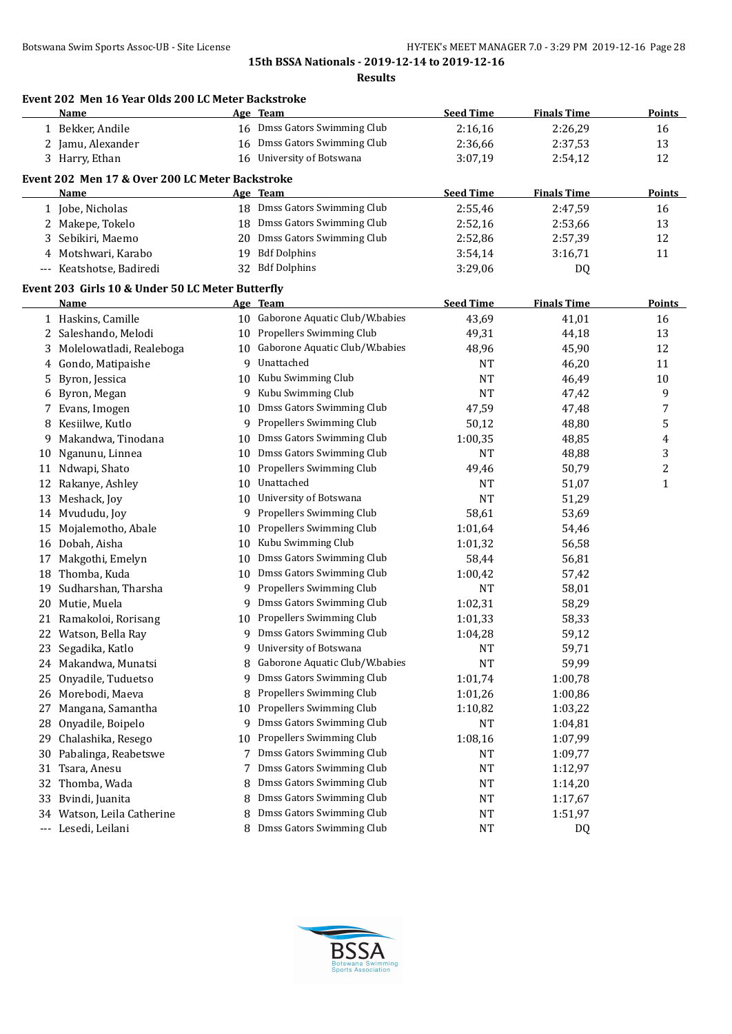**15th BSSA Nationals - 2019-12-14 to 2019-12-16**

**Results**

### Event 202 Men 16 Year Olds 200 LC Meter Backstroke

| | Name | Age | Team | Seed Time | Finals Time | Points |
|---|---|---|---|---|---|---|
| 1 | Bekker, Andile | 16 | Dmss Gators Swimming Club | 2:16,16 | 2:26,29 | 16 |
| 2 | Jamu, Alexander | 16 | Dmss Gators Swimming Club | 2:36,66 | 2:37,53 | 13 |
| 3 | Harry, Ethan | 16 | University of Botswana | 3:07,19 | 2:54,12 | 12 |

### Event 202 Men 17 & Over 200 LC Meter Backstroke

| | Name | Age | Team | Seed Time | Finals Time | Points |
|---|---|---|---|---|---|---|
| 1 | Jobe, Nicholas | 18 | Dmss Gators Swimming Club | 2:55,46 | 2:47,59 | 16 |
| 2 | Makepe, Tokelo | 18 | Dmss Gators Swimming Club | 2:52,16 | 2:53,66 | 13 |
| 3 | Sebikiri, Maemo | 20 | Dmss Gators Swimming Club | 2:52,86 | 2:57,39 | 12 |
| 4 | Motshwari, Karabo | 19 | Bdf Dolphins | 3:54,14 | 3:16,71 | 11 |
| --- | Keatshotse, Badiredi | 32 | Bdf Dolphins | 3:29,06 | DQ | |

### Event 203 Girls 10 & Under 50 LC Meter Butterfly

| | Name | Age | Team | Seed Time | Finals Time | Points |
|---|---|---|---|---|---|---|
| 1 | Haskins, Camille | 10 | Gaborone Aquatic Club/W.babies | 43,69 | 41,01 | 16 |
| 2 | Saleshando, Melodi | 10 | Propellers Swimming Club | 49,31 | 44,18 | 13 |
| 3 | Molelowatladi, Realeboga | 10 | Gaborone Aquatic Club/W.babies | 48,96 | 45,90 | 12 |
| 4 | Gondo, Matipaishe | 9 | Unattached | NT | 46,20 | 11 |
| 5 | Byron, Jessica | 10 | Kubu Swimming Club | NT | 46,49 | 10 |
| 6 | Byron, Megan | 9 | Kubu Swimming Club | NT | 47,42 | 9 |
| 7 | Evans, Imogen | 10 | Dmss Gators Swimming Club | 47,59 | 47,48 | 7 |
| 8 | Kesiilwe, Kutlo | 9 | Propellers Swimming Club | 50,12 | 48,80 | 5 |
| 9 | Makandwa, Tinodana | 10 | Dmss Gators Swimming Club | 1:00,35 | 48,85 | 4 |
| 10 | Nganunu, Linnea | 10 | Dmss Gators Swimming Club | NT | 48,88 | 3 |
| 11 | Ndwapi, Shato | 10 | Propellers Swimming Club | 49,46 | 50,79 | 2 |
| 12 | Rakanye, Ashley | 10 | Unattached | NT | 51,07 | 1 |
| 13 | Meshack, Joy | 10 | University of Botswana | NT | 51,29 | |
| 14 | Mvududu, Joy | 9 | Propellers Swimming Club | 58,61 | 53,69 | |
| 15 | Mojalemotho, Abale | 10 | Propellers Swimming Club | 1:01,64 | 54,46 | |
| 16 | Dobah, Aisha | 10 | Kubu Swimming Club | 1:01,32 | 56,58 | |
| 17 | Makgothi, Emelyn | 10 | Dmss Gators Swimming Club | 58,44 | 56,81 | |
| 18 | Thomba, Kuda | 10 | Dmss Gators Swimming Club | 1:00,42 | 57,42 | |
| 19 | Sudharshan, Tharsha | 9 | Propellers Swimming Club | NT | 58,01 | |
| 20 | Mutie, Muela | 9 | Dmss Gators Swimming Club | 1:02,31 | 58,29 | |
| 21 | Ramakoloi, Rorisang | 10 | Propellers Swimming Club | 1:01,33 | 58,33 | |
| 22 | Watson, Bella Ray | 9 | Dmss Gators Swimming Club | 1:04,28 | 59,12 | |
| 23 | Segadika, Katlo | 9 | University of Botswana | NT | 59,71 | |
| 24 | Makandwa, Munatsi | 8 | Gaborone Aquatic Club/W.babies | NT | 59,99 | |
| 25 | Onyadile, Tuduetso | 9 | Dmss Gators Swimming Club | 1:01,74 | 1:00,78 | |
| 26 | Morebodi, Maeva | 8 | Propellers Swimming Club | 1:01,26 | 1:00,86 | |
| 27 | Mangana, Samantha | 10 | Propellers Swimming Club | 1:10,82 | 1:03,22 | |
| 28 | Onyadile, Boipelo | 9 | Dmss Gators Swimming Club | NT | 1:04,81 | |
| 29 | Chalashika, Resego | 10 | Propellers Swimming Club | 1:08,16 | 1:07,99 | |
| 30 | Pabalinga, Reabetswe | 7 | Dmss Gators Swimming Club | NT | 1:09,77 | |
| 31 | Tsara, Anesu | 7 | Dmss Gators Swimming Club | NT | 1:12,97 | |
| 32 | Thomba, Wada | 8 | Dmss Gators Swimming Club | NT | 1:14,20 | |
| 33 | Bvindi, Juanita | 8 | Dmss Gators Swimming Club | NT | 1:17,67 | |
| 34 | Watson, Leila Catherine | 8 | Dmss Gators Swimming Club | NT | 1:51,97 | |
| --- | Lesedi, Leilani | 8 | Dmss Gators Swimming Club | NT | DQ | |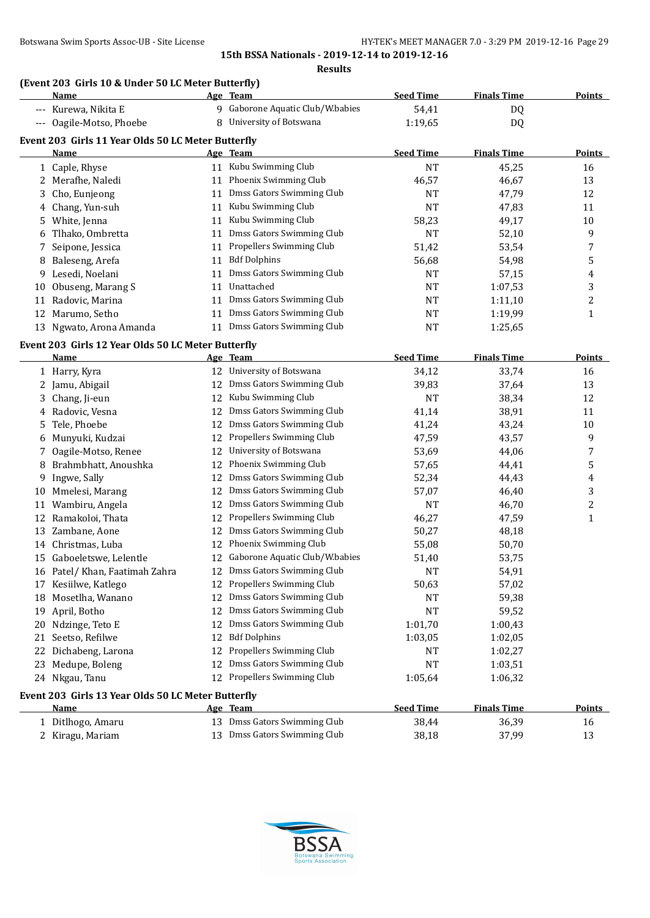15th BSSA Nationals - 2019-12-14 to 2019-12-16

**Results**

### (Event 203 Girls 10 & Under 50 LC Meter Butterfly)

| | Name | Age | Team | Seed Time | Finals Time | Points |
|---|---|---|---|---|---|---|
| --- | Kurewa, Nikita E | 9 | Gaborone Aquatic Club/W.babies | 54,41 | DQ | |
| --- | Oagile-Motso, Phoebe | 8 | University of Botswana | 1:19,65 | DQ | |

### Event 203 Girls 11 Year Olds 50 LC Meter Butterfly

| | Name | Age | Team | Seed Time | Finals Time | Points |
|---|---|---|---|---|---|---|
| 1 | Caple, Rhyse | 11 | Kubu Swimming Club | NT | 45,25 | 16 |
| 2 | Merafhe, Naledi | 11 | Phoenix Swimming Club | 46,57 | 46,67 | 13 |
| 3 | Cho, Eunjeong | 11 | Dmss Gators Swimming Club | NT | 47,79 | 12 |
| 4 | Chang, Yun-suh | 11 | Kubu Swimming Club | NT | 47,83 | 11 |
| 5 | White, Jenna | 11 | Kubu Swimming Club | 58,23 | 49,17 | 10 |
| 6 | Tlhako, Ombretta | 11 | Dmss Gators Swimming Club | NT | 52,10 | 9 |
| 7 | Seipone, Jessica | 11 | Propellers Swimming Club | 51,42 | 53,54 | 7 |
| 8 | Baleseng, Arefa | 11 | Bdf Dolphins | 56,68 | 54,98 | 5 |
| 9 | Lesedi, Noelani | 11 | Dmss Gators Swimming Club | NT | 57,15 | 4 |
| 10 | Obuseng, Marang S | 11 | Unattached | NT | 1:07,53 | 3 |
| 11 | Radovic, Marina | 11 | Dmss Gators Swimming Club | NT | 1:11,10 | 2 |
| 12 | Marumo, Setho | 11 | Dmss Gators Swimming Club | NT | 1:19,99 | 1 |
| 13 | Ngwato, Arona Amanda | 11 | Dmss Gators Swimming Club | NT | 1:25,65 | |

### Event 203 Girls 12 Year Olds 50 LC Meter Butterfly

| | Name | Age | Team | Seed Time | Finals Time | Points |
|---|---|---|---|---|---|---|
| 1 | Harry, Kyra | 12 | University of Botswana | 34,12 | 33,74 | 16 |
| 2 | Jamu, Abigail | 12 | Dmss Gators Swimming Club | 39,83 | 37,64 | 13 |
| 3 | Chang, Ji-eun | 12 | Kubu Swimming Club | NT | 38,34 | 12 |
| 4 | Radovic, Vesna | 12 | Dmss Gators Swimming Club | 41,14 | 38,91 | 11 |
| 5 | Tele, Phoebe | 12 | Dmss Gators Swimming Club | 41,24 | 43,24 | 10 |
| 6 | Munyuki, Kudzai | 12 | Propellers Swimming Club | 47,59 | 43,57 | 9 |
| 7 | Oagile-Motso, Renee | 12 | University of Botswana | 53,69 | 44,06 | 7 |
| 8 | Brahmbhatt, Anoushka | 12 | Phoenix Swimming Club | 57,65 | 44,41 | 5 |
| 9 | Ingwe, Sally | 12 | Dmss Gators Swimming Club | 52,34 | 44,43 | 4 |
| 10 | Mmelesi, Marang | 12 | Dmss Gators Swimming Club | 57,07 | 46,40 | 3 |
| 11 | Wambiru, Angela | 12 | Dmss Gators Swimming Club | NT | 46,70 | 2 |
| 12 | Ramakoloi, Thata | 12 | Propellers Swimming Club | 46,27 | 47,59 | 1 |
| 13 | Zambane, Aone | 12 | Dmss Gators Swimming Club | 50,27 | 48,18 | |
| 14 | Christmas, Luba | 12 | Phoenix Swimming Club | 55,08 | 50,70 | |
| 15 | Gaboeletswe, Lelentle | 12 | Gaborone Aquatic Club/W.babies | 51,40 | 53,75 | |
| 16 | Patel/ Khan, Faatimah Zahra | 12 | Dmss Gators Swimming Club | NT | 54,91 | |
| 17 | Kesiilwe, Katlego | 12 | Propellers Swimming Club | 50,63 | 57,02 | |
| 18 | Mosetlha, Wanano | 12 | Dmss Gators Swimming Club | NT | 59,38 | |
| 19 | April, Botho | 12 | Dmss Gators Swimming Club | NT | 59,52 | |
| 20 | Ndzinge, Teto E | 12 | Dmss Gators Swimming Club | 1:01,70 | 1:00,43 | |
| 21 | Seetso, Refilwe | 12 | Bdf Dolphins | 1:03,05 | 1:02,05 | |
| 22 | Dichabeng, Larona | 12 | Propellers Swimming Club | NT | 1:02,27 | |
| 23 | Medupe, Boleng | 12 | Dmss Gators Swimming Club | NT | 1:03,51 | |
| 24 | Nkgau, Tanu | 12 | Propellers Swimming Club | 1:05,64 | 1:06,32 | |

### Event 203 Girls 13 Year Olds 50 LC Meter Butterfly

| | Name | Age | Team | Seed Time | Finals Time | Points |
|---|---|---|---|---|---|---|
| 1 | Ditlhogo, Amaru | 13 | Dmss Gators Swimming Club | 38,44 | 36,39 | 16 |
| 2 | Kiragu, Mariam | 13 | Dmss Gators Swimming Club | 38,18 | 37,99 | 13 |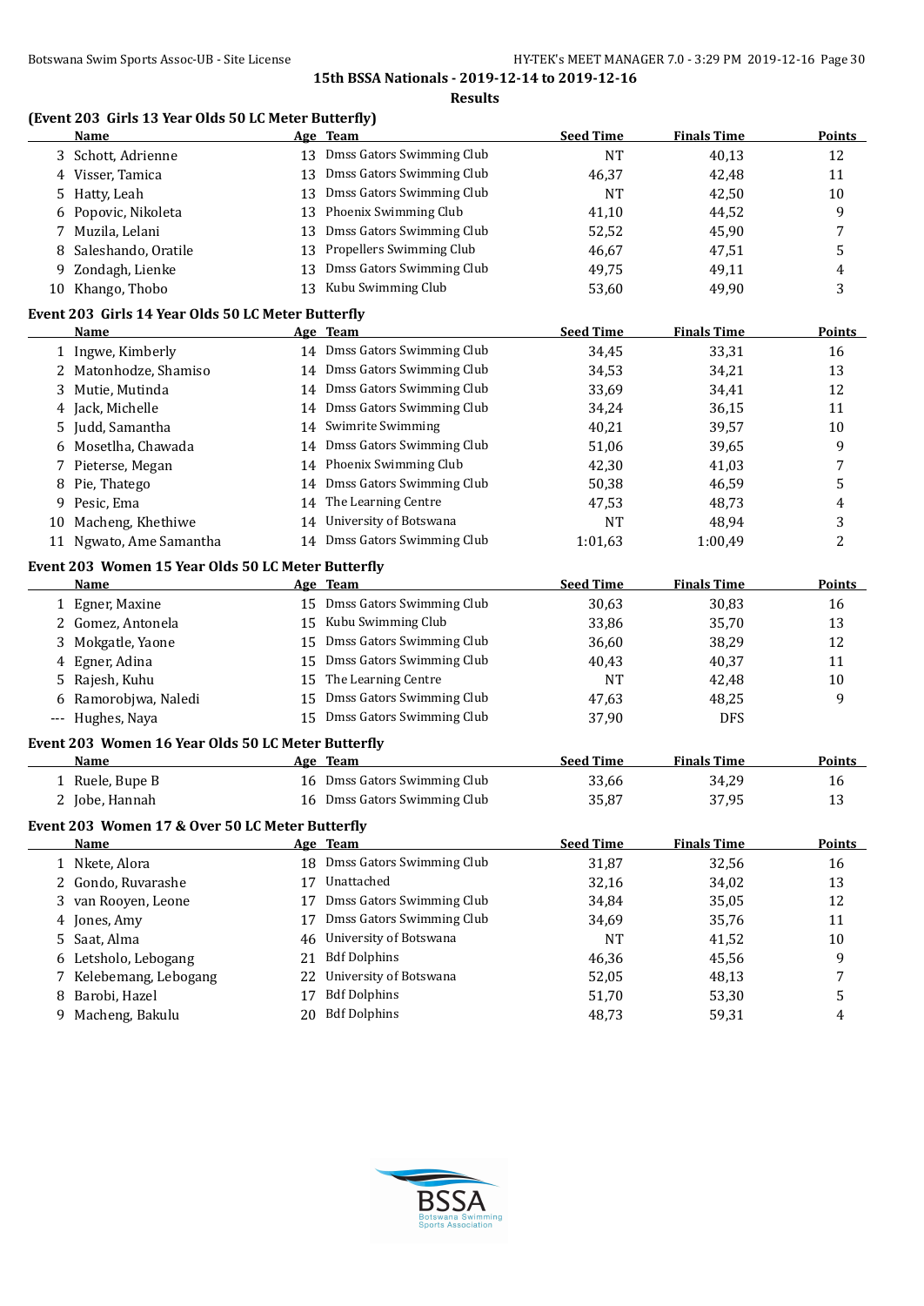15th BSSA Nationals - 2019-12-14 to 2019-12-16

Results

**(Event 203 Girls 13 Year Olds 50 LC Meter Butterfly)**

| | Name | Age | Team | Seed Time | Finals Time | Points |
|---|---|---|---|---|---|---|
| 3 | Schott, Adrienne | 13 | Dmss Gators Swimming Club | NT | 40,13 | 12 |
| 4 | Visser, Tamica | 13 | Dmss Gators Swimming Club | 46,37 | 42,48 | 11 |
| 5 | Hatty, Leah | 13 | Dmss Gators Swimming Club | NT | 42,50 | 10 |
| 6 | Popovic, Nikoleta | 13 | Phoenix Swimming Club | 41,10 | 44,52 | 9 |
| 7 | Muzila, Lelani | 13 | Dmss Gators Swimming Club | 52,52 | 45,90 | 7 |
| 8 | Saleshando, Oratile | 13 | Propellers Swimming Club | 46,67 | 47,51 | 5 |
| 9 | Zondagh, Lienke | 13 | Dmss Gators Swimming Club | 49,75 | 49,11 | 4 |
| 10 | Khango, Thobo | 13 | Kubu Swimming Club | 53,60 | 49,90 | 3 |

**Event 203 Girls 14 Year Olds 50 LC Meter Butterfly**

| | Name | Age | Team | Seed Time | Finals Time | Points |
|---|---|---|---|---|---|---|
| 1 | Ingwe, Kimberly | 14 | Dmss Gators Swimming Club | 34,45 | 33,31 | 16 |
| 2 | Matonhodze, Shamiso | 14 | Dmss Gators Swimming Club | 34,53 | 34,21 | 13 |
| 3 | Mutie, Mutinda | 14 | Dmss Gators Swimming Club | 33,69 | 34,41 | 12 |
| 4 | Jack, Michelle | 14 | Dmss Gators Swimming Club | 34,24 | 36,15 | 11 |
| 5 | Judd, Samantha | 14 | Swimrite Swimming | 40,21 | 39,57 | 10 |
| 6 | Mosetlha, Chawada | 14 | Dmss Gators Swimming Club | 51,06 | 39,65 | 9 |
| 7 | Pieterse, Megan | 14 | Phoenix Swimming Club | 42,30 | 41,03 | 7 |
| 8 | Pie, Thatego | 14 | Dmss Gators Swimming Club | 50,38 | 46,59 | 5 |
| 9 | Pesic, Ema | 14 | The Learning Centre | 47,53 | 48,73 | 4 |
| 10 | Macheng, Khethiwe | 14 | University of Botswana | NT | 48,94 | 3 |
| 11 | Ngwato, Ame Samantha | 14 | Dmss Gators Swimming Club | 1:01,63 | 1:00,49 | 2 |

**Event 203 Women 15 Year Olds 50 LC Meter Butterfly**

| | Name | Age | Team | Seed Time | Finals Time | Points |
|---|---|---|---|---|---|---|
| 1 | Egner, Maxine | 15 | Dmss Gators Swimming Club | 30,63 | 30,83 | 16 |
| 2 | Gomez, Antonela | 15 | Kubu Swimming Club | 33,86 | 35,70 | 13 |
| 3 | Mokgatle, Yaone | 15 | Dmss Gators Swimming Club | 36,60 | 38,29 | 12 |
| 4 | Egner, Adina | 15 | Dmss Gators Swimming Club | 40,43 | 40,37 | 11 |
| 5 | Rajesh, Kuhu | 15 | The Learning Centre | NT | 42,48 | 10 |
| 6 | Ramorobjwa, Naledi | 15 | Dmss Gators Swimming Club | 47,63 | 48,25 | 9 |
| --- | Hughes, Naya | 15 | Dmss Gators Swimming Club | 37,90 | DFS | |

**Event 203 Women 16 Year Olds 50 LC Meter Butterfly**

| | Name | Age | Team | Seed Time | Finals Time | Points |
|---|---|---|---|---|---|---|
| 1 | Ruele, Bupe B | 16 | Dmss Gators Swimming Club | 33,66 | 34,29 | 16 |
| 2 | Jobe, Hannah | 16 | Dmss Gators Swimming Club | 35,87 | 37,95 | 13 |

**Event 203 Women 17 & Over 50 LC Meter Butterfly**

| | Name | Age | Team | Seed Time | Finals Time | Points |
|---|---|---|---|---|---|---|
| 1 | Nkete, Alora | 18 | Dmss Gators Swimming Club | 31,87 | 32,56 | 16 |
| 2 | Gondo, Ruvarashe | 17 | Unattached | 32,16 | 34,02 | 13 |
| 3 | van Rooyen, Leone | 17 | Dmss Gators Swimming Club | 34,84 | 35,05 | 12 |
| 4 | Jones, Amy | 17 | Dmss Gators Swimming Club | 34,69 | 35,76 | 11 |
| 5 | Saat, Alma | 46 | University of Botswana | NT | 41,52 | 10 |
| 6 | Letsholo, Lebogang | 21 | Bdf Dolphins | 46,36 | 45,56 | 9 |
| 7 | Kelebemang, Lebogang | 22 | University of Botswana | 52,05 | 48,13 | 7 |
| 8 | Barobi, Hazel | 17 | Bdf Dolphins | 51,70 | 53,30 | 5 |
| 9 | Macheng, Bakulu | 20 | Bdf Dolphins | 48,73 | 59,31 | 4 |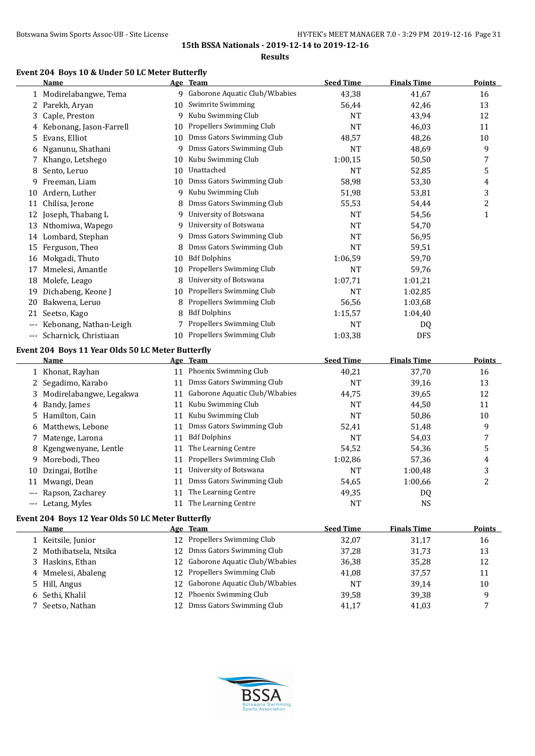15th BSSA Nationals - 2019-12-14 to 2019-12-16

**Results**

### Event 204 Boys 10 & Under 50 LC Meter Butterfly

| | Name | Age | Team | Seed Time | Finals Time | Points |
|---|---|---|---|---|---|---|
| 1 | Modirelabangwe, Tema | 9 | Gaborone Aquatic Club/W.babies | 43,38 | 41,67 | 16 |
| 2 | Parekh, Aryan | 10 | Swimrite Swimming | 56,44 | 42,46 | 13 |
| 3 | Caple, Preston | 9 | Kubu Swimming Club | NT | 43,94 | 12 |
| 4 | Kebonang, Jason-Farrell | 10 | Propellers Swimming Club | NT | 46,03 | 11 |
| 5 | Evans, Elliot | 10 | Dmss Gators Swimming Club | 48,57 | 48,26 | 10 |
| 6 | Nganunu, Shathani | 9 | Dmss Gators Swimming Club | NT | 48,69 | 9 |
| 7 | Khango, Letshego | 10 | Kubu Swimming Club | 1:00,15 | 50,50 | 7 |
| 8 | Sento, Leruo | 10 | Unattached | NT | 52,85 | 5 |
| 9 | Freeman, Liam | 10 | Dmss Gators Swimming Club | 58,98 | 53,30 | 4 |
| 10 | Ardern, Luther | 9 | Kubu Swimming Club | 51,98 | 53,81 | 3 |
| 11 | Chilisa, Jerone | 8 | Dmss Gators Swimming Club | 55,53 | 54,44 | 2 |
| 12 | Joseph, Thabang L | 9 | University of Botswana | NT | 54,56 | 1 |
| 13 | Nthomiwa, Wapego | 9 | University of Botswana | NT | 54,70 | |
| 14 | Lombard, Stephan | 9 | Dmss Gators Swimming Club | NT | 56,95 | |
| 15 | Ferguson, Theo | 8 | Dmss Gators Swimming Club | NT | 59,51 | |
| 16 | Mokgadi, Thuto | 10 | Bdf Dolphins | 1:06,59 | 59,70 | |
| 17 | Mmelesi, Amantle | 10 | Propellers Swimming Club | NT | 59,76 | |
| 18 | Molefe, Leago | 8 | University of Botswana | 1:07,71 | 1:01,21 | |
| 19 | Dichabeng, Keone J | 10 | Propellers Swimming Club | NT | 1:02,85 | |
| 20 | Bakwena, Leruo | 8 | Propellers Swimming Club | 56,56 | 1:03,68 | |
| 21 | Seetso, Kago | 8 | Bdf Dolphins | 1:15,57 | 1:04,40 | |
| --- | Kebonang, Nathan-Leigh | 7 | Propellers Swimming Club | NT | DQ | |
| --- | Scharnick, Christiaan | 10 | Propellers Swimming Club | 1:03,38 | DFS | |

### Event 204 Boys 11 Year Olds 50 LC Meter Butterfly

| | Name | Age | Team | Seed Time | Finals Time | Points |
|---|---|---|---|---|---|---|
| 1 | Khonat, Rayhan | 11 | Phoenix Swimming Club | 40,21 | 37,70 | 16 |
| 2 | Segadimo, Karabo | 11 | Dmss Gators Swimming Club | NT | 39,16 | 13 |
| 3 | Modirelabangwe, Legakwa | 11 | Gaborone Aquatic Club/W.babies | 44,75 | 39,65 | 12 |
| 4 | Bandy, James | 11 | Kubu Swimming Club | NT | 44,50 | 11 |
| 5 | Hamilton, Cain | 11 | Kubu Swimming Club | NT | 50,86 | 10 |
| 6 | Matthews, Lebone | 11 | Dmss Gators Swimming Club | 52,41 | 51,48 | 9 |
| 7 | Matenge, Larona | 11 | Bdf Dolphins | NT | 54,03 | 7 |
| 8 | Kgengwenyane, Lentle | 11 | The Learning Centre | 54,52 | 54,36 | 5 |
| 9 | Morebodi, Theo | 11 | Propellers Swimming Club | 1:02,86 | 57,36 | 4 |
| 10 | Dzingai, Botlhe | 11 | University of Botswana | NT | 1:00,48 | 3 |
| 11 | Mwangi, Dean | 11 | Dmss Gators Swimming Club | 54,65 | 1:00,66 | 2 |
| --- | Rapson, Zacharey | 11 | The Learning Centre | 49,35 | DQ | |
| --- | Letang, Myles | 11 | The Learning Centre | NT | NS | |

### Event 204 Boys 12 Year Olds 50 LC Meter Butterfly

| | Name | Age | Team | Seed Time | Finals Time | Points |
|---|---|---|---|---|---|---|
| 1 | Keitsile, Junior | 12 | Propellers Swimming Club | 32,07 | 31,17 | 16 |
| 2 | Mothibatsela, Ntsika | 12 | Dmss Gators Swimming Club | 37,28 | 31,73 | 13 |
| 3 | Haskins, Ethan | 12 | Gaborone Aquatic Club/W.babies | 36,38 | 35,28 | 12 |
| 4 | Mmelesi, Abaleng | 12 | Propellers Swimming Club | 41,08 | 37,57 | 11 |
| 5 | Hill, Angus | 12 | Gaborone Aquatic Club/W.babies | NT | 39,14 | 10 |
| 6 | Sethi, Khalil | 12 | Phoenix Swimming Club | 39,58 | 39,38 | 9 |
| 7 | Seetso, Nathan | 12 | Dmss Gators Swimming Club | 41,17 | 41,03 | 7 |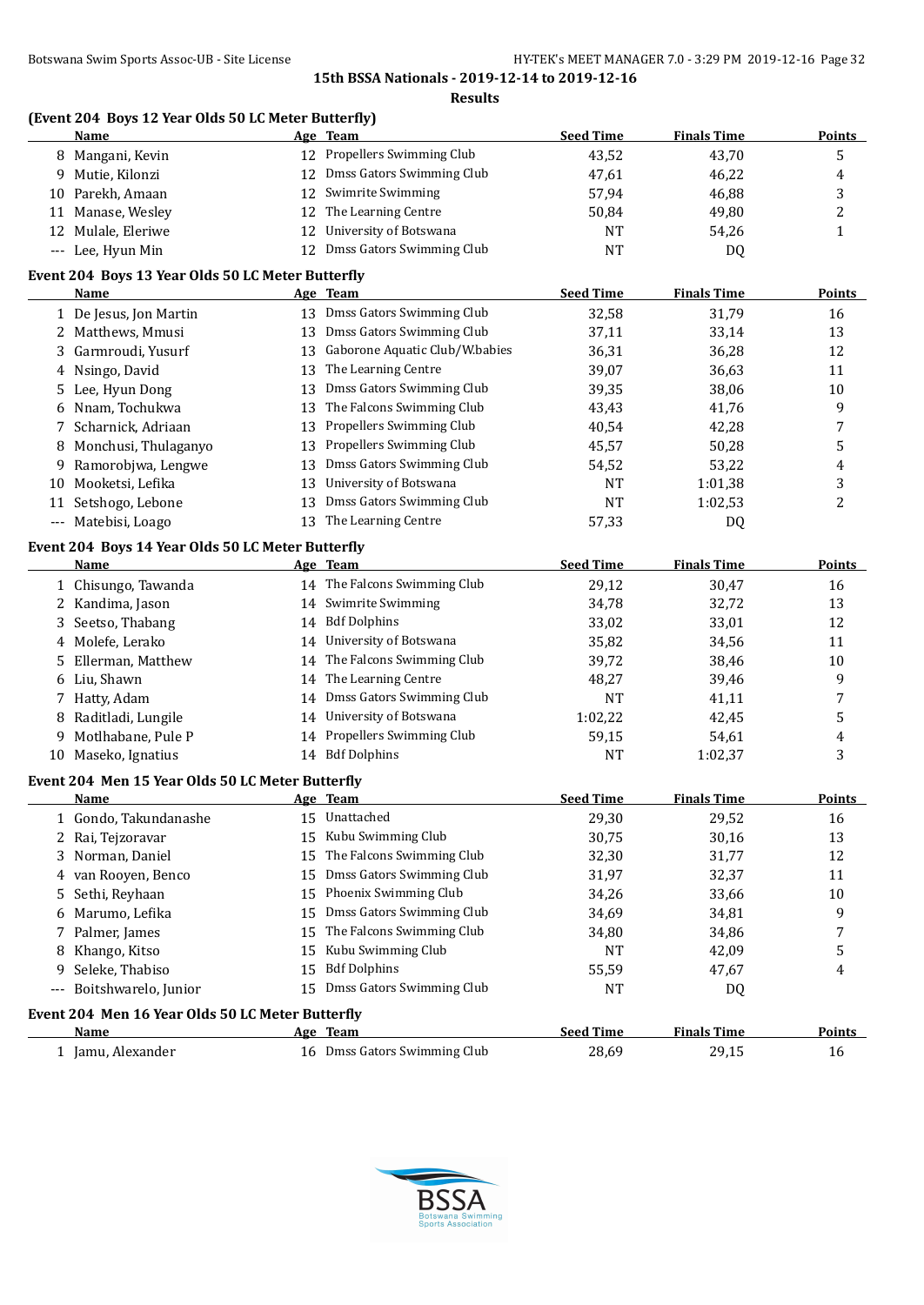15th BSSA Nationals - 2019-12-14 to 2019-12-16

**Results**

### (Event 204 Boys 12 Year Olds 50 LC Meter Butterfly)

| | Name | Age | Team | Seed Time | Finals Time | Points |
|---|---|---|---|---|---|---|
| 8 | Mangani, Kevin | 12 | Propellers Swimming Club | 43,52 | 43,70 | 5 |
| 9 | Mutie, Kilonzi | 12 | Dmss Gators Swimming Club | 47,61 | 46,22 | 4 |
| 10 | Parekh, Amaan | 12 | Swimrite Swimming | 57,94 | 46,88 | 3 |
| 11 | Manase, Wesley | 12 | The Learning Centre | 50,84 | 49,80 | 2 |
| 12 | Mulale, Eleriwe | 12 | University of Botswana | NT | 54,26 | 1 |
| --- | Lee, Hyun Min | 12 | Dmss Gators Swimming Club | NT | DQ | |

### Event 204 Boys 13 Year Olds 50 LC Meter Butterfly

| | Name | Age | Team | Seed Time | Finals Time | Points |
|---|---|---|---|---|---|---|
| 1 | De Jesus, Jon Martin | 13 | Dmss Gators Swimming Club | 32,58 | 31,79 | 16 |
| 2 | Matthews, Mmusi | 13 | Dmss Gators Swimming Club | 37,11 | 33,14 | 13 |
| 3 | Garmroudi, Yusurf | 13 | Gaborone Aquatic Club/W.babies | 36,31 | 36,28 | 12 |
| 4 | Nsingo, David | 13 | The Learning Centre | 39,07 | 36,63 | 11 |
| 5 | Lee, Hyun Dong | 13 | Dmss Gators Swimming Club | 39,35 | 38,06 | 10 |
| 6 | Nnam, Tochukwa | 13 | The Falcons Swimming Club | 43,43 | 41,76 | 9 |
| 7 | Scharnick, Adriaan | 13 | Propellers Swimming Club | 40,54 | 42,28 | 7 |
| 8 | Monchusi, Thulaganyo | 13 | Propellers Swimming Club | 45,57 | 50,28 | 5 |
| 9 | Ramorobjwa, Lengwe | 13 | Dmss Gators Swimming Club | 54,52 | 53,22 | 4 |
| 10 | Mooketsi, Lefika | 13 | University of Botswana | NT | 1:01,38 | 3 |
| 11 | Setshogo, Lebone | 13 | Dmss Gators Swimming Club | NT | 1:02,53 | 2 |
| --- | Matebisi, Loago | 13 | The Learning Centre | 57,33 | DQ | |

### Event 204 Boys 14 Year Olds 50 LC Meter Butterfly

| | Name | Age | Team | Seed Time | Finals Time | Points |
|---|---|---|---|---|---|---|
| 1 | Chisungo, Tawanda | 14 | The Falcons Swimming Club | 29,12 | 30,47 | 16 |
| 2 | Kandima, Jason | 14 | Swimrite Swimming | 34,78 | 32,72 | 13 |
| 3 | Seetso, Thabang | 14 | Bdf Dolphins | 33,02 | 33,01 | 12 |
| 4 | Molefe, Lerako | 14 | University of Botswana | 35,82 | 34,56 | 11 |
| 5 | Ellerman, Matthew | 14 | The Falcons Swimming Club | 39,72 | 38,46 | 10 |
| 6 | Liu, Shawn | 14 | The Learning Centre | 48,27 | 39,46 | 9 |
| 7 | Hatty, Adam | 14 | Dmss Gators Swimming Club | NT | 41,11 | 7 |
| 8 | Raditladi, Lungile | 14 | University of Botswana | 1:02,22 | 42,45 | 5 |
| 9 | Motlhabane, Pule P | 14 | Propellers Swimming Club | 59,15 | 54,61 | 4 |
| 10 | Maseko, Ignatius | 14 | Bdf Dolphins | NT | 1:02,37 | 3 |

### Event 204 Men 15 Year Olds 50 LC Meter Butterfly

| | Name | Age | Team | Seed Time | Finals Time | Points |
|---|---|---|---|---|---|---|
| 1 | Gondo, Takundanashe | 15 | Unattached | 29,30 | 29,52 | 16 |
| 2 | Rai, Tejzoravar | 15 | Kubu Swimming Club | 30,75 | 30,16 | 13 |
| 3 | Norman, Daniel | 15 | The Falcons Swimming Club | 32,30 | 31,77 | 12 |
| 4 | van Rooyen, Benco | 15 | Dmss Gators Swimming Club | 31,97 | 32,37 | 11 |
| 5 | Sethi, Reyhaan | 15 | Phoenix Swimming Club | 34,26 | 33,66 | 10 |
| 6 | Marumo, Lefika | 15 | Dmss Gators Swimming Club | 34,69 | 34,81 | 9 |
| 7 | Palmer, James | 15 | The Falcons Swimming Club | 34,80 | 34,86 | 7 |
| 8 | Khango, Kitso | 15 | Kubu Swimming Club | NT | 42,09 | 5 |
| 9 | Seleke, Thabiso | 15 | Bdf Dolphins | 55,59 | 47,67 | 4 |
| --- | Boitshwarelo, Junior | 15 | Dmss Gators Swimming Club | NT | DQ | |

### Event 204 Men 16 Year Olds 50 LC Meter Butterfly

| | Name | Age | Team | Seed Time | Finals Time | Points |
|---|---|---|---|---|---|---|
| 1 | Jamu, Alexander | 16 | Dmss Gators Swimming Club | 28,69 | 29,15 | 16 |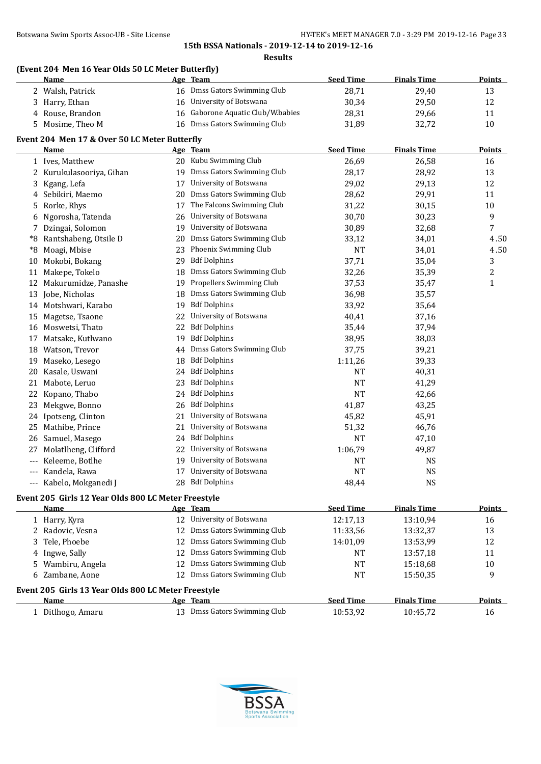15th BSSA Nationals - 2019-12-14 to 2019-12-16

**Results**

### (Event 204 Men 16 Year Olds 50 LC Meter Butterfly)

| | Name | Age | Team | Seed Time | Finals Time | Points |
|---|---|---|---|---|---|---|
| 2 | Walsh, Patrick | 16 | Dmss Gators Swimming Club | 28,71 | 29,40 | 13 |
| 3 | Harry, Ethan | 16 | University of Botswana | 30,34 | 29,50 | 12 |
| 4 | Rouse, Brandon | 16 | Gaborone Aquatic Club/W.babies | 28,31 | 29,66 | 11 |
| 5 | Mosime, Theo M | 16 | Dmss Gators Swimming Club | 31,89 | 32,72 | 10 |

### Event 204 Men 17 & Over 50 LC Meter Butterfly

| | Name | Age | Team | Seed Time | Finals Time | Points |
|---|---|---|---|---|---|---|
| 1 | Ives, Matthew | 20 | Kubu Swimming Club | 26,69 | 26,58 | 16 |
| 2 | Kurukulasooriya, Gihan | 19 | Dmss Gators Swimming Club | 28,17 | 28,92 | 13 |
| 3 | Kgang, Lefa | 17 | University of Botswana | 29,02 | 29,13 | 12 |
| 4 | Sebikiri, Maemo | 20 | Dmss Gators Swimming Club | 28,62 | 29,91 | 11 |
| 5 | Rorke, Rhys | 17 | The Falcons Swimming Club | 31,22 | 30,15 | 10 |
| 6 | Ngorosha, Tatenda | 26 | University of Botswana | 30,70 | 30,23 | 9 |
| 7 | Dzingai, Solomon | 19 | University of Botswana | 30,89 | 32,68 | 7 |
| *8 | Rantshabeng, Otsile D | 20 | Dmss Gators Swimming Club | 33,12 | 34,01 | 4.50 |
| *8 | Moagi, Mbise | 23 | Phoenix Swimming Club | NT | 34,01 | 4.50 |
| 10 | Mokobi, Bokang | 29 | Bdf Dolphins | 37,71 | 35,04 | 3 |
| 11 | Makepe, Tokelo | 18 | Dmss Gators Swimming Club | 32,26 | 35,39 | 2 |
| 12 | Makurumidze, Panashe | 19 | Propellers Swimming Club | 37,53 | 35,47 | 1 |
| 13 | Jobe, Nicholas | 18 | Dmss Gators Swimming Club | 36,98 | 35,57 | |
| 14 | Motshwari, Karabo | 19 | Bdf Dolphins | 33,92 | 35,64 | |
| 15 | Magetse, Tsaone | 22 | University of Botswana | 40,41 | 37,16 | |
| 16 | Moswetsi, Thato | 22 | Bdf Dolphins | 35,44 | 37,94 | |
| 17 | Matsake, Kutlwano | 19 | Bdf Dolphins | 38,95 | 38,03 | |
| 18 | Watson, Trevor | 44 | Dmss Gators Swimming Club | 37,75 | 39,21 | |
| 19 | Maseko, Lesego | 18 | Bdf Dolphins | 1:11,26 | 39,33 | |
| 20 | Kasale, Uswani | 24 | Bdf Dolphins | NT | 40,31 | |
| 21 | Mabote, Leruo | 23 | Bdf Dolphins | NT | 41,29 | |
| 22 | Kopano, Thabo | 24 | Bdf Dolphins | NT | 42,66 | |
| 23 | Mekgwe, Bonno | 26 | Bdf Dolphins | 41,87 | 43,25 | |
| 24 | Ipotseng, Clinton | 21 | University of Botswana | 45,82 | 45,91 | |
| 25 | Mathibe, Prince | 21 | University of Botswana | 51,32 | 46,76 | |
| 26 | Samuel, Masego | 24 | Bdf Dolphins | NT | 47,10 | |
| 27 | Molatlheng, Clifford | 22 | University of Botswana | 1:06,79 | 49,87 | |
| --- | Keleeme, Botlhe | 19 | University of Botswana | NT | NS | |
| --- | Kandela, Rawa | 17 | University of Botswana | NT | NS | |
| --- | Kabelo, Mokganedi J | 28 | Bdf Dolphins | 48,44 | NS | |

### Event 205 Girls 12 Year Olds 800 LC Meter Freestyle

| | Name | Age | Team | Seed Time | Finals Time | Points |
|---|---|---|---|---|---|---|
| 1 | Harry, Kyra | 12 | University of Botswana | 12:17,13 | 13:10,94 | 16 |
| 2 | Radovic, Vesna | 12 | Dmss Gators Swimming Club | 11:33,56 | 13:32,37 | 13 |
| 3 | Tele, Phoebe | 12 | Dmss Gators Swimming Club | 14:01,09 | 13:53,99 | 12 |
| 4 | Ingwe, Sally | 12 | Dmss Gators Swimming Club | NT | 13:57,18 | 11 |
| 5 | Wambiru, Angela | 12 | Dmss Gators Swimming Club | NT | 15:18,68 | 10 |
| 6 | Zambane, Aone | 12 | Dmss Gators Swimming Club | NT | 15:50,35 | 9 |

### Event 205 Girls 13 Year Olds 800 LC Meter Freestyle

| | Name | Age | Team | Seed Time | Finals Time | Points |
|---|---|---|---|---|---|---|
| 1 | Ditlhogo, Amaru | 13 | Dmss Gators Swimming Club | 10:53,92 | 10:45,72 | 16 |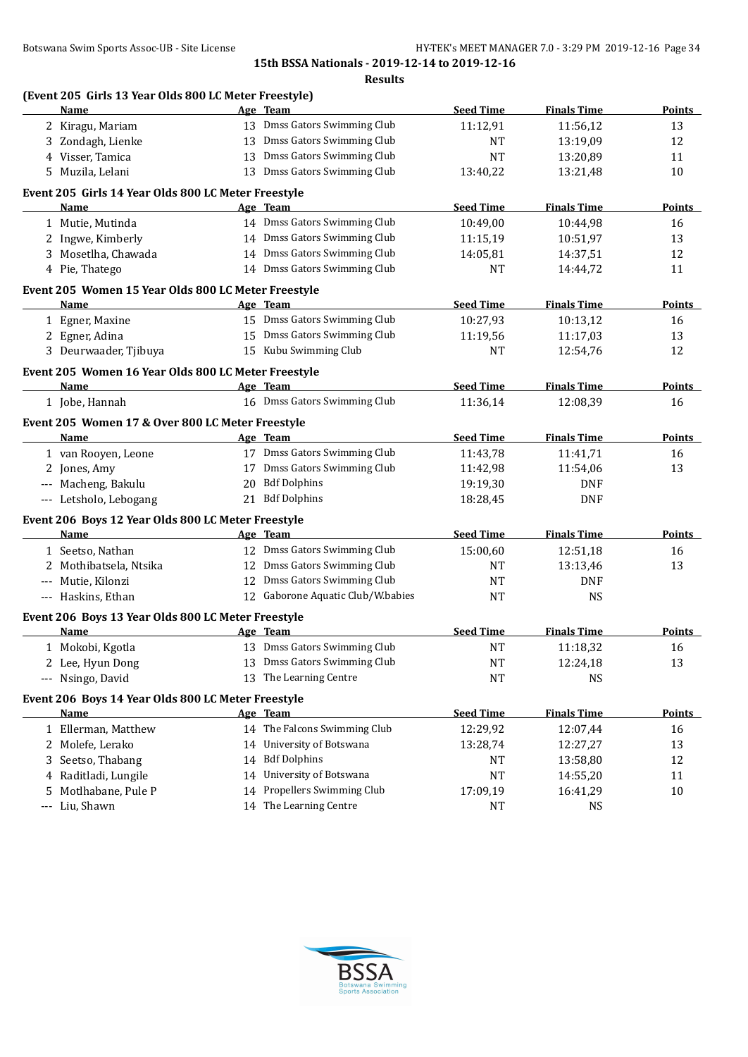15th BSSA Nationals - 2019-12-14 to 2019-12-16

**Results**

**(Event 205 Girls 13 Year Olds 800 LC Meter Freestyle)**

| | Name | Age | Team | Seed Time | Finals Time | Points |
|---|---|---|---|---|---|---|
| 2 | Kiragu, Mariam | 13 | Dmss Gators Swimming Club | 11:12,91 | 11:56,12 | 13 |
| 3 | Zondagh, Lienke | 13 | Dmss Gators Swimming Club | NT | 13:19,09 | 12 |
| 4 | Visser, Tamica | 13 | Dmss Gators Swimming Club | NT | 13:20,89 | 11 |
| 5 | Muzila, Lelani | 13 | Dmss Gators Swimming Club | 13:40,22 | 13:21,48 | 10 |

**Event 205 Girls 14 Year Olds 800 LC Meter Freestyle**

| | Name | Age | Team | Seed Time | Finals Time | Points |
|---|---|---|---|---|---|---|
| 1 | Mutie, Mutinda | 14 | Dmss Gators Swimming Club | 10:49,00 | 10:44,98 | 16 |
| 2 | Ingwe, Kimberly | 14 | Dmss Gators Swimming Club | 11:15,19 | 10:51,97 | 13 |
| 3 | Mosetlha, Chawada | 14 | Dmss Gators Swimming Club | 14:05,81 | 14:37,51 | 12 |
| 4 | Pie, Thatego | 14 | Dmss Gators Swimming Club | NT | 14:44,72 | 11 |

**Event 205 Women 15 Year Olds 800 LC Meter Freestyle**

| | Name | Age | Team | Seed Time | Finals Time | Points |
|---|---|---|---|---|---|---|
| 1 | Egner, Maxine | 15 | Dmss Gators Swimming Club | 10:27,93 | 10:13,12 | 16 |
| 2 | Egner, Adina | 15 | Dmss Gators Swimming Club | 11:19,56 | 11:17,03 | 13 |
| 3 | Deurwaader, Tjibuya | 15 | Kubu Swimming Club | NT | 12:54,76 | 12 |

**Event 205 Women 16 Year Olds 800 LC Meter Freestyle**

| | Name | Age | Team | Seed Time | Finals Time | Points |
|---|---|---|---|---|---|---|
| 1 | Jobe, Hannah | 16 | Dmss Gators Swimming Club | 11:36,14 | 12:08,39 | 16 |

**Event 205 Women 17 & Over 800 LC Meter Freestyle**

| | Name | Age | Team | Seed Time | Finals Time | Points |
|---|---|---|---|---|---|---|
| 1 | van Rooyen, Leone | 17 | Dmss Gators Swimming Club | 11:43,78 | 11:41,71 | 16 |
| 2 | Jones, Amy | 17 | Dmss Gators Swimming Club | 11:42,98 | 11:54,06 | 13 |
| --- | Macheng, Bakulu | 20 | Bdf Dolphins | 19:19,30 | DNF | |
| --- | Letsholo, Lebogang | 21 | Bdf Dolphins | 18:28,45 | DNF | |

**Event 206 Boys 12 Year Olds 800 LC Meter Freestyle**

| | Name | Age | Team | Seed Time | Finals Time | Points |
|---|---|---|---|---|---|---|
| 1 | Seetso, Nathan | 12 | Dmss Gators Swimming Club | 15:00,60 | 12:51,18 | 16 |
| 2 | Mothibatsela, Ntsika | 12 | Dmss Gators Swimming Club | NT | 13:13,46 | 13 |
| --- | Mutie, Kilonzi | 12 | Dmss Gators Swimming Club | NT | DNF | |
| --- | Haskins, Ethan | 12 | Gaborone Aquatic Club/W.babies | NT | NS | |

**Event 206 Boys 13 Year Olds 800 LC Meter Freestyle**

| | Name | Age | Team | Seed Time | Finals Time | Points |
|---|---|---|---|---|---|---|
| 1 | Mokobi, Kgotla | 13 | Dmss Gators Swimming Club | NT | 11:18,32 | 16 |
| 2 | Lee, Hyun Dong | 13 | Dmss Gators Swimming Club | NT | 12:24,18 | 13 |
| --- | Nsingo, David | 13 | The Learning Centre | NT | NS | |

**Event 206 Boys 14 Year Olds 800 LC Meter Freestyle**

| | Name | Age | Team | Seed Time | Finals Time | Points |
|---|---|---|---|---|---|---|
| 1 | Ellerman, Matthew | 14 | The Falcons Swimming Club | 12:29,92 | 12:07,44 | 16 |
| 2 | Molefe, Lerako | 14 | University of Botswana | 13:28,74 | 12:27,27 | 13 |
| 3 | Seetso, Thabang | 14 | Bdf Dolphins | NT | 13:58,80 | 12 |
| 4 | Raditladi, Lungile | 14 | University of Botswana | NT | 14:55,20 | 11 |
| 5 | Motlhabane, Pule P | 14 | Propellers Swimming Club | 17:09,19 | 16:41,29 | 10 |
| --- | Liu, Shawn | 14 | The Learning Centre | NT | NS | |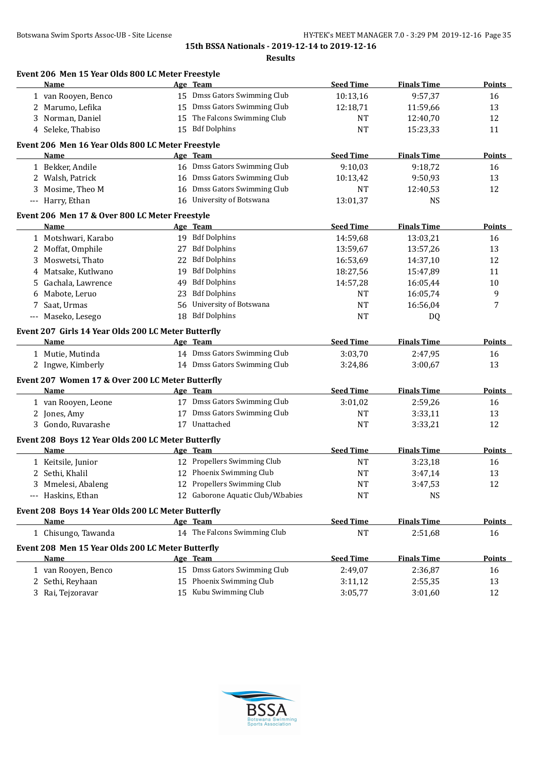**15th BSSA Nationals - 2019-12-14 to 2019-12-16**

**Results**

### Event 206 Men 15 Year Olds 800 LC Meter Freestyle

| | Name | Age | Team | Seed Time | Finals Time | Points |
|---|---|---|---|---|---|---|
| 1 | van Rooyen, Benco | 15 | Dmss Gators Swimming Club | 10:13,16 | 9:57,37 | 16 |
| 2 | Marumo, Lefika | 15 | Dmss Gators Swimming Club | 12:18,71 | 11:59,66 | 13 |
| 3 | Norman, Daniel | 15 | The Falcons Swimming Club | NT | 12:40,70 | 12 |
| 4 | Seleke, Thabiso | 15 | Bdf Dolphins | NT | 15:23,33 | 11 |

### Event 206 Men 16 Year Olds 800 LC Meter Freestyle

| | Name | Age | Team | Seed Time | Finals Time | Points |
|---|---|---|---|---|---|---|
| 1 | Bekker, Andile | 16 | Dmss Gators Swimming Club | 9:10,03 | 9:18,72 | 16 |
| 2 | Walsh, Patrick | 16 | Dmss Gators Swimming Club | 10:13,42 | 9:50,93 | 13 |
| 3 | Mosime, Theo M | 16 | Dmss Gators Swimming Club | NT | 12:40,53 | 12 |
| --- | Harry, Ethan | 16 | University of Botswana | 13:01,37 | NS | |

### Event 206 Men 17 & Over 800 LC Meter Freestyle

| | Name | Age | Team | Seed Time | Finals Time | Points |
|---|---|---|---|---|---|---|
| 1 | Motshwari, Karabo | 19 | Bdf Dolphins | 14:59,68 | 13:03,21 | 16 |
| 2 | Moffat, Omphile | 27 | Bdf Dolphins | 13:59,67 | 13:57,26 | 13 |
| 3 | Moswetsi, Thato | 22 | Bdf Dolphins | 16:53,69 | 14:37,10 | 12 |
| 4 | Matsake, Kutlwano | 19 | Bdf Dolphins | 18:27,56 | 15:47,89 | 11 |
| 5 | Gachala, Lawrence | 49 | Bdf Dolphins | 14:57,28 | 16:05,44 | 10 |
| 6 | Mabote, Leruo | 23 | Bdf Dolphins | NT | 16:05,74 | 9 |
| 7 | Saat, Urmas | 56 | University of Botswana | NT | 16:56,04 | 7 |
| --- | Maseko, Lesego | 18 | Bdf Dolphins | NT | DQ | |

### Event 207 Girls 14 Year Olds 200 LC Meter Butterfly

| | Name | Age | Team | Seed Time | Finals Time | Points |
|---|---|---|---|---|---|---|
| 1 | Mutie, Mutinda | 14 | Dmss Gators Swimming Club | 3:03,70 | 2:47,95 | 16 |
| 2 | Ingwe, Kimberly | 14 | Dmss Gators Swimming Club | 3:24,86 | 3:00,67 | 13 |

### Event 207 Women 17 & Over 200 LC Meter Butterfly

| | Name | Age | Team | Seed Time | Finals Time | Points |
|---|---|---|---|---|---|---|
| 1 | van Rooyen, Leone | 17 | Dmss Gators Swimming Club | 3:01,02 | 2:59,26 | 16 |
| 2 | Jones, Amy | 17 | Dmss Gators Swimming Club | NT | 3:33,11 | 13 |
| 3 | Gondo, Ruvarashe | 17 | Unattached | NT | 3:33,21 | 12 |

### Event 208 Boys 12 Year Olds 200 LC Meter Butterfly

| | Name | Age | Team | Seed Time | Finals Time | Points |
|---|---|---|---|---|---|---|
| 1 | Keitsile, Junior | 12 | Propellers Swimming Club | NT | 3:23,18 | 16 |
| 2 | Sethi, Khalil | 12 | Phoenix Swimming Club | NT | 3:47,14 | 13 |
| 3 | Mmelesi, Abaleng | 12 | Propellers Swimming Club | NT | 3:47,53 | 12 |
| --- | Haskins, Ethan | 12 | Gaborone Aquatic Club/W.babies | NT | NS | |

### Event 208 Boys 14 Year Olds 200 LC Meter Butterfly

| | Name | Age | Team | Seed Time | Finals Time | Points |
|---|---|---|---|---|---|---|
| 1 | Chisungo, Tawanda | 14 | The Falcons Swimming Club | NT | 2:51,68 | 16 |

### Event 208 Men 15 Year Olds 200 LC Meter Butterfly

| | Name | Age | Team | Seed Time | Finals Time | Points |
|---|---|---|---|---|---|---|
| 1 | van Rooyen, Benco | 15 | Dmss Gators Swimming Club | 2:49,07 | 2:36,87 | 16 |
| 2 | Sethi, Reyhaan | 15 | Phoenix Swimming Club | 3:11,12 | 2:55,35 | 13 |
| 3 | Rai, Tejzoravar | 15 | Kubu Swimming Club | 3:05,77 | 3:01,60 | 12 |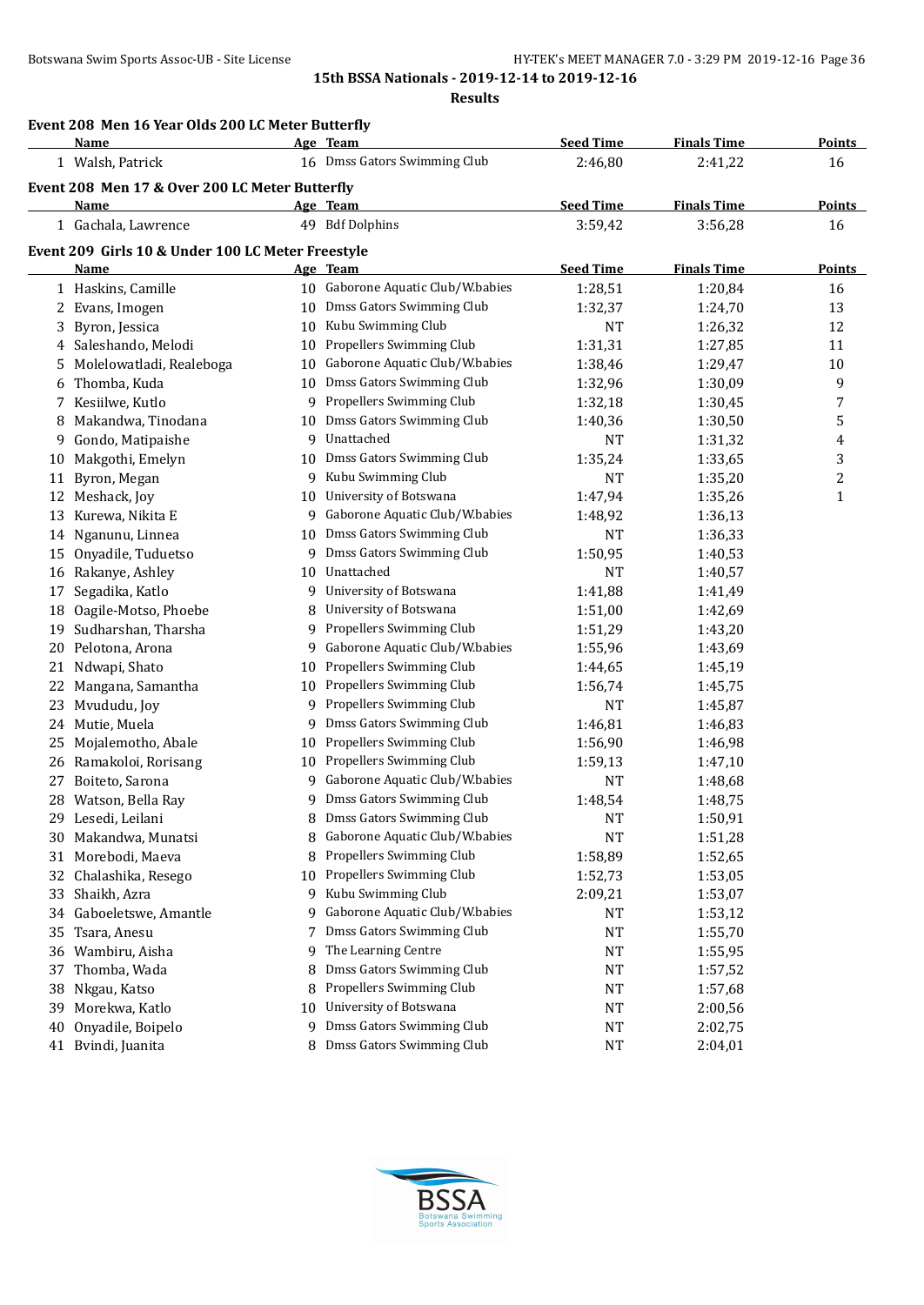## 15th BSSA Nationals - 2019-12-14 to 2019-12-16

### Results

**Event 208 Men 16 Year Olds 200 LC Meter Butterfly**

| | Name | Age | Team | Seed Time | Finals Time | Points |
|---|---|---|---|---|---|---|
| 1 | Walsh, Patrick | 16 | Dmss Gators Swimming Club | 2:46,80 | 2:41,22 | 16 |

**Event 208 Men 17 & Over 200 LC Meter Butterfly**

| | Name | Age | Team | Seed Time | Finals Time | Points |
|---|---|---|---|---|---|---|
| 1 | Gachala, Lawrence | 49 | Bdf Dolphins | 3:59,42 | 3:56,28 | 16 |

**Event 209 Girls 10 & Under 100 LC Meter Freestyle**

| | Name | Age | Team | Seed Time | Finals Time | Points |
|---|---|---|---|---|---|---|
| 1 | Haskins, Camille | 10 | Gaborone Aquatic Club/W.babies | 1:28,51 | 1:20,84 | 16 |
| 2 | Evans, Imogen | 10 | Dmss Gators Swimming Club | 1:32,37 | 1:24,70 | 13 |
| 3 | Byron, Jessica | 10 | Kubu Swimming Club | NT | 1:26,32 | 12 |
| 4 | Saleshando, Melodi | 10 | Propellers Swimming Club | 1:31,31 | 1:27,85 | 11 |
| 5 | Molelowatladi, Realeboga | 10 | Gaborone Aquatic Club/W.babies | 1:38,46 | 1:29,47 | 10 |
| 6 | Thomba, Kuda | 10 | Dmss Gators Swimming Club | 1:32,96 | 1:30,09 | 9 |
| 7 | Kesiilwe, Kutlo | 9 | Propellers Swimming Club | 1:32,18 | 1:30,45 | 7 |
| 8 | Makandwa, Tinodana | 10 | Dmss Gators Swimming Club | 1:40,36 | 1:30,50 | 5 |
| 9 | Gondo, Matipaishe | 9 | Unattached | NT | 1:31,32 | 4 |
| 10 | Makgothi, Emelyn | 10 | Dmss Gators Swimming Club | 1:35,24 | 1:33,65 | 3 |
| 11 | Byron, Megan | 9 | Kubu Swimming Club | NT | 1:35,20 | 2 |
| 12 | Meshack, Joy | 10 | University of Botswana | 1:47,94 | 1:35,26 | 1 |
| 13 | Kurewa, Nikita E | 9 | Gaborone Aquatic Club/W.babies | 1:48,92 | 1:36,13 | |
| 14 | Nganunu, Linnea | 10 | Dmss Gators Swimming Club | NT | 1:36,33 | |
| 15 | Onyadile, Tuduetso | 9 | Dmss Gators Swimming Club | 1:50,95 | 1:40,53 | |
| 16 | Rakanye, Ashley | 10 | Unattached | NT | 1:40,57 | |
| 17 | Segadika, Katlo | 9 | University of Botswana | 1:41,88 | 1:41,49 | |
| 18 | Oagile-Motso, Phoebe | 8 | University of Botswana | 1:51,00 | 1:42,69 | |
| 19 | Sudharshan, Tharsha | 9 | Propellers Swimming Club | 1:51,29 | 1:43,20 | |
| 20 | Pelotona, Arona | 9 | Gaborone Aquatic Club/W.babies | 1:55,96 | 1:43,69 | |
| 21 | Ndwapi, Shato | 10 | Propellers Swimming Club | 1:44,65 | 1:45,19 | |
| 22 | Mangana, Samantha | 10 | Propellers Swimming Club | 1:56,74 | 1:45,75 | |
| 23 | Mvududu, Joy | 9 | Propellers Swimming Club | NT | 1:45,87 | |
| 24 | Mutie, Muela | 9 | Dmss Gators Swimming Club | 1:46,81 | 1:46,83 | |
| 25 | Mojalemotho, Abale | 10 | Propellers Swimming Club | 1:56,90 | 1:46,98 | |
| 26 | Ramakoloi, Rorisang | 10 | Propellers Swimming Club | 1:59,13 | 1:47,10 | |
| 27 | Boiteto, Sarona | 9 | Gaborone Aquatic Club/W.babies | NT | 1:48,68 | |
| 28 | Watson, Bella Ray | 9 | Dmss Gators Swimming Club | 1:48,54 | 1:48,75 | |
| 29 | Lesedi, Leilani | 8 | Dmss Gators Swimming Club | NT | 1:50,91 | |
| 30 | Makandwa, Munatsi | 8 | Gaborone Aquatic Club/W.babies | NT | 1:51,28 | |
| 31 | Morebodi, Maeva | 8 | Propellers Swimming Club | 1:58,89 | 1:52,65 | |
| 32 | Chalashika, Resego | 10 | Propellers Swimming Club | 1:52,73 | 1:53,05 | |
| 33 | Shaikh, Azra | 9 | Kubu Swimming Club | 2:09,21 | 1:53,07 | |
| 34 | Gaboeletswe, Amantle | 9 | Gaborone Aquatic Club/W.babies | NT | 1:53,12 | |
| 35 | Tsara, Anesu | 7 | Dmss Gators Swimming Club | NT | 1:55,70 | |
| 36 | Wambiru, Aisha | 9 | The Learning Centre | NT | 1:55,95 | |
| 37 | Thomba, Wada | 8 | Dmss Gators Swimming Club | NT | 1:57,52 | |
| 38 | Nkgau, Katso | 8 | Propellers Swimming Club | NT | 1:57,68 | |
| 39 | Morekwa, Katlo | 10 | University of Botswana | NT | 2:00,56 | |
| 40 | Onyadile, Boipelo | 9 | Dmss Gators Swimming Club | NT | 2:02,75 | |
| 41 | Bvindi, Juanita | 8 | Dmss Gators Swimming Club | NT | 2:04,01 | |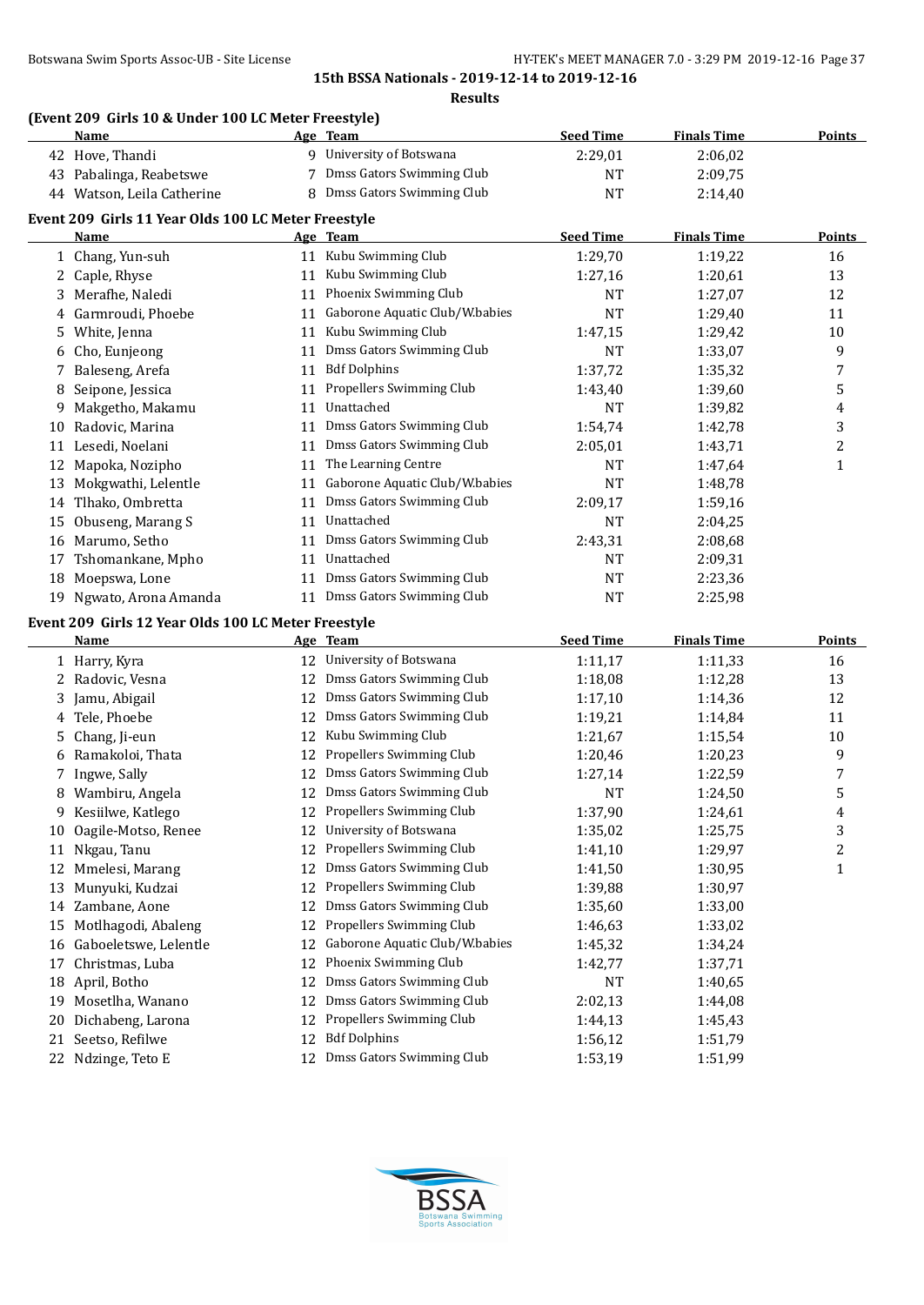15th BSSA Nationals - 2019-12-14 to 2019-12-16

**Results**

### (Event 209 Girls 10 & Under 100 LC Meter Freestyle)

| | Name | Age | Team | Seed Time | Finals Time | Points |
|---|---|---|---|---|---|---|
| 42 | Hove, Thandi | 9 | University of Botswana | 2:29,01 | 2:06,02 | |
| 43 | Pabalinga, Reabetswe | 7 | Dmss Gators Swimming Club | NT | 2:09,75 | |
| 44 | Watson, Leila Catherine | 8 | Dmss Gators Swimming Club | NT | 2:14,40 | |

### Event 209 Girls 11 Year Olds 100 LC Meter Freestyle

| | Name | Age | Team | Seed Time | Finals Time | Points |
|---|---|---|---|---|---|---|
| 1 | Chang, Yun-suh | 11 | Kubu Swimming Club | 1:29,70 | 1:19,22 | 16 |
| 2 | Caple, Rhyse | 11 | Kubu Swimming Club | 1:27,16 | 1:20,61 | 13 |
| 3 | Merafhe, Naledi | 11 | Phoenix Swimming Club | NT | 1:27,07 | 12 |
| 4 | Garmroudi, Phoebe | 11 | Gaborone Aquatic Club/W.babies | NT | 1:29,40 | 11 |
| 5 | White, Jenna | 11 | Kubu Swimming Club | 1:47,15 | 1:29,42 | 10 |
| 6 | Cho, Eunjeong | 11 | Dmss Gators Swimming Club | NT | 1:33,07 | 9 |
| 7 | Baleseng, Arefa | 11 | Bdf Dolphins | 1:37,72 | 1:35,32 | 7 |
| 8 | Seipone, Jessica | 11 | Propellers Swimming Club | 1:43,40 | 1:39,60 | 5 |
| 9 | Makgetho, Makamu | 11 | Unattached | NT | 1:39,82 | 4 |
| 10 | Radovic, Marina | 11 | Dmss Gators Swimming Club | 1:54,74 | 1:42,78 | 3 |
| 11 | Lesedi, Noelani | 11 | Dmss Gators Swimming Club | 2:05,01 | 1:43,71 | 2 |
| 12 | Mapoka, Nozipho | 11 | The Learning Centre | NT | 1:47,64 | 1 |
| 13 | Mokgwathi, Lelentle | 11 | Gaborone Aquatic Club/W.babies | NT | 1:48,78 | |
| 14 | Tlhako, Ombretta | 11 | Dmss Gators Swimming Club | 2:09,17 | 1:59,16 | |
| 15 | Obuseng, Marang S | 11 | Unattached | NT | 2:04,25 | |
| 16 | Marumo, Setho | 11 | Dmss Gators Swimming Club | 2:43,31 | 2:08,68 | |
| 17 | Tshomankane, Mpho | 11 | Unattached | NT | 2:09,31 | |
| 18 | Moepswa, Lone | 11 | Dmss Gators Swimming Club | NT | 2:23,36 | |
| 19 | Ngwato, Arona Amanda | 11 | Dmss Gators Swimming Club | NT | 2:25,98 | |

### Event 209 Girls 12 Year Olds 100 LC Meter Freestyle

| | Name | Age | Team | Seed Time | Finals Time | Points |
|---|---|---|---|---|---|---|
| 1 | Harry, Kyra | 12 | University of Botswana | 1:11,17 | 1:11,33 | 16 |
| 2 | Radovic, Vesna | 12 | Dmss Gators Swimming Club | 1:18,08 | 1:12,28 | 13 |
| 3 | Jamu, Abigail | 12 | Dmss Gators Swimming Club | 1:17,10 | 1:14,36 | 12 |
| 4 | Tele, Phoebe | 12 | Dmss Gators Swimming Club | 1:19,21 | 1:14,84 | 11 |
| 5 | Chang, Ji-eun | 12 | Kubu Swimming Club | 1:21,67 | 1:15,54 | 10 |
| 6 | Ramakoloi, Thata | 12 | Propellers Swimming Club | 1:20,46 | 1:20,23 | 9 |
| 7 | Ingwe, Sally | 12 | Dmss Gators Swimming Club | 1:27,14 | 1:22,59 | 7 |
| 8 | Wambiru, Angela | 12 | Dmss Gators Swimming Club | NT | 1:24,50 | 5 |
| 9 | Kesiilwe, Katlego | 12 | Propellers Swimming Club | 1:37,90 | 1:24,61 | 4 |
| 10 | Oagile-Motso, Renee | 12 | University of Botswana | 1:35,02 | 1:25,75 | 3 |
| 11 | Nkgau, Tanu | 12 | Propellers Swimming Club | 1:41,10 | 1:29,97 | 2 |
| 12 | Mmelesi, Marang | 12 | Dmss Gators Swimming Club | 1:41,50 | 1:30,95 | 1 |
| 13 | Munyuki, Kudzai | 12 | Propellers Swimming Club | 1:39,88 | 1:30,97 | |
| 14 | Zambane, Aone | 12 | Dmss Gators Swimming Club | 1:35,60 | 1:33,00 | |
| 15 | Motlhagodi, Abaleng | 12 | Propellers Swimming Club | 1:46,63 | 1:33,02 | |
| 16 | Gaboeletswe, Lelentle | 12 | Gaborone Aquatic Club/W.babies | 1:45,32 | 1:34,24 | |
| 17 | Christmas, Luba | 12 | Phoenix Swimming Club | 1:42,77 | 1:37,71 | |
| 18 | April, Botho | 12 | Dmss Gators Swimming Club | NT | 1:40,65 | |
| 19 | Mosetlha, Wanano | 12 | Dmss Gators Swimming Club | 2:02,13 | 1:44,08 | |
| 20 | Dichabeng, Larona | 12 | Propellers Swimming Club | 1:44,13 | 1:45,43 | |
| 21 | Seetso, Refilwe | 12 | Bdf Dolphins | 1:56,12 | 1:51,79 | |
| 22 | Ndzinge, Teto E | 12 | Dmss Gators Swimming Club | 1:53,19 | 1:51,99 | |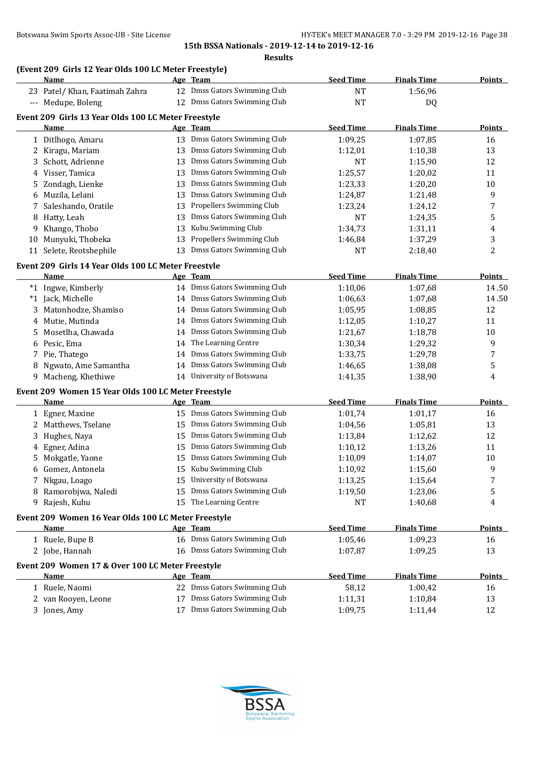**15th BSSA Nationals - 2019-12-14 to 2019-12-16**

**Results**

### (Event 209 Girls 12 Year Olds 100 LC Meter Freestyle)

| | Name | Age | Team | Seed Time | Finals Time | Points |
|---|---|---|---|---|---|---|
| 23 | Patel/ Khan, Faatimah Zahra | 12 | Dmss Gators Swimming Club | NT | 1:56,96 | |
| --- | Medupe, Boleng | 12 | Dmss Gators Swimming Club | NT | DQ | |

### Event 209 Girls 13 Year Olds 100 LC Meter Freestyle

| | Name | Age | Team | Seed Time | Finals Time | Points |
|---|---|---|---|---|---|---|
| 1 | Ditlhogo, Amaru | 13 | Dmss Gators Swimming Club | 1:09,25 | 1:07,85 | 16 |
| 2 | Kiragu, Mariam | 13 | Dmss Gators Swimming Club | 1:12,01 | 1:10,38 | 13 |
| 3 | Schott, Adrienne | 13 | Dmss Gators Swimming Club | NT | 1:15,90 | 12 |
| 4 | Visser, Tamica | 13 | Dmss Gators Swimming Club | 1:25,57 | 1:20,02 | 11 |
| 5 | Zondagh, Lienke | 13 | Dmss Gators Swimming Club | 1:23,33 | 1:20,20 | 10 |
| 6 | Muzila, Lelani | 13 | Dmss Gators Swimming Club | 1:24,87 | 1:21,48 | 9 |
| 7 | Saleshando, Oratile | 13 | Propellers Swimming Club | 1:23,24 | 1:24,12 | 7 |
| 8 | Hatty, Leah | 13 | Dmss Gators Swimming Club | NT | 1:24,35 | 5 |
| 9 | Khango, Thobo | 13 | Kubu Swimming Club | 1:34,73 | 1:31,11 | 4 |
| 10 | Munyuki, Thobeka | 13 | Propellers Swimming Club | 1:46,84 | 1:37,29 | 3 |
| 11 | Selete, Reotshephile | 13 | Dmss Gators Swimming Club | NT | 2:18,40 | 2 |

### Event 209 Girls 14 Year Olds 100 LC Meter Freestyle

| | Name | Age | Team | Seed Time | Finals Time | Points |
|---|---|---|---|---|---|---|
| *1 | Ingwe, Kimberly | 14 | Dmss Gators Swimming Club | 1:10,06 | 1:07,68 | 14.50 |
| *1 | Jack, Michelle | 14 | Dmss Gators Swimming Club | 1:06,63 | 1:07,68 | 14.50 |
| 3 | Matonhodze, Shamiso | 14 | Dmss Gators Swimming Club | 1:05,95 | 1:08,85 | 12 |
| 4 | Mutie, Mutinda | 14 | Dmss Gators Swimming Club | 1:12,05 | 1:10,27 | 11 |
| 5 | Mosetlha, Chawada | 14 | Dmss Gators Swimming Club | 1:21,67 | 1:18,78 | 10 |
| 6 | Pesic, Ema | 14 | The Learning Centre | 1:30,34 | 1:29,32 | 9 |
| 7 | Pie, Thatego | 14 | Dmss Gators Swimming Club | 1:33,75 | 1:29,78 | 7 |
| 8 | Ngwato, Ame Samantha | 14 | Dmss Gators Swimming Club | 1:46,65 | 1:38,08 | 5 |
| 9 | Macheng, Khethiwe | 14 | University of Botswana | 1:41,35 | 1:38,90 | 4 |

### Event 209 Women 15 Year Olds 100 LC Meter Freestyle

| | Name | Age | Team | Seed Time | Finals Time | Points |
|---|---|---|---|---|---|---|
| 1 | Egner, Maxine | 15 | Dmss Gators Swimming Club | 1:01,74 | 1:01,17 | 16 |
| 2 | Matthews, Tselane | 15 | Dmss Gators Swimming Club | 1:04,56 | 1:05,81 | 13 |
| 3 | Hughes, Naya | 15 | Dmss Gators Swimming Club | 1:13,84 | 1:12,62 | 12 |
| 4 | Egner, Adina | 15 | Dmss Gators Swimming Club | 1:10,12 | 1:13,26 | 11 |
| 5 | Mokgatle, Yaone | 15 | Dmss Gators Swimming Club | 1:10,09 | 1:14,07 | 10 |
| 6 | Gomez, Antonela | 15 | Kubu Swimming Club | 1:10,92 | 1:15,60 | 9 |
| 7 | Nkgau, Loago | 15 | University of Botswana | 1:13,25 | 1:15,64 | 7 |
| 8 | Ramorobjwa, Naledi | 15 | Dmss Gators Swimming Club | 1:19,50 | 1:23,06 | 5 |
| 9 | Rajesh, Kuhu | 15 | The Learning Centre | NT | 1:40,68 | 4 |

### Event 209 Women 16 Year Olds 100 LC Meter Freestyle

| | Name | Age | Team | Seed Time | Finals Time | Points |
|---|---|---|---|---|---|---|
| 1 | Ruele, Bupe B | 16 | Dmss Gators Swimming Club | 1:05,46 | 1:09,23 | 16 |
| 2 | Jobe, Hannah | 16 | Dmss Gators Swimming Club | 1:07,87 | 1:09,25 | 13 |

### Event 209 Women 17 & Over 100 LC Meter Freestyle

| | Name | Age | Team | Seed Time | Finals Time | Points |
|---|---|---|---|---|---|---|
| 1 | Ruele, Naomi | 22 | Dmss Gators Swimming Club | 58,12 | 1:00,42 | 16 |
| 2 | van Rooyen, Leone | 17 | Dmss Gators Swimming Club | 1:11,31 | 1:10,84 | 13 |
| 3 | Jones, Amy | 17 | Dmss Gators Swimming Club | 1:09,75 | 1:11,44 | 12 |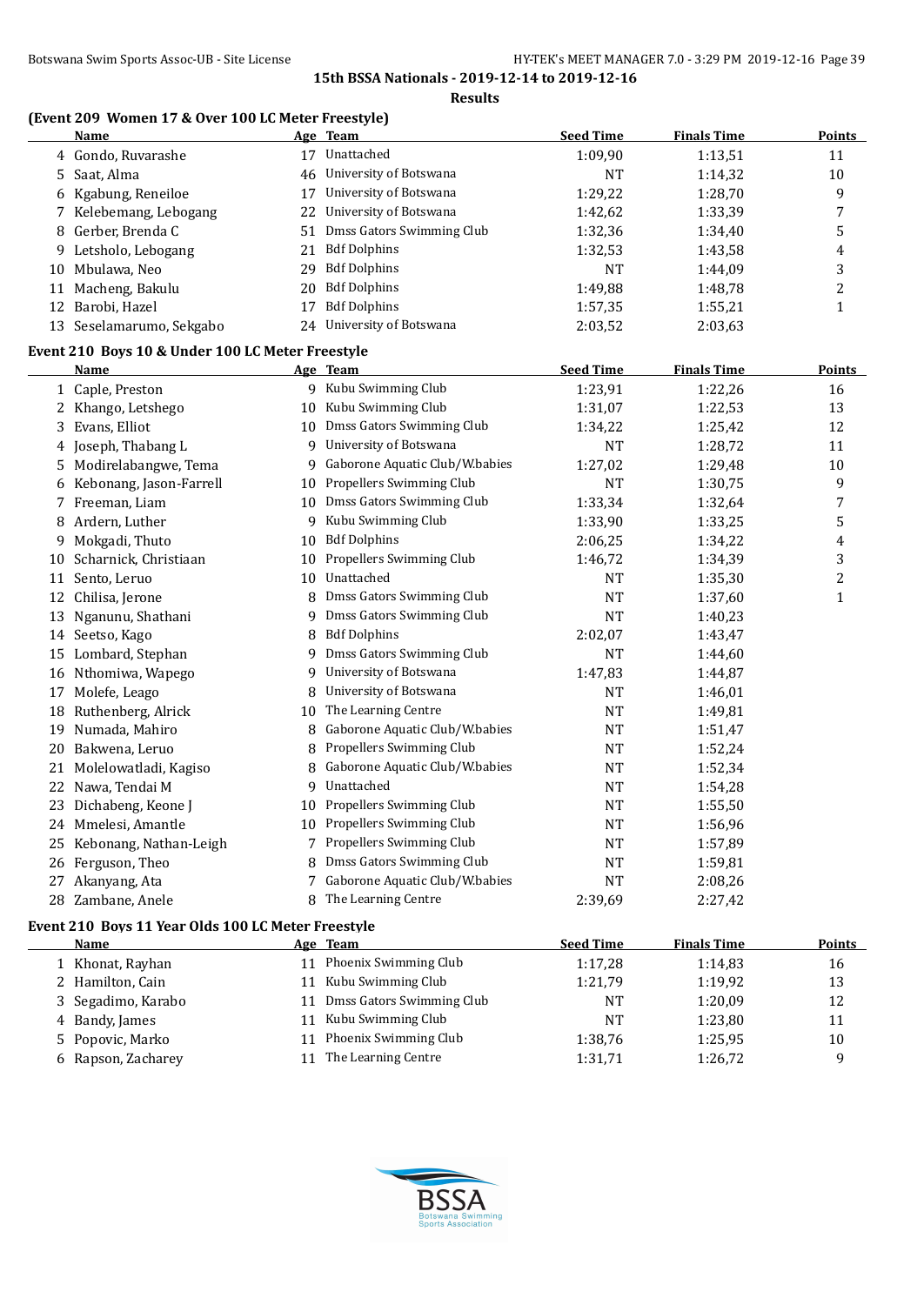15th BSSA Nationals - 2019-12-14 to 2019-12-16

**Results**

### (Event 209 Women 17 & Over 100 LC Meter Freestyle)

| | Name | Age | Team | Seed Time | Finals Time | Points |
|---|---|---|---|---|---|---|
| 4 | Gondo, Ruvarashe | 17 | Unattached | 1:09,90 | 1:13,51 | 11 |
| 5 | Saat, Alma | 46 | University of Botswana | NT | 1:14,32 | 10 |
| 6 | Kgabung, Reneiloe | 17 | University of Botswana | 1:29,22 | 1:28,70 | 9 |
| 7 | Kelebemang, Lebogang | 22 | University of Botswana | 1:42,62 | 1:33,39 | 7 |
| 8 | Gerber, Brenda C | 51 | Dmss Gators Swimming Club | 1:32,36 | 1:34,40 | 5 |
| 9 | Letsholo, Lebogang | 21 | Bdf Dolphins | 1:32,53 | 1:43,58 | 4 |
| 10 | Mbulawa, Neo | 29 | Bdf Dolphins | NT | 1:44,09 | 3 |
| 11 | Macheng, Bakulu | 20 | Bdf Dolphins | 1:49,88 | 1:48,78 | 2 |
| 12 | Barobi, Hazel | 17 | Bdf Dolphins | 1:57,35 | 1:55,21 | 1 |
| 13 | Seselamarumo, Sekgabo | 24 | University of Botswana | 2:03,52 | 2:03,63 | |

### Event 210 Boys 10 & Under 100 LC Meter Freestyle

| | Name | Age | Team | Seed Time | Finals Time | Points |
|---|---|---|---|---|---|---|
| 1 | Caple, Preston | 9 | Kubu Swimming Club | 1:23,91 | 1:22,26 | 16 |
| 2 | Khango, Letshego | 10 | Kubu Swimming Club | 1:31,07 | 1:22,53 | 13 |
| 3 | Evans, Elliot | 10 | Dmss Gators Swimming Club | 1:34,22 | 1:25,42 | 12 |
| 4 | Joseph, Thabang L | 9 | University of Botswana | NT | 1:28,72 | 11 |
| 5 | Modirelabangwe, Tema | 9 | Gaborone Aquatic Club/W.babies | 1:27,02 | 1:29,48 | 10 |
| 6 | Kebonang, Jason-Farrell | 10 | Propellers Swimming Club | NT | 1:30,75 | 9 |
| 7 | Freeman, Liam | 10 | Dmss Gators Swimming Club | 1:33,34 | 1:32,64 | 7 |
| 8 | Ardern, Luther | 9 | Kubu Swimming Club | 1:33,90 | 1:33,25 | 5 |
| 9 | Mokgadi, Thuto | 10 | Bdf Dolphins | 2:06,25 | 1:34,22 | 4 |
| 10 | Scharnick, Christiaan | 10 | Propellers Swimming Club | 1:46,72 | 1:34,39 | 3 |
| 11 | Sento, Leruo | 10 | Unattached | NT | 1:35,30 | 2 |
| 12 | Chilisa, Jerone | 8 | Dmss Gators Swimming Club | NT | 1:37,60 | 1 |
| 13 | Nganunu, Shathani | 9 | Dmss Gators Swimming Club | NT | 1:40,23 | |
| 14 | Seetso, Kago | 8 | Bdf Dolphins | 2:02,07 | 1:43,47 | |
| 15 | Lombard, Stephan | 9 | Dmss Gators Swimming Club | NT | 1:44,60 | |
| 16 | Nthomiwa, Wapego | 9 | University of Botswana | 1:47,83 | 1:44,87 | |
| 17 | Molefe, Leago | 8 | University of Botswana | NT | 1:46,01 | |
| 18 | Ruthenberg, Alrick | 10 | The Learning Centre | NT | 1:49,81 | |
| 19 | Numada, Mahiro | 8 | Gaborone Aquatic Club/W.babies | NT | 1:51,47 | |
| 20 | Bakwena, Leruo | 8 | Propellers Swimming Club | NT | 1:52,24 | |
| 21 | Molelowatladi, Kagiso | 8 | Gaborone Aquatic Club/W.babies | NT | 1:52,34 | |
| 22 | Nawa, Tendai M | 9 | Unattached | NT | 1:54,28 | |
| 23 | Dichabeng, Keone J | 10 | Propellers Swimming Club | NT | 1:55,50 | |
| 24 | Mmelesi, Amantle | 10 | Propellers Swimming Club | NT | 1:56,96 | |
| 25 | Kebonang, Nathan-Leigh | 7 | Propellers Swimming Club | NT | 1:57,89 | |
| 26 | Ferguson, Theo | 8 | Dmss Gators Swimming Club | NT | 1:59,81 | |
| 27 | Akanyang, Ata | 7 | Gaborone Aquatic Club/W.babies | NT | 2:08,26 | |
| 28 | Zambane, Anele | 8 | The Learning Centre | 2:39,69 | 2:27,42 | |

### Event 210 Boys 11 Year Olds 100 LC Meter Freestyle

| | Name | Age | Team | Seed Time | Finals Time | Points |
|---|---|---|---|---|---|---|
| 1 | Khonat, Rayhan | 11 | Phoenix Swimming Club | 1:17,28 | 1:14,83 | 16 |
| 2 | Hamilton, Cain | 11 | Kubu Swimming Club | 1:21,79 | 1:19,92 | 13 |
| 3 | Segadimo, Karabo | 11 | Dmss Gators Swimming Club | NT | 1:20,09 | 12 |
| 4 | Bandy, James | 11 | Kubu Swimming Club | NT | 1:23,80 | 11 |
| 5 | Popovic, Marko | 11 | Phoenix Swimming Club | 1:38,76 | 1:25,95 | 10 |
| 6 | Rapson, Zacharey | 11 | The Learning Centre | 1:31,71 | 1:26,72 | 9 |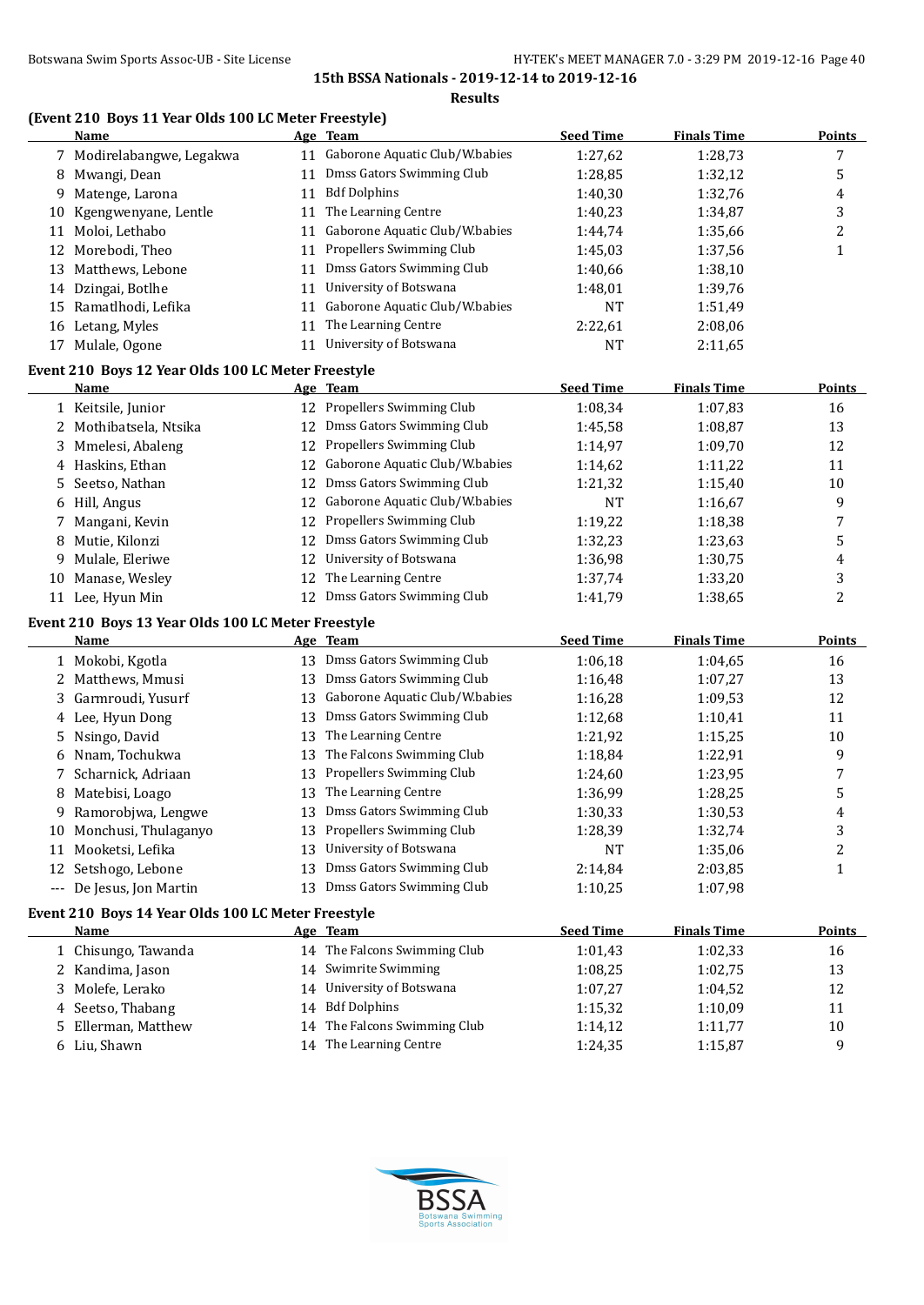**15th BSSA Nationals - 2019-12-14 to 2019-12-16**

**Results**

### (Event 210 Boys 11 Year Olds 100 LC Meter Freestyle)

| | Name | Age | Team | Seed Time | Finals Time | Points |
|---|---|---|---|---|---|---|
| 7 | Modirelabangwe, Legakwa | 11 | Gaborone Aquatic Club/W.babies | 1:27,62 | 1:28,73 | 7 |
| 8 | Mwangi, Dean | 11 | Dmss Gators Swimming Club | 1:28,85 | 1:32,12 | 5 |
| 9 | Matenge, Larona | 11 | Bdf Dolphins | 1:40,30 | 1:32,76 | 4 |
| 10 | Kgengwenyane, Lentle | 11 | The Learning Centre | 1:40,23 | 1:34,87 | 3 |
| 11 | Moloi, Lethabo | 11 | Gaborone Aquatic Club/W.babies | 1:44,74 | 1:35,66 | 2 |
| 12 | Morebodi, Theo | 11 | Propellers Swimming Club | 1:45,03 | 1:37,56 | 1 |
| 13 | Matthews, Lebone | 11 | Dmss Gators Swimming Club | 1:40,66 | 1:38,10 | |
| 14 | Dzingai, Botlhe | 11 | University of Botswana | 1:48,01 | 1:39,76 | |
| 15 | Ramatlhodi, Lefika | 11 | Gaborone Aquatic Club/W.babies | NT | 1:51,49 | |
| 16 | Letang, Myles | 11 | The Learning Centre | 2:22,61 | 2:08,06 | |
| 17 | Mulale, Ogone | 11 | University of Botswana | NT | 2:11,65 | |

### Event 210 Boys 12 Year Olds 100 LC Meter Freestyle

| | Name | Age | Team | Seed Time | Finals Time | Points |
|---|---|---|---|---|---|---|
| 1 | Keitsile, Junior | 12 | Propellers Swimming Club | 1:08,34 | 1:07,83 | 16 |
| 2 | Mothibatsela, Ntsika | 12 | Dmss Gators Swimming Club | 1:45,58 | 1:08,87 | 13 |
| 3 | Mmelesi, Abaleng | 12 | Propellers Swimming Club | 1:14,97 | 1:09,70 | 12 |
| 4 | Haskins, Ethan | 12 | Gaborone Aquatic Club/W.babies | 1:14,62 | 1:11,22 | 11 |
| 5 | Seetso, Nathan | 12 | Dmss Gators Swimming Club | 1:21,32 | 1:15,40 | 10 |
| 6 | Hill, Angus | 12 | Gaborone Aquatic Club/W.babies | NT | 1:16,67 | 9 |
| 7 | Mangani, Kevin | 12 | Propellers Swimming Club | 1:19,22 | 1:18,38 | 7 |
| 8 | Mutie, Kilonzi | 12 | Dmss Gators Swimming Club | 1:32,23 | 1:23,63 | 5 |
| 9 | Mulale, Eleriwe | 12 | University of Botswana | 1:36,98 | 1:30,75 | 4 |
| 10 | Manase, Wesley | 12 | The Learning Centre | 1:37,74 | 1:33,20 | 3 |
| 11 | Lee, Hyun Min | 12 | Dmss Gators Swimming Club | 1:41,79 | 1:38,65 | 2 |

### Event 210 Boys 13 Year Olds 100 LC Meter Freestyle

| | Name | Age | Team | Seed Time | Finals Time | Points |
|---|---|---|---|---|---|---|
| 1 | Mokobi, Kgotla | 13 | Dmss Gators Swimming Club | 1:06,18 | 1:04,65 | 16 |
| 2 | Matthews, Mmusi | 13 | Dmss Gators Swimming Club | 1:16,48 | 1:07,27 | 13 |
| 3 | Garmroudi, Yusurf | 13 | Gaborone Aquatic Club/W.babies | 1:16,28 | 1:09,53 | 12 |
| 4 | Lee, Hyun Dong | 13 | Dmss Gators Swimming Club | 1:12,68 | 1:10,41 | 11 |
| 5 | Nsingo, David | 13 | The Learning Centre | 1:21,92 | 1:15,25 | 10 |
| 6 | Nnam, Tochukwa | 13 | The Falcons Swimming Club | 1:18,84 | 1:22,91 | 9 |
| 7 | Scharnick, Adriaan | 13 | Propellers Swimming Club | 1:24,60 | 1:23,95 | 7 |
| 8 | Matebisi, Loago | 13 | The Learning Centre | 1:36,99 | 1:28,25 | 5 |
| 9 | Ramorobjwa, Lengwe | 13 | Dmss Gators Swimming Club | 1:30,33 | 1:30,53 | 4 |
| 10 | Monchusi, Thulaganyo | 13 | Propellers Swimming Club | 1:28,39 | 1:32,74 | 3 |
| 11 | Mooketsi, Lefika | 13 | University of Botswana | NT | 1:35,06 | 2 |
| 12 | Setshogo, Lebone | 13 | Dmss Gators Swimming Club | 2:14,84 | 2:03,85 | 1 |
| --- | De Jesus, Jon Martin | 13 | Dmss Gators Swimming Club | 1:10,25 | 1:07,98 | |

### Event 210 Boys 14 Year Olds 100 LC Meter Freestyle

| | Name | Age | Team | Seed Time | Finals Time | Points |
|---|---|---|---|---|---|---|
| 1 | Chisungo, Tawanda | 14 | The Falcons Swimming Club | 1:01,43 | 1:02,33 | 16 |
| 2 | Kandima, Jason | 14 | Swimrite Swimming | 1:08,25 | 1:02,75 | 13 |
| 3 | Molefe, Lerako | 14 | University of Botswana | 1:07,27 | 1:04,52 | 12 |
| 4 | Seetso, Thabang | 14 | Bdf Dolphins | 1:15,32 | 1:10,09 | 11 |
| 5 | Ellerman, Matthew | 14 | The Falcons Swimming Club | 1:14,12 | 1:11,77 | 10 |
| 6 | Liu, Shawn | 14 | The Learning Centre | 1:24,35 | 1:15,87 | 9 |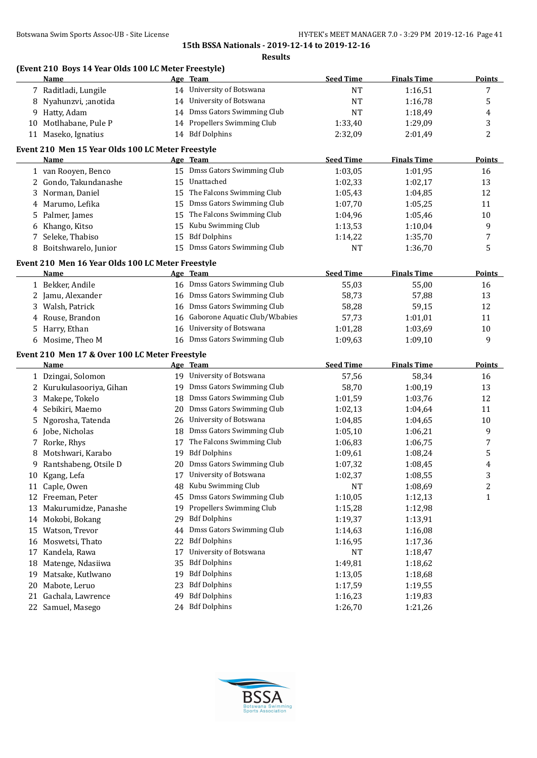### 15th BSSA Nationals - 2019-12-14 to 2019-12-16

**Results**

#### (Event 210 Boys 14 Year Olds 100 LC Meter Freestyle)

| | Name | Age | Team | Seed Time | Finals Time | Points |
|---|---|---|---|---|---|---|
| 7 | Raditladi, Lungile | 14 | University of Botswana | NT | 1:16,51 | 7 |
| 8 | Nyahunzvi, ;anotida | 14 | University of Botswana | NT | 1:16,78 | 5 |
| 9 | Hatty, Adam | 14 | Dmss Gators Swimming Club | NT | 1:18,49 | 4 |
| 10 | Motlhabane, Pule P | 14 | Propellers Swimming Club | 1:33,40 | 1:29,09 | 3 |
| 11 | Maseko, Ignatius | 14 | Bdf Dolphins | 2:32,09 | 2:01,49 | 2 |

#### Event 210 Men 15 Year Olds 100 LC Meter Freestyle

| | Name | Age | Team | Seed Time | Finals Time | Points |
|---|---|---|---|---|---|---|
| 1 | van Rooyen, Benco | 15 | Dmss Gators Swimming Club | 1:03,05 | 1:01,95 | 16 |
| 2 | Gondo, Takundanashe | 15 | Unattached | 1:02,33 | 1:02,17 | 13 |
| 3 | Norman, Daniel | 15 | The Falcons Swimming Club | 1:05,43 | 1:04,85 | 12 |
| 4 | Marumo, Lefika | 15 | Dmss Gators Swimming Club | 1:07,70 | 1:05,25 | 11 |
| 5 | Palmer, James | 15 | The Falcons Swimming Club | 1:04,96 | 1:05,46 | 10 |
| 6 | Khango, Kitso | 15 | Kubu Swimming Club | 1:13,53 | 1:10,04 | 9 |
| 7 | Seleke, Thabiso | 15 | Bdf Dolphins | 1:14,22 | 1:35,70 | 7 |
| 8 | Boitshwarelo, Junior | 15 | Dmss Gators Swimming Club | NT | 1:36,70 | 5 |

#### Event 210 Men 16 Year Olds 100 LC Meter Freestyle

| | Name | Age | Team | Seed Time | Finals Time | Points |
|---|---|---|---|---|---|---|
| 1 | Bekker, Andile | 16 | Dmss Gators Swimming Club | 55,03 | 55,00 | 16 |
| 2 | Jamu, Alexander | 16 | Dmss Gators Swimming Club | 58,73 | 57,88 | 13 |
| 3 | Walsh, Patrick | 16 | Dmss Gators Swimming Club | 58,28 | 59,15 | 12 |
| 4 | Rouse, Brandon | 16 | Gaborone Aquatic Club/W.babies | 57,73 | 1:01,01 | 11 |
| 5 | Harry, Ethan | 16 | University of Botswana | 1:01,28 | 1:03,69 | 10 |
| 6 | Mosime, Theo M | 16 | Dmss Gators Swimming Club | 1:09,63 | 1:09,10 | 9 |

#### Event 210 Men 17 & Over 100 LC Meter Freestyle

| | Name | Age | Team | Seed Time | Finals Time | Points |
|---|---|---|---|---|---|---|
| 1 | Dzingai, Solomon | 19 | University of Botswana | 57,56 | 58,34 | 16 |
| 2 | Kurukulasooriya, Gihan | 19 | Dmss Gators Swimming Club | 58,70 | 1:00,19 | 13 |
| 3 | Makepe, Tokelo | 18 | Dmss Gators Swimming Club | 1:01,59 | 1:03,76 | 12 |
| 4 | Sebikiri, Maemo | 20 | Dmss Gators Swimming Club | 1:02,13 | 1:04,64 | 11 |
| 5 | Ngorosha, Tatenda | 26 | University of Botswana | 1:04,85 | 1:04,65 | 10 |
| 6 | Jobe, Nicholas | 18 | Dmss Gators Swimming Club | 1:05,10 | 1:06,21 | 9 |
| 7 | Rorke, Rhys | 17 | The Falcons Swimming Club | 1:06,83 | 1:06,75 | 7 |
| 8 | Motshwari, Karabo | 19 | Bdf Dolphins | 1:09,61 | 1:08,24 | 5 |
| 9 | Rantshabeng, Otsile D | 20 | Dmss Gators Swimming Club | 1:07,32 | 1:08,45 | 4 |
| 10 | Kgang, Lefa | 17 | University of Botswana | 1:02,37 | 1:08,55 | 3 |
| 11 | Caple, Owen | 48 | Kubu Swimming Club | NT | 1:08,69 | 2 |
| 12 | Freeman, Peter | 45 | Dmss Gators Swimming Club | 1:10,05 | 1:12,13 | 1 |
| 13 | Makurumidze, Panashe | 19 | Propellers Swimming Club | 1:15,28 | 1:12,98 | |
| 14 | Mokobi, Bokang | 29 | Bdf Dolphins | 1:19,37 | 1:13,91 | |
| 15 | Watson, Trevor | 44 | Dmss Gators Swimming Club | 1:14,63 | 1:16,08 | |
| 16 | Moswetsi, Thato | 22 | Bdf Dolphins | 1:16,95 | 1:17,36 | |
| 17 | Kandela, Rawa | 17 | University of Botswana | NT | 1:18,47 | |
| 18 | Matenge, Ndasiiwa | 35 | Bdf Dolphins | 1:49,81 | 1:18,62 | |
| 19 | Matsake, Kutlwano | 19 | Bdf Dolphins | 1:13,05 | 1:18,68 | |
| 20 | Mabote, Leruo | 23 | Bdf Dolphins | 1:17,59 | 1:19,55 | |
| 21 | Gachala, Lawrence | 49 | Bdf Dolphins | 1:16,23 | 1:19,83 | |
| 22 | Samuel, Masego | 24 | Bdf Dolphins | 1:26,70 | 1:21,26 | |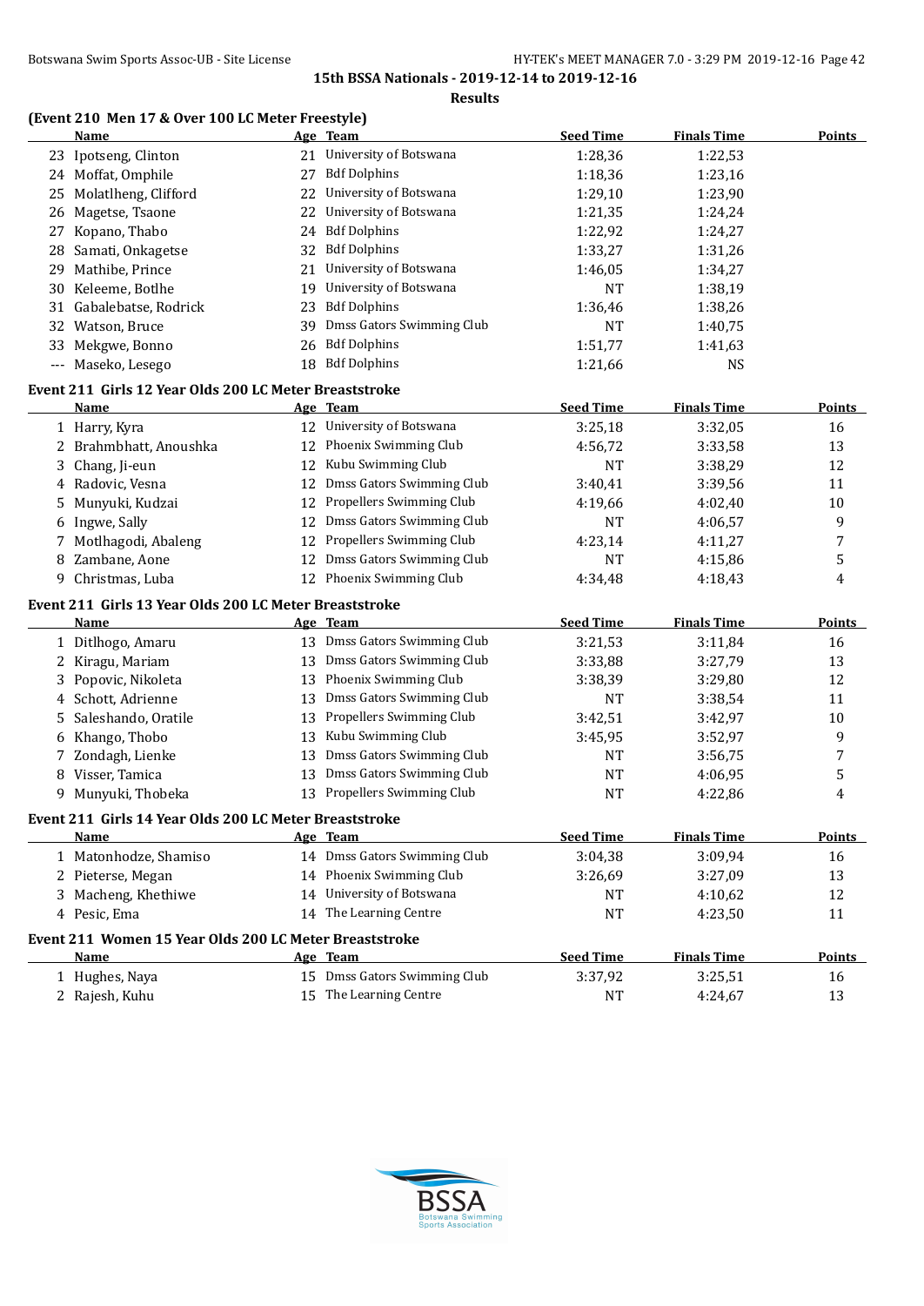**15th BSSA Nationals - 2019-12-14 to 2019-12-16**

**Results**

### (Event 210 Men 17 & Over 100 LC Meter Freestyle)

| | Name | Age | Team | Seed Time | Finals Time | Points |
|---|---|---|---|---|---|---|
| 23 | Ipotseng, Clinton | 21 | University of Botswana | 1:28,36 | 1:22,53 | |
| 24 | Moffat, Omphile | 27 | Bdf Dolphins | 1:18,36 | 1:23,16 | |
| 25 | Molatlheng, Clifford | 22 | University of Botswana | 1:29,10 | 1:23,90 | |
| 26 | Magetse, Tsaone | 22 | University of Botswana | 1:21,35 | 1:24,24 | |
| 27 | Kopano, Thabo | 24 | Bdf Dolphins | 1:22,92 | 1:24,27 | |
| 28 | Samati, Onkagetse | 32 | Bdf Dolphins | 1:33,27 | 1:31,26 | |
| 29 | Mathibe, Prince | 21 | University of Botswana | 1:46,05 | 1:34,27 | |
| 30 | Keleeme, Botlhe | 19 | University of Botswana | NT | 1:38,19 | |
| 31 | Gabalebatse, Rodrick | 23 | Bdf Dolphins | 1:36,46 | 1:38,26 | |
| 32 | Watson, Bruce | 39 | Dmss Gators Swimming Club | NT | 1:40,75 | |
| 33 | Mekgwe, Bonno | 26 | Bdf Dolphins | 1:51,77 | 1:41,63 | |
| --- | Maseko, Lesego | 18 | Bdf Dolphins | 1:21,66 | NS | |

### Event 211 Girls 12 Year Olds 200 LC Meter Breaststroke

| | Name | Age | Team | Seed Time | Finals Time | Points |
|---|---|---|---|---|---|---|
| 1 | Harry, Kyra | 12 | University of Botswana | 3:25,18 | 3:32,05 | 16 |
| 2 | Brahmbhatt, Anoushka | 12 | Phoenix Swimming Club | 4:56,72 | 3:33,58 | 13 |
| 3 | Chang, Ji-eun | 12 | Kubu Swimming Club | NT | 3:38,29 | 12 |
| 4 | Radovic, Vesna | 12 | Dmss Gators Swimming Club | 3:40,41 | 3:39,56 | 11 |
| 5 | Munyuki, Kudzai | 12 | Propellers Swimming Club | 4:19,66 | 4:02,40 | 10 |
| 6 | Ingwe, Sally | 12 | Dmss Gators Swimming Club | NT | 4:06,57 | 9 |
| 7 | Motlhagodi, Abaleng | 12 | Propellers Swimming Club | 4:23,14 | 4:11,27 | 7 |
| 8 | Zambane, Aone | 12 | Dmss Gators Swimming Club | NT | 4:15,86 | 5 |
| 9 | Christmas, Luba | 12 | Phoenix Swimming Club | 4:34,48 | 4:18,43 | 4 |

### Event 211 Girls 13 Year Olds 200 LC Meter Breaststroke

| | Name | Age | Team | Seed Time | Finals Time | Points |
|---|---|---|---|---|---|---|
| 1 | Ditlhogo, Amaru | 13 | Dmss Gators Swimming Club | 3:21,53 | 3:11,84 | 16 |
| 2 | Kiragu, Mariam | 13 | Dmss Gators Swimming Club | 3:33,88 | 3:27,79 | 13 |
| 3 | Popovic, Nikoleta | 13 | Phoenix Swimming Club | 3:38,39 | 3:29,80 | 12 |
| 4 | Schott, Adrienne | 13 | Dmss Gators Swimming Club | NT | 3:38,54 | 11 |
| 5 | Saleshando, Oratile | 13 | Propellers Swimming Club | 3:42,51 | 3:42,97 | 10 |
| 6 | Khango, Thobo | 13 | Kubu Swimming Club | 3:45,95 | 3:52,97 | 9 |
| 7 | Zondagh, Lienke | 13 | Dmss Gators Swimming Club | NT | 3:56,75 | 7 |
| 8 | Visser, Tamica | 13 | Dmss Gators Swimming Club | NT | 4:06,95 | 5 |
| 9 | Munyuki, Thobeka | 13 | Propellers Swimming Club | NT | 4:22,86 | 4 |

### Event 211 Girls 14 Year Olds 200 LC Meter Breaststroke

| | Name | Age | Team | Seed Time | Finals Time | Points |
|---|---|---|---|---|---|---|
| 1 | Matonhodze, Shamiso | 14 | Dmss Gators Swimming Club | 3:04,38 | 3:09,94 | 16 |
| 2 | Pieterse, Megan | 14 | Phoenix Swimming Club | 3:26,69 | 3:27,09 | 13 |
| 3 | Macheng, Khethiwe | 14 | University of Botswana | NT | 4:10,62 | 12 |
| 4 | Pesic, Ema | 14 | The Learning Centre | NT | 4:23,50 | 11 |

### Event 211 Women 15 Year Olds 200 LC Meter Breaststroke

| | Name | Age | Team | Seed Time | Finals Time | Points |
|---|---|---|---|---|---|---|
| 1 | Hughes, Naya | 15 | Dmss Gators Swimming Club | 3:37,92 | 3:25,51 | 16 |
| 2 | Rajesh, Kuhu | 15 | The Learning Centre | NT | 4:24,67 | 13 |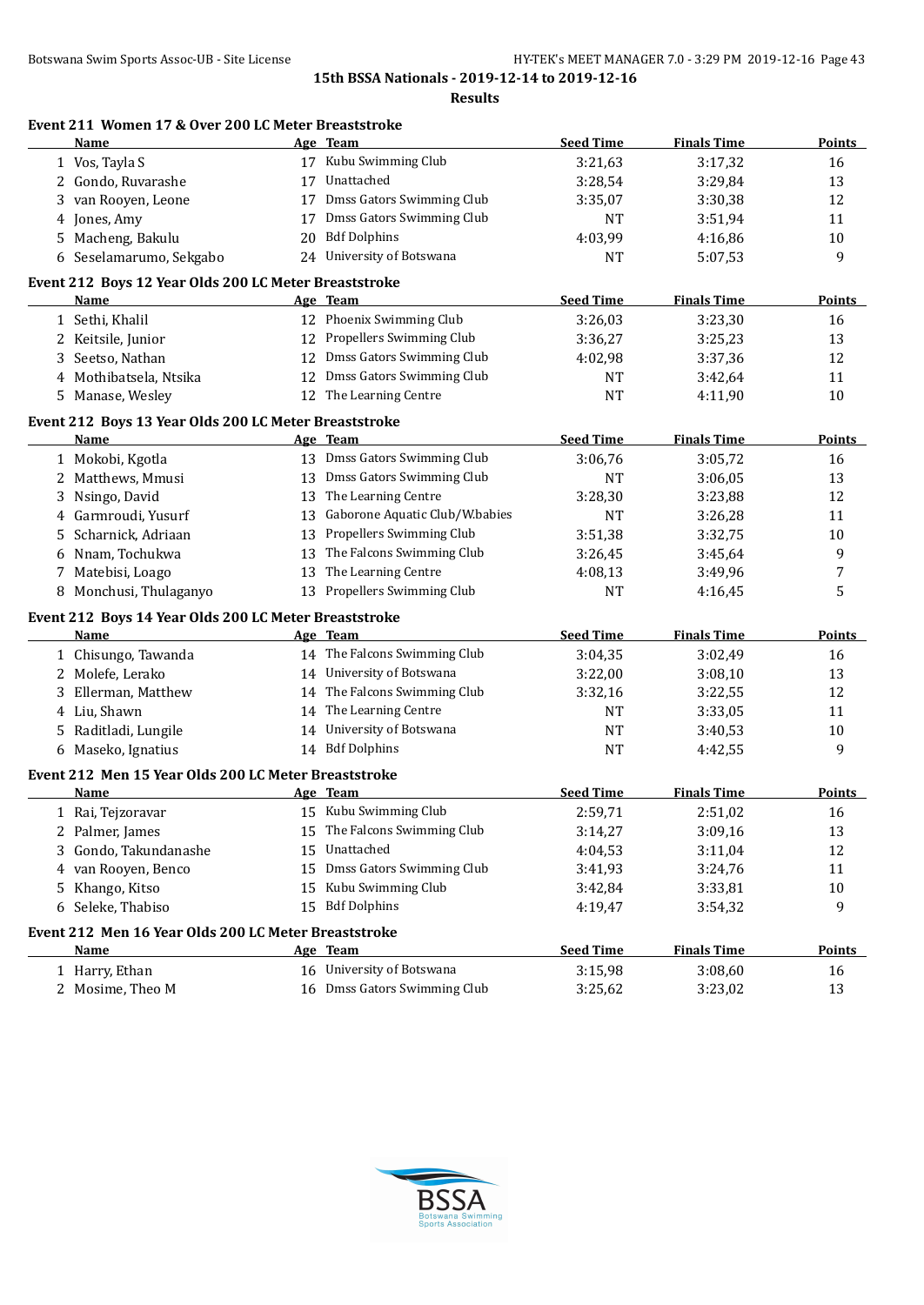# 15th BSSA Nationals - 2019-12-14 to 2019-12-16

## Results

### Event 211 Women 17 & Over 200 LC Meter Breaststroke

| | Name | Age | Team | Seed Time | Finals Time | Points |
|---|---|---|---|---|---|---|
| 1 | Vos, Tayla S | 17 | Kubu Swimming Club | 3:21,63 | 3:17,32 | 16 |
| 2 | Gondo, Ruvarashe | 17 | Unattached | 3:28,54 | 3:29,84 | 13 |
| 3 | van Rooyen, Leone | 17 | Dmss Gators Swimming Club | 3:35,07 | 3:30,38 | 12 |
| 4 | Jones, Amy | 17 | Dmss Gators Swimming Club | NT | 3:51,94 | 11 |
| 5 | Macheng, Bakulu | 20 | Bdf Dolphins | 4:03,99 | 4:16,86 | 10 |
| 6 | Seselamarumo, Sekgabo | 24 | University of Botswana | NT | 5:07,53 | 9 |

### Event 212 Boys 12 Year Olds 200 LC Meter Breaststroke

| | Name | Age | Team | Seed Time | Finals Time | Points |
|---|---|---|---|---|---|---|
| 1 | Sethi, Khalil | 12 | Phoenix Swimming Club | 3:26,03 | 3:23,30 | 16 |
| 2 | Keitsile, Junior | 12 | Propellers Swimming Club | 3:36,27 | 3:25,23 | 13 |
| 3 | Seetso, Nathan | 12 | Dmss Gators Swimming Club | 4:02,98 | 3:37,36 | 12 |
| 4 | Mothibatsela, Ntsika | 12 | Dmss Gators Swimming Club | NT | 3:42,64 | 11 |
| 5 | Manase, Wesley | 12 | The Learning Centre | NT | 4:11,90 | 10 |

### Event 212 Boys 13 Year Olds 200 LC Meter Breaststroke

| | Name | Age | Team | Seed Time | Finals Time | Points |
|---|---|---|---|---|---|---|
| 1 | Mokobi, Kgotla | 13 | Dmss Gators Swimming Club | 3:06,76 | 3:05,72 | 16 |
| 2 | Matthews, Mmusi | 13 | Dmss Gators Swimming Club | NT | 3:06,05 | 13 |
| 3 | Nsingo, David | 13 | The Learning Centre | 3:28,30 | 3:23,88 | 12 |
| 4 | Garmroudi, Yusurf | 13 | Gaborone Aquatic Club/W.babies | NT | 3:26,28 | 11 |
| 5 | Scharnick, Adriaan | 13 | Propellers Swimming Club | 3:51,38 | 3:32,75 | 10 |
| 6 | Nnam, Tochukwa | 13 | The Falcons Swimming Club | 3:26,45 | 3:45,64 | 9 |
| 7 | Matebisi, Loago | 13 | The Learning Centre | 4:08,13 | 3:49,96 | 7 |
| 8 | Monchusi, Thulaganyo | 13 | Propellers Swimming Club | NT | 4:16,45 | 5 |

### Event 212 Boys 14 Year Olds 200 LC Meter Breaststroke

| | Name | Age | Team | Seed Time | Finals Time | Points |
|---|---|---|---|---|---|---|
| 1 | Chisungo, Tawanda | 14 | The Falcons Swimming Club | 3:04,35 | 3:02,49 | 16 |
| 2 | Molefe, Lerako | 14 | University of Botswana | 3:22,00 | 3:08,10 | 13 |
| 3 | Ellerman, Matthew | 14 | The Falcons Swimming Club | 3:32,16 | 3:22,55 | 12 |
| 4 | Liu, Shawn | 14 | The Learning Centre | NT | 3:33,05 | 11 |
| 5 | Raditladi, Lungile | 14 | University of Botswana | NT | 3:40,53 | 10 |
| 6 | Maseko, Ignatius | 14 | Bdf Dolphins | NT | 4:42,55 | 9 |

### Event 212 Men 15 Year Olds 200 LC Meter Breaststroke

| | Name | Age | Team | Seed Time | Finals Time | Points |
|---|---|---|---|---|---|---|
| 1 | Rai, Tejzoravar | 15 | Kubu Swimming Club | 2:59,71 | 2:51,02 | 16 |
| 2 | Palmer, James | 15 | The Falcons Swimming Club | 3:14,27 | 3:09,16 | 13 |
| 3 | Gondo, Takundanashe | 15 | Unattached | 4:04,53 | 3:11,04 | 12 |
| 4 | van Rooyen, Benco | 15 | Dmss Gators Swimming Club | 3:41,93 | 3:24,76 | 11 |
| 5 | Khango, Kitso | 15 | Kubu Swimming Club | 3:42,84 | 3:33,81 | 10 |
| 6 | Seleke, Thabiso | 15 | Bdf Dolphins | 4:19,47 | 3:54,32 | 9 |

### Event 212 Men 16 Year Olds 200 LC Meter Breaststroke

| | Name | Age | Team | Seed Time | Finals Time | Points |
|---|---|---|---|---|---|---|
| 1 | Harry, Ethan | 16 | University of Botswana | 3:15,98 | 3:08,60 | 16 |
| 2 | Mosime, Theo M | 16 | Dmss Gators Swimming Club | 3:25,62 | 3:23,02 | 13 |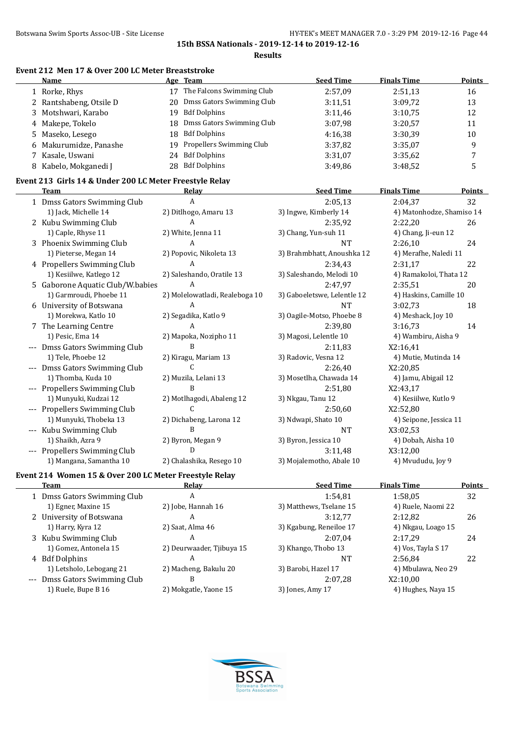## 15th BSSA Nationals - 2019-12-14 to 2019-12-16

### Results

#### Event 212 Men 17 & Over 200 LC Meter Breaststroke

| | Name | Age | Team | Seed Time | Finals Time | Points |
|---|---|---|---|---|---|---|
| 1 | Rorke, Rhys | 17 | The Falcons Swimming Club | 2:57,09 | 2:51,13 | 16 |
| 2 | Rantshabeng, Otsile D | 20 | Dmss Gators Swimming Club | 3:11,51 | 3:09,72 | 13 |
| 3 | Motshwari, Karabo | 19 | Bdf Dolphins | 3:11,46 | 3:10,75 | 12 |
| 4 | Makepe, Tokelo | 18 | Dmss Gators Swimming Club | 3:07,98 | 3:20,57 | 11 |
| 5 | Maseko, Lesego | 18 | Bdf Dolphins | 4:16,38 | 3:30,39 | 10 |
| 6 | Makurumidze, Panashe | 19 | Propellers Swimming Club | 3:37,82 | 3:35,07 | 9 |
| 7 | Kasale, Uswani | 24 | Bdf Dolphins | 3:31,07 | 3:35,62 | 7 |
| 8 | Kabelo, Mokganedi J | 28 | Bdf Dolphins | 3:49,86 | 3:48,52 | 5 |

#### Event 213 Girls 14 & Under 200 LC Meter Freestyle Relay

| | Team | Relay | Seed Time | Finals Time | Points |
|---|---|---|---|---|---|
| 1 | Dmss Gators Swimming Club | A | 2:05,13 | 2:04,37 | 32 |
| | 1) Jack, Michelle 14 | 2) Ditlhogo, Amaru 13 | 3) Ingwe, Kimberly 14 | 4) Matonhodze, Shamiso 14 | |
| 2 | Kubu Swimming Club | A | 2:35,92 | 2:22,20 | 26 |
| | 1) Caple, Rhyse 11 | 2) White, Jenna 11 | 3) Chang, Yun-suh 11 | 4) Chang, Ji-eun 12 | |
| 3 | Phoenix Swimming Club | A | NT | 2:26,10 | 24 |
| | 1) Pieterse, Megan 14 | 2) Popovic, Nikoleta 13 | 3) Brahmbhatt, Anoushka 12 | 4) Merafhe, Naledi 11 | |
| 4 | Propellers Swimming Club | A | 2:34,43 | 2:31,17 | 22 |
| | 1) Kesiilwe, Katlego 12 | 2) Saleshando, Oratile 13 | 3) Saleshando, Melodi 10 | 4) Ramakoloi, Thata 12 | |
| 5 | Gaborone Aquatic Club/W.babies | A | 2:47,97 | 2:35,51 | 20 |
| | 1) Garmroudi, Phoebe 11 | 2) Molelowatladi, Realeboga 10 | 3) Gaboeletswe, Lelentle 12 | 4) Haskins, Camille 10 | |
| 6 | University of Botswana | A | NT | 3:02,73 | 18 |
| | 1) Morekwa, Katlo 10 | 2) Segadika, Katlo 9 | 3) Oagile-Motso, Phoebe 8 | 4) Meshack, Joy 10 | |
| 7 | The Learning Centre | A | 2:39,80 | 3:16,73 | 14 |
| | 1) Pesic, Ema 14 | 2) Mapoka, Nozipho 11 | 3) Magosi, Lelentle 10 | 4) Wambiru, Aisha 9 | |
| --- | Dmss Gators Swimming Club | B | 2:11,83 | X2:16,41 | |
| | 1) Tele, Phoebe 12 | 2) Kiragu, Mariam 13 | 3) Radovic, Vesna 12 | 4) Mutie, Mutinda 14 | |
| --- | Dmss Gators Swimming Club | C | 2:26,40 | X2:20,85 | |
| | 1) Thomba, Kuda 10 | 2) Muzila, Lelani 13 | 3) Mosetlha, Chawada 14 | 4) Jamu, Abigail 12 | |
| --- | Propellers Swimming Club | B | 2:51,80 | X2:43,17 | |
| | 1) Munyuki, Kudzai 12 | 2) Motlhagodi, Abaleng 12 | 3) Nkgau, Tanu 12 | 4) Kesiilwe, Kutlo 9 | |
| --- | Propellers Swimming Club | C | 2:50,60 | X2:52,80 | |
| | 1) Munyuki, Thobeka 13 | 2) Dichabeng, Larona 12 | 3) Ndwapi, Shato 10 | 4) Seipone, Jessica 11 | |
| --- | Kubu Swimming Club | B | NT | X3:02,53 | |
| | 1) Shaikh, Azra 9 | 2) Byron, Megan 9 | 3) Byron, Jessica 10 | 4) Dobah, Aisha 10 | |
| --- | Propellers Swimming Club | D | 3:11,48 | X3:12,00 | |
| | 1) Mangana, Samantha 10 | 2) Chalashika, Resego 10 | 3) Mojalemotho, Abale 10 | 4) Mvududu, Joy 9 | |

#### Event 214 Women 15 & Over 200 LC Meter Freestyle Relay

| | Team | Relay | Seed Time | Finals Time | Points |
|---|---|---|---|---|---|
| 1 | Dmss Gators Swimming Club | A | 1:54,81 | 1:58,05 | 32 |
| | 1) Egner, Maxine 15 | 2) Jobe, Hannah 16 | 3) Matthews, Tselane 15 | 4) Ruele, Naomi 22 | |
| 2 | University of Botswana | A | 3:12,77 | 2:12,82 | 26 |
| | 1) Harry, Kyra 12 | 2) Saat, Alma 46 | 3) Kgabung, Reneiloe 17 | 4) Nkgau, Loago 15 | |
| 3 | Kubu Swimming Club | A | 2:07,04 | 2:17,29 | 24 |
| | 1) Gomez, Antonela 15 | 2) Deurwaader, Tjibuya 15 | 3) Khango, Thobo 13 | 4) Vos, Tayla S 17 | |
| 4 | Bdf Dolphins | A | NT | 2:56,84 | 22 |
| | 1) Letsholo, Lebogang 21 | 2) Macheng, Bakulu 20 | 3) Barobi, Hazel 17 | 4) Mbulawa, Neo 29 | |
| --- | Dmss Gators Swimming Club | B | 2:07,28 | X2:10,00 | |
| | 1) Ruele, Bupe B 16 | 2) Mokgatle, Yaone 15 | 3) Jones, Amy 17 | 4) Hughes, Naya 15 | |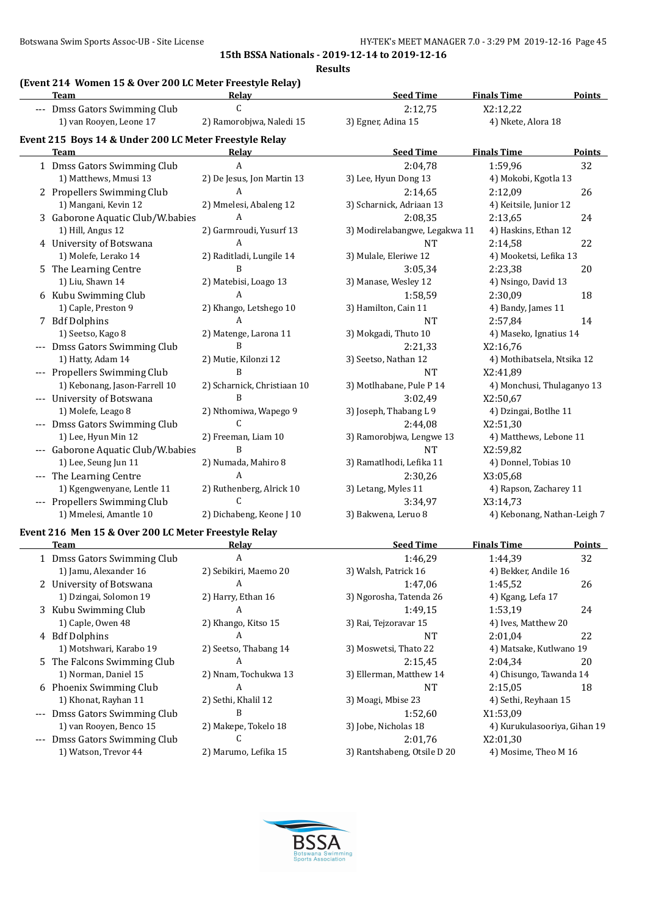**15th BSSA Nationals - 2019-12-14 to 2019-12-16**

**Results**

### (Event 214 Women 15 & Over 200 LC Meter Freestyle Relay)

| | Team | Relay | Seed Time | Finals Time | Points |
|---|---|---|---|---|---|
| --- | Dmss Gators Swimming Club | C | 2:12,75 | X2:12,22 | |
| | 1) van Rooyen, Leone 17 | 2) Ramorobjwa, Naledi 15 | 3) Egner, Adina 15 | 4) Nkete, Alora 18 | |

### Event 215 Boys 14 & Under 200 LC Meter Freestyle Relay

| | Team | Relay | Seed Time | Finals Time | Points |
|---|---|---|---|---|---|
| 1 | Dmss Gators Swimming Club | A | 2:04,78 | 1:59,96 | 32 |
| | 1) Matthews, Mmusi 13 | 2) De Jesus, Jon Martin 13 | 3) Lee, Hyun Dong 13 | 4) Mokobi, Kgotla 13 | |
| 2 | Propellers Swimming Club | A | 2:14,65 | 2:12,09 | 26 |
| | 1) Mangani, Kevin 12 | 2) Mmelesi, Abaleng 12 | 3) Scharnick, Adriaan 13 | 4) Keitsile, Junior 12 | |
| 3 | Gaborone Aquatic Club/W.babies | A | 2:08,35 | 2:13,65 | 24 |
| | 1) Hill, Angus 12 | 2) Garmroudi, Yusurf 13 | 3) Modirelabangwe, Legakwa 11 | 4) Haskins, Ethan 12 | |
| 4 | University of Botswana | A | NT | 2:14,58 | 22 |
| | 1) Molefe, Lerako 14 | 2) Raditladi, Lungile 14 | 3) Mulale, Eleriwe 12 | 4) Mooketsi, Lefika 13 | |
| 5 | The Learning Centre | B | 3:05,34 | 2:23,38 | 20 |
| | 1) Liu, Shawn 14 | 2) Matebisi, Loago 13 | 3) Manase, Wesley 12 | 4) Nsingo, David 13 | |
| 6 | Kubu Swimming Club | A | 1:58,59 | 2:30,09 | 18 |
| | 1) Caple, Preston 9 | 2) Khango, Letshego 10 | 3) Hamilton, Cain 11 | 4) Bandy, James 11 | |
| 7 | Bdf Dolphins | A | NT | 2:57,84 | 14 |
| | 1) Seetso, Kago 8 | 2) Matenge, Larona 11 | 3) Mokgadi, Thuto 10 | 4) Maseko, Ignatius 14 | |
| --- | Dmss Gators Swimming Club | B | 2:21,33 | X2:16,76 | |
| | 1) Hatty, Adam 14 | 2) Mutie, Kilonzi 12 | 3) Seetso, Nathan 12 | 4) Mothibatsela, Ntsika 12 | |
| --- | Propellers Swimming Club | B | NT | X2:41,89 | |
| | 1) Kebonang, Jason-Farrell 10 | 2) Scharnick, Christiaan 10 | 3) Motlhabane, Pule P 14 | 4) Monchusi, Thulaganyo 13 | |
| --- | University of Botswana | B | 3:02,49 | X2:50,67 | |
| | 1) Molefe, Leago 8 | 2) Nthomiwa, Wapego 9 | 3) Joseph, Thabang L 9 | 4) Dzingai, Botlhe 11 | |
| --- | Dmss Gators Swimming Club | C | 2:44,08 | X2:51,30 | |
| | 1) Lee, Hyun Min 12 | 2) Freeman, Liam 10 | 3) Ramorobjwa, Lengwe 13 | 4) Matthews, Lebone 11 | |
| --- | Gaborone Aquatic Club/W.babies | B | NT | X2:59,82 | |
| | 1) Lee, Seung Jun 11 | 2) Numada, Mahiro 8 | 3) Ramatlhodi, Lefika 11 | 4) Donnel, Tobias 10 | |
| --- | The Learning Centre | A | 2:30,26 | X3:05,68 | |
| | 1) Kgengwenyane, Lentle 11 | 2) Ruthenberg, Alrick 10 | 3) Letang, Myles 11 | 4) Rapson, Zacharey 11 | |
| --- | Propellers Swimming Club | C | 3:34,97 | X3:14,73 | |
| | 1) Mmelesi, Amantle 10 | 2) Dichabeng, Keone J 10 | 3) Bakwena, Leruo 8 | 4) Kebonang, Nathan-Leigh 7 | |

### Event 216 Men 15 & Over 200 LC Meter Freestyle Relay

| | Team | Relay | Seed Time | Finals Time | Points |
|---|---|---|---|---|---|
| 1 | Dmss Gators Swimming Club | A | 1:46,29 | 1:44,39 | 32 |
| | 1) Jamu, Alexander 16 | 2) Sebikiri, Maemo 20 | 3) Walsh, Patrick 16 | 4) Bekker, Andile 16 | |
| 2 | University of Botswana | A | 1:47,06 | 1:45,52 | 26 |
| | 1) Dzingai, Solomon 19 | 2) Harry, Ethan 16 | 3) Ngorosha, Tatenda 26 | 4) Kgang, Lefa 17 | |
| 3 | Kubu Swimming Club | A | 1:49,15 | 1:53,19 | 24 |
| | 1) Caple, Owen 48 | 2) Khango, Kitso 15 | 3) Rai, Tejzoravar 15 | 4) Ives, Matthew 20 | |
| 4 | Bdf Dolphins | A | NT | 2:01,04 | 22 |
| | 1) Motshwari, Karabo 19 | 2) Seetso, Thabang 14 | 3) Moswetsi, Thato 22 | 4) Matsake, Kutlwano 19 | |
| 5 | The Falcons Swimming Club | A | 2:15,45 | 2:04,34 | 20 |
| | 1) Norman, Daniel 15 | 2) Nnam, Tochukwa 13 | 3) Ellerman, Matthew 14 | 4) Chisungo, Tawanda 14 | |
| 6 | Phoenix Swimming Club | A | NT | 2:15,05 | 18 |
| | 1) Khonat, Rayhan 11 | 2) Sethi, Khalil 12 | 3) Moagi, Mbise 23 | 4) Sethi, Reyhaan 15 | |
| --- | Dmss Gators Swimming Club | B | 1:52,60 | X1:53,09 | |
| | 1) van Rooyen, Benco 15 | 2) Makepe, Tokelo 18 | 3) Jobe, Nicholas 18 | 4) Kurukulasooriya, Gihan 19 | |
| --- | Dmss Gators Swimming Club | C | 2:01,76 | X2:01,30 | |
| | 1) Watson, Trevor 44 | 2) Marumo, Lefika 15 | 3) Rantshabeng, Otsile D 20 | 4) Mosime, Theo M 16 | |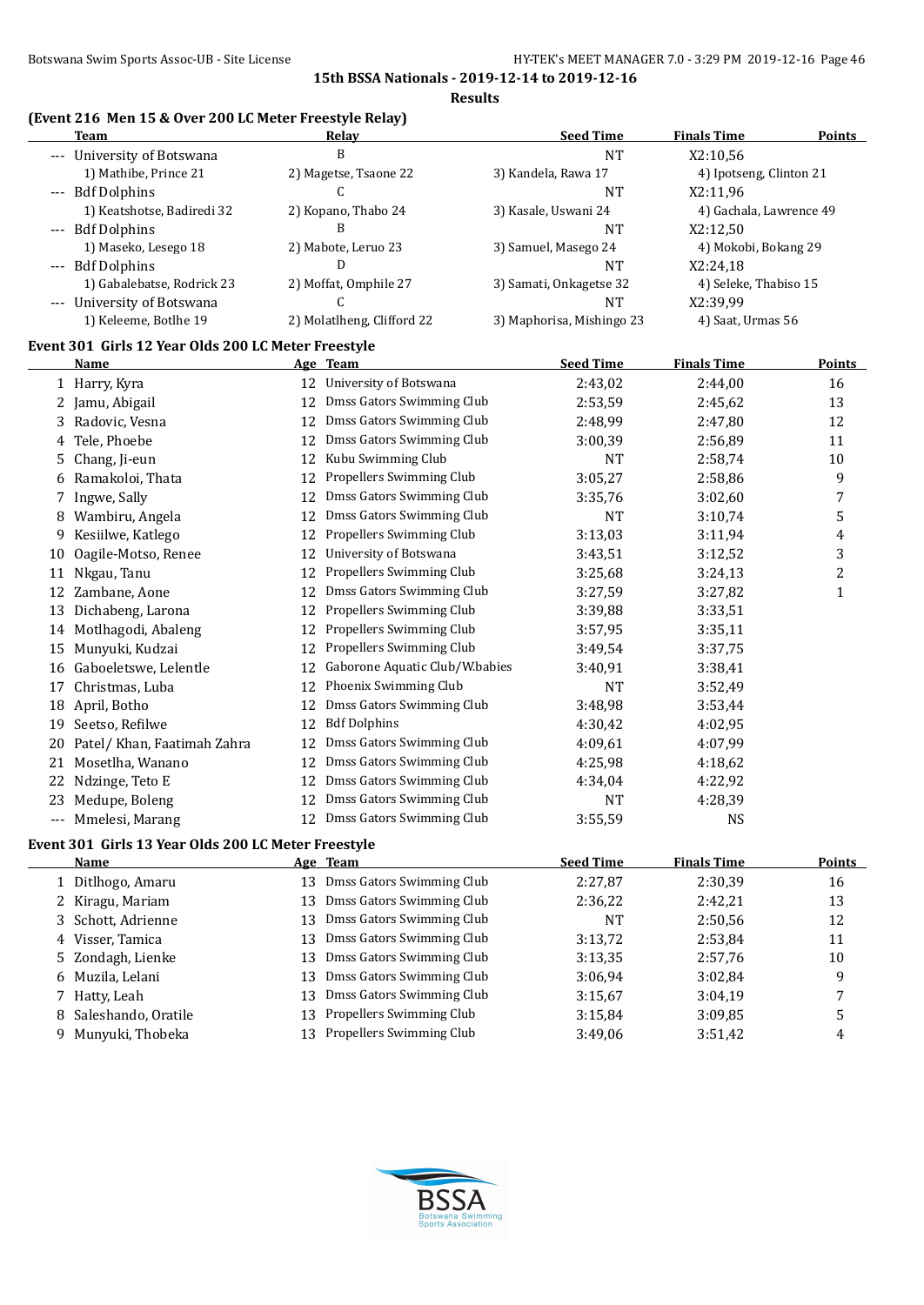15th BSSA Nationals - 2019-12-14 to 2019-12-16

Results

### (Event 216 Men 15 & Over 200 LC Meter Freestyle Relay)

| | Team | Relay | | Seed Time | Finals Time | Points |
|---|---|---|---|---|---|---|
| --- | University of Botswana | B | | NT | X2:10,56 | |
| | 1) Mathibe, Prince 21 | 2) Magetse, Tsaone 22 | 3) Kandela, Rawa 17 | | 4) Ipotseng, Clinton 21 | |
| --- | Bdf Dolphins | C | | NT | X2:11,96 | |
| | 1) Keatshotse, Badiredi 32 | 2) Kopano, Thabo 24 | 3) Kasale, Uswani 24 | | 4) Gachala, Lawrence 49 | |
| --- | Bdf Dolphins | B | | NT | X2:12,50 | |
| | 1) Maseko, Lesego 18 | 2) Mabote, Leruo 23 | 3) Samuel, Masego 24 | | 4) Mokobi, Bokang 29 | |
| --- | Bdf Dolphins | D | | NT | X2:24,18 | |
| | 1) Gabalebatse, Rodrick 23 | 2) Moffat, Omphile 27 | 3) Samati, Onkagetse 32 | | 4) Seleke, Thabiso 15 | |
| --- | University of Botswana | C | | NT | X2:39,99 | |
| | 1) Keleeme, Botlhe 19 | 2) Molatlheng, Clifford 22 | 3) Maphorisa, Mishingo 23 | | 4) Saat, Urmas 56 | |

### Event 301 Girls 12 Year Olds 200 LC Meter Freestyle

| | Name | Age | Team | Seed Time | Finals Time | Points |
|---|---|---|---|---|---|---|
| 1 | Harry, Kyra | 12 | University of Botswana | 2:43,02 | 2:44,00 | 16 |
| 2 | Jamu, Abigail | 12 | Dmss Gators Swimming Club | 2:53,59 | 2:45,62 | 13 |
| 3 | Radovic, Vesna | 12 | Dmss Gators Swimming Club | 2:48,99 | 2:47,80 | 12 |
| 4 | Tele, Phoebe | 12 | Dmss Gators Swimming Club | 3:00,39 | 2:56,89 | 11 |
| 5 | Chang, Ji-eun | 12 | Kubu Swimming Club | NT | 2:58,74 | 10 |
| 6 | Ramakoloi, Thata | 12 | Propellers Swimming Club | 3:05,27 | 2:58,86 | 9 |
| 7 | Ingwe, Sally | 12 | Dmss Gators Swimming Club | 3:35,76 | 3:02,60 | 7 |
| 8 | Wambiru, Angela | 12 | Dmss Gators Swimming Club | NT | 3:10,74 | 5 |
| 9 | Kesiilwe, Katlego | 12 | Propellers Swimming Club | 3:13,03 | 3:11,94 | 4 |
| 10 | Oagile-Motso, Renee | 12 | University of Botswana | 3:43,51 | 3:12,52 | 3 |
| 11 | Nkgau, Tanu | 12 | Propellers Swimming Club | 3:25,68 | 3:24,13 | 2 |
| 12 | Zambane, Aone | 12 | Dmss Gators Swimming Club | 3:27,59 | 3:27,82 | 1 |
| 13 | Dichabeng, Larona | 12 | Propellers Swimming Club | 3:39,88 | 3:33,51 | |
| 14 | Motlhagodi, Abaleng | 12 | Propellers Swimming Club | 3:57,95 | 3:35,11 | |
| 15 | Munyuki, Kudzai | 12 | Propellers Swimming Club | 3:49,54 | 3:37,75 | |
| 16 | Gaboeletswe, Lelentle | 12 | Gaborone Aquatic Club/W.babies | 3:40,91 | 3:38,41 | |
| 17 | Christmas, Luba | 12 | Phoenix Swimming Club | NT | 3:52,49 | |
| 18 | April, Botho | 12 | Dmss Gators Swimming Club | 3:48,98 | 3:53,44 | |
| 19 | Seetso, Refilwe | 12 | Bdf Dolphins | 4:30,42 | 4:02,95 | |
| 20 | Patel/ Khan, Faatimah Zahra | 12 | Dmss Gators Swimming Club | 4:09,61 | 4:07,99 | |
| 21 | Mosetlha, Wanano | 12 | Dmss Gators Swimming Club | 4:25,98 | 4:18,62 | |
| 22 | Ndzinge, Teto E | 12 | Dmss Gators Swimming Club | 4:34,04 | 4:22,92 | |
| 23 | Medupe, Boleng | 12 | Dmss Gators Swimming Club | NT | 4:28,39 | |
| --- | Mmelesi, Marang | 12 | Dmss Gators Swimming Club | 3:55,59 | NS | |

### Event 301 Girls 13 Year Olds 200 LC Meter Freestyle

| | Name | Age | Team | Seed Time | Finals Time | Points |
|---|---|---|---|---|---|---|
| 1 | Ditlhogo, Amaru | 13 | Dmss Gators Swimming Club | 2:27,87 | 2:30,39 | 16 |
| 2 | Kiragu, Mariam | 13 | Dmss Gators Swimming Club | 2:36,22 | 2:42,21 | 13 |
| 3 | Schott, Adrienne | 13 | Dmss Gators Swimming Club | NT | 2:50,56 | 12 |
| 4 | Visser, Tamica | 13 | Dmss Gators Swimming Club | 3:13,72 | 2:53,84 | 11 |
| 5 | Zondagh, Lienke | 13 | Dmss Gators Swimming Club | 3:13,35 | 2:57,76 | 10 |
| 6 | Muzila, Lelani | 13 | Dmss Gators Swimming Club | 3:06,94 | 3:02,84 | 9 |
| 7 | Hatty, Leah | 13 | Dmss Gators Swimming Club | 3:15,67 | 3:04,19 | 7 |
| 8 | Saleshando, Oratile | 13 | Propellers Swimming Club | 3:15,84 | 3:09,85 | 5 |
| 9 | Munyuki, Thobeka | 13 | Propellers Swimming Club | 3:49,06 | 3:51,42 | 4 |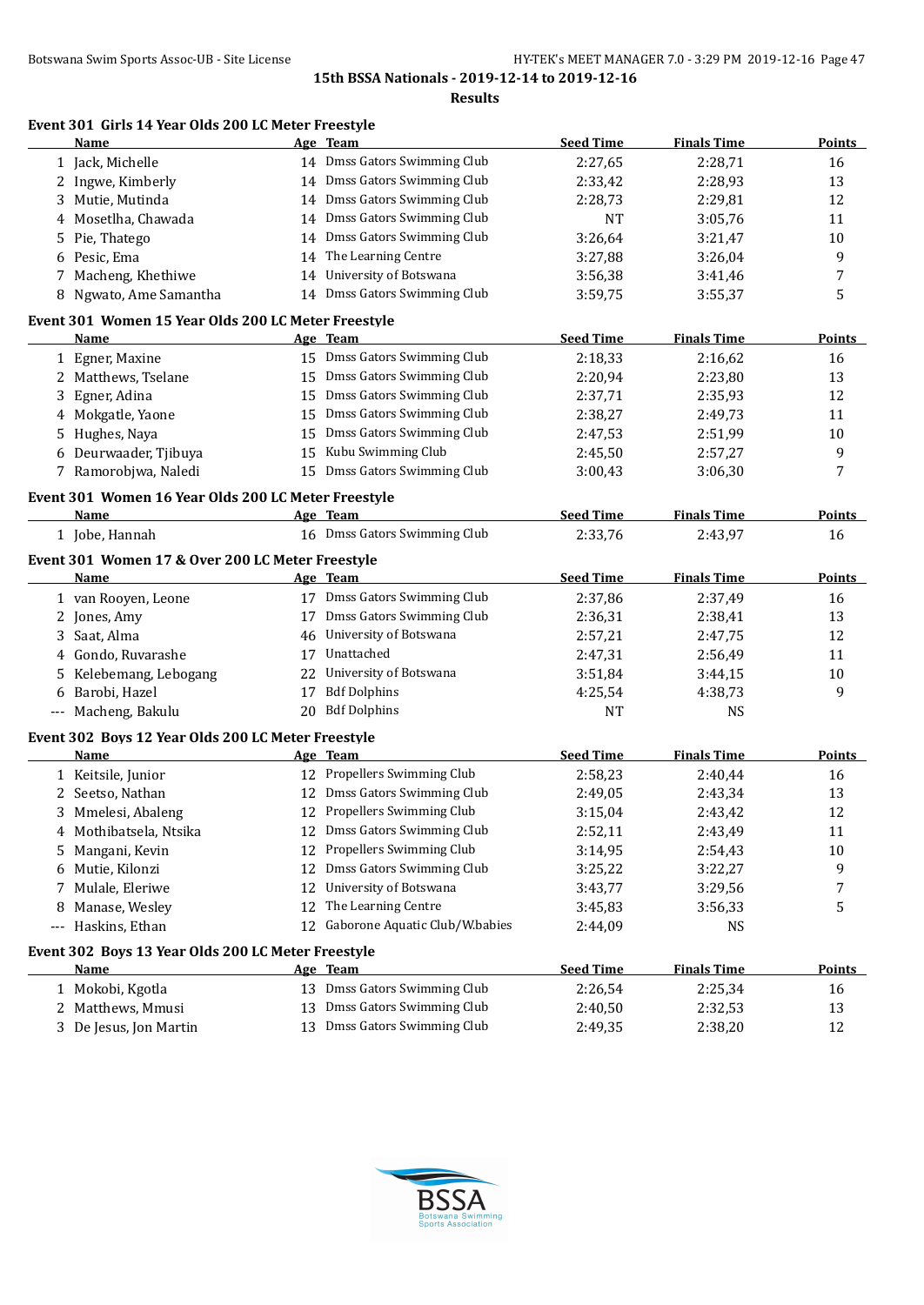**15th BSSA Nationals - 2019-12-14 to 2019-12-16**

**Results**

### Event 301 Girls 14 Year Olds 200 LC Meter Freestyle

| | Name | Age | Team | Seed Time | Finals Time | Points |
|---|---|---|---|---|---|---|
| 1 | Jack, Michelle | 14 | Dmss Gators Swimming Club | 2:27,65 | 2:28,71 | 16 |
| 2 | Ingwe, Kimberly | 14 | Dmss Gators Swimming Club | 2:33,42 | 2:28,93 | 13 |
| 3 | Mutie, Mutinda | 14 | Dmss Gators Swimming Club | 2:28,73 | 2:29,81 | 12 |
| 4 | Mosetlha, Chawada | 14 | Dmss Gators Swimming Club | NT | 3:05,76 | 11 |
| 5 | Pie, Thatego | 14 | Dmss Gators Swimming Club | 3:26,64 | 3:21,47 | 10 |
| 6 | Pesic, Ema | 14 | The Learning Centre | 3:27,88 | 3:26,04 | 9 |
| 7 | Macheng, Khethiwe | 14 | University of Botswana | 3:56,38 | 3:41,46 | 7 |
| 8 | Ngwato, Ame Samantha | 14 | Dmss Gators Swimming Club | 3:59,75 | 3:55,37 | 5 |

### Event 301 Women 15 Year Olds 200 LC Meter Freestyle

| | Name | Age | Team | Seed Time | Finals Time | Points |
|---|---|---|---|---|---|---|
| 1 | Egner, Maxine | 15 | Dmss Gators Swimming Club | 2:18,33 | 2:16,62 | 16 |
| 2 | Matthews, Tselane | 15 | Dmss Gators Swimming Club | 2:20,94 | 2:23,80 | 13 |
| 3 | Egner, Adina | 15 | Dmss Gators Swimming Club | 2:37,71 | 2:35,93 | 12 |
| 4 | Mokgatle, Yaone | 15 | Dmss Gators Swimming Club | 2:38,27 | 2:49,73 | 11 |
| 5 | Hughes, Naya | 15 | Dmss Gators Swimming Club | 2:47,53 | 2:51,99 | 10 |
| 6 | Deurwaader, Tjibuya | 15 | Kubu Swimming Club | 2:45,50 | 2:57,27 | 9 |
| 7 | Ramorobjwa, Naledi | 15 | Dmss Gators Swimming Club | 3:00,43 | 3:06,30 | 7 |

### Event 301 Women 16 Year Olds 200 LC Meter Freestyle

| | Name | Age | Team | Seed Time | Finals Time | Points |
|---|---|---|---|---|---|---|
| 1 | Jobe, Hannah | 16 | Dmss Gators Swimming Club | 2:33,76 | 2:43,97 | 16 |

### Event 301 Women 17 & Over 200 LC Meter Freestyle

| | Name | Age | Team | Seed Time | Finals Time | Points |
|---|---|---|---|---|---|---|
| 1 | van Rooyen, Leone | 17 | Dmss Gators Swimming Club | 2:37,86 | 2:37,49 | 16 |
| 2 | Jones, Amy | 17 | Dmss Gators Swimming Club | 2:36,31 | 2:38,41 | 13 |
| 3 | Saat, Alma | 46 | University of Botswana | 2:57,21 | 2:47,75 | 12 |
| 4 | Gondo, Ruvarashe | 17 | Unattached | 2:47,31 | 2:56,49 | 11 |
| 5 | Kelebemang, Lebogang | 22 | University of Botswana | 3:51,84 | 3:44,15 | 10 |
| 6 | Barobi, Hazel | 17 | Bdf Dolphins | 4:25,54 | 4:38,73 | 9 |
| --- | Macheng, Bakulu | 20 | Bdf Dolphins | NT | NS | |

### Event 302 Boys 12 Year Olds 200 LC Meter Freestyle

| | Name | Age | Team | Seed Time | Finals Time | Points |
|---|---|---|---|---|---|---|
| 1 | Keitsile, Junior | 12 | Propellers Swimming Club | 2:58,23 | 2:40,44 | 16 |
| 2 | Seetso, Nathan | 12 | Dmss Gators Swimming Club | 2:49,05 | 2:43,34 | 13 |
| 3 | Mmelesi, Abaleng | 12 | Propellers Swimming Club | 3:15,04 | 2:43,42 | 12 |
| 4 | Mothibatsela, Ntsika | 12 | Dmss Gators Swimming Club | 2:52,11 | 2:43,49 | 11 |
| 5 | Mangani, Kevin | 12 | Propellers Swimming Club | 3:14,95 | 2:54,43 | 10 |
| 6 | Mutie, Kilonzi | 12 | Dmss Gators Swimming Club | 3:25,22 | 3:22,27 | 9 |
| 7 | Mulale, Eleriwe | 12 | University of Botswana | 3:43,77 | 3:29,56 | 7 |
| 8 | Manase, Wesley | 12 | The Learning Centre | 3:45,83 | 3:56,33 | 5 |
| --- | Haskins, Ethan | 12 | Gaborone Aquatic Club/W.babies | 2:44,09 | NS | |

### Event 302 Boys 13 Year Olds 200 LC Meter Freestyle

| | Name | Age | Team | Seed Time | Finals Time | Points |
|---|---|---|---|---|---|---|
| 1 | Mokobi, Kgotla | 13 | Dmss Gators Swimming Club | 2:26,54 | 2:25,34 | 16 |
| 2 | Matthews, Mmusi | 13 | Dmss Gators Swimming Club | 2:40,50 | 2:32,53 | 13 |
| 3 | De Jesus, Jon Martin | 13 | Dmss Gators Swimming Club | 2:49,35 | 2:38,20 | 12 |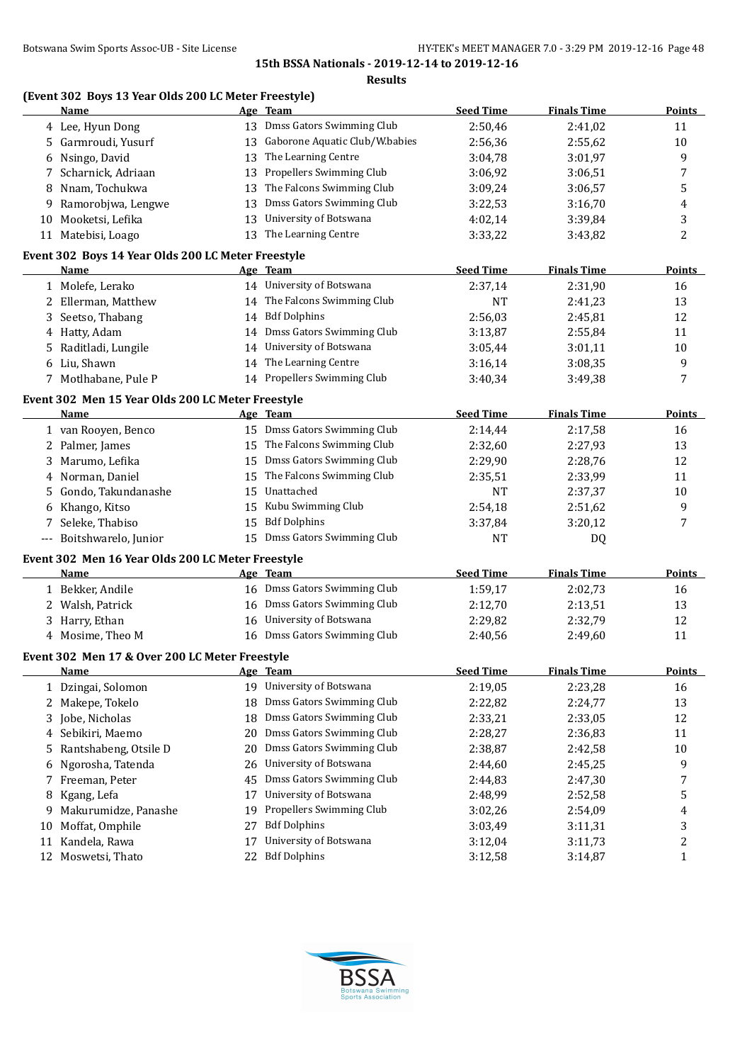### (Event 302 Boys 13 Year Olds 200 LC Meter Freestyle)

| | Name | Age | Team | Seed Time | Finals Time | Points |
|---|---|---|---|---|---|---|
| 4 | Lee, Hyun Dong | 13 | Dmss Gators Swimming Club | 2:50,46 | 2:41,02 | 11 |
| 5 | Garmroudi, Yusurf | 13 | Gaborone Aquatic Club/W.babies | 2:56,36 | 2:55,62 | 10 |
| 6 | Nsingo, David | 13 | The Learning Centre | 3:04,78 | 3:01,97 | 9 |
| 7 | Scharnick, Adriaan | 13 | Propellers Swimming Club | 3:06,92 | 3:06,51 | 7 |
| 8 | Nnam, Tochukwa | 13 | The Falcons Swimming Club | 3:09,24 | 3:06,57 | 5 |
| 9 | Ramorobjwa, Lengwe | 13 | Dmss Gators Swimming Club | 3:22,53 | 3:16,70 | 4 |
| 10 | Mooketsi, Lefika | 13 | University of Botswana | 4:02,14 | 3:39,84 | 3 |
| 11 | Matebisi, Loago | 13 | The Learning Centre | 3:33,22 | 3:43,82 | 2 |

### Event 302 Boys 14 Year Olds 200 LC Meter Freestyle

| | Name | Age | Team | Seed Time | Finals Time | Points |
|---|---|---|---|---|---|---|
| 1 | Molefe, Lerako | 14 | University of Botswana | 2:37,14 | 2:31,90 | 16 |
| 2 | Ellerman, Matthew | 14 | The Falcons Swimming Club | NT | 2:41,23 | 13 |
| 3 | Seetso, Thabang | 14 | Bdf Dolphins | 2:56,03 | 2:45,81 | 12 |
| 4 | Hatty, Adam | 14 | Dmss Gators Swimming Club | 3:13,87 | 2:55,84 | 11 |
| 5 | Raditladi, Lungile | 14 | University of Botswana | 3:05,44 | 3:01,11 | 10 |
| 6 | Liu, Shawn | 14 | The Learning Centre | 3:16,14 | 3:08,35 | 9 |
| 7 | Motlhabane, Pule P | 14 | Propellers Swimming Club | 3:40,34 | 3:49,38 | 7 |

### Event 302 Men 15 Year Olds 200 LC Meter Freestyle

| | Name | Age | Team | Seed Time | Finals Time | Points |
|---|---|---|---|---|---|---|
| 1 | van Rooyen, Benco | 15 | Dmss Gators Swimming Club | 2:14,44 | 2:17,58 | 16 |
| 2 | Palmer, James | 15 | The Falcons Swimming Club | 2:32,60 | 2:27,93 | 13 |
| 3 | Marumo, Lefika | 15 | Dmss Gators Swimming Club | 2:29,90 | 2:28,76 | 12 |
| 4 | Norman, Daniel | 15 | The Falcons Swimming Club | 2:35,51 | 2:33,99 | 11 |
| 5 | Gondo, Takundanashe | 15 | Unattached | NT | 2:37,37 | 10 |
| 6 | Khango, Kitso | 15 | Kubu Swimming Club | 2:54,18 | 2:51,62 | 9 |
| 7 | Seleke, Thabiso | 15 | Bdf Dolphins | 3:37,84 | 3:20,12 | 7 |
| --- | Boitshwarelo, Junior | 15 | Dmss Gators Swimming Club | NT | DQ | |

### Event 302 Men 16 Year Olds 200 LC Meter Freestyle

| | Name | Age | Team | Seed Time | Finals Time | Points |
|---|---|---|---|---|---|---|
| 1 | Bekker, Andile | 16 | Dmss Gators Swimming Club | 1:59,17 | 2:02,73 | 16 |
| 2 | Walsh, Patrick | 16 | Dmss Gators Swimming Club | 2:12,70 | 2:13,51 | 13 |
| 3 | Harry, Ethan | 16 | University of Botswana | 2:29,82 | 2:32,79 | 12 |
| 4 | Mosime, Theo M | 16 | Dmss Gators Swimming Club | 2:40,56 | 2:49,60 | 11 |

### Event 302 Men 17 & Over 200 LC Meter Freestyle

| | Name | Age | Team | Seed Time | Finals Time | Points |
|---|---|---|---|---|---|---|
| 1 | Dzingai, Solomon | 19 | University of Botswana | 2:19,05 | 2:23,28 | 16 |
| 2 | Makepe, Tokelo | 18 | Dmss Gators Swimming Club | 2:22,82 | 2:24,77 | 13 |
| 3 | Jobe, Nicholas | 18 | Dmss Gators Swimming Club | 2:33,21 | 2:33,05 | 12 |
| 4 | Sebikiri, Maemo | 20 | Dmss Gators Swimming Club | 2:28,27 | 2:36,83 | 11 |
| 5 | Rantshabeng, Otsile D | 20 | Dmss Gators Swimming Club | 2:38,87 | 2:42,58 | 10 |
| 6 | Ngorosha, Tatenda | 26 | University of Botswana | 2:44,60 | 2:45,25 | 9 |
| 7 | Freeman, Peter | 45 | Dmss Gators Swimming Club | 2:44,83 | 2:47,30 | 7 |
| 8 | Kgang, Lefa | 17 | University of Botswana | 2:48,99 | 2:52,58 | 5 |
| 9 | Makurumidze, Panashe | 19 | Propellers Swimming Club | 3:02,26 | 2:54,09 | 4 |
| 10 | Moffat, Omphile | 27 | Bdf Dolphins | 3:03,49 | 3:11,31 | 3 |
| 11 | Kandela, Rawa | 17 | University of Botswana | 3:12,04 | 3:11,73 | 2 |
| 12 | Moswetsi, Thato | 22 | Bdf Dolphins | 3:12,58 | 3:14,87 | 1 |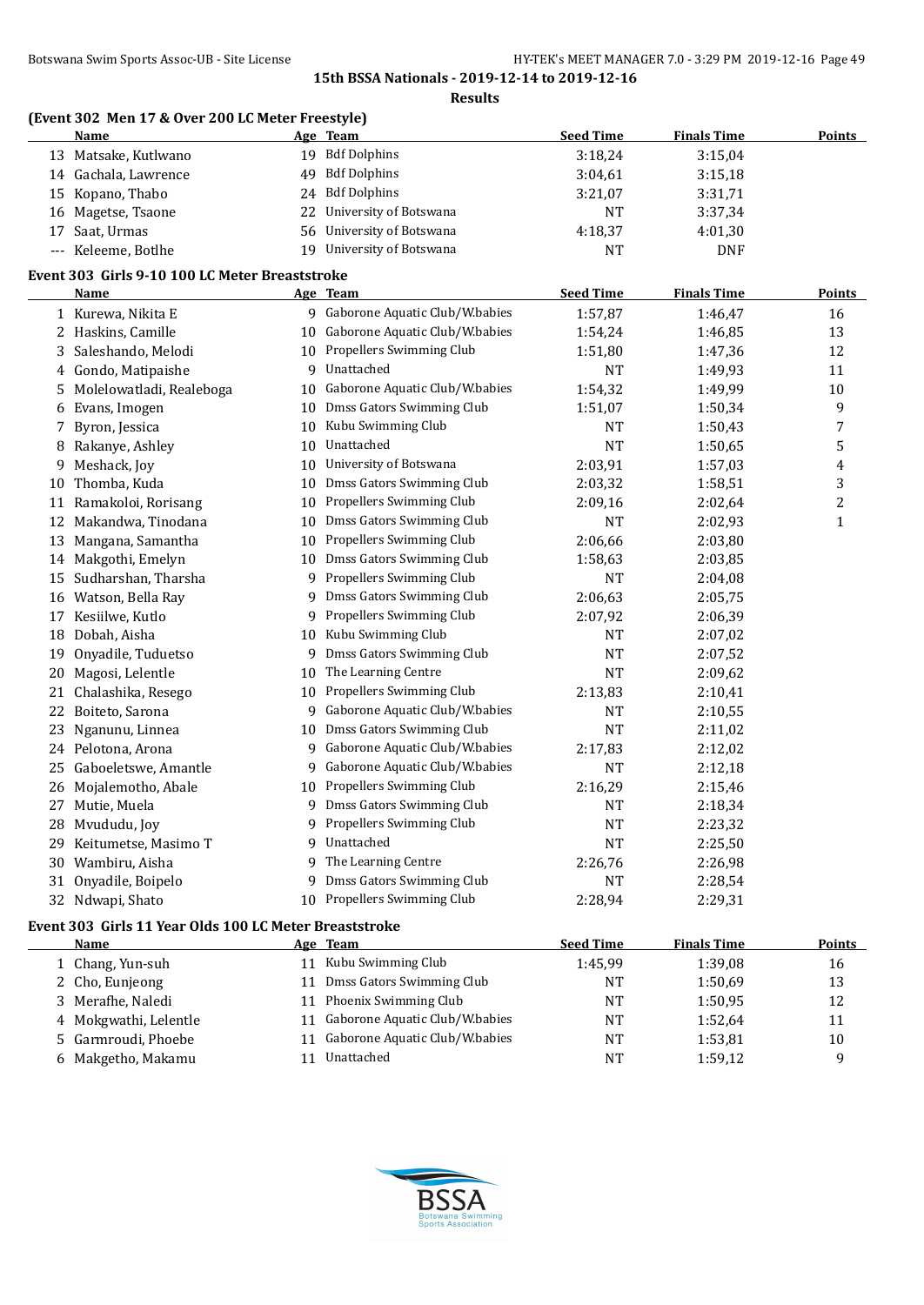15th BSSA Nationals - 2019-12-14 to 2019-12-16

**Results**

### (Event 302 Men 17 & Over 200 LC Meter Freestyle)

| | Name | Age | Team | Seed Time | Finals Time | Points |
|---|---|---|---|---|---|---|
| 13 | Matsake, Kutlwano | 19 | Bdf Dolphins | 3:18,24 | 3:15,04 | |
| 14 | Gachala, Lawrence | 49 | Bdf Dolphins | 3:04,61 | 3:15,18 | |
| 15 | Kopano, Thabo | 24 | Bdf Dolphins | 3:21,07 | 3:31,71 | |
| 16 | Magetse, Tsaone | 22 | University of Botswana | NT | 3:37,34 | |
| 17 | Saat, Urmas | 56 | University of Botswana | 4:18,37 | 4:01,30 | |
| --- | Keleeme, Botlhe | 19 | University of Botswana | NT | DNF | |

### Event 303 Girls 9-10 100 LC Meter Breaststroke

| | Name | Age | Team | Seed Time | Finals Time | Points |
|---|---|---|---|---|---|---|
| 1 | Kurewa, Nikita E | 9 | Gaborone Aquatic Club/W.babies | 1:57,87 | 1:46,47 | 16 |
| 2 | Haskins, Camille | 10 | Gaborone Aquatic Club/W.babies | 1:54,24 | 1:46,85 | 13 |
| 3 | Saleshando, Melodi | 10 | Propellers Swimming Club | 1:51,80 | 1:47,36 | 12 |
| 4 | Gondo, Matipaishe | 9 | Unattached | NT | 1:49,93 | 11 |
| 5 | Molelowatladi, Realeboga | 10 | Gaborone Aquatic Club/W.babies | 1:54,32 | 1:49,99 | 10 |
| 6 | Evans, Imogen | 10 | Dmss Gators Swimming Club | 1:51,07 | 1:50,34 | 9 |
| 7 | Byron, Jessica | 10 | Kubu Swimming Club | NT | 1:50,43 | 7 |
| 8 | Rakanye, Ashley | 10 | Unattached | NT | 1:50,65 | 5 |
| 9 | Meshack, Joy | 10 | University of Botswana | 2:03,91 | 1:57,03 | 4 |
| 10 | Thomba, Kuda | 10 | Dmss Gators Swimming Club | 2:03,32 | 1:58,51 | 3 |
| 11 | Ramakoloi, Rorisang | 10 | Propellers Swimming Club | 2:09,16 | 2:02,64 | 2 |
| 12 | Makandwa, Tinodana | 10 | Dmss Gators Swimming Club | NT | 2:02,93 | 1 |
| 13 | Mangana, Samantha | 10 | Propellers Swimming Club | 2:06,66 | 2:03,80 | |
| 14 | Makgothi, Emelyn | 10 | Dmss Gators Swimming Club | 1:58,63 | 2:03,85 | |
| 15 | Sudharshan, Tharsha | 9 | Propellers Swimming Club | NT | 2:04,08 | |
| 16 | Watson, Bella Ray | 9 | Dmss Gators Swimming Club | 2:06,63 | 2:05,75 | |
| 17 | Kesiilwe, Kutlo | 9 | Propellers Swimming Club | 2:07,92 | 2:06,39 | |
| 18 | Dobah, Aisha | 10 | Kubu Swimming Club | NT | 2:07,02 | |
| 19 | Onyadile, Tuduetso | 9 | Dmss Gators Swimming Club | NT | 2:07,52 | |
| 20 | Magosi, Lelentle | 10 | The Learning Centre | NT | 2:09,62 | |
| 21 | Chalashika, Resego | 10 | Propellers Swimming Club | 2:13,83 | 2:10,41 | |
| 22 | Boiteto, Sarona | 9 | Gaborone Aquatic Club/W.babies | NT | 2:10,55 | |
| 23 | Nganunu, Linnea | 10 | Dmss Gators Swimming Club | NT | 2:11,02 | |
| 24 | Pelotona, Arona | 9 | Gaborone Aquatic Club/W.babies | 2:17,83 | 2:12,02 | |
| 25 | Gaboeletswe, Amantle | 9 | Gaborone Aquatic Club/W.babies | NT | 2:12,18 | |
| 26 | Mojalemotho, Abale | 10 | Propellers Swimming Club | 2:16,29 | 2:15,46 | |
| 27 | Mutie, Muela | 9 | Dmss Gators Swimming Club | NT | 2:18,34 | |
| 28 | Mvududu, Joy | 9 | Propellers Swimming Club | NT | 2:23,32 | |
| 29 | Keitumetse, Masimo T | 9 | Unattached | NT | 2:25,50 | |
| 30 | Wambiru, Aisha | 9 | The Learning Centre | 2:26,76 | 2:26,98 | |
| 31 | Onyadile, Boipelo | 9 | Dmss Gators Swimming Club | NT | 2:28,54 | |
| 32 | Ndwapi, Shato | 10 | Propellers Swimming Club | 2:28,94 | 2:29,31 | |

### Event 303 Girls 11 Year Olds 100 LC Meter Breaststroke

| | Name | Age | Team | Seed Time | Finals Time | Points |
|---|---|---|---|---|---|---|
| 1 | Chang, Yun-suh | 11 | Kubu Swimming Club | 1:45,99 | 1:39,08 | 16 |
| 2 | Cho, Eunjeong | 11 | Dmss Gators Swimming Club | NT | 1:50,69 | 13 |
| 3 | Merafhe, Naledi | 11 | Phoenix Swimming Club | NT | 1:50,95 | 12 |
| 4 | Mokgwathi, Lelentle | 11 | Gaborone Aquatic Club/W.babies | NT | 1:52,64 | 11 |
| 5 | Garmroudi, Phoebe | 11 | Gaborone Aquatic Club/W.babies | NT | 1:53,81 | 10 |
| 6 | Makgetho, Makamu | 11 | Unattached | NT | 1:59,12 | 9 |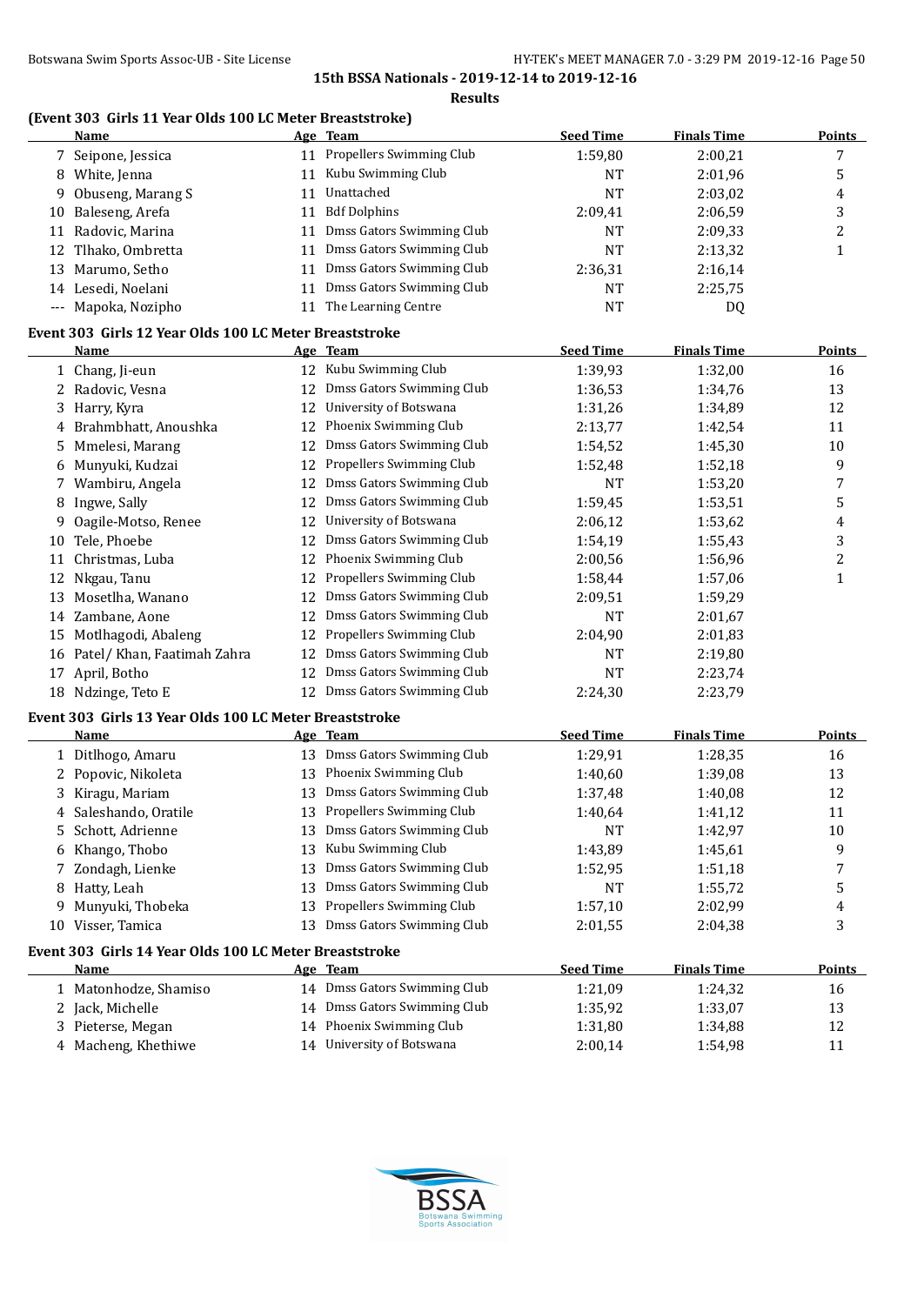15th BSSA Nationals - 2019-12-14 to 2019-12-16

**Results**

### (Event 303 Girls 11 Year Olds 100 LC Meter Breaststroke)

| | Name | Age | Team | Seed Time | Finals Time | Points |
|---|---|---|---|---|---|---|
| 7 | Seipone, Jessica | 11 | Propellers Swimming Club | 1:59,80 | 2:00,21 | 7 |
| 8 | White, Jenna | 11 | Kubu Swimming Club | NT | 2:01,96 | 5 |
| 9 | Obuseng, Marang S | 11 | Unattached | NT | 2:03,02 | 4 |
| 10 | Baleseng, Arefa | 11 | Bdf Dolphins | 2:09,41 | 2:06,59 | 3 |
| 11 | Radovic, Marina | 11 | Dmss Gators Swimming Club | NT | 2:09,33 | 2 |
| 12 | Tlhako, Ombretta | 11 | Dmss Gators Swimming Club | NT | 2:13,32 | 1 |
| 13 | Marumo, Setho | 11 | Dmss Gators Swimming Club | 2:36,31 | 2:16,14 | |
| 14 | Lesedi, Noelani | 11 | Dmss Gators Swimming Club | NT | 2:25,75 | |
| --- | Mapoka, Nozipho | 11 | The Learning Centre | NT | DQ | |

### Event 303 Girls 12 Year Olds 100 LC Meter Breaststroke

| | Name | Age | Team | Seed Time | Finals Time | Points |
|---|---|---|---|---|---|---|
| 1 | Chang, Ji-eun | 12 | Kubu Swimming Club | 1:39,93 | 1:32,00 | 16 |
| 2 | Radovic, Vesna | 12 | Dmss Gators Swimming Club | 1:36,53 | 1:34,76 | 13 |
| 3 | Harry, Kyra | 12 | University of Botswana | 1:31,26 | 1:34,89 | 12 |
| 4 | Brahmbhatt, Anoushka | 12 | Phoenix Swimming Club | 2:13,77 | 1:42,54 | 11 |
| 5 | Mmelesi, Marang | 12 | Dmss Gators Swimming Club | 1:54,52 | 1:45,30 | 10 |
| 6 | Munyuki, Kudzai | 12 | Propellers Swimming Club | 1:52,48 | 1:52,18 | 9 |
| 7 | Wambiru, Angela | 12 | Dmss Gators Swimming Club | NT | 1:53,20 | 7 |
| 8 | Ingwe, Sally | 12 | Dmss Gators Swimming Club | 1:59,45 | 1:53,51 | 5 |
| 9 | Oagile-Motso, Renee | 12 | University of Botswana | 2:06,12 | 1:53,62 | 4 |
| 10 | Tele, Phoebe | 12 | Dmss Gators Swimming Club | 1:54,19 | 1:55,43 | 3 |
| 11 | Christmas, Luba | 12 | Phoenix Swimming Club | 2:00,56 | 1:56,96 | 2 |
| 12 | Nkgau, Tanu | 12 | Propellers Swimming Club | 1:58,44 | 1:57,06 | 1 |
| 13 | Mosetlha, Wanano | 12 | Dmss Gators Swimming Club | 2:09,51 | 1:59,29 | |
| 14 | Zambane, Aone | 12 | Dmss Gators Swimming Club | NT | 2:01,67 | |
| 15 | Motlhagodi, Abaleng | 12 | Propellers Swimming Club | 2:04,90 | 2:01,83 | |
| 16 | Patel/ Khan, Faatimah Zahra | 12 | Dmss Gators Swimming Club | NT | 2:19,80 | |
| 17 | April, Botho | 12 | Dmss Gators Swimming Club | NT | 2:23,74 | |
| 18 | Ndzinge, Teto E | 12 | Dmss Gators Swimming Club | 2:24,30 | 2:23,79 | |

### Event 303 Girls 13 Year Olds 100 LC Meter Breaststroke

| | Name | Age | Team | Seed Time | Finals Time | Points |
|---|---|---|---|---|---|---|
| 1 | Ditlhogo, Amaru | 13 | Dmss Gators Swimming Club | 1:29,91 | 1:28,35 | 16 |
| 2 | Popovic, Nikoleta | 13 | Phoenix Swimming Club | 1:40,60 | 1:39,08 | 13 |
| 3 | Kiragu, Mariam | 13 | Dmss Gators Swimming Club | 1:37,48 | 1:40,08 | 12 |
| 4 | Saleshando, Oratile | 13 | Propellers Swimming Club | 1:40,64 | 1:41,12 | 11 |
| 5 | Schott, Adrienne | 13 | Dmss Gators Swimming Club | NT | 1:42,97 | 10 |
| 6 | Khango, Thobo | 13 | Kubu Swimming Club | 1:43,89 | 1:45,61 | 9 |
| 7 | Zondagh, Lienke | 13 | Dmss Gators Swimming Club | 1:52,95 | 1:51,18 | 7 |
| 8 | Hatty, Leah | 13 | Dmss Gators Swimming Club | NT | 1:55,72 | 5 |
| 9 | Munyuki, Thobeka | 13 | Propellers Swimming Club | 1:57,10 | 2:02,99 | 4 |
| 10 | Visser, Tamica | 13 | Dmss Gators Swimming Club | 2:01,55 | 2:04,38 | 3 |

### Event 303 Girls 14 Year Olds 100 LC Meter Breaststroke

| | Name | Age | Team | Seed Time | Finals Time | Points |
|---|---|---|---|---|---|---|
| 1 | Matonhodze, Shamiso | 14 | Dmss Gators Swimming Club | 1:21,09 | 1:24,32 | 16 |
| 2 | Jack, Michelle | 14 | Dmss Gators Swimming Club | 1:35,92 | 1:33,07 | 13 |
| 3 | Pieterse, Megan | 14 | Phoenix Swimming Club | 1:31,80 | 1:34,88 | 12 |
| 4 | Macheng, Khethiwe | 14 | University of Botswana | 2:00,14 | 1:54,98 | 11 |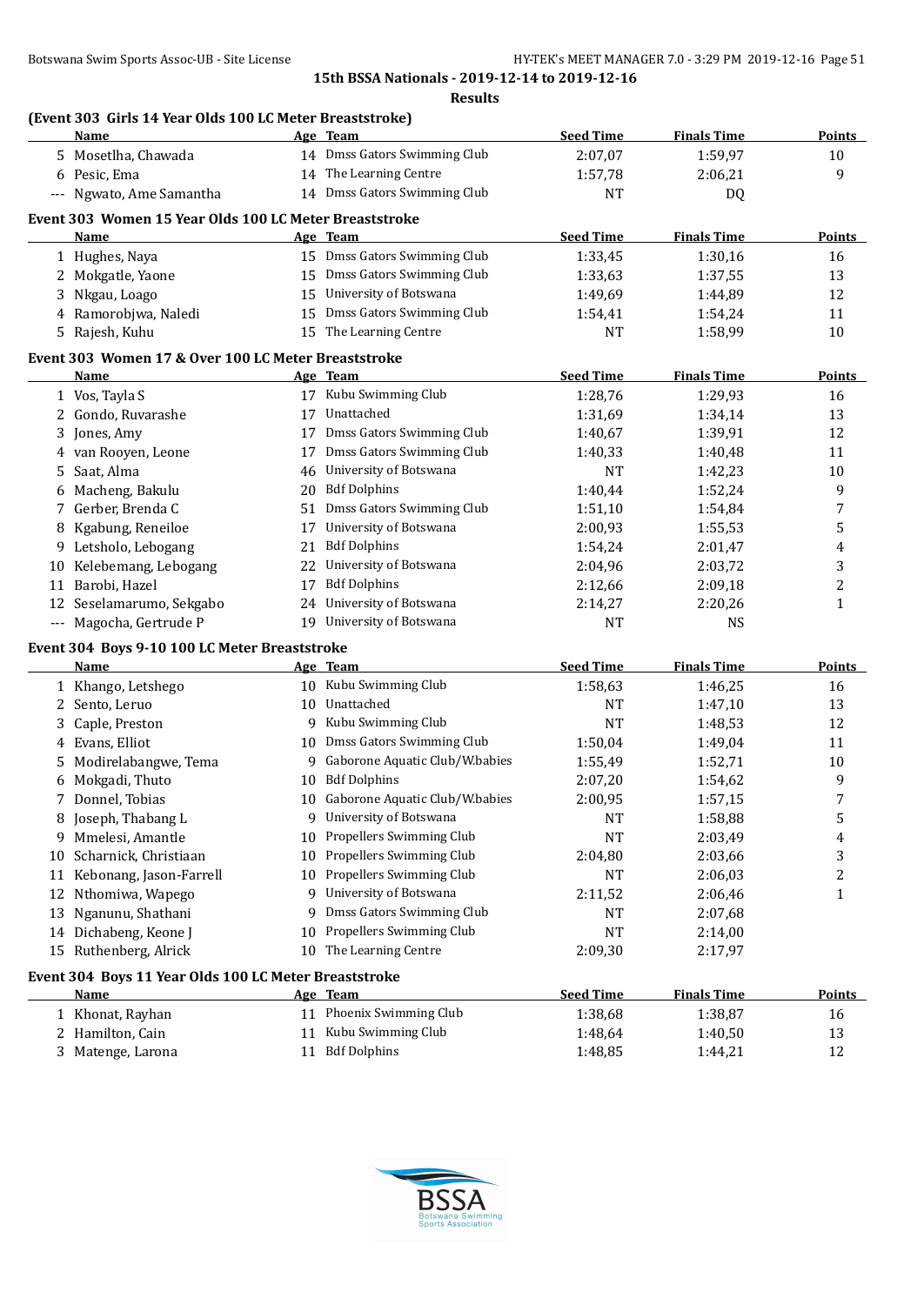## Results

### (Event 303 Girls 14 Year Olds 100 LC Meter Breaststroke)

| | Name | Age | Team | Seed Time | Finals Time | Points |
|---|---|---|---|---|---|---|
| 5 | Mosetlha, Chawada | 14 | Dmss Gators Swimming Club | 2:07,07 | 1:59,97 | 10 |
| 6 | Pesic, Ema | 14 | The Learning Centre | 1:57,78 | 2:06,21 | 9 |
| --- | Ngwato, Ame Samantha | 14 | Dmss Gators Swimming Club | NT | DQ | |

### Event 303 Women 15 Year Olds 100 LC Meter Breaststroke

| | Name | Age | Team | Seed Time | Finals Time | Points |
|---|---|---|---|---|---|---|
| 1 | Hughes, Naya | 15 | Dmss Gators Swimming Club | 1:33,45 | 1:30,16 | 16 |
| 2 | Mokgatle, Yaone | 15 | Dmss Gators Swimming Club | 1:33,63 | 1:37,55 | 13 |
| 3 | Nkgau, Loago | 15 | University of Botswana | 1:49,69 | 1:44,89 | 12 |
| 4 | Ramorobjwa, Naledi | 15 | Dmss Gators Swimming Club | 1:54,41 | 1:54,24 | 11 |
| 5 | Rajesh, Kuhu | 15 | The Learning Centre | NT | 1:58,99 | 10 |

### Event 303 Women 17 & Over 100 LC Meter Breaststroke

| | Name | Age | Team | Seed Time | Finals Time | Points |
|---|---|---|---|---|---|---|
| 1 | Vos, Tayla S | 17 | Kubu Swimming Club | 1:28,76 | 1:29,93 | 16 |
| 2 | Gondo, Ruvarashe | 17 | Unattached | 1:31,69 | 1:34,14 | 13 |
| 3 | Jones, Amy | 17 | Dmss Gators Swimming Club | 1:40,67 | 1:39,91 | 12 |
| 4 | van Rooyen, Leone | 17 | Dmss Gators Swimming Club | 1:40,33 | 1:40,48 | 11 |
| 5 | Saat, Alma | 46 | University of Botswana | NT | 1:42,23 | 10 |
| 6 | Macheng, Bakulu | 20 | Bdf Dolphins | 1:40,44 | 1:52,24 | 9 |
| 7 | Gerber, Brenda C | 51 | Dmss Gators Swimming Club | 1:51,10 | 1:54,84 | 7 |
| 8 | Kgabung, Reneiloe | 17 | University of Botswana | 2:00,93 | 1:55,53 | 5 |
| 9 | Letsholo, Lebogang | 21 | Bdf Dolphins | 1:54,24 | 2:01,47 | 4 |
| 10 | Kelebemang, Lebogang | 22 | University of Botswana | 2:04,96 | 2:03,72 | 3 |
| 11 | Barobi, Hazel | 17 | Bdf Dolphins | 2:12,66 | 2:09,18 | 2 |
| 12 | Seselamarumo, Sekgabo | 24 | University of Botswana | 2:14,27 | 2:20,26 | 1 |
| --- | Magocha, Gertrude P | 19 | University of Botswana | NT | NS | |

### Event 304 Boys 9-10 100 LC Meter Breaststroke

| | Name | Age | Team | Seed Time | Finals Time | Points |
|---|---|---|---|---|---|---|
| 1 | Khango, Letshego | 10 | Kubu Swimming Club | 1:58,63 | 1:46,25 | 16 |
| 2 | Sento, Leruo | 10 | Unattached | NT | 1:47,10 | 13 |
| 3 | Caple, Preston | 9 | Kubu Swimming Club | NT | 1:48,53 | 12 |
| 4 | Evans, Elliot | 10 | Dmss Gators Swimming Club | 1:50,04 | 1:49,04 | 11 |
| 5 | Modirelabangwe, Tema | 9 | Gaborone Aquatic Club/W.babies | 1:55,49 | 1:52,71 | 10 |
| 6 | Mokgadi, Thuto | 10 | Bdf Dolphins | 2:07,20 | 1:54,62 | 9 |
| 7 | Donnel, Tobias | 10 | Gaborone Aquatic Club/W.babies | 2:00,95 | 1:57,15 | 7 |
| 8 | Joseph, Thabang L | 9 | University of Botswana | NT | 1:58,88 | 5 |
| 9 | Mmelesi, Amantle | 10 | Propellers Swimming Club | NT | 2:03,49 | 4 |
| 10 | Scharnick, Christiaan | 10 | Propellers Swimming Club | 2:04,80 | 2:03,66 | 3 |
| 11 | Kebonang, Jason-Farrell | 10 | Propellers Swimming Club | NT | 2:06,03 | 2 |
| 12 | Nthomiwa, Wapego | 9 | University of Botswana | 2:11,52 | 2:06,46 | 1 |
| 13 | Nganunu, Shathani | 9 | Dmss Gators Swimming Club | NT | 2:07,68 | |
| 14 | Dichabeng, Keone J | 10 | Propellers Swimming Club | NT | 2:14,00 | |
| 15 | Ruthenberg, Alrick | 10 | The Learning Centre | 2:09,30 | 2:17,97 | |

### Event 304 Boys 11 Year Olds 100 LC Meter Breaststroke

| | Name | Age | Team | Seed Time | Finals Time | Points |
|---|---|---|---|---|---|---|
| 1 | Khonat, Rayhan | 11 | Phoenix Swimming Club | 1:38,68 | 1:38,87 | 16 |
| 2 | Hamilton, Cain | 11 | Kubu Swimming Club | 1:48,64 | 1:40,50 | 13 |
| 3 | Matenge, Larona | 11 | Bdf Dolphins | 1:48,85 | 1:44,21 | 12 |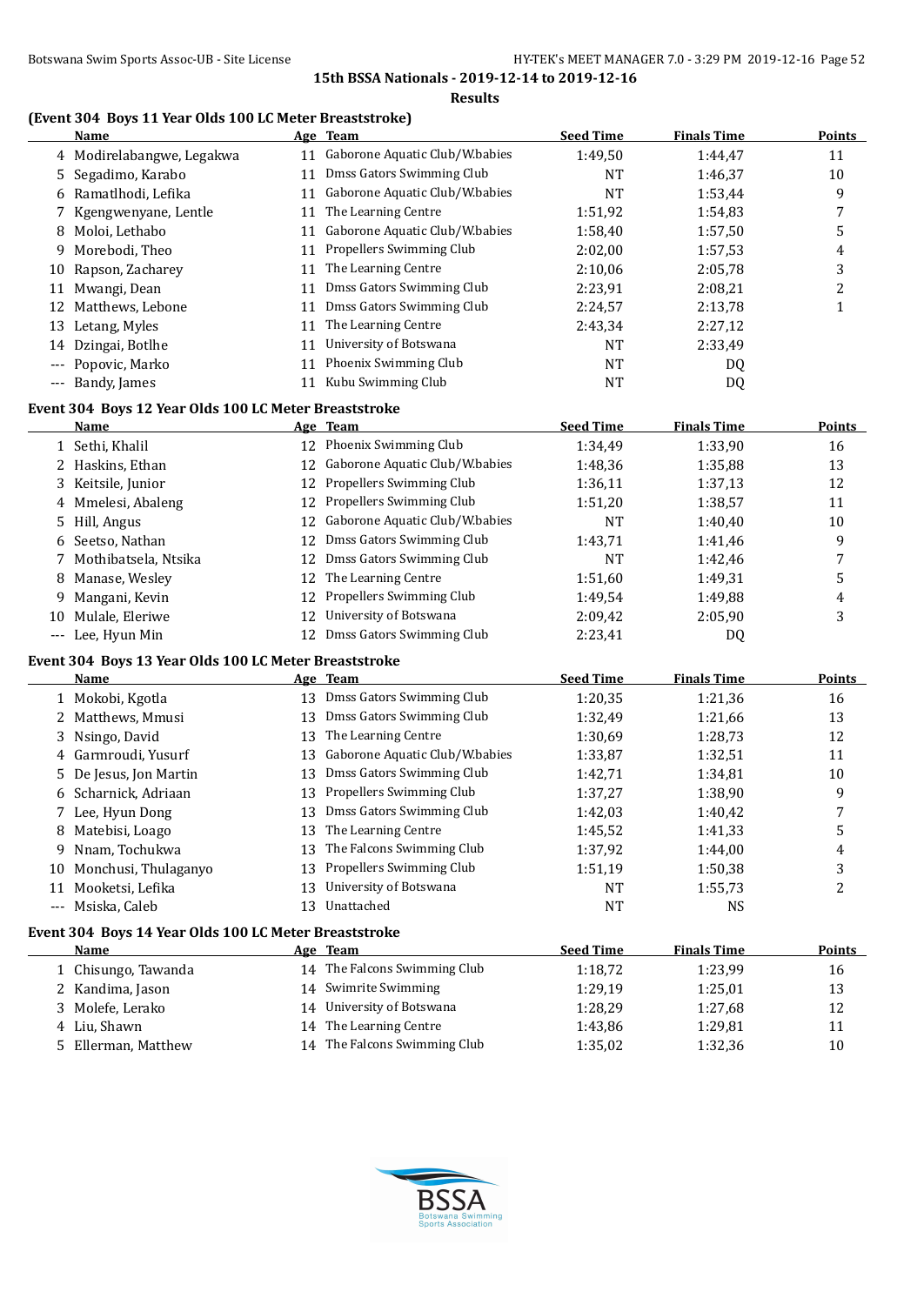**15th BSSA Nationals - 2019-12-14 to 2019-12-16**

**Results**

### (Event 304 Boys 11 Year Olds 100 LC Meter Breaststroke)

| | Name | Age | Team | Seed Time | Finals Time | Points |
|---|---|---|---|---|---|---|
| 4 | Modirelabangwe, Legakwa | 11 | Gaborone Aquatic Club/W.babies | 1:49,50 | 1:44,47 | 11 |
| 5 | Segadimo, Karabo | 11 | Dmss Gators Swimming Club | NT | 1:46,37 | 10 |
| 6 | Ramatlhodi, Lefika | 11 | Gaborone Aquatic Club/W.babies | NT | 1:53,44 | 9 |
| 7 | Kgengwenyane, Lentle | 11 | The Learning Centre | 1:51,92 | 1:54,83 | 7 |
| 8 | Moloi, Lethabo | 11 | Gaborone Aquatic Club/W.babies | 1:58,40 | 1:57,50 | 5 |
| 9 | Morebodi, Theo | 11 | Propellers Swimming Club | 2:02,00 | 1:57,53 | 4 |
| 10 | Rapson, Zacharey | 11 | The Learning Centre | 2:10,06 | 2:05,78 | 3 |
| 11 | Mwangi, Dean | 11 | Dmss Gators Swimming Club | 2:23,91 | 2:08,21 | 2 |
| 12 | Matthews, Lebone | 11 | Dmss Gators Swimming Club | 2:24,57 | 2:13,78 | 1 |
| 13 | Letang, Myles | 11 | The Learning Centre | 2:43,34 | 2:27,12 | |
| 14 | Dzingai, Botlhe | 11 | University of Botswana | NT | 2:33,49 | |
| --- | Popovic, Marko | 11 | Phoenix Swimming Club | NT | DQ | |
| --- | Bandy, James | 11 | Kubu Swimming Club | NT | DQ | |

### Event 304 Boys 12 Year Olds 100 LC Meter Breaststroke

| | Name | Age | Team | Seed Time | Finals Time | Points |
|---|---|---|---|---|---|---|
| 1 | Sethi, Khalil | 12 | Phoenix Swimming Club | 1:34,49 | 1:33,90 | 16 |
| 2 | Haskins, Ethan | 12 | Gaborone Aquatic Club/W.babies | 1:48,36 | 1:35,88 | 13 |
| 3 | Keitsile, Junior | 12 | Propellers Swimming Club | 1:36,11 | 1:37,13 | 12 |
| 4 | Mmelesi, Abaleng | 12 | Propellers Swimming Club | 1:51,20 | 1:38,57 | 11 |
| 5 | Hill, Angus | 12 | Gaborone Aquatic Club/W.babies | NT | 1:40,40 | 10 |
| 6 | Seetso, Nathan | 12 | Dmss Gators Swimming Club | 1:43,71 | 1:41,46 | 9 |
| 7 | Mothibatsela, Ntsika | 12 | Dmss Gators Swimming Club | NT | 1:42,46 | 7 |
| 8 | Manase, Wesley | 12 | The Learning Centre | 1:51,60 | 1:49,31 | 5 |
| 9 | Mangani, Kevin | 12 | Propellers Swimming Club | 1:49,54 | 1:49,88 | 4 |
| 10 | Mulale, Eleriwe | 12 | University of Botswana | 2:09,42 | 2:05,90 | 3 |
| --- | Lee, Hyun Min | 12 | Dmss Gators Swimming Club | 2:23,41 | DQ | |

### Event 304 Boys 13 Year Olds 100 LC Meter Breaststroke

| | Name | Age | Team | Seed Time | Finals Time | Points |
|---|---|---|---|---|---|---|
| 1 | Mokobi, Kgotla | 13 | Dmss Gators Swimming Club | 1:20,35 | 1:21,36 | 16 |
| 2 | Matthews, Mmusi | 13 | Dmss Gators Swimming Club | 1:32,49 | 1:21,66 | 13 |
| 3 | Nsingo, David | 13 | The Learning Centre | 1:30,69 | 1:28,73 | 12 |
| 4 | Garmroudi, Yusurf | 13 | Gaborone Aquatic Club/W.babies | 1:33,87 | 1:32,51 | 11 |
| 5 | De Jesus, Jon Martin | 13 | Dmss Gators Swimming Club | 1:42,71 | 1:34,81 | 10 |
| 6 | Scharnick, Adriaan | 13 | Propellers Swimming Club | 1:37,27 | 1:38,90 | 9 |
| 7 | Lee, Hyun Dong | 13 | Dmss Gators Swimming Club | 1:42,03 | 1:40,42 | 7 |
| 8 | Matebisi, Loago | 13 | The Learning Centre | 1:45,52 | 1:41,33 | 5 |
| 9 | Nnam, Tochukwa | 13 | The Falcons Swimming Club | 1:37,92 | 1:44,00 | 4 |
| 10 | Monchusi, Thulaganyo | 13 | Propellers Swimming Club | 1:51,19 | 1:50,38 | 3 |
| 11 | Mooketsi, Lefika | 13 | University of Botswana | NT | 1:55,73 | 2 |
| --- | Msiska, Caleb | 13 | Unattached | NT | NS | |

### Event 304 Boys 14 Year Olds 100 LC Meter Breaststroke

| | Name | Age | Team | Seed Time | Finals Time | Points |
|---|---|---|---|---|---|---|
| 1 | Chisungo, Tawanda | 14 | The Falcons Swimming Club | 1:18,72 | 1:23,99 | 16 |
| 2 | Kandima, Jason | 14 | Swimrite Swimming | 1:29,19 | 1:25,01 | 13 |
| 3 | Molefe, Lerako | 14 | University of Botswana | 1:28,29 | 1:27,68 | 12 |
| 4 | Liu, Shawn | 14 | The Learning Centre | 1:43,86 | 1:29,81 | 11 |
| 5 | Ellerman, Matthew | 14 | The Falcons Swimming Club | 1:35,02 | 1:32,36 | 10 |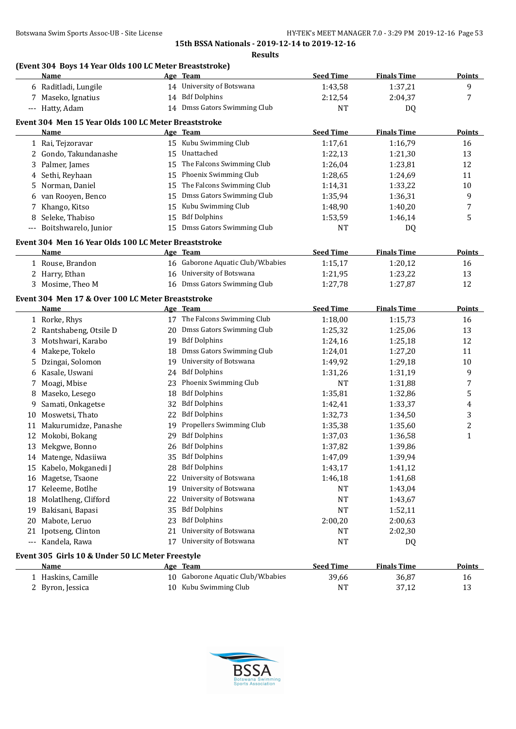**15th BSSA Nationals - 2019-12-14 to 2019-12-16**

**Results**

### (Event 304 Boys 14 Year Olds 100 LC Meter Breaststroke)

| | Name | Age | Team | Seed Time | Finals Time | Points |
|---|---|---|---|---|---|---|
| 6 | Raditladi, Lungile | 14 | University of Botswana | 1:43,58 | 1:37,21 | 9 |
| 7 | Maseko, Ignatius | 14 | Bdf Dolphins | 2:12,54 | 2:04,37 | 7 |
| --- | Hatty, Adam | 14 | Dmss Gators Swimming Club | NT | DQ | |

### Event 304 Men 15 Year Olds 100 LC Meter Breaststroke

| | Name | Age | Team | Seed Time | Finals Time | Points |
|---|---|---|---|---|---|---|
| 1 | Rai, Tejzoravar | 15 | Kubu Swimming Club | 1:17,61 | 1:16,79 | 16 |
| 2 | Gondo, Takundanashe | 15 | Unattached | 1:22,13 | 1:21,30 | 13 |
| 3 | Palmer, James | 15 | The Falcons Swimming Club | 1:26,04 | 1:23,81 | 12 |
| 4 | Sethi, Reyhaan | 15 | Phoenix Swimming Club | 1:28,65 | 1:24,69 | 11 |
| 5 | Norman, Daniel | 15 | The Falcons Swimming Club | 1:14,31 | 1:33,22 | 10 |
| 6 | van Rooyen, Benco | 15 | Dmss Gators Swimming Club | 1:35,94 | 1:36,31 | 9 |
| 7 | Khango, Kitso | 15 | Kubu Swimming Club | 1:48,90 | 1:40,20 | 7 |
| 8 | Seleke, Thabiso | 15 | Bdf Dolphins | 1:53,59 | 1:46,14 | 5 |
| --- | Boitshwarelo, Junior | 15 | Dmss Gators Swimming Club | NT | DQ | |

### Event 304 Men 16 Year Olds 100 LC Meter Breaststroke

| | Name | Age | Team | Seed Time | Finals Time | Points |
|---|---|---|---|---|---|---|
| 1 | Rouse, Brandon | 16 | Gaborone Aquatic Club/W.babies | 1:15,17 | 1:20,12 | 16 |
| 2 | Harry, Ethan | 16 | University of Botswana | 1:21,95 | 1:23,22 | 13 |
| 3 | Mosime, Theo M | 16 | Dmss Gators Swimming Club | 1:27,78 | 1:27,87 | 12 |

### Event 304 Men 17 & Over 100 LC Meter Breaststroke

| | Name | Age | Team | Seed Time | Finals Time | Points |
|---|---|---|---|---|---|---|
| 1 | Rorke, Rhys | 17 | The Falcons Swimming Club | 1:18,00 | 1:15,73 | 16 |
| 2 | Rantshabeng, Otsile D | 20 | Dmss Gators Swimming Club | 1:25,32 | 1:25,06 | 13 |
| 3 | Motshwari, Karabo | 19 | Bdf Dolphins | 1:24,16 | 1:25,18 | 12 |
| 4 | Makepe, Tokelo | 18 | Dmss Gators Swimming Club | 1:24,01 | 1:27,20 | 11 |
| 5 | Dzingai, Solomon | 19 | University of Botswana | 1:49,92 | 1:29,18 | 10 |
| 6 | Kasale, Uswani | 24 | Bdf Dolphins | 1:31,26 | 1:31,19 | 9 |
| 7 | Moagi, Mbise | 23 | Phoenix Swimming Club | NT | 1:31,88 | 7 |
| 8 | Maseko, Lesego | 18 | Bdf Dolphins | 1:35,81 | 1:32,86 | 5 |
| 9 | Samati, Onkagetse | 32 | Bdf Dolphins | 1:42,41 | 1:33,37 | 4 |
| 10 | Moswetsi, Thato | 22 | Bdf Dolphins | 1:32,73 | 1:34,50 | 3 |
| 11 | Makurumidze, Panashe | 19 | Propellers Swimming Club | 1:35,38 | 1:35,60 | 2 |
| 12 | Mokobi, Bokang | 29 | Bdf Dolphins | 1:37,03 | 1:36,58 | 1 |
| 13 | Mekgwe, Bonno | 26 | Bdf Dolphins | 1:37,82 | 1:39,86 | |
| 14 | Matenge, Ndasiiwa | 35 | Bdf Dolphins | 1:47,09 | 1:39,94 | |
| 15 | Kabelo, Mokganedi J | 28 | Bdf Dolphins | 1:43,17 | 1:41,12 | |
| 16 | Magetse, Tsaone | 22 | University of Botswana | 1:46,18 | 1:41,68 | |
| 17 | Keleeme, Botlhe | 19 | University of Botswana | NT | 1:43,04 | |
| 18 | Molatlheng, Clifford | 22 | University of Botswana | NT | 1:43,67 | |
| 19 | Bakisani, Bapasi | 35 | Bdf Dolphins | NT | 1:52,11 | |
| 20 | Mabote, Leruo | 23 | Bdf Dolphins | 2:00,20 | 2:00,63 | |
| 21 | Ipotseng, Clinton | 21 | University of Botswana | NT | 2:02,30 | |
| --- | Kandela, Rawa | 17 | University of Botswana | NT | DQ | |

### Event 305 Girls 10 & Under 50 LC Meter Freestyle

| | Name | Age | Team | Seed Time | Finals Time | Points |
|---|---|---|---|---|---|---|
| 1 | Haskins, Camille | 10 | Gaborone Aquatic Club/W.babies | 39,66 | 36,87 | 16 |
| 2 | Byron, Jessica | 10 | Kubu Swimming Club | NT | 37,12 | 13 |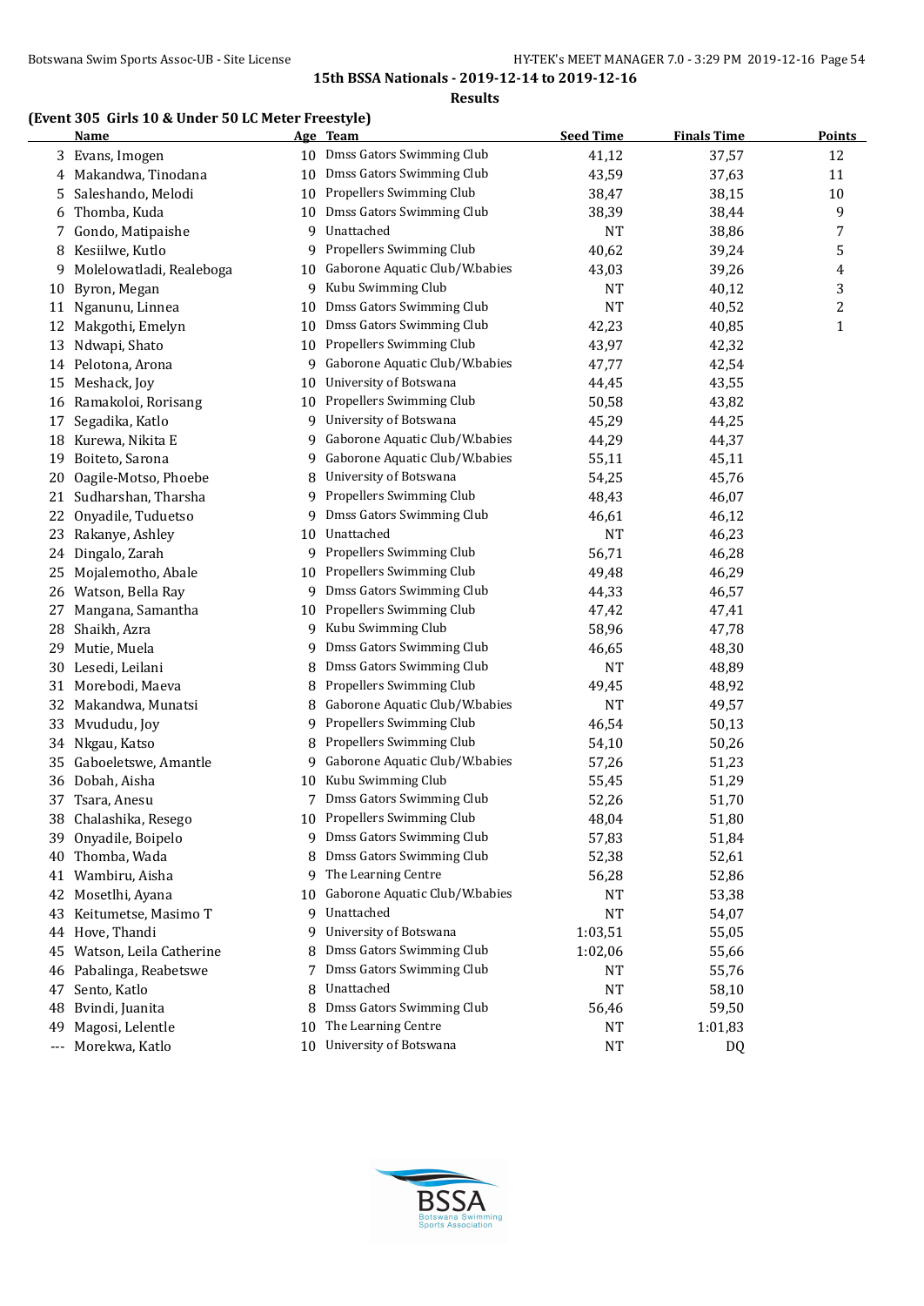**15th BSSA Nationals - 2019-12-14 to 2019-12-16**

**Results**

### (Event 305 Girls 10 & Under 50 LC Meter Freestyle)

| | Name | Age | Team | Seed Time | Finals Time | Points |
|---|---|---|---|---|---|---|
| 3 | Evans, Imogen | 10 | Dmss Gators Swimming Club | 41,12 | 37,57 | 12 |
| 4 | Makandwa, Tinodana | 10 | Dmss Gators Swimming Club | 43,59 | 37,63 | 11 |
| 5 | Saleshando, Melodi | 10 | Propellers Swimming Club | 38,47 | 38,15 | 10 |
| 6 | Thomba, Kuda | 10 | Dmss Gators Swimming Club | 38,39 | 38,44 | 9 |
| 7 | Gondo, Matipaishe | 9 | Unattached | NT | 38,86 | 7 |
| 8 | Kesiilwe, Kutlo | 9 | Propellers Swimming Club | 40,62 | 39,24 | 5 |
| 9 | Molelowatladi, Realeboga | 10 | Gaborone Aquatic Club/W.babies | 43,03 | 39,26 | 4 |
| 10 | Byron, Megan | 9 | Kubu Swimming Club | NT | 40,12 | 3 |
| 11 | Nganunu, Linnea | 10 | Dmss Gators Swimming Club | NT | 40,52 | 2 |
| 12 | Makgothi, Emelyn | 10 | Dmss Gators Swimming Club | 42,23 | 40,85 | 1 |
| 13 | Ndwapi, Shato | 10 | Propellers Swimming Club | 43,97 | 42,32 | |
| 14 | Pelotona, Arona | 9 | Gaborone Aquatic Club/W.babies | 47,77 | 42,54 | |
| 15 | Meshack, Joy | 10 | University of Botswana | 44,45 | 43,55 | |
| 16 | Ramakoloi, Rorisang | 10 | Propellers Swimming Club | 50,58 | 43,82 | |
| 17 | Segadika, Katlo | 9 | University of Botswana | 45,29 | 44,25 | |
| 18 | Kurewa, Nikita E | 9 | Gaborone Aquatic Club/W.babies | 44,29 | 44,37 | |
| 19 | Boiteto, Sarona | 9 | Gaborone Aquatic Club/W.babies | 55,11 | 45,11 | |
| 20 | Oagile-Motso, Phoebe | 8 | University of Botswana | 54,25 | 45,76 | |
| 21 | Sudharshan, Tharsha | 9 | Propellers Swimming Club | 48,43 | 46,07 | |
| 22 | Onyadile, Tuduetso | 9 | Dmss Gators Swimming Club | 46,61 | 46,12 | |
| 23 | Rakanye, Ashley | 10 | Unattached | NT | 46,23 | |
| 24 | Dingalo, Zarah | 9 | Propellers Swimming Club | 56,71 | 46,28 | |
| 25 | Mojalemotho, Abale | 10 | Propellers Swimming Club | 49,48 | 46,29 | |
| 26 | Watson, Bella Ray | 9 | Dmss Gators Swimming Club | 44,33 | 46,57 | |
| 27 | Mangana, Samantha | 10 | Propellers Swimming Club | 47,42 | 47,41 | |
| 28 | Shaikh, Azra | 9 | Kubu Swimming Club | 58,96 | 47,78 | |
| 29 | Mutie, Muela | 9 | Dmss Gators Swimming Club | 46,65 | 48,30 | |
| 30 | Lesedi, Leilani | 8 | Dmss Gators Swimming Club | NT | 48,89 | |
| 31 | Morebodi, Maeva | 8 | Propellers Swimming Club | 49,45 | 48,92 | |
| 32 | Makandwa, Munatsi | 8 | Gaborone Aquatic Club/W.babies | NT | 49,57 | |
| 33 | Mvududu, Joy | 9 | Propellers Swimming Club | 46,54 | 50,13 | |
| 34 | Nkgau, Katso | 8 | Propellers Swimming Club | 54,10 | 50,26 | |
| 35 | Gaboeletswe, Amantle | 9 | Gaborone Aquatic Club/W.babies | 57,26 | 51,23 | |
| 36 | Dobah, Aisha | 10 | Kubu Swimming Club | 55,45 | 51,29 | |
| 37 | Tsara, Anesu | 7 | Dmss Gators Swimming Club | 52,26 | 51,70 | |
| 38 | Chalashika, Resego | 10 | Propellers Swimming Club | 48,04 | 51,80 | |
| 39 | Onyadile, Boipelo | 9 | Dmss Gators Swimming Club | 57,83 | 51,84 | |
| 40 | Thomba, Wada | 8 | Dmss Gators Swimming Club | 52,38 | 52,61 | |
| 41 | Wambiru, Aisha | 9 | The Learning Centre | 56,28 | 52,86 | |
| 42 | Mosetlhi, Ayana | 10 | Gaborone Aquatic Club/W.babies | NT | 53,38 | |
| 43 | Keitumetse, Masimo T | 9 | Unattached | NT | 54,07 | |
| 44 | Hove, Thandi | 9 | University of Botswana | 1:03,51 | 55,05 | |
| 45 | Watson, Leila Catherine | 8 | Dmss Gators Swimming Club | 1:02,06 | 55,66 | |
| 46 | Pabalinga, Reabetswe | 7 | Dmss Gators Swimming Club | NT | 55,76 | |
| 47 | Sento, Katlo | 8 | Unattached | NT | 58,10 | |
| 48 | Bvindi, Juanita | 8 | Dmss Gators Swimming Club | 56,46 | 59,50 | |
| 49 | Magosi, Lelentle | 10 | The Learning Centre | NT | 1:01,83 | |
| --- | Morekwa, Katlo | 10 | University of Botswana | NT | DQ | |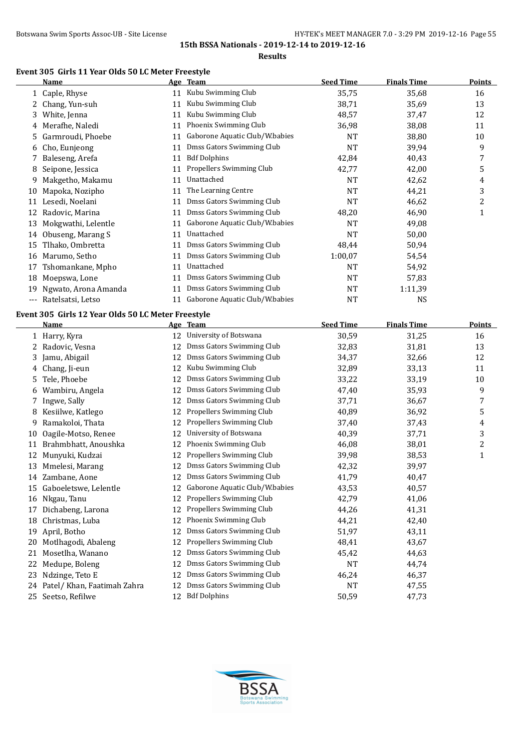15th BSSA Nationals - 2019-12-14 to 2019-12-16

Results

### Event 305 Girls 11 Year Olds 50 LC Meter Freestyle

| | Name | Age | Team | Seed Time | Finals Time | Points |
|---|---|---|---|---|---|---|
| 1 | Caple, Rhyse | 11 | Kubu Swimming Club | 35,75 | 35,68 | 16 |
| 2 | Chang, Yun-suh | 11 | Kubu Swimming Club | 38,71 | 35,69 | 13 |
| 3 | White, Jenna | 11 | Kubu Swimming Club | 48,57 | 37,47 | 12 |
| 4 | Merafhe, Naledi | 11 | Phoenix Swimming Club | 36,98 | 38,08 | 11 |
| 5 | Garmroudi, Phoebe | 11 | Gaborone Aquatic Club/W.babies | NT | 38,80 | 10 |
| 6 | Cho, Eunjeong | 11 | Dmss Gators Swimming Club | NT | 39,94 | 9 |
| 7 | Baleseng, Arefa | 11 | Bdf Dolphins | 42,84 | 40,43 | 7 |
| 8 | Seipone, Jessica | 11 | Propellers Swimming Club | 42,77 | 42,00 | 5 |
| 9 | Makgetho, Makamu | 11 | Unattached | NT | 42,62 | 4 |
| 10 | Mapoka, Nozipho | 11 | The Learning Centre | NT | 44,21 | 3 |
| 11 | Lesedi, Noelani | 11 | Dmss Gators Swimming Club | NT | 46,62 | 2 |
| 12 | Radovic, Marina | 11 | Dmss Gators Swimming Club | 48,20 | 46,90 | 1 |
| 13 | Mokgwathi, Lelentle | 11 | Gaborone Aquatic Club/W.babies | NT | 49,08 | |
| 14 | Obuseng, Marang S | 11 | Unattached | NT | 50,00 | |
| 15 | Tlhako, Ombretta | 11 | Dmss Gators Swimming Club | 48,44 | 50,94 | |
| 16 | Marumo, Setho | 11 | Dmss Gators Swimming Club | 1:00,07 | 54,54 | |
| 17 | Tshomankane, Mpho | 11 | Unattached | NT | 54,92 | |
| 18 | Moepswa, Lone | 11 | Dmss Gators Swimming Club | NT | 57,83 | |
| 19 | Ngwato, Arona Amanda | 11 | Dmss Gators Swimming Club | NT | 1:11,39 | |
| --- | Ratelsatsi, Letso | 11 | Gaborone Aquatic Club/W.babies | NT | NS | |

### Event 305 Girls 12 Year Olds 50 LC Meter Freestyle

| | Name | Age | Team | Seed Time | Finals Time | Points |
|---|---|---|---|---|---|---|
| 1 | Harry, Kyra | 12 | University of Botswana | 30,59 | 31,25 | 16 |
| 2 | Radovic, Vesna | 12 | Dmss Gators Swimming Club | 32,83 | 31,81 | 13 |
| 3 | Jamu, Abigail | 12 | Dmss Gators Swimming Club | 34,37 | 32,66 | 12 |
| 4 | Chang, Ji-eun | 12 | Kubu Swimming Club | 32,89 | 33,13 | 11 |
| 5 | Tele, Phoebe | 12 | Dmss Gators Swimming Club | 33,22 | 33,19 | 10 |
| 6 | Wambiru, Angela | 12 | Dmss Gators Swimming Club | 47,40 | 35,93 | 9 |
| 7 | Ingwe, Sally | 12 | Dmss Gators Swimming Club | 37,71 | 36,67 | 7 |
| 8 | Kesiilwe, Katlego | 12 | Propellers Swimming Club | 40,89 | 36,92 | 5 |
| 9 | Ramakoloi, Thata | 12 | Propellers Swimming Club | 37,40 | 37,43 | 4 |
| 10 | Oagile-Motso, Renee | 12 | University of Botswana | 40,39 | 37,71 | 3 |
| 11 | Brahmbhatt, Anoushka | 12 | Phoenix Swimming Club | 46,08 | 38,01 | 2 |
| 12 | Munyuki, Kudzai | 12 | Propellers Swimming Club | 39,98 | 38,53 | 1 |
| 13 | Mmelesi, Marang | 12 | Dmss Gators Swimming Club | 42,32 | 39,97 | |
| 14 | Zambane, Aone | 12 | Dmss Gators Swimming Club | 41,79 | 40,47 | |
| 15 | Gaboeletswe, Lelentle | 12 | Gaborone Aquatic Club/W.babies | 43,53 | 40,57 | |
| 16 | Nkgau, Tanu | 12 | Propellers Swimming Club | 42,79 | 41,06 | |
| 17 | Dichabeng, Larona | 12 | Propellers Swimming Club | 44,26 | 41,31 | |
| 18 | Christmas, Luba | 12 | Phoenix Swimming Club | 44,21 | 42,40 | |
| 19 | April, Botho | 12 | Dmss Gators Swimming Club | 51,97 | 43,11 | |
| 20 | Motlhagodi, Abaleng | 12 | Propellers Swimming Club | 48,41 | 43,67 | |
| 21 | Mosetlha, Wanano | 12 | Dmss Gators Swimming Club | 45,42 | 44,63 | |
| 22 | Medupe, Boleng | 12 | Dmss Gators Swimming Club | NT | 44,74 | |
| 23 | Ndzinge, Teto E | 12 | Dmss Gators Swimming Club | 46,24 | 46,37 | |
| 24 | Patel/ Khan, Faatimah Zahra | 12 | Dmss Gators Swimming Club | NT | 47,55 | |
| 25 | Seetso, Refilwe | 12 | Bdf Dolphins | 50,59 | 47,73 | |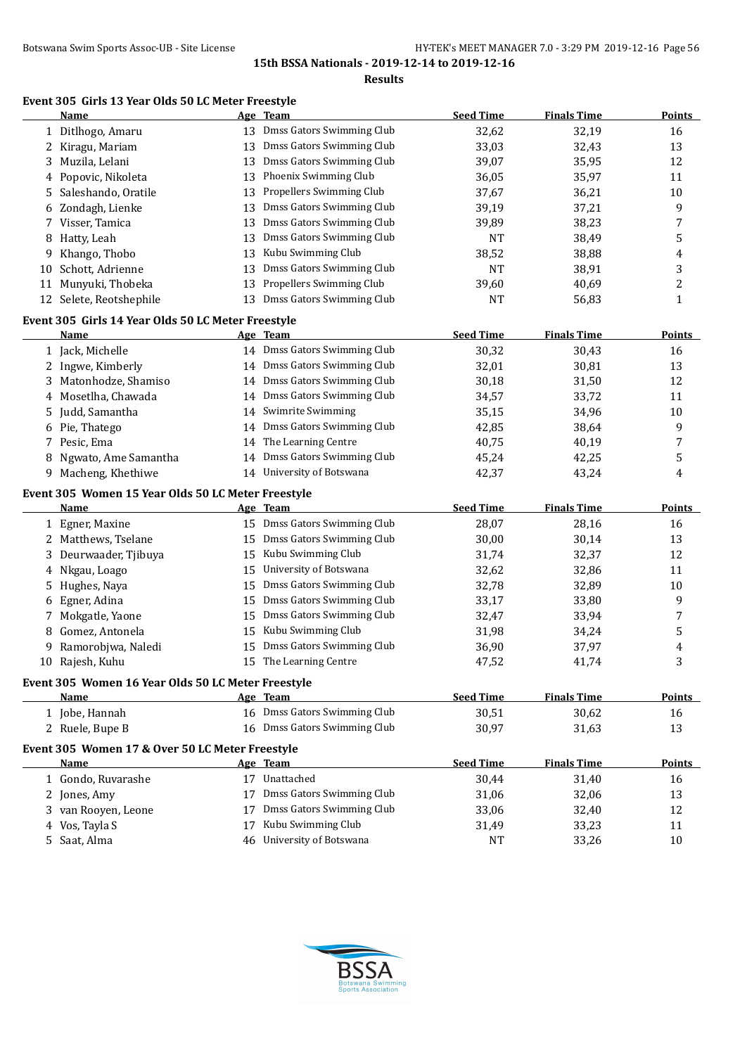**15th BSSA Nationals - 2019-12-14 to 2019-12-16**

**Results**

### Event 305 Girls 13 Year Olds 50 LC Meter Freestyle

| | Name | Age | Team | Seed Time | Finals Time | Points |
|---|---|---|---|---|---|---|
| 1 | Ditlhogo, Amaru | 13 | Dmss Gators Swimming Club | 32,62 | 32,19 | 16 |
| 2 | Kiragu, Mariam | 13 | Dmss Gators Swimming Club | 33,03 | 32,43 | 13 |
| 3 | Muzila, Lelani | 13 | Dmss Gators Swimming Club | 39,07 | 35,95 | 12 |
| 4 | Popovic, Nikoleta | 13 | Phoenix Swimming Club | 36,05 | 35,97 | 11 |
| 5 | Saleshando, Oratile | 13 | Propellers Swimming Club | 37,67 | 36,21 | 10 |
| 6 | Zondagh, Lienke | 13 | Dmss Gators Swimming Club | 39,19 | 37,21 | 9 |
| 7 | Visser, Tamica | 13 | Dmss Gators Swimming Club | 39,89 | 38,23 | 7 |
| 8 | Hatty, Leah | 13 | Dmss Gators Swimming Club | NT | 38,49 | 5 |
| 9 | Khango, Thobo | 13 | Kubu Swimming Club | 38,52 | 38,88 | 4 |
| 10 | Schott, Adrienne | 13 | Dmss Gators Swimming Club | NT | 38,91 | 3 |
| 11 | Munyuki, Thobeka | 13 | Propellers Swimming Club | 39,60 | 40,69 | 2 |
| 12 | Selete, Reotshephile | 13 | Dmss Gators Swimming Club | NT | 56,83 | 1 |

### Event 305 Girls 14 Year Olds 50 LC Meter Freestyle

| | Name | Age | Team | Seed Time | Finals Time | Points |
|---|---|---|---|---|---|---|
| 1 | Jack, Michelle | 14 | Dmss Gators Swimming Club | 30,32 | 30,43 | 16 |
| 2 | Ingwe, Kimberly | 14 | Dmss Gators Swimming Club | 32,01 | 30,81 | 13 |
| 3 | Matonhodze, Shamiso | 14 | Dmss Gators Swimming Club | 30,18 | 31,50 | 12 |
| 4 | Mosetlha, Chawada | 14 | Dmss Gators Swimming Club | 34,57 | 33,72 | 11 |
| 5 | Judd, Samantha | 14 | Swimrite Swimming | 35,15 | 34,96 | 10 |
| 6 | Pie, Thatego | 14 | Dmss Gators Swimming Club | 42,85 | 38,64 | 9 |
| 7 | Pesic, Ema | 14 | The Learning Centre | 40,75 | 40,19 | 7 |
| 8 | Ngwato, Ame Samantha | 14 | Dmss Gators Swimming Club | 45,24 | 42,25 | 5 |
| 9 | Macheng, Khethiwe | 14 | University of Botswana | 42,37 | 43,24 | 4 |

### Event 305 Women 15 Year Olds 50 LC Meter Freestyle

| | Name | Age | Team | Seed Time | Finals Time | Points |
|---|---|---|---|---|---|---|
| 1 | Egner, Maxine | 15 | Dmss Gators Swimming Club | 28,07 | 28,16 | 16 |
| 2 | Matthews, Tselane | 15 | Dmss Gators Swimming Club | 30,00 | 30,14 | 13 |
| 3 | Deurwaader, Tjibuya | 15 | Kubu Swimming Club | 31,74 | 32,37 | 12 |
| 4 | Nkgau, Loago | 15 | University of Botswana | 32,62 | 32,86 | 11 |
| 5 | Hughes, Naya | 15 | Dmss Gators Swimming Club | 32,78 | 32,89 | 10 |
| 6 | Egner, Adina | 15 | Dmss Gators Swimming Club | 33,17 | 33,80 | 9 |
| 7 | Mokgatle, Yaone | 15 | Dmss Gators Swimming Club | 32,47 | 33,94 | 7 |
| 8 | Gomez, Antonela | 15 | Kubu Swimming Club | 31,98 | 34,24 | 5 |
| 9 | Ramorobjwa, Naledi | 15 | Dmss Gators Swimming Club | 36,90 | 37,97 | 4 |
| 10 | Rajesh, Kuhu | 15 | The Learning Centre | 47,52 | 41,74 | 3 |

### Event 305 Women 16 Year Olds 50 LC Meter Freestyle

| | Name | Age | Team | Seed Time | Finals Time | Points |
|---|---|---|---|---|---|---|
| 1 | Jobe, Hannah | 16 | Dmss Gators Swimming Club | 30,51 | 30,62 | 16 |
| 2 | Ruele, Bupe B | 16 | Dmss Gators Swimming Club | 30,97 | 31,63 | 13 |

### Event 305 Women 17 & Over 50 LC Meter Freestyle

| | Name | Age | Team | Seed Time | Finals Time | Points |
|---|---|---|---|---|---|---|
| 1 | Gondo, Ruvarashe | 17 | Unattached | 30,44 | 31,40 | 16 |
| 2 | Jones, Amy | 17 | Dmss Gators Swimming Club | 31,06 | 32,06 | 13 |
| 3 | van Rooyen, Leone | 17 | Dmss Gators Swimming Club | 33,06 | 32,40 | 12 |
| 4 | Vos, Tayla S | 17 | Kubu Swimming Club | 31,49 | 33,23 | 11 |
| 5 | Saat, Alma | 46 | University of Botswana | NT | 33,26 | 10 |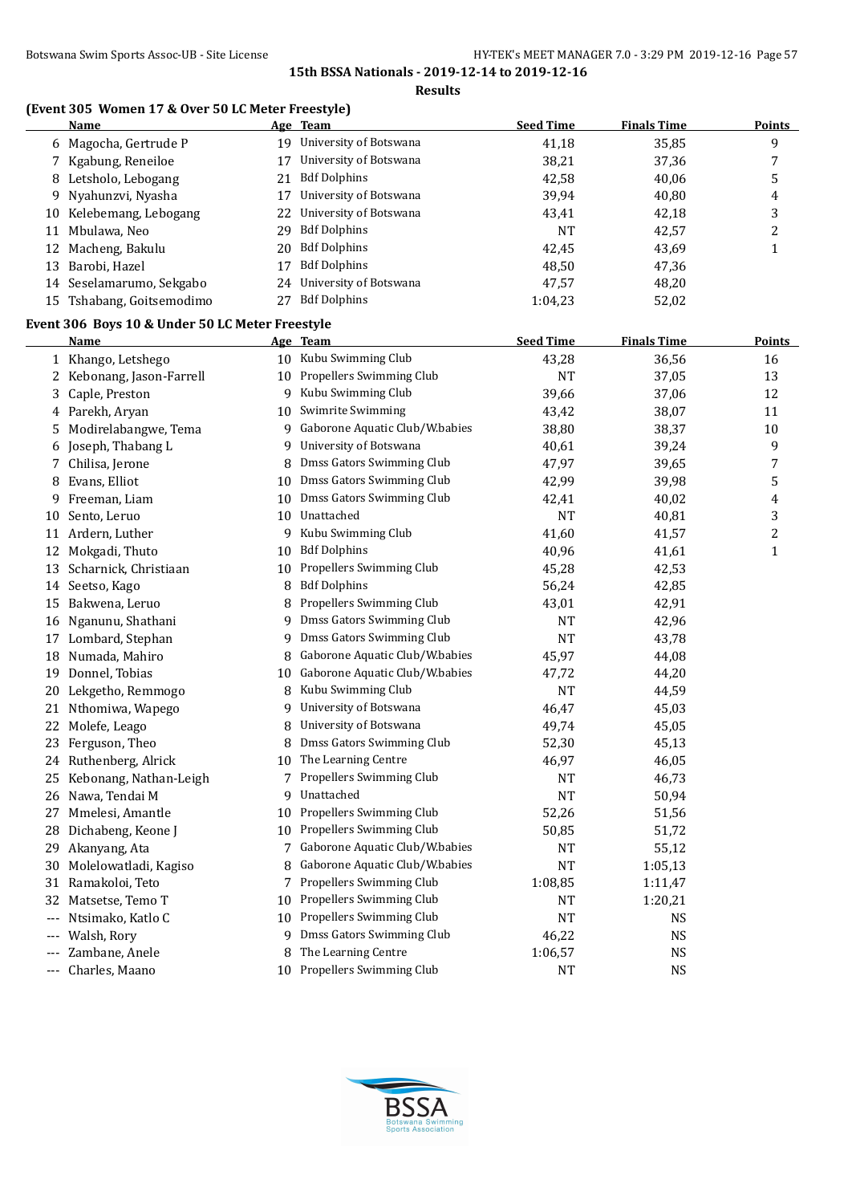**15th BSSA Nationals - 2019-12-14 to 2019-12-16**

**Results**

### (Event 305 Women 17 & Over 50 LC Meter Freestyle)

| | Name | Age | Team | Seed Time | Finals Time | Points |
|---|---|---|---|---|---|---|
| 6 | Magocha, Gertrude P | 19 | University of Botswana | 41,18 | 35,85 | 9 |
| 7 | Kgabung, Reneiloe | 17 | University of Botswana | 38,21 | 37,36 | 7 |
| 8 | Letsholo, Lebogang | 21 | Bdf Dolphins | 42,58 | 40,06 | 5 |
| 9 | Nyahunzvi, Nyasha | 17 | University of Botswana | 39,94 | 40,80 | 4 |
| 10 | Kelebemang, Lebogang | 22 | University of Botswana | 43,41 | 42,18 | 3 |
| 11 | Mbulawa, Neo | 29 | Bdf Dolphins | NT | 42,57 | 2 |
| 12 | Macheng, Bakulu | 20 | Bdf Dolphins | 42,45 | 43,69 | 1 |
| 13 | Barobi, Hazel | 17 | Bdf Dolphins | 48,50 | 47,36 | |
| 14 | Seselamarumo, Sekgabo | 24 | University of Botswana | 47,57 | 48,20 | |
| 15 | Tshabang, Goitsemodimo | 27 | Bdf Dolphins | 1:04,23 | 52,02 | |

### Event 306 Boys 10 & Under 50 LC Meter Freestyle

| | Name | Age | Team | Seed Time | Finals Time | Points |
|---|---|---|---|---|---|---|
| 1 | Khango, Letshego | 10 | Kubu Swimming Club | 43,28 | 36,56 | 16 |
| 2 | Kebonang, Jason-Farrell | 10 | Propellers Swimming Club | NT | 37,05 | 13 |
| 3 | Caple, Preston | 9 | Kubu Swimming Club | 39,66 | 37,06 | 12 |
| 4 | Parekh, Aryan | 10 | Swimrite Swimming | 43,42 | 38,07 | 11 |
| 5 | Modirelabangwe, Tema | 9 | Gaborone Aquatic Club/W.babies | 38,80 | 38,37 | 10 |
| 6 | Joseph, Thabang L | 9 | University of Botswana | 40,61 | 39,24 | 9 |
| 7 | Chilisa, Jerone | 8 | Dmss Gators Swimming Club | 47,97 | 39,65 | 7 |
| 8 | Evans, Elliot | 10 | Dmss Gators Swimming Club | 42,99 | 39,98 | 5 |
| 9 | Freeman, Liam | 10 | Dmss Gators Swimming Club | 42,41 | 40,02 | 4 |
| 10 | Sento, Leruo | 10 | Unattached | NT | 40,81 | 3 |
| 11 | Ardern, Luther | 9 | Kubu Swimming Club | 41,60 | 41,57 | 2 |
| 12 | Mokgadi, Thuto | 10 | Bdf Dolphins | 40,96 | 41,61 | 1 |
| 13 | Scharnick, Christiaan | 10 | Propellers Swimming Club | 45,28 | 42,53 | |
| 14 | Seetso, Kago | 8 | Bdf Dolphins | 56,24 | 42,85 | |
| 15 | Bakwena, Leruo | 8 | Propellers Swimming Club | 43,01 | 42,91 | |
| 16 | Nganunu, Shathani | 9 | Dmss Gators Swimming Club | NT | 42,96 | |
| 17 | Lombard, Stephan | 9 | Dmss Gators Swimming Club | NT | 43,78 | |
| 18 | Numada, Mahiro | 8 | Gaborone Aquatic Club/W.babies | 45,97 | 44,08 | |
| 19 | Donnel, Tobias | 10 | Gaborone Aquatic Club/W.babies | 47,72 | 44,20 | |
| 20 | Lekgetho, Remmogo | 8 | Kubu Swimming Club | NT | 44,59 | |
| 21 | Nthomiwa, Wapego | 9 | University of Botswana | 46,47 | 45,03 | |
| 22 | Molefe, Leago | 8 | University of Botswana | 49,74 | 45,05 | |
| 23 | Ferguson, Theo | 8 | Dmss Gators Swimming Club | 52,30 | 45,13 | |
| 24 | Ruthenberg, Alrick | 10 | The Learning Centre | 46,97 | 46,05 | |
| 25 | Kebonang, Nathan-Leigh | 7 | Propellers Swimming Club | NT | 46,73 | |
| 26 | Nawa, Tendai M | 9 | Unattached | NT | 50,94 | |
| 27 | Mmelesi, Amantle | 10 | Propellers Swimming Club | 52,26 | 51,56 | |
| 28 | Dichabeng, Keone J | 10 | Propellers Swimming Club | 50,85 | 51,72 | |
| 29 | Akanyang, Ata | 7 | Gaborone Aquatic Club/W.babies | NT | 55,12 | |
| 30 | Molelowatladi, Kagiso | 8 | Gaborone Aquatic Club/W.babies | NT | 1:05,13 | |
| 31 | Ramakoloi, Teto | 7 | Propellers Swimming Club | 1:08,85 | 1:11,47 | |
| 32 | Matsetse, Temo T | 10 | Propellers Swimming Club | NT | 1:20,21 | |
| --- | Ntsimako, Katlo C | 10 | Propellers Swimming Club | NT | NS | |
| --- | Walsh, Rory | 9 | Dmss Gators Swimming Club | 46,22 | NS | |
| --- | Zambane, Anele | 8 | The Learning Centre | 1:06,57 | NS | |
| --- | Charles, Maano | 10 | Propellers Swimming Club | NT | NS | |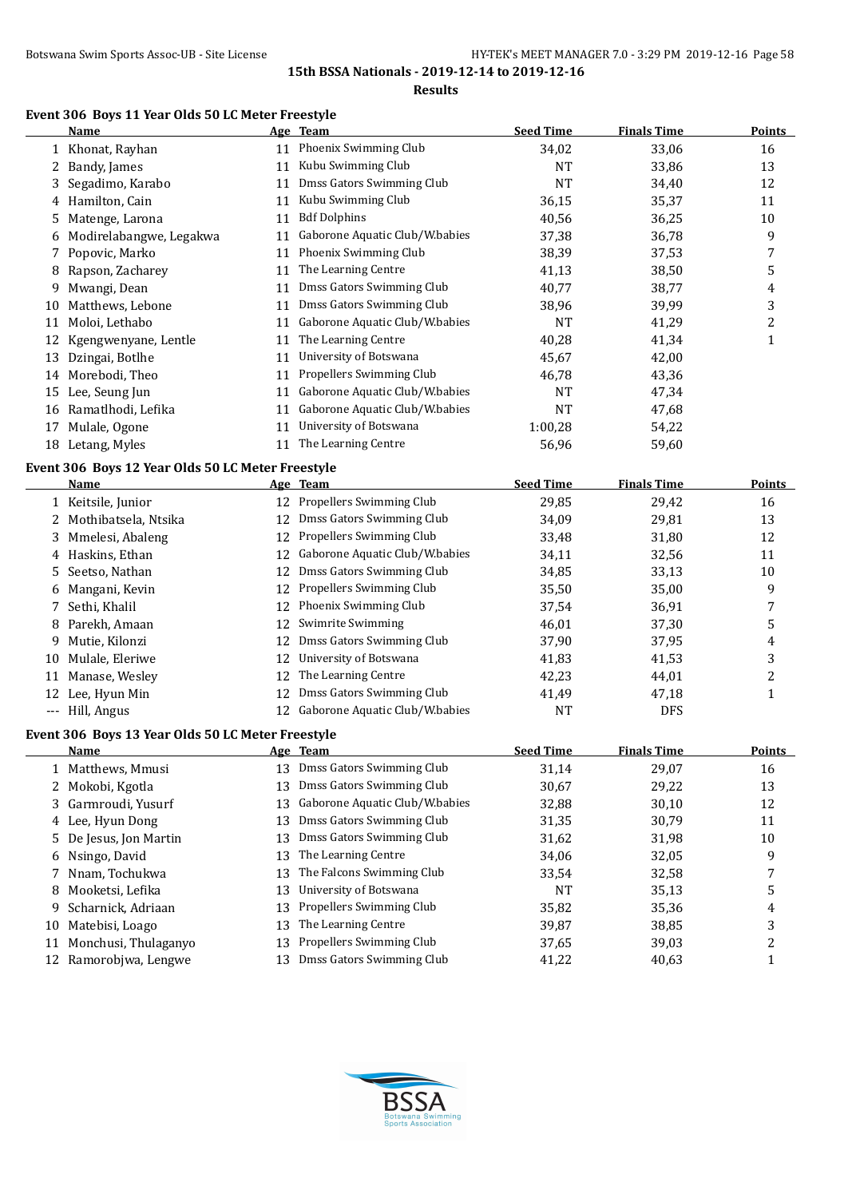**15th BSSA Nationals - 2019-12-14 to 2019-12-16**

**Results**

### Event 306 Boys 11 Year Olds 50 LC Meter Freestyle

| | Name | Age | Team | Seed Time | Finals Time | Points |
|---|---|---|---|---|---|---|
| 1 | Khonat, Rayhan | 11 | Phoenix Swimming Club | 34,02 | 33,06 | 16 |
| 2 | Bandy, James | 11 | Kubu Swimming Club | NT | 33,86 | 13 |
| 3 | Segadimo, Karabo | 11 | Dmss Gators Swimming Club | NT | 34,40 | 12 |
| 4 | Hamilton, Cain | 11 | Kubu Swimming Club | 36,15 | 35,37 | 11 |
| 5 | Matenge, Larona | 11 | Bdf Dolphins | 40,56 | 36,25 | 10 |
| 6 | Modirelabangwe, Legakwa | 11 | Gaborone Aquatic Club/W.babies | 37,38 | 36,78 | 9 |
| 7 | Popovic, Marko | 11 | Phoenix Swimming Club | 38,39 | 37,53 | 7 |
| 8 | Rapson, Zacharey | 11 | The Learning Centre | 41,13 | 38,50 | 5 |
| 9 | Mwangi, Dean | 11 | Dmss Gators Swimming Club | 40,77 | 38,77 | 4 |
| 10 | Matthews, Lebone | 11 | Dmss Gators Swimming Club | 38,96 | 39,99 | 3 |
| 11 | Moloi, Lethabo | 11 | Gaborone Aquatic Club/W.babies | NT | 41,29 | 2 |
| 12 | Kgengwenyane, Lentle | 11 | The Learning Centre | 40,28 | 41,34 | 1 |
| 13 | Dzingai, Botlhe | 11 | University of Botswana | 45,67 | 42,00 | |
| 14 | Morebodi, Theo | 11 | Propellers Swimming Club | 46,78 | 43,36 | |
| 15 | Lee, Seung Jun | 11 | Gaborone Aquatic Club/W.babies | NT | 47,34 | |
| 16 | Ramatlhodi, Lefika | 11 | Gaborone Aquatic Club/W.babies | NT | 47,68 | |
| 17 | Mulale, Ogone | 11 | University of Botswana | 1:00,28 | 54,22 | |
| 18 | Letang, Myles | 11 | The Learning Centre | 56,96 | 59,60 | |

### Event 306 Boys 12 Year Olds 50 LC Meter Freestyle

| | Name | Age | Team | Seed Time | Finals Time | Points |
|---|---|---|---|---|---|---|
| 1 | Keitsile, Junior | 12 | Propellers Swimming Club | 29,85 | 29,42 | 16 |
| 2 | Mothibatsela, Ntsika | 12 | Dmss Gators Swimming Club | 34,09 | 29,81 | 13 |
| 3 | Mmelesi, Abaleng | 12 | Propellers Swimming Club | 33,48 | 31,80 | 12 |
| 4 | Haskins, Ethan | 12 | Gaborone Aquatic Club/W.babies | 34,11 | 32,56 | 11 |
| 5 | Seetso, Nathan | 12 | Dmss Gators Swimming Club | 34,85 | 33,13 | 10 |
| 6 | Mangani, Kevin | 12 | Propellers Swimming Club | 35,50 | 35,00 | 9 |
| 7 | Sethi, Khalil | 12 | Phoenix Swimming Club | 37,54 | 36,91 | 7 |
| 8 | Parekh, Amaan | 12 | Swimrite Swimming | 46,01 | 37,30 | 5 |
| 9 | Mutie, Kilonzi | 12 | Dmss Gators Swimming Club | 37,90 | 37,95 | 4 |
| 10 | Mulale, Eleriwe | 12 | University of Botswana | 41,83 | 41,53 | 3 |
| 11 | Manase, Wesley | 12 | The Learning Centre | 42,23 | 44,01 | 2 |
| 12 | Lee, Hyun Min | 12 | Dmss Gators Swimming Club | 41,49 | 47,18 | 1 |
| --- | Hill, Angus | 12 | Gaborone Aquatic Club/W.babies | NT | DFS | |

### Event 306 Boys 13 Year Olds 50 LC Meter Freestyle

| | Name | Age | Team | Seed Time | Finals Time | Points |
|---|---|---|---|---|---|---|
| 1 | Matthews, Mmusi | 13 | Dmss Gators Swimming Club | 31,14 | 29,07 | 16 |
| 2 | Mokobi, Kgotla | 13 | Dmss Gators Swimming Club | 30,67 | 29,22 | 13 |
| 3 | Garmroudi, Yusurf | 13 | Gaborone Aquatic Club/W.babies | 32,88 | 30,10 | 12 |
| 4 | Lee, Hyun Dong | 13 | Dmss Gators Swimming Club | 31,35 | 30,79 | 11 |
| 5 | De Jesus, Jon Martin | 13 | Dmss Gators Swimming Club | 31,62 | 31,98 | 10 |
| 6 | Nsingo, David | 13 | The Learning Centre | 34,06 | 32,05 | 9 |
| 7 | Nnam, Tochukwa | 13 | The Falcons Swimming Club | 33,54 | 32,58 | 7 |
| 8 | Mooketsi, Lefika | 13 | University of Botswana | NT | 35,13 | 5 |
| 9 | Scharnick, Adriaan | 13 | Propellers Swimming Club | 35,82 | 35,36 | 4 |
| 10 | Matebisi, Loago | 13 | The Learning Centre | 39,87 | 38,85 | 3 |
| 11 | Monchusi, Thulaganyo | 13 | Propellers Swimming Club | 37,65 | 39,03 | 2 |
| 12 | Ramorobjwa, Lengwe | 13 | Dmss Gators Swimming Club | 41,22 | 40,63 | 1 |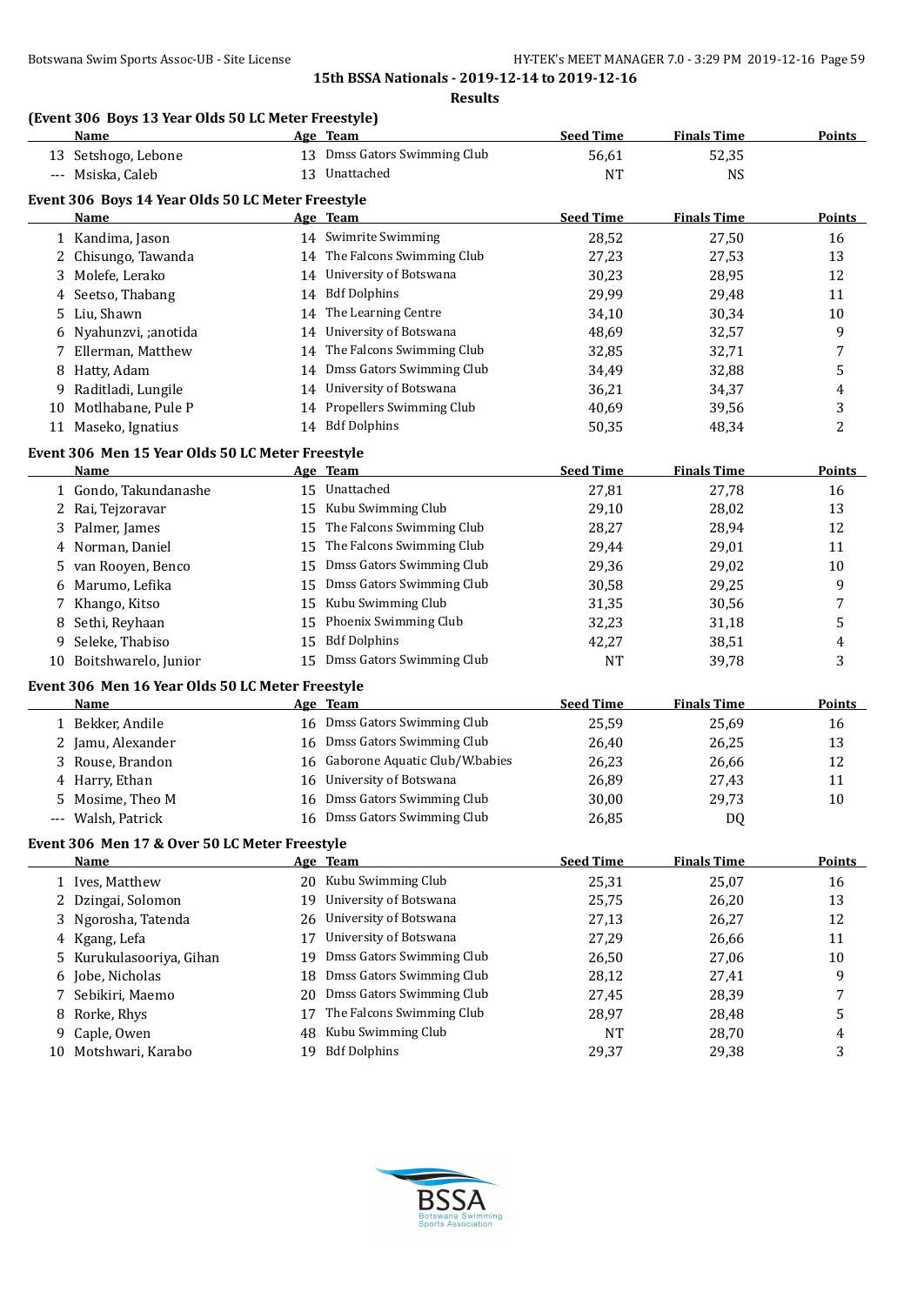15th BSSA Nationals - 2019-12-14 to 2019-12-16

**Results**

### (Event 306 Boys 13 Year Olds 50 LC Meter Freestyle)

| | Name | Age | Team | Seed Time | Finals Time | Points |
|---|---|---|---|---|---|---|
| 13 | Setshogo, Lebone | 13 | Dmss Gators Swimming Club | 56,61 | 52,35 | |
| --- | Msiska, Caleb | 13 | Unattached | NT | NS | |

### Event 306 Boys 14 Year Olds 50 LC Meter Freestyle

| | Name | Age | Team | Seed Time | Finals Time | Points |
|---|---|---|---|---|---|---|
| 1 | Kandima, Jason | 14 | Swimrite Swimming | 28,52 | 27,50 | 16 |
| 2 | Chisungo, Tawanda | 14 | The Falcons Swimming Club | 27,23 | 27,53 | 13 |
| 3 | Molefe, Lerako | 14 | University of Botswana | 30,23 | 28,95 | 12 |
| 4 | Seetso, Thabang | 14 | Bdf Dolphins | 29,99 | 29,48 | 11 |
| 5 | Liu, Shawn | 14 | The Learning Centre | 34,10 | 30,34 | 10 |
| 6 | Nyahunzvi, ;anotida | 14 | University of Botswana | 48,69 | 32,57 | 9 |
| 7 | Ellerman, Matthew | 14 | The Falcons Swimming Club | 32,85 | 32,71 | 7 |
| 8 | Hatty, Adam | 14 | Dmss Gators Swimming Club | 34,49 | 32,88 | 5 |
| 9 | Raditladi, Lungile | 14 | University of Botswana | 36,21 | 34,37 | 4 |
| 10 | Motlhabane, Pule P | 14 | Propellers Swimming Club | 40,69 | 39,56 | 3 |
| 11 | Maseko, Ignatius | 14 | Bdf Dolphins | 50,35 | 48,34 | 2 |

### Event 306 Men 15 Year Olds 50 LC Meter Freestyle

| | Name | Age | Team | Seed Time | Finals Time | Points |
|---|---|---|---|---|---|---|
| 1 | Gondo, Takundanashe | 15 | Unattached | 27,81 | 27,78 | 16 |
| 2 | Rai, Tejzoravar | 15 | Kubu Swimming Club | 29,10 | 28,02 | 13 |
| 3 | Palmer, James | 15 | The Falcons Swimming Club | 28,27 | 28,94 | 12 |
| 4 | Norman, Daniel | 15 | The Falcons Swimming Club | 29,44 | 29,01 | 11 |
| 5 | van Rooyen, Benco | 15 | Dmss Gators Swimming Club | 29,36 | 29,02 | 10 |
| 6 | Marumo, Lefika | 15 | Dmss Gators Swimming Club | 30,58 | 29,25 | 9 |
| 7 | Khango, Kitso | 15 | Kubu Swimming Club | 31,35 | 30,56 | 7 |
| 8 | Sethi, Reyhaan | 15 | Phoenix Swimming Club | 32,23 | 31,18 | 5 |
| 9 | Seleke, Thabiso | 15 | Bdf Dolphins | 42,27 | 38,51 | 4 |
| 10 | Boitshwarelo, Junior | 15 | Dmss Gators Swimming Club | NT | 39,78 | 3 |

### Event 306 Men 16 Year Olds 50 LC Meter Freestyle

| | Name | Age | Team | Seed Time | Finals Time | Points |
|---|---|---|---|---|---|---|
| 1 | Bekker, Andile | 16 | Dmss Gators Swimming Club | 25,59 | 25,69 | 16 |
| 2 | Jamu, Alexander | 16 | Dmss Gators Swimming Club | 26,40 | 26,25 | 13 |
| 3 | Rouse, Brandon | 16 | Gaborone Aquatic Club/W.babies | 26,23 | 26,66 | 12 |
| 4 | Harry, Ethan | 16 | University of Botswana | 26,89 | 27,43 | 11 |
| 5 | Mosime, Theo M | 16 | Dmss Gators Swimming Club | 30,00 | 29,73 | 10 |
| --- | Walsh, Patrick | 16 | Dmss Gators Swimming Club | 26,85 | DQ | |

### Event 306 Men 17 & Over 50 LC Meter Freestyle

| | Name | Age | Team | Seed Time | Finals Time | Points |
|---|---|---|---|---|---|---|
| 1 | Ives, Matthew | 20 | Kubu Swimming Club | 25,31 | 25,07 | 16 |
| 2 | Dzingai, Solomon | 19 | University of Botswana | 25,75 | 26,20 | 13 |
| 3 | Ngorosha, Tatenda | 26 | University of Botswana | 27,13 | 26,27 | 12 |
| 4 | Kgang, Lefa | 17 | University of Botswana | 27,29 | 26,66 | 11 |
| 5 | Kurukulasooriya, Gihan | 19 | Dmss Gators Swimming Club | 26,50 | 27,06 | 10 |
| 6 | Jobe, Nicholas | 18 | Dmss Gators Swimming Club | 28,12 | 27,41 | 9 |
| 7 | Sebikiri, Maemo | 20 | Dmss Gators Swimming Club | 27,45 | 28,39 | 7 |
| 8 | Rorke, Rhys | 17 | The Falcons Swimming Club | 28,97 | 28,48 | 5 |
| 9 | Caple, Owen | 48 | Kubu Swimming Club | NT | 28,70 | 4 |
| 10 | Motshwari, Karabo | 19 | Bdf Dolphins | 29,37 | 29,38 | 3 |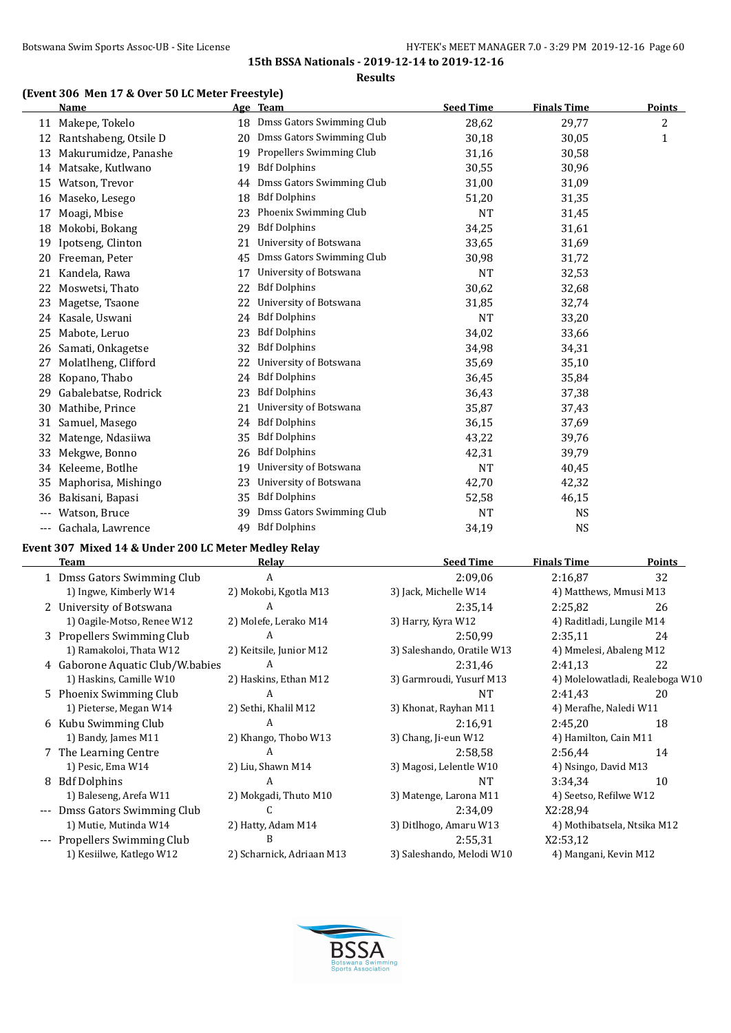15th BSSA Nationals - 2019-12-14 to 2019-12-16

**Results**

### (Event 306 Men 17 & Over 50 LC Meter Freestyle)

| | Name | Age | Team | Seed Time | Finals Time | Points |
|---|---|---|---|---|---|---|
| 11 | Makepe, Tokelo | 18 | Dmss Gators Swimming Club | 28,62 | 29,77 | 2 |
| 12 | Rantshabeng, Otsile D | 20 | Dmss Gators Swimming Club | 30,18 | 30,05 | 1 |
| 13 | Makurumidze, Panashe | 19 | Propellers Swimming Club | 31,16 | 30,58 | |
| 14 | Matsake, Kutlwano | 19 | Bdf Dolphins | 30,55 | 30,96 | |
| 15 | Watson, Trevor | 44 | Dmss Gators Swimming Club | 31,00 | 31,09 | |
| 16 | Maseko, Lesego | 18 | Bdf Dolphins | 51,20 | 31,35 | |
| 17 | Moagi, Mbise | 23 | Phoenix Swimming Club | NT | 31,45 | |
| 18 | Mokobi, Bokang | 29 | Bdf Dolphins | 34,25 | 31,61 | |
| 19 | Ipotseng, Clinton | 21 | University of Botswana | 33,65 | 31,69 | |
| 20 | Freeman, Peter | 45 | Dmss Gators Swimming Club | 30,98 | 31,72 | |
| 21 | Kandela, Rawa | 17 | University of Botswana | NT | 32,53 | |
| 22 | Moswetsi, Thato | 22 | Bdf Dolphins | 30,62 | 32,68 | |
| 23 | Magetse, Tsaone | 22 | University of Botswana | 31,85 | 32,74 | |
| 24 | Kasale, Uswani | 24 | Bdf Dolphins | NT | 33,20 | |
| 25 | Mabote, Leruo | 23 | Bdf Dolphins | 34,02 | 33,66 | |
| 26 | Samati, Onkagetse | 32 | Bdf Dolphins | 34,98 | 34,31 | |
| 27 | Molatlheng, Clifford | 22 | University of Botswana | 35,69 | 35,10 | |
| 28 | Kopano, Thabo | 24 | Bdf Dolphins | 36,45 | 35,84 | |
| 29 | Gabalebatse, Rodrick | 23 | Bdf Dolphins | 36,43 | 37,38 | |
| 30 | Mathibe, Prince | 21 | University of Botswana | 35,87 | 37,43 | |
| 31 | Samuel, Masego | 24 | Bdf Dolphins | 36,15 | 37,69 | |
| 32 | Matenge, Ndasiiwa | 35 | Bdf Dolphins | 43,22 | 39,76 | |
| 33 | Mekgwe, Bonno | 26 | Bdf Dolphins | 42,31 | 39,79 | |
| 34 | Keleeme, Botlhe | 19 | University of Botswana | NT | 40,45 | |
| 35 | Maphorisa, Mishingo | 23 | University of Botswana | 42,70 | 42,32 | |
| 36 | Bakisani, Bapasi | 35 | Bdf Dolphins | 52,58 | 46,15 | |
| --- | Watson, Bruce | 39 | Dmss Gators Swimming Club | NT | NS | |
| --- | Gachala, Lawrence | 49 | Bdf Dolphins | 34,19 | NS | |

### Event 307 Mixed 14 & Under 200 LC Meter Medley Relay

| | Team | Relay | Seed Time | Finals Time | Points |
|---|---|---|---|---|---|
| 1 | Dmss Gators Swimming Club | A | 2:09,06 | 2:16,87 | 32 |
| | 1) Ingwe, Kimberly W14 | 2) Mokobi, Kgotla M13 | 3) Jack, Michelle W14 | 4) Matthews, Mmusi M13 | |
| 2 | University of Botswana | A | 2:35,14 | 2:25,82 | 26 |
| | 1) Oagile-Motso, Renee W12 | 2) Molefe, Lerako M14 | 3) Harry, Kyra W12 | 4) Raditladi, Lungile M14 | |
| 3 | Propellers Swimming Club | A | 2:50,99 | 2:35,11 | 24 |
| | 1) Ramakoloi, Thata W12 | 2) Keitsile, Junior M12 | 3) Saleshando, Oratile W13 | 4) Mmelesi, Abaleng M12 | |
| 4 | Gaborone Aquatic Club/W.babies | A | 2:31,46 | 2:41,13 | 22 |
| | 1) Haskins, Camille W10 | 2) Haskins, Ethan M12 | 3) Garmroudi, Yusurf M13 | 4) Molelowatladi, Realeboga W10 | |
| 5 | Phoenix Swimming Club | A | NT | 2:41,43 | 20 |
| | 1) Pieterse, Megan W14 | 2) Sethi, Khalil M12 | 3) Khonat, Rayhan M11 | 4) Merafhe, Naledi W11 | |
| 6 | Kubu Swimming Club | A | 2:16,91 | 2:45,20 | 18 |
| | 1) Bandy, James M11 | 2) Khango, Thobo W13 | 3) Chang, Ji-eun W12 | 4) Hamilton, Cain M11 | |
| 7 | The Learning Centre | A | 2:58,58 | 2:56,44 | 14 |
| | 1) Pesic, Ema W14 | 2) Liu, Shawn M14 | 3) Magosi, Lelentle W10 | 4) Nsingo, David M13 | |
| 8 | Bdf Dolphins | A | NT | 3:34,34 | 10 |
| | 1) Baleseng, Arefa W11 | 2) Mokgadi, Thuto M10 | 3) Matenge, Larona M11 | 4) Seetso, Refilwe W12 | |
| --- | Dmss Gators Swimming Club | C | 2:34,09 | X2:28,94 | |
| | 1) Mutie, Mutinda W14 | 2) Hatty, Adam M14 | 3) Ditlhogo, Amaru W13 | 4) Mothibatsela, Ntsika M12 | |
| --- | Propellers Swimming Club | B | 2:55,31 | X2:53,12 | |
| | 1) Kesiilwe, Katlego W12 | 2) Scharnick, Adriaan M13 | 3) Saleshando, Melodi W10 | 4) Mangani, Kevin M12 | |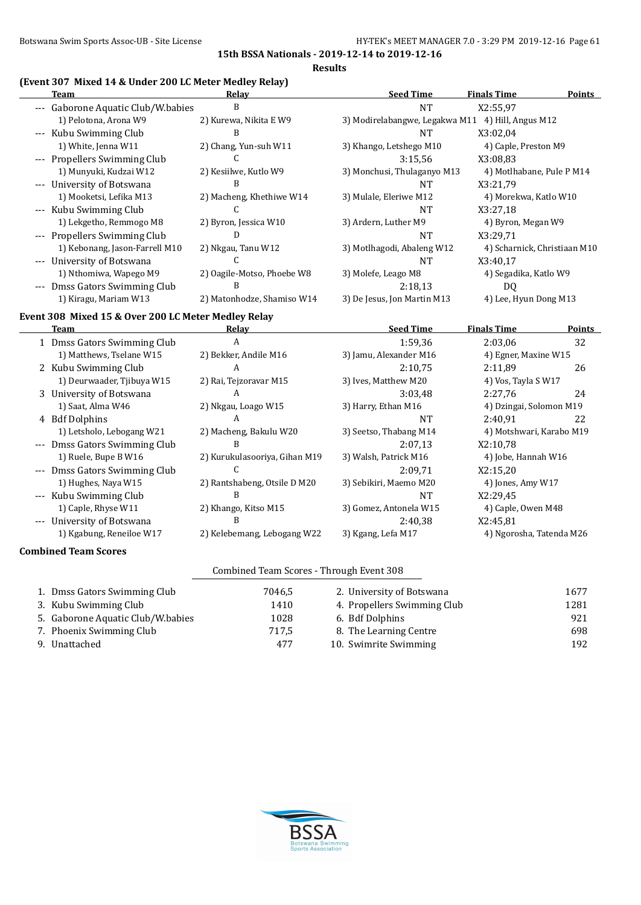**15th BSSA Nationals - 2019-12-14 to 2019-12-16**

**Results**

### (Event 307 Mixed 14 & Under 200 LC Meter Medley Relay)

| | Team | Relay | Seed Time | Finals Time | Points |
|---|---|---|---|---|---|
| --- | Gaborone Aquatic Club/W.babies | B | NT | X2:55,97 | |
| | 1) Pelotona, Arona W9 | 2) Kurewa, Nikita E W9 | 3) Modirelabangwe, Legakwa M11 | 4) Hill, Angus M12 | |
| --- | Kubu Swimming Club | B | NT | X3:02,04 | |
| | 1) White, Jenna W11 | 2) Chang, Yun-suh W11 | 3) Khango, Letshego M10 | 4) Caple, Preston M9 | |
| --- | Propellers Swimming Club | C | 3:15,56 | X3:08,83 | |
| | 1) Munyuki, Kudzai W12 | 2) Kesiilwe, Kutlo W9 | 3) Monchusi, Thulaganyo M13 | 4) Motlhabane, Pule P M14 | |
| --- | University of Botswana | B | NT | X3:21,79 | |
| | 1) Mooketsi, Lefika M13 | 2) Macheng, Khethiwe W14 | 3) Mulale, Eleriwe M12 | 4) Morekwa, Katlo W10 | |
| --- | Kubu Swimming Club | C | NT | X3:27,18 | |
| | 1) Lekgetho, Remmogo M8 | 2) Byron, Jessica W10 | 3) Ardern, Luther M9 | 4) Byron, Megan W9 | |
| --- | Propellers Swimming Club | D | NT | X3:29,71 | |
| | 1) Kebonang, Jason-Farrell M10 | 2) Nkgau, Tanu W12 | 3) Motlhagodi, Abaleng W12 | 4) Scharnick, Christiaan M10 | |
| --- | University of Botswana | C | NT | X3:40,17 | |
| | 1) Nthomiwa, Wapego M9 | 2) Oagile-Motso, Phoebe W8 | 3) Molefe, Leago M8 | 4) Segadika, Katlo W9 | |
| --- | Dmss Gators Swimming Club | B | 2:18,13 | DQ | |
| | 1) Kiragu, Mariam W13 | 2) Matonhodze, Shamiso W14 | 3) De Jesus, Jon Martin M13 | 4) Lee, Hyun Dong M13 | |

### Event 308 Mixed 15 & Over 200 LC Meter Medley Relay

| | Team | Relay | Seed Time | Finals Time | Points |
|---|---|---|---|---|---|
| 1 | Dmss Gators Swimming Club | A | 1:59,36 | 2:03,06 | 32 |
| | 1) Matthews, Tselane W15 | 2) Bekker, Andile M16 | 3) Jamu, Alexander M16 | 4) Egner, Maxine W15 | |
| 2 | Kubu Swimming Club | A | 2:10,75 | 2:11,89 | 26 |
| | 1) Deurwaader, Tjibuya W15 | 2) Rai, Tejzoravar M15 | 3) Ives, Matthew M20 | 4) Vos, Tayla S W17 | |
| 3 | University of Botswana | A | 3:03,48 | 2:27,76 | 24 |
| | 1) Saat, Alma W46 | 2) Nkgau, Loago W15 | 3) Harry, Ethan M16 | 4) Dzingai, Solomon M19 | |
| 4 | Bdf Dolphins | A | NT | 2:40,91 | 22 |
| | 1) Letsholo, Lebogang W21 | 2) Macheng, Bakulu W20 | 3) Seetso, Thabang M14 | 4) Motshwari, Karabo M19 | |
| --- | Dmss Gators Swimming Club | B | 2:07,13 | X2:10,78 | |
| | 1) Ruele, Bupe B W16 | 2) Kurukulasooriya, Gihan M19 | 3) Walsh, Patrick M16 | 4) Jobe, Hannah W16 | |
| --- | Dmss Gators Swimming Club | C | 2:09,71 | X2:15,20 | |
| | 1) Hughes, Naya W15 | 2) Rantshabeng, Otsile D M20 | 3) Sebikiri, Maemo M20 | 4) Jones, Amy W17 | |
| --- | Kubu Swimming Club | B | NT | X2:29,45 | |
| | 1) Caple, Rhyse W11 | 2) Khango, Kitso M15 | 3) Gomez, Antonela W15 | 4) Caple, Owen M48 | |
| --- | University of Botswana | B | 2:40,38 | X2:45,81 | |
| | 1) Kgabung, Reneiloe W17 | 2) Kelebemang, Lebogang W22 | 3) Kgang, Lefa M17 | 4) Ngorosha, Tatenda M26 | |

### Combined Team Scores

Combined Team Scores - Through Event 308

| | | | |
|---|---|---|---|
| 1. Dmss Gators Swimming Club | 7046,5 | 2. University of Botswana | 1677 |
| 3. Kubu Swimming Club | 1410 | 4. Propellers Swimming Club | 1281 |
| 5. Gaborone Aquatic Club/W.babies | 1028 | 6. Bdf Dolphins | 921 |
| 7. Phoenix Swimming Club | 717,5 | 8. The Learning Centre | 698 |
| 9. Unattached | 477 | 10. Swimrite Swimming | 192 |